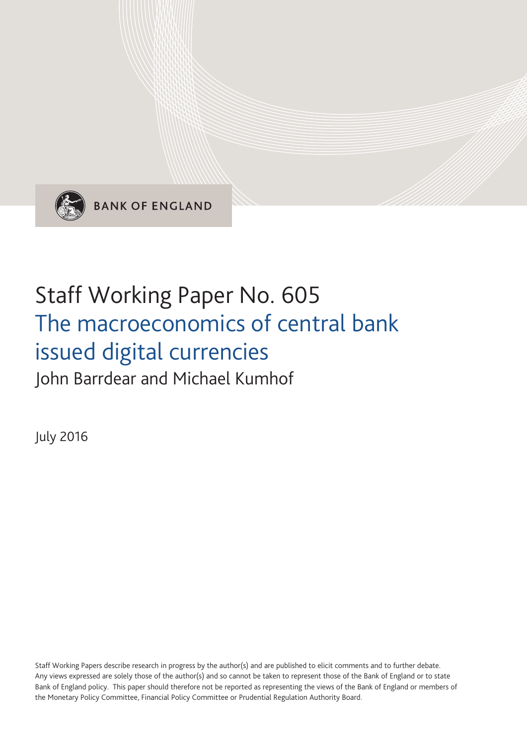BANK OF ENGLAND

# Staff Working Paper No. 605
## The macroeconomics of central bank issued digital currencies

John Barrdear and Michael Kumhof

July 2016

Staff Working Papers describe research in progress by the author(s) and are published to elicit comments and to further debate. Any views expressed are solely those of the author(s) and so cannot be taken to represent those of the Bank of England or to state Bank of England policy. This paper should therefore not be reported as representing the views of the Bank of England or members of the Monetary Policy Committee, Financial Policy Committee or Prudential Regulation Authority Board.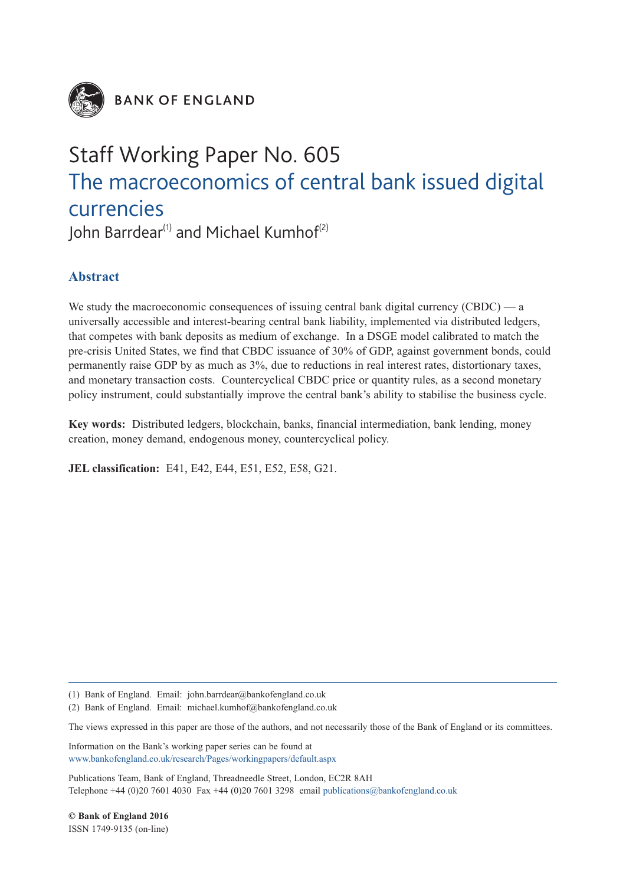BANK OF ENGLAND

# Staff Working Paper No. 605
# The macroeconomics of central bank issued digital currencies

John Barrdear[(1)] and Michael Kumhof[(2)]

## Abstract

We study the macroeconomic consequences of issuing central bank digital currency (CBDC) — a universally accessible and interest-bearing central bank liability, implemented via distributed ledgers, that competes with bank deposits as medium of exchange. In a DSGE model calibrated to match the pre-crisis United States, we find that CBDC issuance of 30% of GDP, against government bonds, could permanently raise GDP by as much as 3%, due to reductions in real interest rates, distortionary taxes, and monetary transaction costs. Countercyclical CBDC price or quantity rules, as a second monetary policy instrument, could substantially improve the central bank's ability to stabilise the business cycle.

**Key words:** Distributed ledgers, blockchain, banks, financial intermediation, bank lending, money creation, money demand, endogenous money, countercyclical policy.

**JEL classification:** E41, E42, E44, E51, E52, E58, G21.

---

(1) Bank of England. Email: john.barrdear@bankofengland.co.uk

(2) Bank of England. Email: michael.kumhof@bankofengland.co.uk

The views expressed in this paper are those of the authors, and not necessarily those of the Bank of England or its committees.

Information on the Bank's working paper series can be found at
www.bankofengland.co.uk/research/Pages/workingpapers/default.aspx

Publications Team, Bank of England, Threadneedle Street, London, EC2R 8AH
Telephone +44 (0)20 7601 4030 Fax +44 (0)20 7601 3298 email publications@bankofengland.co.uk

**© Bank of England 2016**
ISSN 1749-9135 (on-line)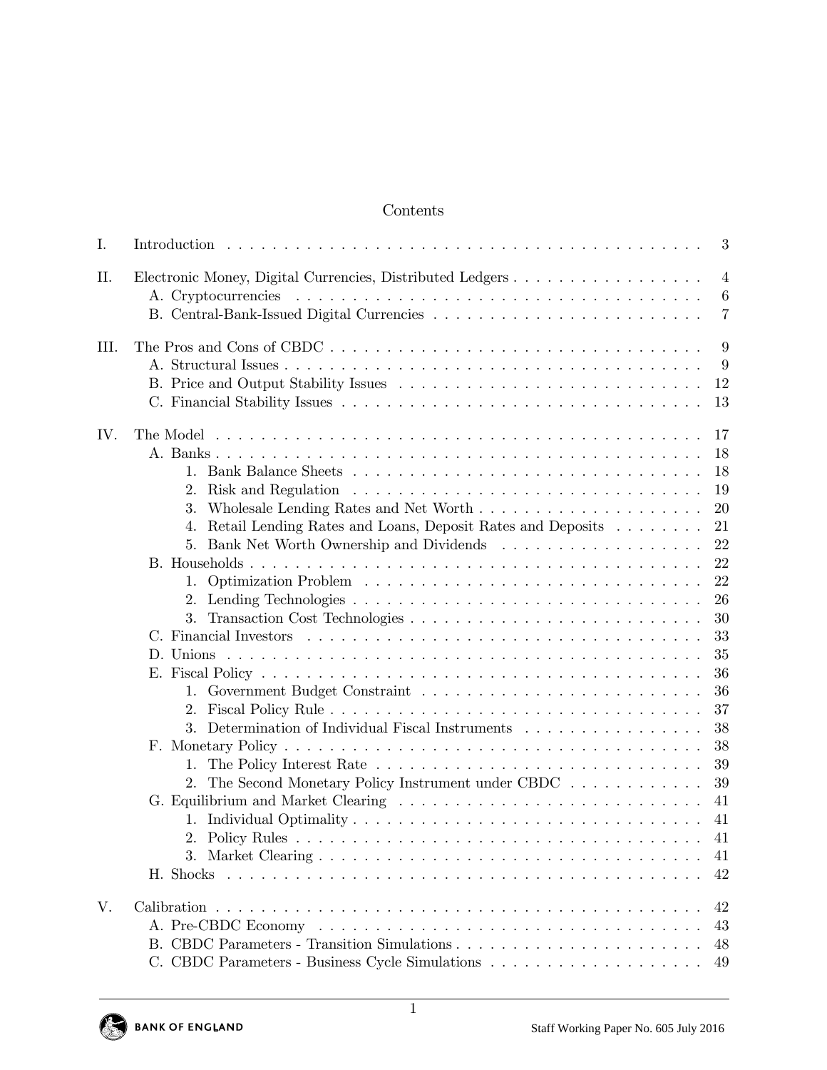## Contents

| | | |
|---|---|---|
| I. | Introduction | 3 |
| II. | Electronic Money, Digital Currencies, Distributed Ledgers | 4 |
| | A. Cryptocurrencies | 6 |
| | B. Central-Bank-Issued Digital Currencies | 7 |
| III. | The Pros and Cons of CBDC | 9 |
| | A. Structural Issues | 9 |
| | B. Price and Output Stability Issues | 12 |
| | C. Financial Stability Issues | 13 |
| IV. | The Model | 17 |
| | A. Banks | 18 |
| | 1. Bank Balance Sheets | 18 |
| | 2. Risk and Regulation | 19 |
| | 3. Wholesale Lending Rates and Net Worth | 20 |
| | 4. Retail Lending Rates and Loans, Deposit Rates and Deposits | 21 |
| | 5. Bank Net Worth Ownership and Dividends | 22 |
| | B. Households | 22 |
| | 1. Optimization Problem | 22 |
| | 2. Lending Technologies | 26 |
| | 3. Transaction Cost Technologies | 30 |
| | C. Financial Investors | 33 |
| | D. Unions | 35 |
| | E. Fiscal Policy | 36 |
| | 1. Government Budget Constraint | 36 |
| | 2. Fiscal Policy Rule | 37 |
| | 3. Determination of Individual Fiscal Instruments | 38 |
| | F. Monetary Policy | 38 |
| | 1. The Policy Interest Rate | 39 |
| | 2. The Second Monetary Policy Instrument under CBDC | 39 |
| | G. Equilibrium and Market Clearing | 41 |
| | 1. Individual Optimality | 41 |
| | 2. Policy Rules | 41 |
| | 3. Market Clearing | 41 |
| | H. Shocks | 42 |
| V. | Calibration | 42 |
| | A. Pre-CBDC Economy | 43 |
| | B. CBDC Parameters - Transition Simulations | 48 |
| | C. CBDC Parameters - Business Cycle Simulations | 49 |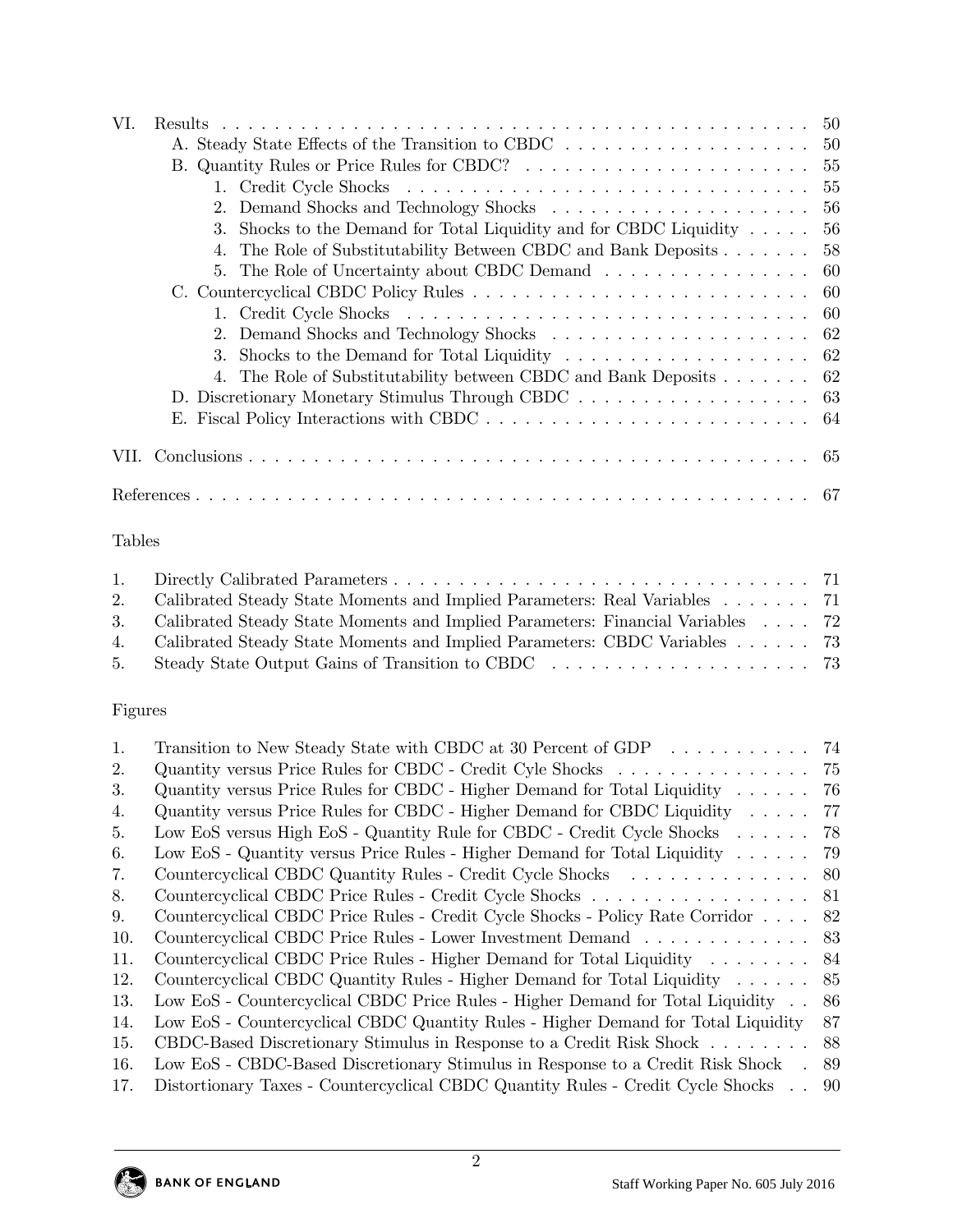VI. Results . . . . . . . . . . . . . . . . . . . . . . . . . . . . . . . . . . . . . . . . . . . 50
- A. Steady State Effects of the Transition to CBDC . . . . . . . . . . . . . . . . . . . . 50
- B. Quantity Rules or Price Rules for CBDC? . . . . . . . . . . . . . . . . . . . . . . . 55
  1. Credit Cycle Shocks . . . . . . . . . . . . . . . . . . . . . . . . . . . . . . . 55
  2. Demand Shocks and Technology Shocks . . . . . . . . . . . . . . . . . . . . 56
  3. Shocks to the Demand for Total Liquidity and for CBDC Liquidity . . . . . 56
  4. The Role of Substitutability Between CBDC and Bank Deposits . . . . . . . 58
  5. The Role of Uncertainty about CBDC Demand . . . . . . . . . . . . . . . . 60
- C. Countercyclical CBDC Policy Rules . . . . . . . . . . . . . . . . . . . . . . . . . . 60
  1. Credit Cycle Shocks . . . . . . . . . . . . . . . . . . . . . . . . . . . . . . . 60
  2. Demand Shocks and Technology Shocks . . . . . . . . . . . . . . . . . . . . 62
  3. Shocks to the Demand for Total Liquidity . . . . . . . . . . . . . . . . . . . 62
  4. The Role of Substitutability between CBDC and Bank Deposits . . . . . . . 62
- D. Discretionary Monetary Stimulus Through CBDC . . . . . . . . . . . . . . . . . . 63
- E. Fiscal Policy Interactions with CBDC . . . . . . . . . . . . . . . . . . . . . . . . 64

VII. Conclusions . . . . . . . . . . . . . . . . . . . . . . . . . . . . . . . . . . . . . . . . 65

References . . . . . . . . . . . . . . . . . . . . . . . . . . . . . . . . . . . . . . . . . . . 67

Tables

1. Directly Calibrated Parameters . . . . . . . . . . . . . . . . . . . . . . . . . . . . . . . 71
2. Calibrated Steady State Moments and Implied Parameters: Real Variables . . . . . . . 71
3. Calibrated Steady State Moments and Implied Parameters: Financial Variables . . . . 72
4. Calibrated Steady State Moments and Implied Parameters: CBDC Variables . . . . . . 73
5. Steady State Output Gains of Transition to CBDC . . . . . . . . . . . . . . . . . . . . 73

Figures

1. Transition to New Steady State with CBDC at 30 Percent of GDP . . . . . . . . . . . 74
2. Quantity versus Price Rules for CBDC - Credit Cyle Shocks . . . . . . . . . . . . . . . 75
3. Quantity versus Price Rules for CBDC - Higher Demand for Total Liquidity . . . . . . 76
4. Quantity versus Price Rules for CBDC - Higher Demand for CBDC Liquidity . . . . . 77
5. Low EoS versus High EoS - Quantity Rule for CBDC - Credit Cycle Shocks . . . . . . 78
6. Low EoS - Quantity versus Price Rules - Higher Demand for Total Liquidity . . . . . . 79
7. Countercyclical CBDC Quantity Rules - Credit Cycle Shocks . . . . . . . . . . . . . . 80
8. Countercyclical CBDC Price Rules - Credit Cycle Shocks . . . . . . . . . . . . . . . . . 81
9. Countercyclical CBDC Price Rules - Credit Cycle Shocks - Policy Rate Corridor . . . . 82
10. Countercyclical CBDC Price Rules - Lower Investment Demand . . . . . . . . . . . . . 83
11. Countercyclical CBDC Price Rules - Higher Demand for Total Liquidity . . . . . . . . 84
12. Countercyclical CBDC Quantity Rules - Higher Demand for Total Liquidity . . . . . . 85
13. Low EoS - Countercyclical CBDC Price Rules - Higher Demand for Total Liquidity . . 86
14. Low EoS - Countercyclical CBDC Quantity Rules - Higher Demand for Total Liquidity 87
15. CBDC-Based Discretionary Stimulus in Response to a Credit Risk Shock . . . . . . . . 88
16. Low EoS - CBDC-Based Discretionary Stimulus in Response to a Credit Risk Shock . 89
17. Distortionary Taxes - Countercyclical CBDC Quantity Rules - Credit Cycle Shocks . . 90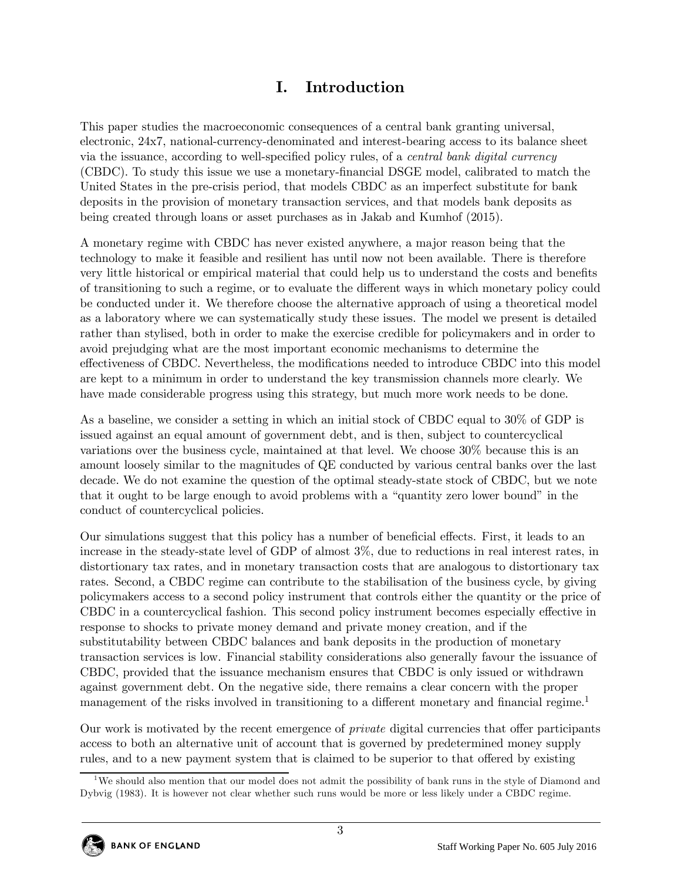# I. Introduction

This paper studies the macroeconomic consequences of a central bank granting universal, electronic, 24x7, national-currency-denominated and interest-bearing access to its balance sheet via the issuance, according to well-specified policy rules, of a *central bank digital currency* (CBDC). To study this issue we use a monetary-financial DSGE model, calibrated to match the United States in the pre-crisis period, that models CBDC as an imperfect substitute for bank deposits in the provision of monetary transaction services, and that models bank deposits as being created through loans or asset purchases as in Jakab and Kumhof (2015).

A monetary regime with CBDC has never existed anywhere, a major reason being that the technology to make it feasible and resilient has until now not been available. There is therefore very little historical or empirical material that could help us to understand the costs and benefits of transitioning to such a regime, or to evaluate the different ways in which monetary policy could be conducted under it. We therefore choose the alternative approach of using a theoretical model as a laboratory where we can systematically study these issues. The model we present is detailed rather than stylised, both in order to make the exercise credible for policymakers and in order to avoid prejudging what are the most important economic mechanisms to determine the effectiveness of CBDC. Nevertheless, the modifications needed to introduce CBDC into this model are kept to a minimum in order to understand the key transmission channels more clearly. We have made considerable progress using this strategy, but much more work needs to be done.

As a baseline, we consider a setting in which an initial stock of CBDC equal to 30% of GDP is issued against an equal amount of government debt, and is then, subject to countercyclical variations over the business cycle, maintained at that level. We choose 30% because this is an amount loosely similar to the magnitudes of QE conducted by various central banks over the last decade. We do not examine the question of the optimal steady-state stock of CBDC, but we note that it ought to be large enough to avoid problems with a "quantity zero lower bound" in the conduct of countercyclical policies.

Our simulations suggest that this policy has a number of beneficial effects. First, it leads to an increase in the steady-state level of GDP of almost 3%, due to reductions in real interest rates, in distortionary tax rates, and in monetary transaction costs that are analogous to distortionary tax rates. Second, a CBDC regime can contribute to the stabilisation of the business cycle, by giving policymakers access to a second policy instrument that controls either the quantity or the price of CBDC in a countercyclical fashion. This second policy instrument becomes especially effective in response to shocks to private money demand and private money creation, and if the substitutability between CBDC balances and bank deposits in the production of monetary transaction services is low. Financial stability considerations also generally favour the issuance of CBDC, provided that the issuance mechanism ensures that CBDC is only issued or withdrawn against government debt. On the negative side, there remains a clear concern with the proper management of the risks involved in transitioning to a different monetary and financial regime.[1]

Our work is motivated by the recent emergence of *private* digital currencies that offer participants access to both an alternative unit of account that is governed by predetermined money supply rules, and to a new payment system that is claimed to be superior to that offered by existing

[1] We should also mention that our model does not admit the possibility of bank runs in the style of Diamond and Dybvig (1983). It is however not clear whether such runs would be more or less likely under a CBDC regime.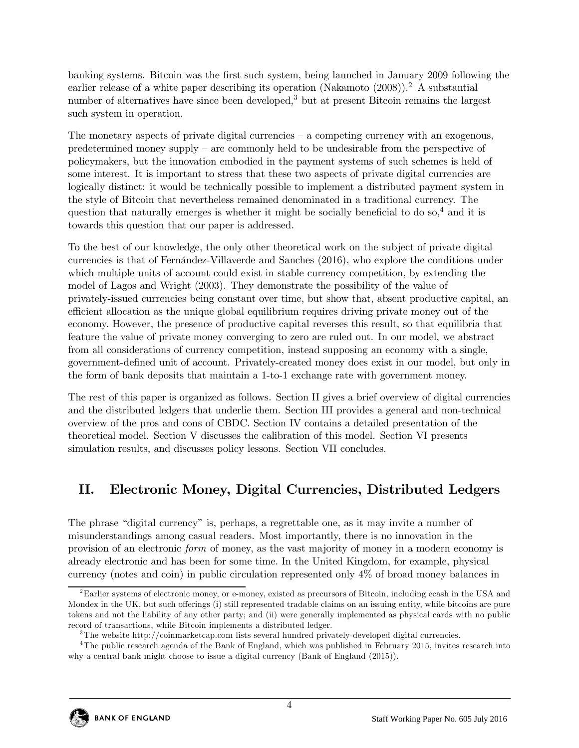banking systems. Bitcoin was the first such system, being launched in January 2009 following the earlier release of a white paper describing its operation (Nakamoto (2008)).[2] A substantial number of alternatives have since been developed,[3] but at present Bitcoin remains the largest such system in operation.

The monetary aspects of private digital currencies – a competing currency with an exogenous, predetermined money supply – are commonly held to be undesirable from the perspective of policymakers, but the innovation embodied in the payment systems of such schemes is held of some interest. It is important to stress that these two aspects of private digital currencies are logically distinct: it would be technically possible to implement a distributed payment system in the style of Bitcoin that nevertheless remained denominated in a traditional currency. The question that naturally emerges is whether it might be socially beneficial to do so,[4] and it is towards this question that our paper is addressed.

To the best of our knowledge, the only other theoretical work on the subject of private digital currencies is that of Fernández-Villaverde and Sanches (2016), who explore the conditions under which multiple units of account could exist in stable currency competition, by extending the model of Lagos and Wright (2003). They demonstrate the possibility of the value of privately-issued currencies being constant over time, but show that, absent productive capital, an efficient allocation as the unique global equilibrium requires driving private money out of the economy. However, the presence of productive capital reverses this result, so that equilibria that feature the value of private money converging to zero are ruled out. In our model, we abstract from all considerations of currency competition, instead supposing an economy with a single, government-defined unit of account. Privately-created money does exist in our model, but only in the form of bank deposits that maintain a 1-to-1 exchange rate with government money.

The rest of this paper is organized as follows. Section II gives a brief overview of digital currencies and the distributed ledgers that underlie them. Section III provides a general and non-technical overview of the pros and cons of CBDC. Section IV contains a detailed presentation of the theoretical model. Section V discusses the calibration of this model. Section VI presents simulation results, and discusses policy lessons. Section VII concludes.

## II. Electronic Money, Digital Currencies, Distributed Ledgers

The phrase "digital currency" is, perhaps, a regrettable one, as it may invite a number of misunderstandings among casual readers. Most importantly, there is no innovation in the provision of an electronic *form* of money, as the vast majority of money in a modern economy is already electronic and has been for some time. In the United Kingdom, for example, physical currency (notes and coin) in public circulation represented only 4% of broad money balances in

---

[2] Earlier systems of electronic money, or e-money, existed as precursors of Bitcoin, including ecash in the USA and Mondex in the UK, but such offerings (i) still represented tradable claims on an issuing entity, while bitcoins are pure tokens and not the liability of any other party; and (ii) were generally implemented as physical cards with no public record of transactions, while Bitcoin implements a distributed ledger.

[3] The website http://coinmarketcap.com lists several hundred privately-developed digital currencies.

[4] The public research agenda of the Bank of England, which was published in February 2015, invites research into why a central bank might choose to issue a digital currency (Bank of England (2015)).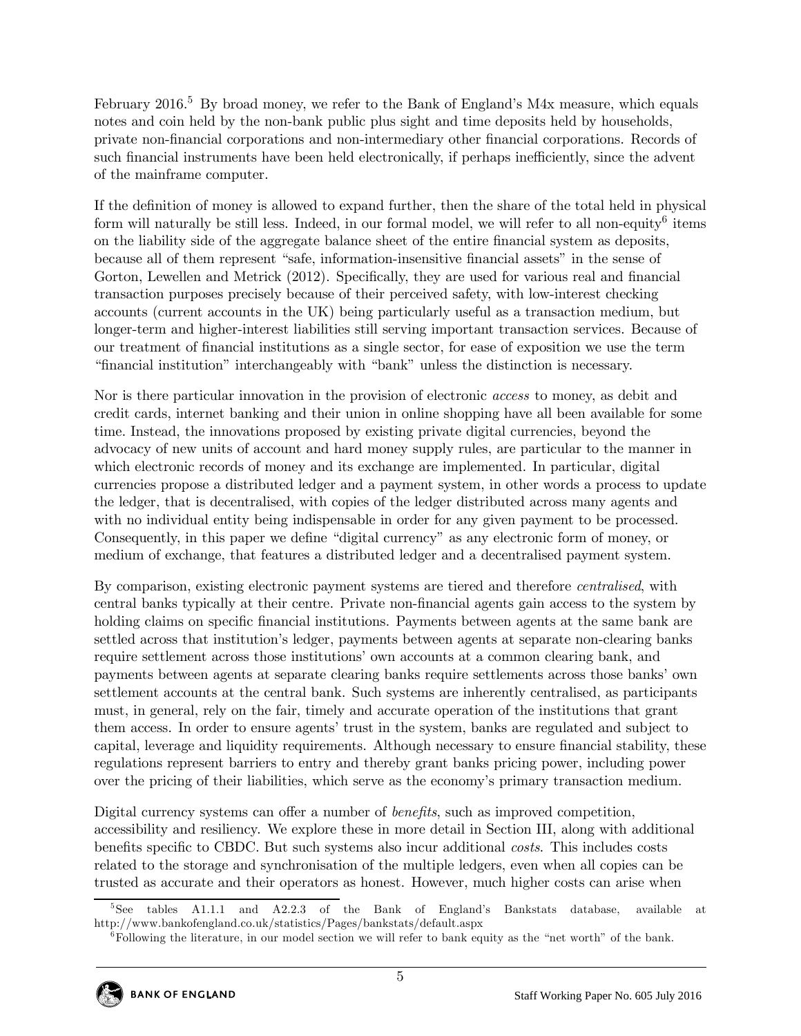February 2016.[5] By broad money, we refer to the Bank of England's M4x measure, which equals notes and coin held by the non-bank public plus sight and time deposits held by households, private non-financial corporations and non-intermediary other financial corporations. Records of such financial instruments have been held electronically, if perhaps inefficiently, since the advent of the mainframe computer.

If the definition of money is allowed to expand further, then the share of the total held in physical form will naturally be still less. Indeed, in our formal model, we will refer to all non-equity[6] items on the liability side of the aggregate balance sheet of the entire financial system as deposits, because all of them represent "safe, information-insensitive financial assets" in the sense of Gorton, Lewellen and Metrick (2012). Specifically, they are used for various real and financial transaction purposes precisely because of their perceived safety, with low-interest checking accounts (current accounts in the UK) being particularly useful as a transaction medium, but longer-term and higher-interest liabilities still serving important transaction services. Because of our treatment of financial institutions as a single sector, for ease of exposition we use the term "financial institution" interchangeably with "bank" unless the distinction is necessary.

Nor is there particular innovation in the provision of electronic *access* to money, as debit and credit cards, internet banking and their union in online shopping have all been available for some time. Instead, the innovations proposed by existing private digital currencies, beyond the advocacy of new units of account and hard money supply rules, are particular to the manner in which electronic records of money and its exchange are implemented. In particular, digital currencies propose a distributed ledger and a payment system, in other words a process to update the ledger, that is decentralised, with copies of the ledger distributed across many agents and with no individual entity being indispensable in order for any given payment to be processed. Consequently, in this paper we define "digital currency" as any electronic form of money, or medium of exchange, that features a distributed ledger and a decentralised payment system.

By comparison, existing electronic payment systems are tiered and therefore *centralised*, with central banks typically at their centre. Private non-financial agents gain access to the system by holding claims on specific financial institutions. Payments between agents at the same bank are settled across that institution's ledger, payments between agents at separate non-clearing banks require settlement across those institutions' own accounts at a common clearing bank, and payments between agents at separate clearing banks require settlements across those banks' own settlement accounts at the central bank. Such systems are inherently centralised, as participants must, in general, rely on the fair, timely and accurate operation of the institutions that grant them access. In order to ensure agents' trust in the system, banks are regulated and subject to capital, leverage and liquidity requirements. Although necessary to ensure financial stability, these regulations represent barriers to entry and thereby grant banks pricing power, including power over the pricing of their liabilities, which serve as the economy's primary transaction medium.

Digital currency systems can offer a number of *benefits*, such as improved competition, accessibility and resiliency. We explore these in more detail in Section III, along with additional benefits specific to CBDC. But such systems also incur additional *costs*. This includes costs related to the storage and synchronisation of the multiple ledgers, even when all copies can be trusted as accurate and their operators as honest. However, much higher costs can arise when

[5] See tables A1.1.1 and A2.2.3 of the Bank of England's Bankstats database, available at http://www.bankofengland.co.uk/statistics/Pages/bankstats/default.aspx

[6] Following the literature, in our model section we will refer to bank equity as the "net worth" of the bank.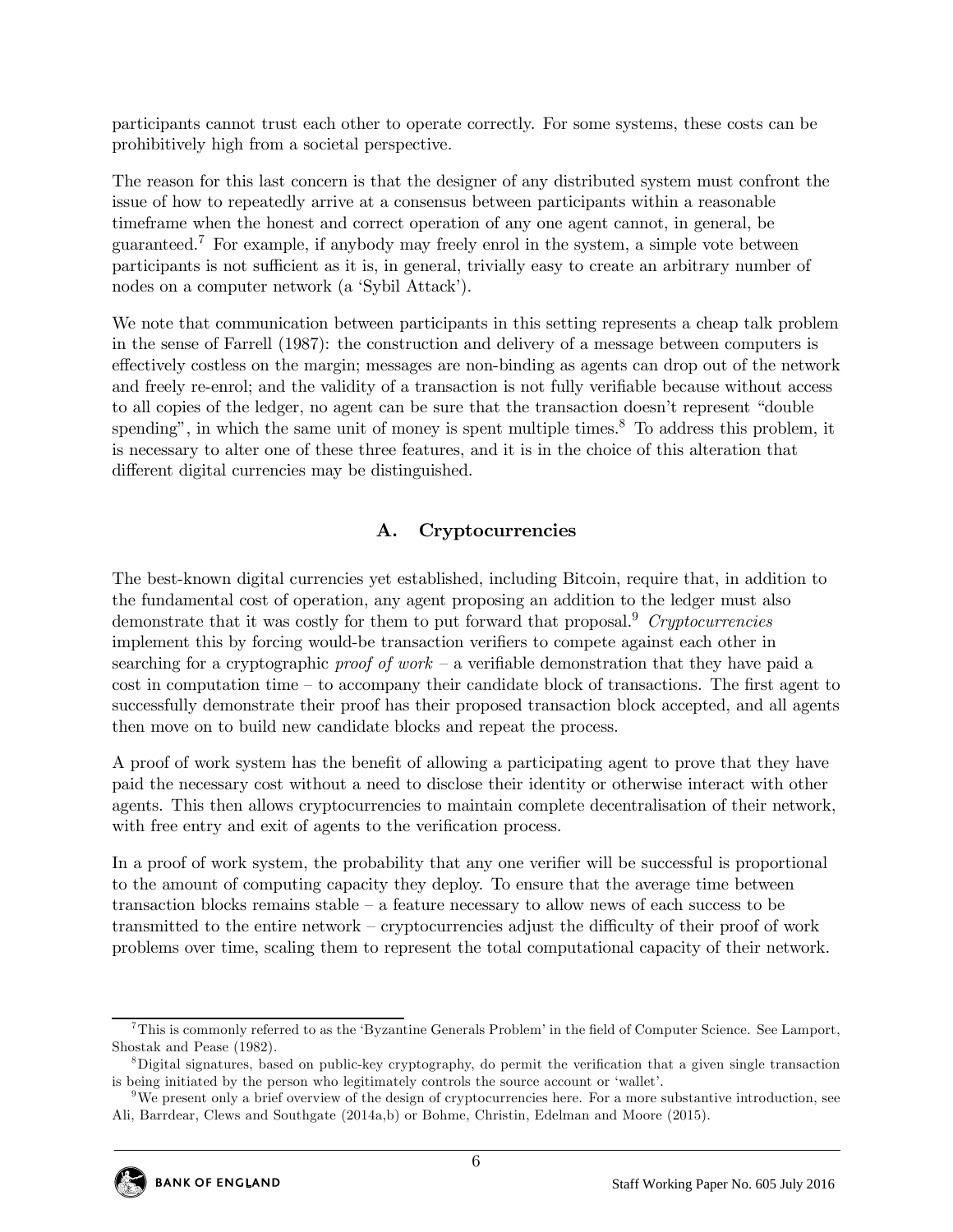participants cannot trust each other to operate correctly. For some systems, these costs can be prohibitively high from a societal perspective.

The reason for this last concern is that the designer of any distributed system must confront the issue of how to repeatedly arrive at a consensus between participants within a reasonable timeframe when the honest and correct operation of any one agent cannot, in general, be guaranteed.[7] For example, if anybody may freely enrol in the system, a simple vote between participants is not sufficient as it is, in general, trivially easy to create an arbitrary number of nodes on a computer network (a 'Sybil Attack').

We note that communication between participants in this setting represents a cheap talk problem in the sense of Farrell (1987): the construction and delivery of a message between computers is effectively costless on the margin; messages are non-binding as agents can drop out of the network and freely re-enrol; and the validity of a transaction is not fully verifiable because without access to all copies of the ledger, no agent can be sure that the transaction doesn't represent "double spending", in which the same unit of money is spent multiple times.[8] To address this problem, it is necessary to alter one of these three features, and it is in the choice of this alteration that different digital currencies may be distinguished.

## A. Cryptocurrencies

The best-known digital currencies yet established, including Bitcoin, require that, in addition to the fundamental cost of operation, any agent proposing an addition to the ledger must also demonstrate that it was costly for them to put forward that proposal.[9] *Cryptocurrencies* implement this by forcing would-be transaction verifiers to compete against each other in searching for a cryptographic *proof of work* – a verifiable demonstration that they have paid a cost in computation time – to accompany their candidate block of transactions. The first agent to successfully demonstrate their proof has their proposed transaction block accepted, and all agents then move on to build new candidate blocks and repeat the process.

A proof of work system has the benefit of allowing a participating agent to prove that they have paid the necessary cost without a need to disclose their identity or otherwise interact with other agents. This then allows cryptocurrencies to maintain complete decentralisation of their network, with free entry and exit of agents to the verification process.

In a proof of work system, the probability that any one verifier will be successful is proportional to the amount of computing capacity they deploy. To ensure that the average time between transaction blocks remains stable – a feature necessary to allow news of each success to be transmitted to the entire network – cryptocurrencies adjust the difficulty of their proof of work problems over time, scaling them to represent the total computational capacity of their network.

---

[7] This is commonly referred to as the 'Byzantine Generals Problem' in the field of Computer Science. See Lamport, Shostak and Pease (1982).

[8] Digital signatures, based on public-key cryptography, do permit the verification that a given single transaction is being initiated by the person who legitimately controls the source account or 'wallet'.

[9] We present only a brief overview of the design of cryptocurrencies here. For a more substantive introduction, see Ali, Barrdear, Clews and Southgate (2014a,b) or Bohme, Christin, Edelman and Moore (2015).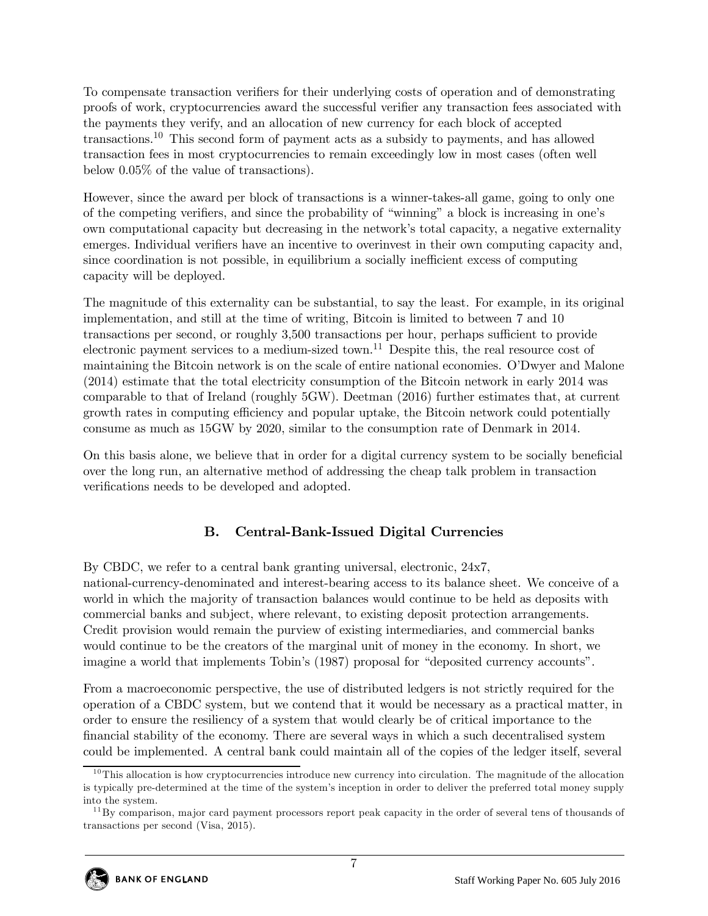To compensate transaction verifiers for their underlying costs of operation and of demonstrating proofs of work, cryptocurrencies award the successful verifier any transaction fees associated with the payments they verify, and an allocation of new currency for each block of accepted transactions.[10] This second form of payment acts as a subsidy to payments, and has allowed transaction fees in most cryptocurrencies to remain exceedingly low in most cases (often well below 0.05% of the value of transactions).

However, since the award per block of transactions is a winner-takes-all game, going to only one of the competing verifiers, and since the probability of "winning" a block is increasing in one's own computational capacity but decreasing in the network's total capacity, a negative externality emerges. Individual verifiers have an incentive to overinvest in their own computing capacity and, since coordination is not possible, in equilibrium a socially inefficient excess of computing capacity will be deployed.

The magnitude of this externality can be substantial, to say the least. For example, in its original implementation, and still at the time of writing, Bitcoin is limited to between 7 and 10 transactions per second, or roughly 3,500 transactions per hour, perhaps sufficient to provide electronic payment services to a medium-sized town.[11] Despite this, the real resource cost of maintaining the Bitcoin network is on the scale of entire national economies. O'Dwyer and Malone (2014) estimate that the total electricity consumption of the Bitcoin network in early 2014 was comparable to that of Ireland (roughly 5GW). Deetman (2016) further estimates that, at current growth rates in computing efficiency and popular uptake, the Bitcoin network could potentially consume as much as 15GW by 2020, similar to the consumption rate of Denmark in 2014.

On this basis alone, we believe that in order for a digital currency system to be socially beneficial over the long run, an alternative method of addressing the cheap talk problem in transaction verifications needs to be developed and adopted.

## B. Central-Bank-Issued Digital Currencies

By CBDC, we refer to a central bank granting universal, electronic, 24x7, national-currency-denominated and interest-bearing access to its balance sheet. We conceive of a world in which the majority of transaction balances would continue to be held as deposits with commercial banks and subject, where relevant, to existing deposit protection arrangements. Credit provision would remain the purview of existing intermediaries, and commercial banks would continue to be the creators of the marginal unit of money in the economy. In short, we imagine a world that implements Tobin's (1987) proposal for "deposited currency accounts".

From a macroeconomic perspective, the use of distributed ledgers is not strictly required for the operation of a CBDC system, but we contend that it would be necessary as a practical matter, in order to ensure the resiliency of a system that would clearly be of critical importance to the financial stability of the economy. There are several ways in which a such decentralised system could be implemented. A central bank could maintain all of the copies of the ledger itself, several

[10] This allocation is how cryptocurrencies introduce new currency into circulation. The magnitude of the allocation is typically pre-determined at the time of the system's inception in order to deliver the preferred total money supply into the system.

[11] By comparison, major card payment processors report peak capacity in the order of several tens of thousands of transactions per second (Visa, 2015).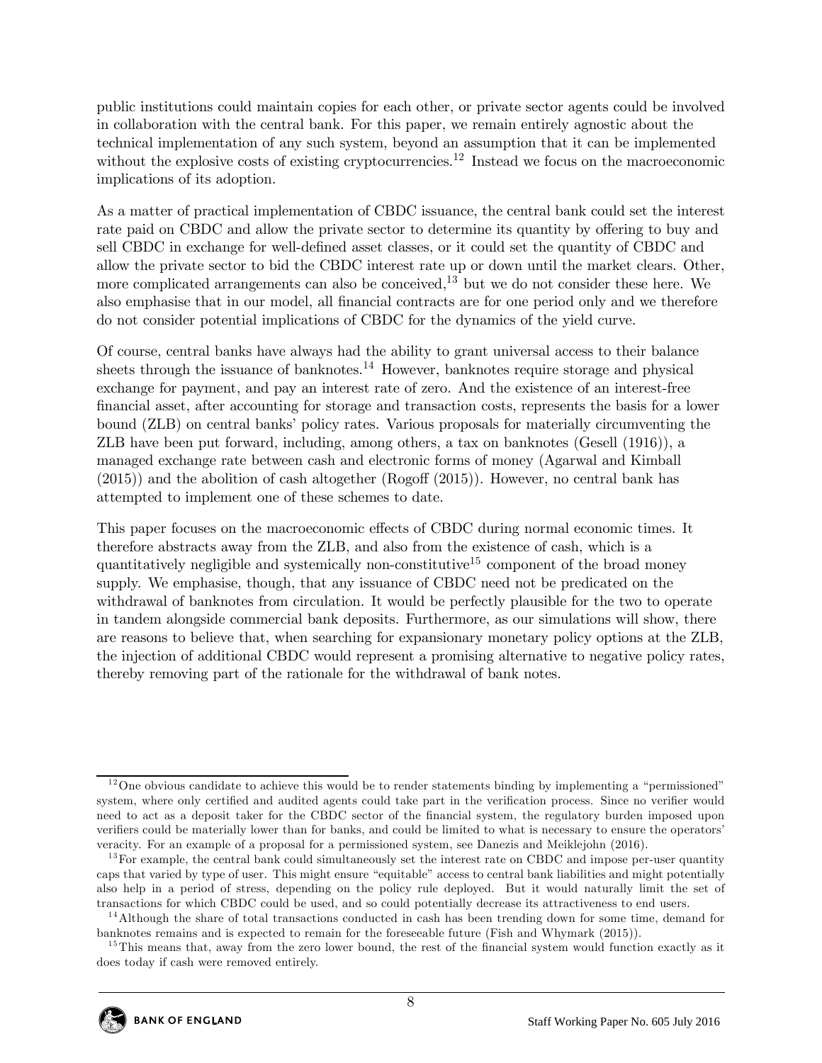public institutions could maintain copies for each other, or private sector agents could be involved in collaboration with the central bank. For this paper, we remain entirely agnostic about the technical implementation of any such system, beyond an assumption that it can be implemented without the explosive costs of existing cryptocurrencies.[12] Instead we focus on the macroeconomic implications of its adoption.

As a matter of practical implementation of CBDC issuance, the central bank could set the interest rate paid on CBDC and allow the private sector to determine its quantity by offering to buy and sell CBDC in exchange for well-defined asset classes, or it could set the quantity of CBDC and allow the private sector to bid the CBDC interest rate up or down until the market clears. Other, more complicated arrangements can also be conceived,[13] but we do not consider these here. We also emphasise that in our model, all financial contracts are for one period only and we therefore do not consider potential implications of CBDC for the dynamics of the yield curve.

Of course, central banks have always had the ability to grant universal access to their balance sheets through the issuance of banknotes.[14] However, banknotes require storage and physical exchange for payment, and pay an interest rate of zero. And the existence of an interest-free financial asset, after accounting for storage and transaction costs, represents the basis for a lower bound (ZLB) on central banks' policy rates. Various proposals for materially circumventing the ZLB have been put forward, including, among others, a tax on banknotes (Gesell (1916)), a managed exchange rate between cash and electronic forms of money (Agarwal and Kimball (2015)) and the abolition of cash altogether (Rogoff (2015)). However, no central bank has attempted to implement one of these schemes to date.

This paper focuses on the macroeconomic effects of CBDC during normal economic times. It therefore abstracts away from the ZLB, and also from the existence of cash, which is a quantitatively negligible and systemically non-constitutive[15] component of the broad money supply. We emphasise, though, that any issuance of CBDC need not be predicated on the withdrawal of banknotes from circulation. It would be perfectly plausible for the two to operate in tandem alongside commercial bank deposits. Furthermore, as our simulations will show, there are reasons to believe that, when searching for expansionary monetary policy options at the ZLB, the injection of additional CBDC would represent a promising alternative to negative policy rates, thereby removing part of the rationale for the withdrawal of bank notes.

---

[12] One obvious candidate to achieve this would be to render statements binding by implementing a "permissioned" system, where only certified and audited agents could take part in the verification process. Since no verifier would need to act as a deposit taker for the CBDC sector of the financial system, the regulatory burden imposed upon verifiers could be materially lower than for banks, and could be limited to what is necessary to ensure the operators' veracity. For an example of a proposal for a permissioned system, see Danezis and Meiklejohn (2016).

[13] For example, the central bank could simultaneously set the interest rate on CBDC and impose per-user quantity caps that varied by type of user. This might ensure "equitable" access to central bank liabilities and might potentially also help in a period of stress, depending on the policy rule deployed. But it would naturally limit the set of transactions for which CBDC could be used, and so could potentially decrease its attractiveness to end users.

[14] Although the share of total transactions conducted in cash has been trending down for some time, demand for banknotes remains and is expected to remain for the foreseeable future (Fish and Whymark (2015)).

[15] This means that, away from the zero lower bound, the rest of the financial system would function exactly as it does today if cash were removed entirely.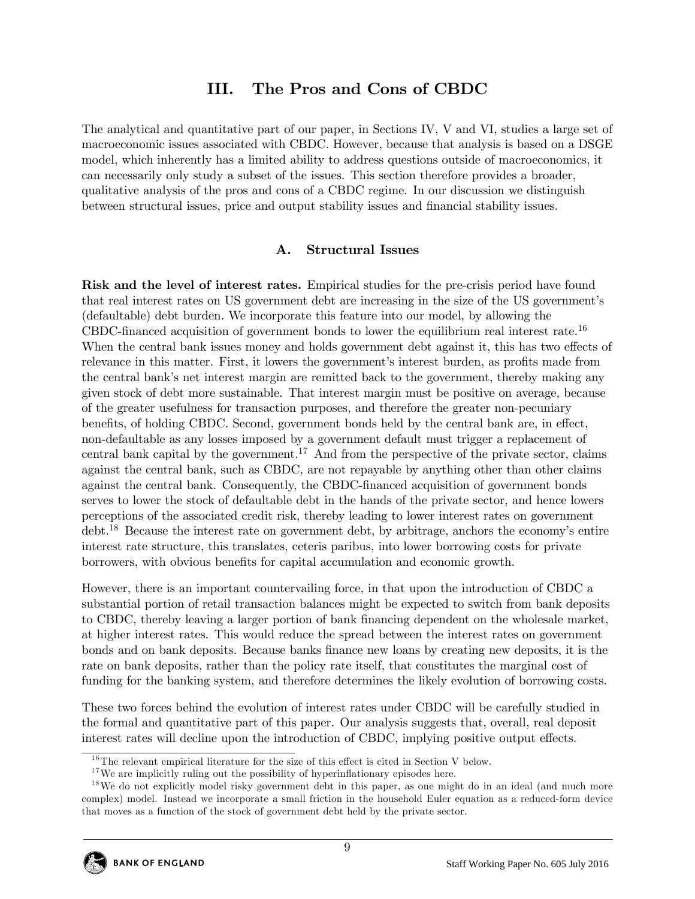## III. The Pros and Cons of CBDC

The analytical and quantitative part of our paper, in Sections IV, V and VI, studies a large set of macroeconomic issues associated with CBDC. However, because that analysis is based on a DSGE model, which inherently has a limited ability to address questions outside of macroeconomics, it can necessarily only study a subset of the issues. This section therefore provides a broader, qualitative analysis of the pros and cons of a CBDC regime. In our discussion we distinguish between structural issues, price and output stability issues and financial stability issues.

### A. Structural Issues

**Risk and the level of interest rates.** Empirical studies for the pre-crisis period have found that real interest rates on US government debt are increasing in the size of the US government's (defaultable) debt burden. We incorporate this feature into our model, by allowing the CBDC-financed acquisition of government bonds to lower the equilibrium real interest rate.[16] When the central bank issues money and holds government debt against it, this has two effects of relevance in this matter. First, it lowers the government's interest burden, as profits made from the central bank's net interest margin are remitted back to the government, thereby making any given stock of debt more sustainable. That interest margin must be positive on average, because of the greater usefulness for transaction purposes, and therefore the greater non-pecuniary benefits, of holding CBDC. Second, government bonds held by the central bank are, in effect, non-defaultable as any losses imposed by a government default must trigger a replacement of central bank capital by the government.[17] And from the perspective of the private sector, claims against the central bank, such as CBDC, are not repayable by anything other than other claims against the central bank. Consequently, the CBDC-financed acquisition of government bonds serves to lower the stock of defaultable debt in the hands of the private sector, and hence lowers perceptions of the associated credit risk, thereby leading to lower interest rates on government debt.[18] Because the interest rate on government debt, by arbitrage, anchors the economy's entire interest rate structure, this translates, ceteris paribus, into lower borrowing costs for private borrowers, with obvious benefits for capital accumulation and economic growth.

However, there is an important countervailing force, in that upon the introduction of CBDC a substantial portion of retail transaction balances might be expected to switch from bank deposits to CBDC, thereby leaving a larger portion of bank financing dependent on the wholesale market, at higher interest rates. This would reduce the spread between the interest rates on government bonds and on bank deposits. Because banks finance new loans by creating new deposits, it is the rate on bank deposits, rather than the policy rate itself, that constitutes the marginal cost of funding for the banking system, and therefore determines the likely evolution of borrowing costs.

These two forces behind the evolution of interest rates under CBDC will be carefully studied in the formal and quantitative part of this paper. Our analysis suggests that, overall, real deposit interest rates will decline upon the introduction of CBDC, implying positive output effects.

[16] The relevant empirical literature for the size of this effect is cited in Section V below.

[17] We are implicitly ruling out the possibility of hyperinflationary episodes here.

[18] We do not explicitly model risky government debt in this paper, as one might do in an ideal (and much more complex) model. Instead we incorporate a small friction in the household Euler equation as a reduced-form device that moves as a function of the stock of government debt held by the private sector.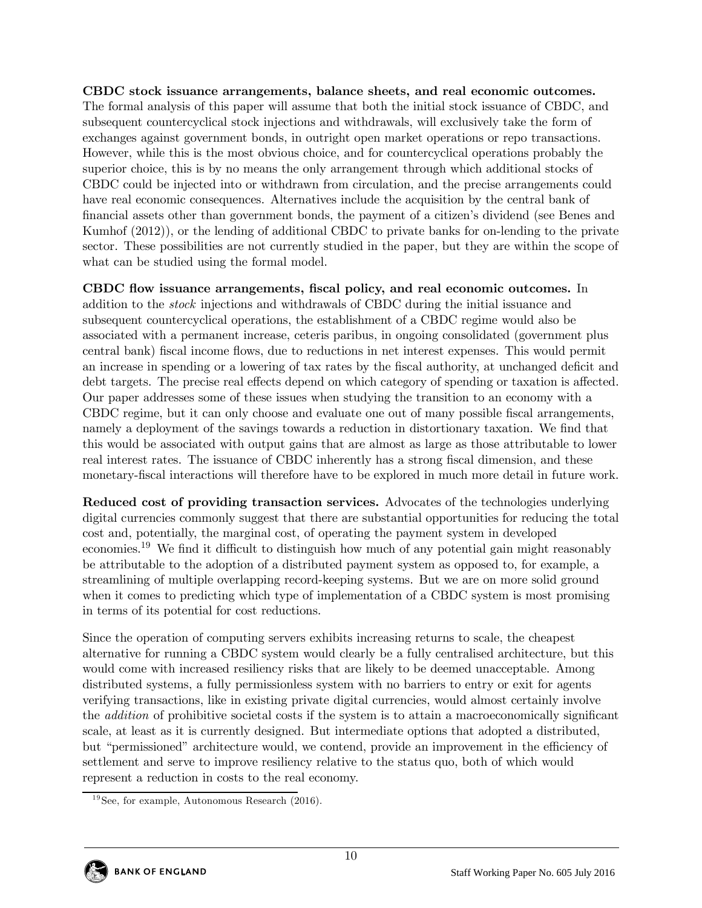**CBDC stock issuance arrangements, balance sheets, and real economic outcomes.** The formal analysis of this paper will assume that both the initial stock issuance of CBDC, and subsequent countercyclical stock injections and withdrawals, will exclusively take the form of exchanges against government bonds, in outright open market operations or repo transactions. However, while this is the most obvious choice, and for countercyclical operations probably the superior choice, this is by no means the only arrangement through which additional stocks of CBDC could be injected into or withdrawn from circulation, and the precise arrangements could have real economic consequences. Alternatives include the acquisition by the central bank of financial assets other than government bonds, the payment of a citizen's dividend (see Benes and Kumhof (2012)), or the lending of additional CBDC to private banks for on-lending to the private sector. These possibilities are not currently studied in the paper, but they are within the scope of what can be studied using the formal model.

**CBDC flow issuance arrangements, fiscal policy, and real economic outcomes.** In addition to the *stock* injections and withdrawals of CBDC during the initial issuance and subsequent countercyclical operations, the establishment of a CBDC regime would also be associated with a permanent increase, ceteris paribus, in ongoing consolidated (government plus central bank) fiscal income flows, due to reductions in net interest expenses. This would permit an increase in spending or a lowering of tax rates by the fiscal authority, at unchanged deficit and debt targets. The precise real effects depend on which category of spending or taxation is affected. Our paper addresses some of these issues when studying the transition to an economy with a CBDC regime, but it can only choose and evaluate one out of many possible fiscal arrangements, namely a deployment of the savings towards a reduction in distortionary taxation. We find that this would be associated with output gains that are almost as large as those attributable to lower real interest rates. The issuance of CBDC inherently has a strong fiscal dimension, and these monetary-fiscal interactions will therefore have to be explored in much more detail in future work.

**Reduced cost of providing transaction services.** Advocates of the technologies underlying digital currencies commonly suggest that there are substantial opportunities for reducing the total cost and, potentially, the marginal cost, of operating the payment system in developed economies.[19] We find it difficult to distinguish how much of any potential gain might reasonably be attributable to the adoption of a distributed payment system as opposed to, for example, a streamlining of multiple overlapping record-keeping systems. But we are on more solid ground when it comes to predicting which type of implementation of a CBDC system is most promising in terms of its potential for cost reductions.

Since the operation of computing servers exhibits increasing returns to scale, the cheapest alternative for running a CBDC system would clearly be a fully centralised architecture, but this would come with increased resiliency risks that are likely to be deemed unacceptable. Among distributed systems, a fully permissionless system with no barriers to entry or exit for agents verifying transactions, like in existing private digital currencies, would almost certainly involve the *addition* of prohibitive societal costs if the system is to attain a macroeconomically significant scale, at least as it is currently designed. But intermediate options that adopted a distributed, but "permissioned" architecture would, we contend, provide an improvement in the efficiency of settlement and serve to improve resiliency relative to the status quo, both of which would represent a reduction in costs to the real economy.

[19] See, for example, Autonomous Research (2016).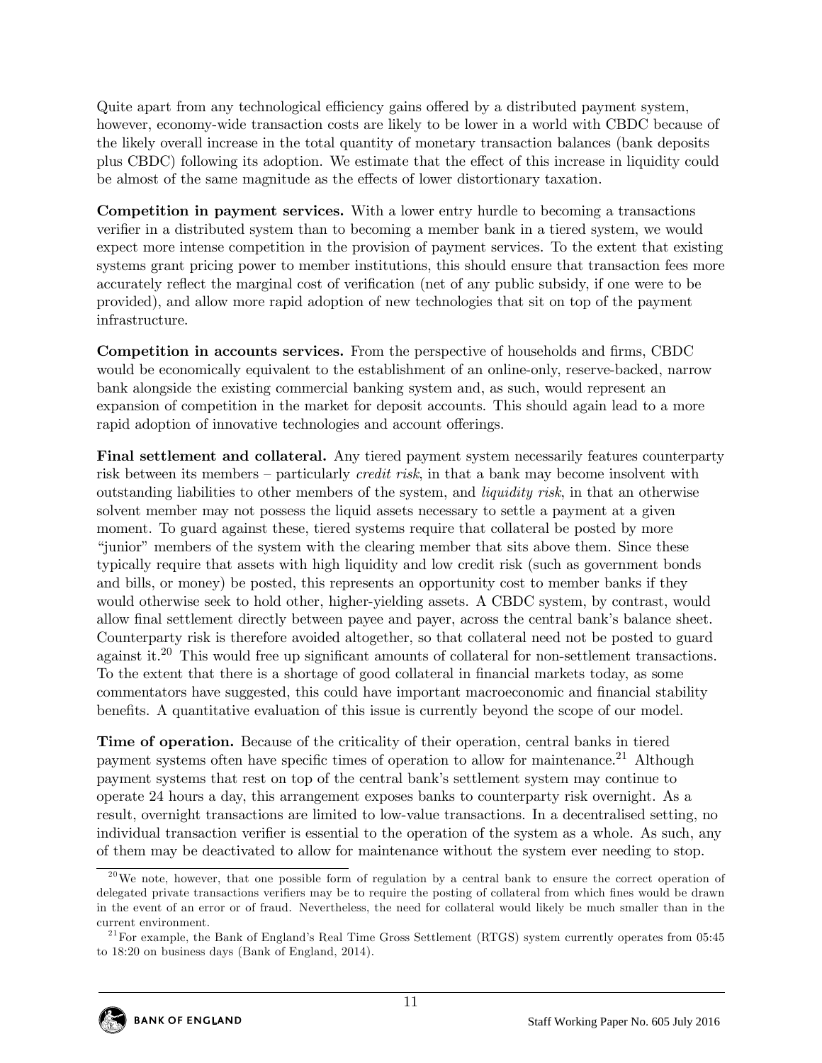Quite apart from any technological efficiency gains offered by a distributed payment system, however, economy-wide transaction costs are likely to be lower in a world with CBDC because of the likely overall increase in the total quantity of monetary transaction balances (bank deposits plus CBDC) following its adoption. We estimate that the effect of this increase in liquidity could be almost of the same magnitude as the effects of lower distortionary taxation.

**Competition in payment services.** With a lower entry hurdle to becoming a transactions verifier in a distributed system than to becoming a member bank in a tiered system, we would expect more intense competition in the provision of payment services. To the extent that existing systems grant pricing power to member institutions, this should ensure that transaction fees more accurately reflect the marginal cost of verification (net of any public subsidy, if one were to be provided), and allow more rapid adoption of new technologies that sit on top of the payment infrastructure.

**Competition in accounts services.** From the perspective of households and firms, CBDC would be economically equivalent to the establishment of an online-only, reserve-backed, narrow bank alongside the existing commercial banking system and, as such, would represent an expansion of competition in the market for deposit accounts. This should again lead to a more rapid adoption of innovative technologies and account offerings.

**Final settlement and collateral.** Any tiered payment system necessarily features counterparty risk between its members – particularly *credit risk*, in that a bank may become insolvent with outstanding liabilities to other members of the system, and *liquidity risk*, in that an otherwise solvent member may not possess the liquid assets necessary to settle a payment at a given moment. To guard against these, tiered systems require that collateral be posted by more "junior" members of the system with the clearing member that sits above them. Since these typically require that assets with high liquidity and low credit risk (such as government bonds and bills, or money) be posted, this represents an opportunity cost to member banks if they would otherwise seek to hold other, higher-yielding assets. A CBDC system, by contrast, would allow final settlement directly between payee and payer, across the central bank's balance sheet. Counterparty risk is therefore avoided altogether, so that collateral need not be posted to guard against it.[20] This would free up significant amounts of collateral for non-settlement transactions. To the extent that there is a shortage of good collateral in financial markets today, as some commentators have suggested, this could have important macroeconomic and financial stability benefits. A quantitative evaluation of this issue is currently beyond the scope of our model.

**Time of operation.** Because of the criticality of their operation, central banks in tiered payment systems often have specific times of operation to allow for maintenance.[21] Although payment systems that rest on top of the central bank's settlement system may continue to operate 24 hours a day, this arrangement exposes banks to counterparty risk overnight. As a result, overnight transactions are limited to low-value transactions. In a decentralised setting, no individual transaction verifier is essential to the operation of the system as a whole. As such, any of them may be deactivated to allow for maintenance without the system ever needing to stop.

[20] We note, however, that one possible form of regulation by a central bank to ensure the correct operation of delegated private transactions verifiers may be to require the posting of collateral from which fines would be drawn in the event of an error or of fraud. Nevertheless, the need for collateral would likely be much smaller than in the current environment.

[21] For example, the Bank of England's Real Time Gross Settlement (RTGS) system currently operates from 05:45 to 18:20 on business days (Bank of England, 2014).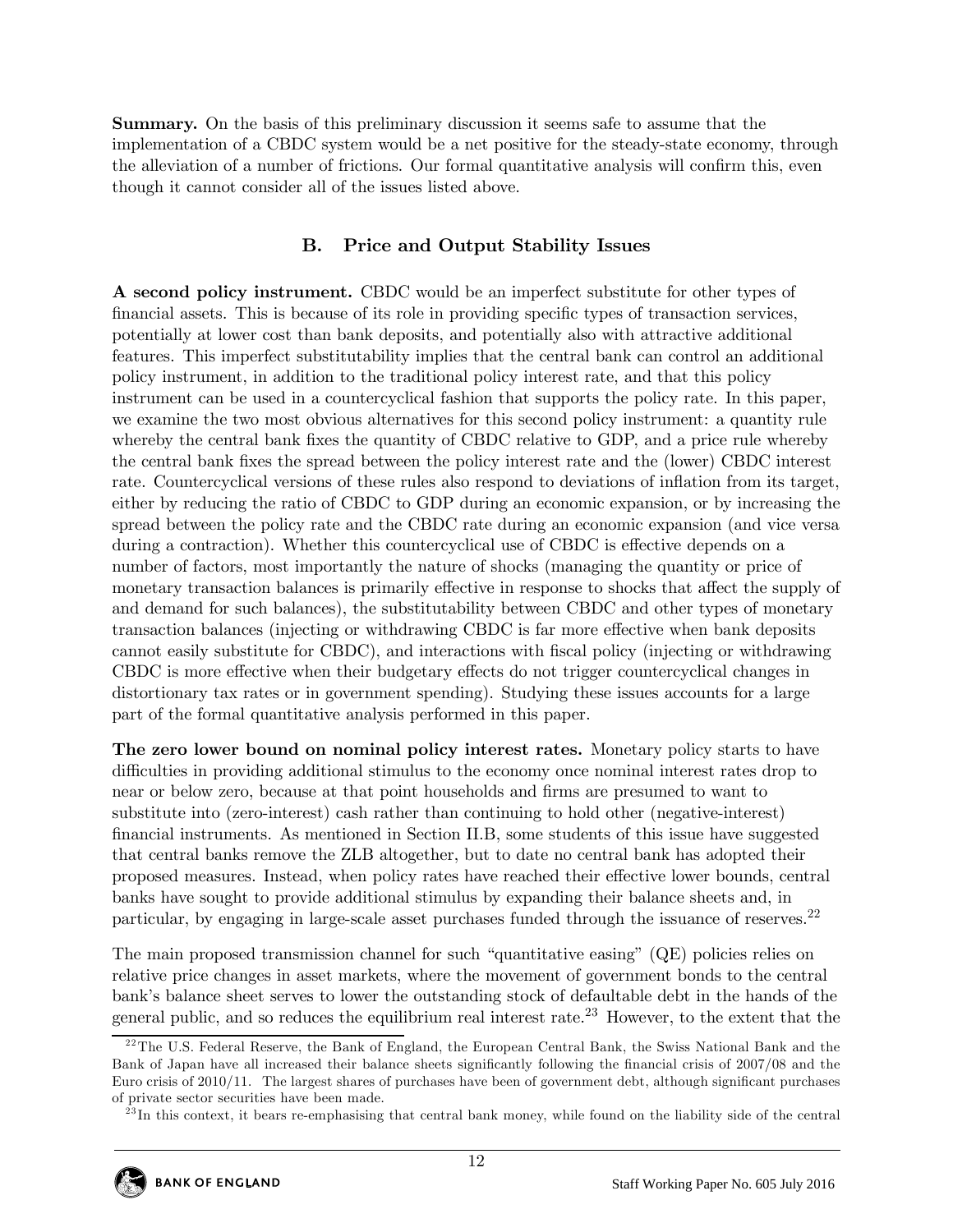**Summary.** On the basis of this preliminary discussion it seems safe to assume that the implementation of a CBDC system would be a net positive for the steady-state economy, through the alleviation of a number of frictions. Our formal quantitative analysis will confirm this, even though it cannot consider all of the issues listed above.

## B. Price and Output Stability Issues

**A second policy instrument.** CBDC would be an imperfect substitute for other types of financial assets. This is because of its role in providing specific types of transaction services, potentially at lower cost than bank deposits, and potentially also with attractive additional features. This imperfect substitutability implies that the central bank can control an additional policy instrument, in addition to the traditional policy interest rate, and that this policy instrument can be used in a countercyclical fashion that supports the policy rate. In this paper, we examine the two most obvious alternatives for this second policy instrument: a quantity rule whereby the central bank fixes the quantity of CBDC relative to GDP, and a price rule whereby the central bank fixes the spread between the policy interest rate and the (lower) CBDC interest rate. Countercyclical versions of these rules also respond to deviations of inflation from its target, either by reducing the ratio of CBDC to GDP during an economic expansion, or by increasing the spread between the policy rate and the CBDC rate during an economic expansion (and vice versa during a contraction). Whether this countercyclical use of CBDC is effective depends on a number of factors, most importantly the nature of shocks (managing the quantity or price of monetary transaction balances is primarily effective in response to shocks that affect the supply of and demand for such balances), the substitutability between CBDC and other types of monetary transaction balances (injecting or withdrawing CBDC is far more effective when bank deposits cannot easily substitute for CBDC), and interactions with fiscal policy (injecting or withdrawing CBDC is more effective when their budgetary effects do not trigger countercyclical changes in distortionary tax rates or in government spending). Studying these issues accounts for a large part of the formal quantitative analysis performed in this paper.

**The zero lower bound on nominal policy interest rates.** Monetary policy starts to have difficulties in providing additional stimulus to the economy once nominal interest rates drop to near or below zero, because at that point households and firms are presumed to want to substitute into (zero-interest) cash rather than continuing to hold other (negative-interest) financial instruments. As mentioned in Section II.B, some students of this issue have suggested that central banks remove the ZLB altogether, but to date no central bank has adopted their proposed measures. Instead, when policy rates have reached their effective lower bounds, central banks have sought to provide additional stimulus by expanding their balance sheets and, in particular, by engaging in large-scale asset purchases funded through the issuance of reserves.[22]

The main proposed transmission channel for such "quantitative easing" (QE) policies relies on relative price changes in asset markets, where the movement of government bonds to the central bank's balance sheet serves to lower the outstanding stock of defaultable debt in the hands of the general public, and so reduces the equilibrium real interest rate.[23] However, to the extent that the

[22] The U.S. Federal Reserve, the Bank of England, the European Central Bank, the Swiss National Bank and the Bank of Japan have all increased their balance sheets significantly following the financial crisis of 2007/08 and the Euro crisis of 2010/11. The largest shares of purchases have been of government debt, although significant purchases of private sector securities have been made.

[23] In this context, it bears re-emphasising that central bank money, while found on the liability side of the central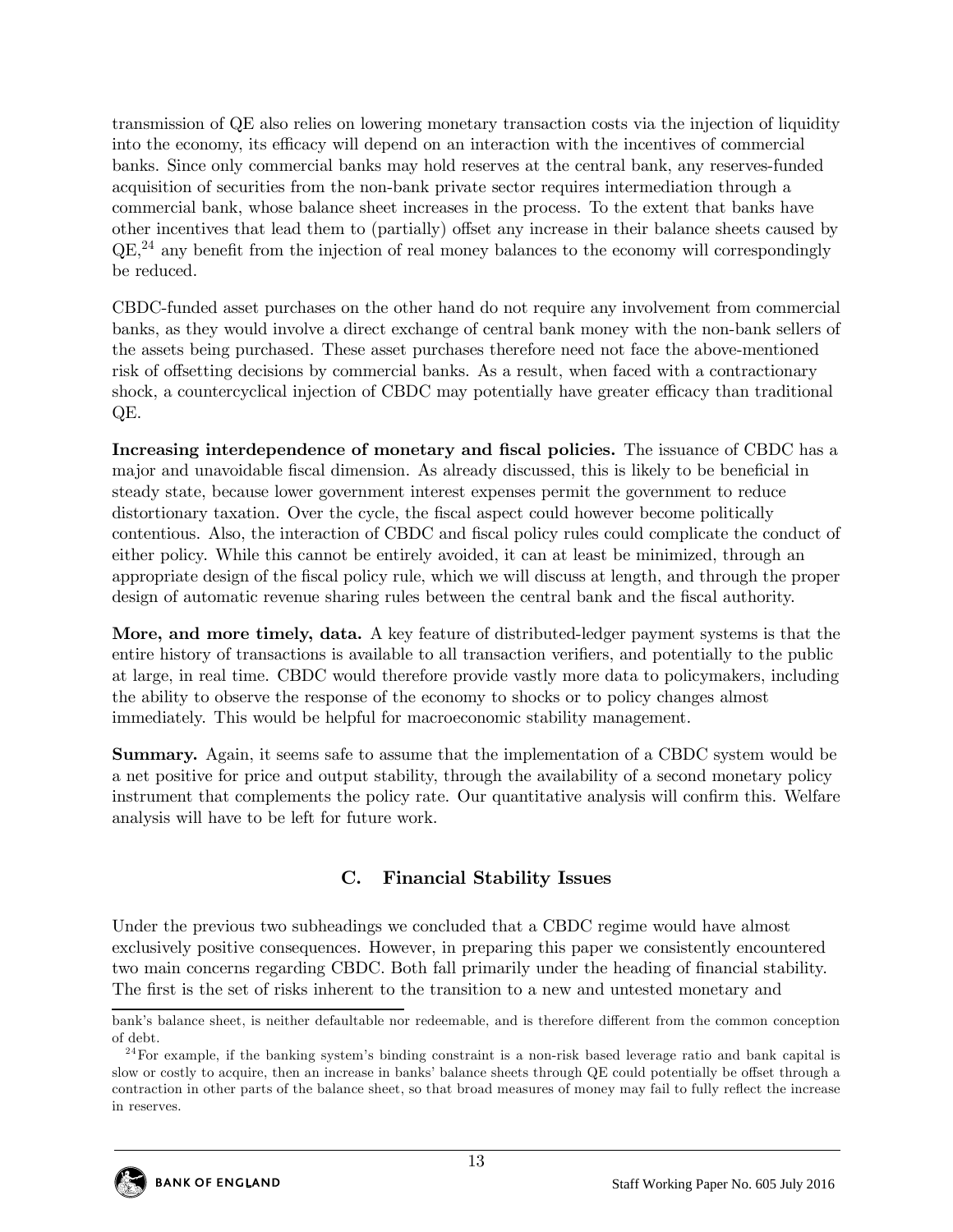transmission of QE also relies on lowering monetary transaction costs via the injection of liquidity into the economy, its efficacy will depend on an interaction with the incentives of commercial banks. Since only commercial banks may hold reserves at the central bank, any reserves-funded acquisition of securities from the non-bank private sector requires intermediation through a commercial bank, whose balance sheet increases in the process. To the extent that banks have other incentives that lead them to (partially) offset any increase in their balance sheets caused by QE,[24] any benefit from the injection of real money balances to the economy will correspondingly be reduced.

CBDC-funded asset purchases on the other hand do not require any involvement from commercial banks, as they would involve a direct exchange of central bank money with the non-bank sellers of the assets being purchased. These asset purchases therefore need not face the above-mentioned risk of offsetting decisions by commercial banks. As a result, when faced with a contractionary shock, a countercyclical injection of CBDC may potentially have greater efficacy than traditional QE.

**Increasing interdependence of monetary and fiscal policies.** The issuance of CBDC has a major and unavoidable fiscal dimension. As already discussed, this is likely to be beneficial in steady state, because lower government interest expenses permit the government to reduce distortionary taxation. Over the cycle, the fiscal aspect could however become politically contentious. Also, the interaction of CBDC and fiscal policy rules could complicate the conduct of either policy. While this cannot be entirely avoided, it can at least be minimized, through an appropriate design of the fiscal policy rule, which we will discuss at length, and through the proper design of automatic revenue sharing rules between the central bank and the fiscal authority.

**More, and more timely, data.** A key feature of distributed-ledger payment systems is that the entire history of transactions is available to all transaction verifiers, and potentially to the public at large, in real time. CBDC would therefore provide vastly more data to policymakers, including the ability to observe the response of the economy to shocks or to policy changes almost immediately. This would be helpful for macroeconomic stability management.

**Summary.** Again, it seems safe to assume that the implementation of a CBDC system would be a net positive for price and output stability, through the availability of a second monetary policy instrument that complements the policy rate. Our quantitative analysis will confirm this. Welfare analysis will have to be left for future work.

## C. Financial Stability Issues

Under the previous two subheadings we concluded that a CBDC regime would have almost exclusively positive consequences. However, in preparing this paper we consistently encountered two main concerns regarding CBDC. Both fall primarily under the heading of financial stability. The first is the set of risks inherent to the transition to a new and untested monetary and

bank's balance sheet, is neither defaultable nor redeemable, and is therefore different from the common conception of debt.

[24] For example, if the banking system's binding constraint is a non-risk based leverage ratio and bank capital is slow or costly to acquire, then an increase in banks' balance sheets through QE could potentially be offset through a contraction in other parts of the balance sheet, so that broad measures of money may fail to fully reflect the increase in reserves.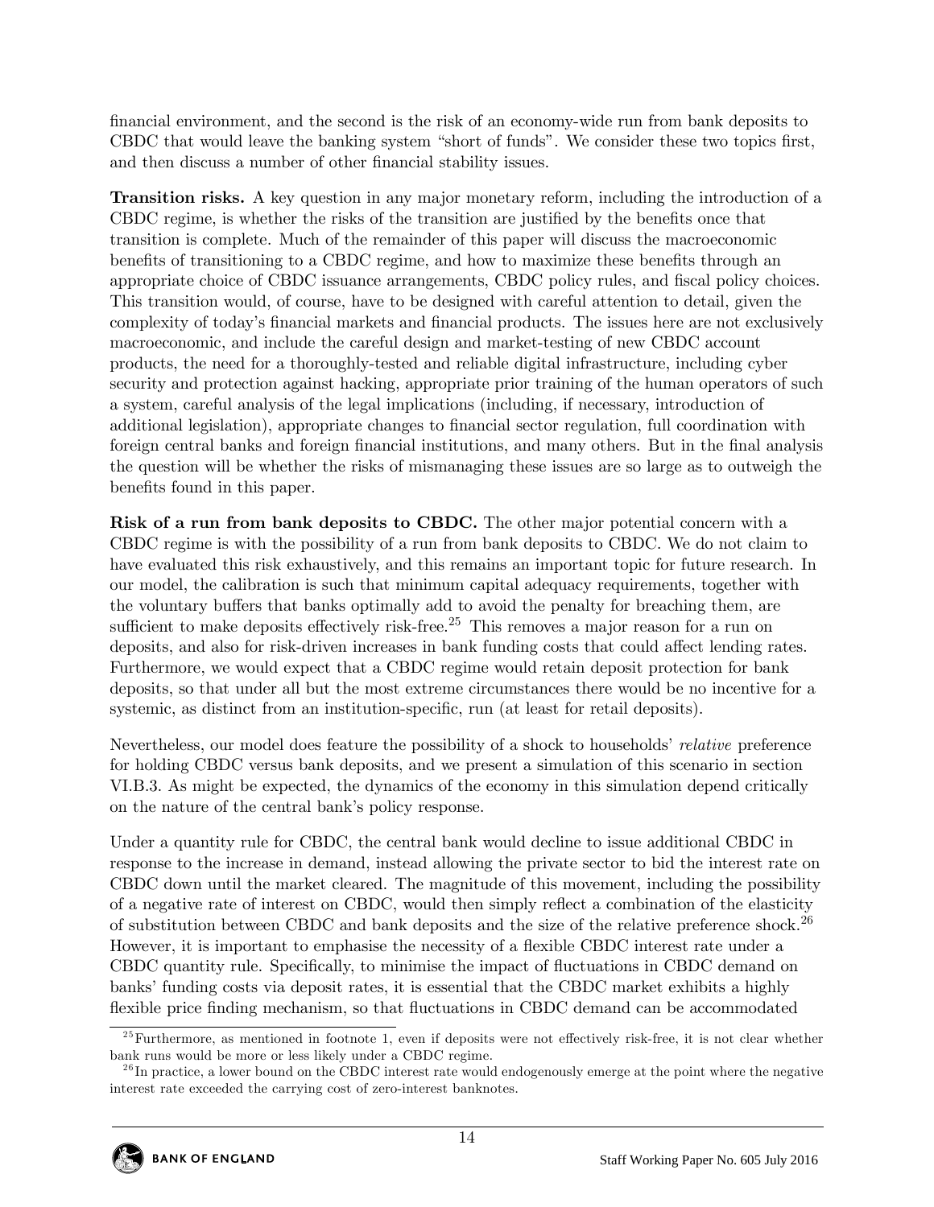financial environment, and the second is the risk of an economy-wide run from bank deposits to CBDC that would leave the banking system "short of funds". We consider these two topics first, and then discuss a number of other financial stability issues.

**Transition risks.** A key question in any major monetary reform, including the introduction of a CBDC regime, is whether the risks of the transition are justified by the benefits once that transition is complete. Much of the remainder of this paper will discuss the macroeconomic benefits of transitioning to a CBDC regime, and how to maximize these benefits through an appropriate choice of CBDC issuance arrangements, CBDC policy rules, and fiscal policy choices. This transition would, of course, have to be designed with careful attention to detail, given the complexity of today's financial markets and financial products. The issues here are not exclusively macroeconomic, and include the careful design and market-testing of new CBDC account products, the need for a thoroughly-tested and reliable digital infrastructure, including cyber security and protection against hacking, appropriate prior training of the human operators of such a system, careful analysis of the legal implications (including, if necessary, introduction of additional legislation), appropriate changes to financial sector regulation, full coordination with foreign central banks and foreign financial institutions, and many others. But in the final analysis the question will be whether the risks of mismanaging these issues are so large as to outweigh the benefits found in this paper.

**Risk of a run from bank deposits to CBDC.** The other major potential concern with a CBDC regime is with the possibility of a run from bank deposits to CBDC. We do not claim to have evaluated this risk exhaustively, and this remains an important topic for future research. In our model, the calibration is such that minimum capital adequacy requirements, together with the voluntary buffers that banks optimally add to avoid the penalty for breaching them, are sufficient to make deposits effectively risk-free.[25] This removes a major reason for a run on deposits, and also for risk-driven increases in bank funding costs that could affect lending rates. Furthermore, we would expect that a CBDC regime would retain deposit protection for bank deposits, so that under all but the most extreme circumstances there would be no incentive for a systemic, as distinct from an institution-specific, run (at least for retail deposits).

Nevertheless, our model does feature the possibility of a shock to households' *relative* preference for holding CBDC versus bank deposits, and we present a simulation of this scenario in section VI.B.3. As might be expected, the dynamics of the economy in this simulation depend critically on the nature of the central bank's policy response.

Under a quantity rule for CBDC, the central bank would decline to issue additional CBDC in response to the increase in demand, instead allowing the private sector to bid the interest rate on CBDC down until the market cleared. The magnitude of this movement, including the possibility of a negative rate of interest on CBDC, would then simply reflect a combination of the elasticity of substitution between CBDC and bank deposits and the size of the relative preference shock.[26] However, it is important to emphasise the necessity of a flexible CBDC interest rate under a CBDC quantity rule. Specifically, to minimise the impact of fluctuations in CBDC demand on banks' funding costs via deposit rates, it is essential that the CBDC market exhibits a highly flexible price finding mechanism, so that fluctuations in CBDC demand can be accommodated

[25] Furthermore, as mentioned in footnote 1, even if deposits were not effectively risk-free, it is not clear whether bank runs would be more or less likely under a CBDC regime.

[26] In practice, a lower bound on the CBDC interest rate would endogenously emerge at the point where the negative interest rate exceeded the carrying cost of zero-interest banknotes.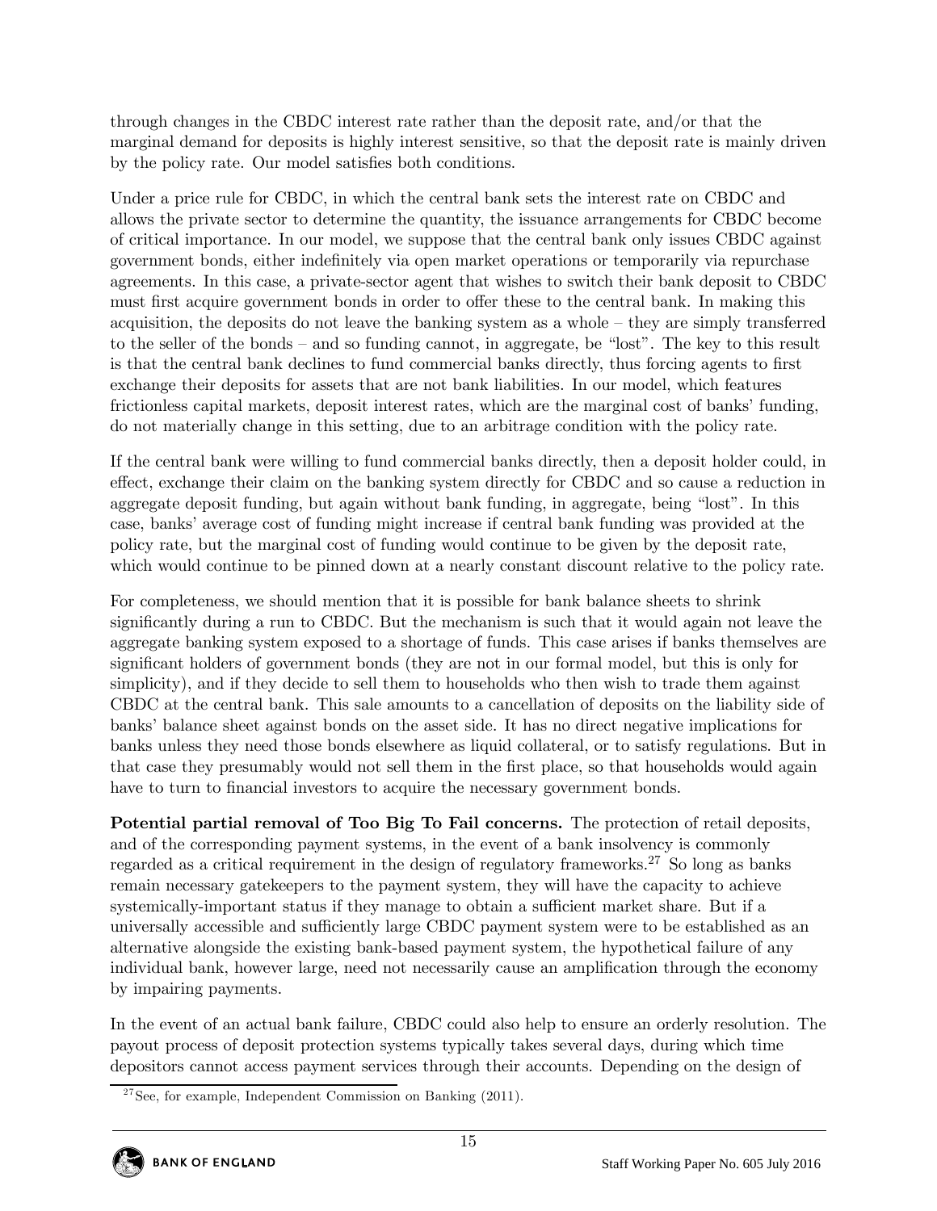through changes in the CBDC interest rate rather than the deposit rate, and/or that the marginal demand for deposits is highly interest sensitive, so that the deposit rate is mainly driven by the policy rate. Our model satisfies both conditions.

Under a price rule for CBDC, in which the central bank sets the interest rate on CBDC and allows the private sector to determine the quantity, the issuance arrangements for CBDC become of critical importance. In our model, we suppose that the central bank only issues CBDC against government bonds, either indefinitely via open market operations or temporarily via repurchase agreements. In this case, a private-sector agent that wishes to switch their bank deposit to CBDC must first acquire government bonds in order to offer these to the central bank. In making this acquisition, the deposits do not leave the banking system as a whole – they are simply transferred to the seller of the bonds – and so funding cannot, in aggregate, be "lost". The key to this result is that the central bank declines to fund commercial banks directly, thus forcing agents to first exchange their deposits for assets that are not bank liabilities. In our model, which features frictionless capital markets, deposit interest rates, which are the marginal cost of banks' funding, do not materially change in this setting, due to an arbitrage condition with the policy rate.

If the central bank were willing to fund commercial banks directly, then a deposit holder could, in effect, exchange their claim on the banking system directly for CBDC and so cause a reduction in aggregate deposit funding, but again without bank funding, in aggregate, being "lost". In this case, banks' average cost of funding might increase if central bank funding was provided at the policy rate, but the marginal cost of funding would continue to be given by the deposit rate, which would continue to be pinned down at a nearly constant discount relative to the policy rate.

For completeness, we should mention that it is possible for bank balance sheets to shrink significantly during a run to CBDC. But the mechanism is such that it would again not leave the aggregate banking system exposed to a shortage of funds. This case arises if banks themselves are significant holders of government bonds (they are not in our formal model, but this is only for simplicity), and if they decide to sell them to households who then wish to trade them against CBDC at the central bank. This sale amounts to a cancellation of deposits on the liability side of banks' balance sheet against bonds on the asset side. It has no direct negative implications for banks unless they need those bonds elsewhere as liquid collateral, or to satisfy regulations. But in that case they presumably would not sell them in the first place, so that households would again have to turn to financial investors to acquire the necessary government bonds.

**Potential partial removal of Too Big To Fail concerns.** The protection of retail deposits, and of the corresponding payment systems, in the event of a bank insolvency is commonly regarded as a critical requirement in the design of regulatory frameworks.[27] So long as banks remain necessary gatekeepers to the payment system, they will have the capacity to achieve systemically-important status if they manage to obtain a sufficient market share. But if a universally accessible and sufficiently large CBDC payment system were to be established as an alternative alongside the existing bank-based payment system, the hypothetical failure of any individual bank, however large, need not necessarily cause an amplification through the economy by impairing payments.

In the event of an actual bank failure, CBDC could also help to ensure an orderly resolution. The payout process of deposit protection systems typically takes several days, during which time depositors cannot access payment services through their accounts. Depending on the design of

[27] See, for example, Independent Commission on Banking (2011).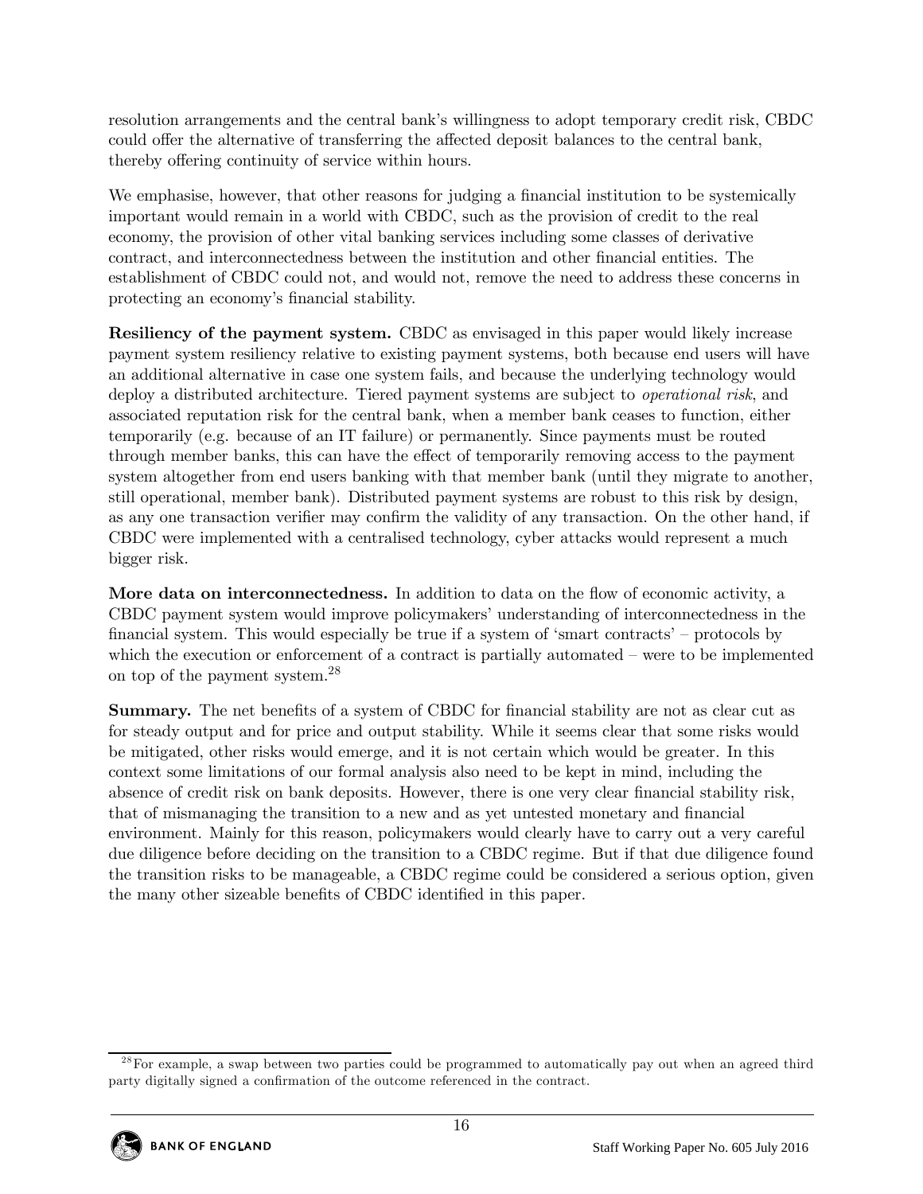resolution arrangements and the central bank's willingness to adopt temporary credit risk, CBDC could offer the alternative of transferring the affected deposit balances to the central bank, thereby offering continuity of service within hours.

We emphasise, however, that other reasons for judging a financial institution to be systemically important would remain in a world with CBDC, such as the provision of credit to the real economy, the provision of other vital banking services including some classes of derivative contract, and interconnectedness between the institution and other financial entities. The establishment of CBDC could not, and would not, remove the need to address these concerns in protecting an economy's financial stability.

**Resiliency of the payment system.** CBDC as envisaged in this paper would likely increase payment system resiliency relative to existing payment systems, both because end users will have an additional alternative in case one system fails, and because the underlying technology would deploy a distributed architecture. Tiered payment systems are subject to *operational risk*, and associated reputation risk for the central bank, when a member bank ceases to function, either temporarily (e.g. because of an IT failure) or permanently. Since payments must be routed through member banks, this can have the effect of temporarily removing access to the payment system altogether from end users banking with that member bank (until they migrate to another, still operational, member bank). Distributed payment systems are robust to this risk by design, as any one transaction verifier may confirm the validity of any transaction. On the other hand, if CBDC were implemented with a centralised technology, cyber attacks would represent a much bigger risk.

**More data on interconnectedness.** In addition to data on the flow of economic activity, a CBDC payment system would improve policymakers' understanding of interconnectedness in the financial system. This would especially be true if a system of 'smart contracts' – protocols by which the execution or enforcement of a contract is partially automated – were to be implemented on top of the payment system.[28]

**Summary.** The net benefits of a system of CBDC for financial stability are not as clear cut as for steady output and for price and output stability. While it seems clear that some risks would be mitigated, other risks would emerge, and it is not certain which would be greater. In this context some limitations of our formal analysis also need to be kept in mind, including the absence of credit risk on bank deposits. However, there is one very clear financial stability risk, that of mismanaging the transition to a new and as yet untested monetary and financial environment. Mainly for this reason, policymakers would clearly have to carry out a very careful due diligence before deciding on the transition to a CBDC regime. But if that due diligence found the transition risks to be manageable, a CBDC regime could be considered a serious option, given the many other sizeable benefits of CBDC identified in this paper.

[28] For example, a swap between two parties could be programmed to automatically pay out when an agreed third party digitally signed a confirmation of the outcome referenced in the contract.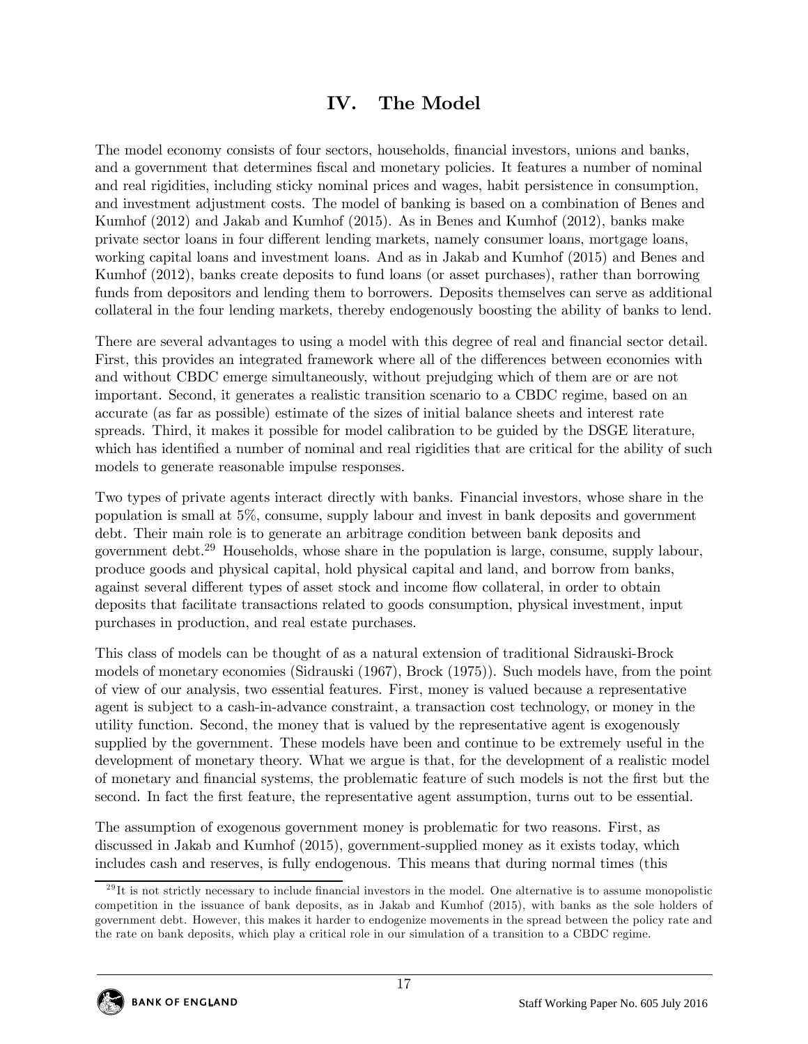# IV. The Model

The model economy consists of four sectors, households, financial investors, unions and banks, and a government that determines fiscal and monetary policies. It features a number of nominal and real rigidities, including sticky nominal prices and wages, habit persistence in consumption, and investment adjustment costs. The model of banking is based on a combination of Benes and Kumhof (2012) and Jakab and Kumhof (2015). As in Benes and Kumhof (2012), banks make private sector loans in four different lending markets, namely consumer loans, mortgage loans, working capital loans and investment loans. And as in Jakab and Kumhof (2015) and Benes and Kumhof (2012), banks create deposits to fund loans (or asset purchases), rather than borrowing funds from depositors and lending them to borrowers. Deposits themselves can serve as additional collateral in the four lending markets, thereby endogenously boosting the ability of banks to lend.

There are several advantages to using a model with this degree of real and financial sector detail. First, this provides an integrated framework where all of the differences between economies with and without CBDC emerge simultaneously, without prejudging which of them are or are not important. Second, it generates a realistic transition scenario to a CBDC regime, based on an accurate (as far as possible) estimate of the sizes of initial balance sheets and interest rate spreads. Third, it makes it possible for model calibration to be guided by the DSGE literature, which has identified a number of nominal and real rigidities that are critical for the ability of such models to generate reasonable impulse responses.

Two types of private agents interact directly with banks. Financial investors, whose share in the population is small at 5%, consume, supply labour and invest in bank deposits and government debt. Their main role is to generate an arbitrage condition between bank deposits and government debt.[29] Households, whose share in the population is large, consume, supply labour, produce goods and physical capital, hold physical capital and land, and borrow from banks, against several different types of asset stock and income flow collateral, in order to obtain deposits that facilitate transactions related to goods consumption, physical investment, input purchases in production, and real estate purchases.

This class of models can be thought of as a natural extension of traditional Sidrauski-Brock models of monetary economies (Sidrauski (1967), Brock (1975)). Such models have, from the point of view of our analysis, two essential features. First, money is valued because a representative agent is subject to a cash-in-advance constraint, a transaction cost technology, or money in the utility function. Second, the money that is valued by the representative agent is exogenously supplied by the government. These models have been and continue to be extremely useful in the development of monetary theory. What we argue is that, for the development of a realistic model of monetary and financial systems, the problematic feature of such models is not the first but the second. In fact the first feature, the representative agent assumption, turns out to be essential.

The assumption of exogenous government money is problematic for two reasons. First, as discussed in Jakab and Kumhof (2015), government-supplied money as it exists today, which includes cash and reserves, is fully endogenous. This means that during normal times (this

[29] It is not strictly necessary to include financial investors in the model. One alternative is to assume monopolistic competition in the issuance of bank deposits, as in Jakab and Kumhof (2015), with banks as the sole holders of government debt. However, this makes it harder to endogenize movements in the spread between the policy rate and the rate on bank deposits, which play a critical role in our simulation of a transition to a CBDC regime.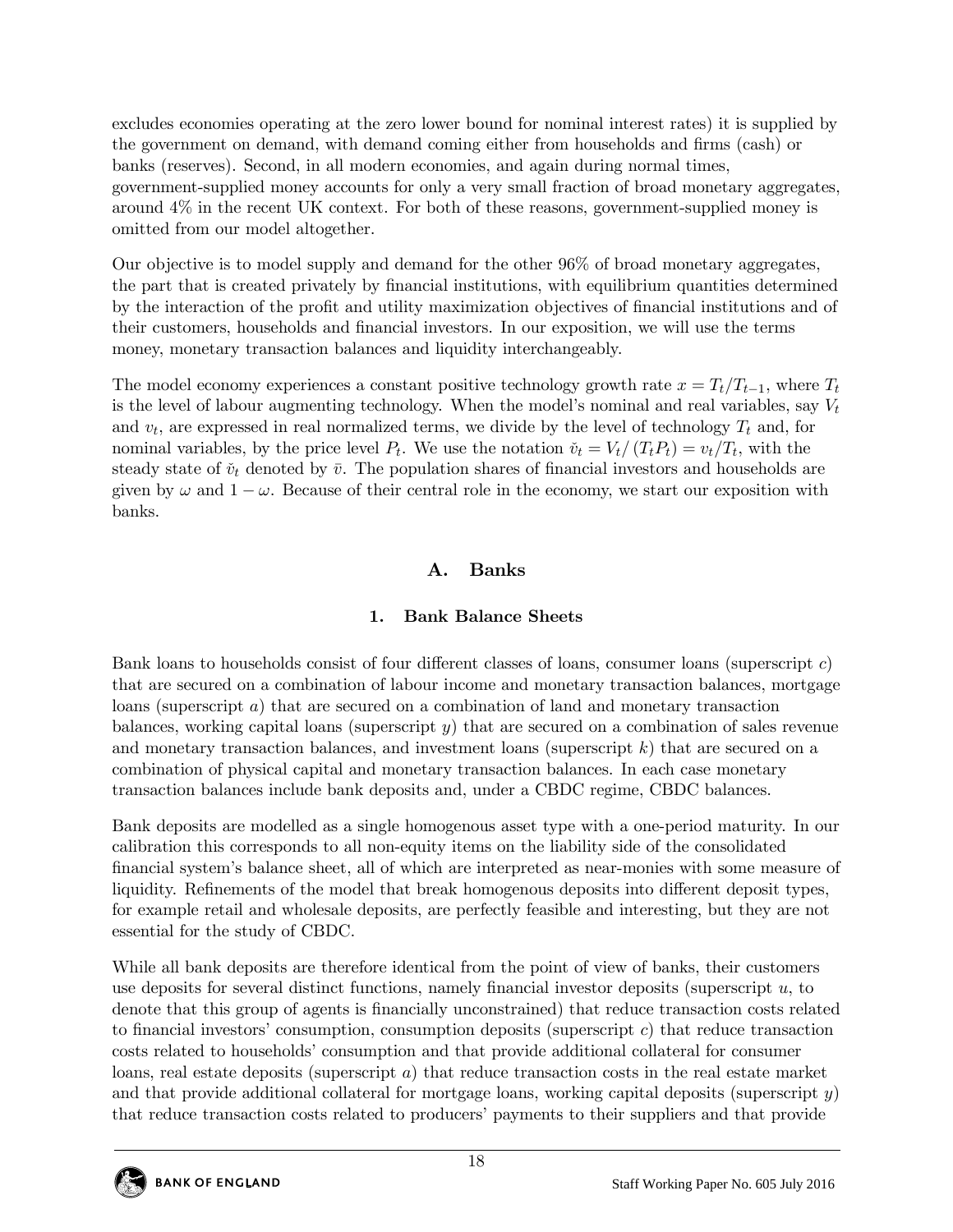excludes economies operating at the zero lower bound for nominal interest rates) it is supplied by the government on demand, with demand coming either from households and firms (cash) or banks (reserves). Second, in all modern economies, and again during normal times, government-supplied money accounts for only a very small fraction of broad monetary aggregates, around 4% in the recent UK context. For both of these reasons, government-supplied money is omitted from our model altogether.

Our objective is to model supply and demand for the other 96% of broad monetary aggregates, the part that is created privately by financial institutions, with equilibrium quantities determined by the interaction of the profit and utility maximization objectives of financial institutions and of their customers, households and financial investors. In our exposition, we will use the terms money, monetary transaction balances and liquidity interchangeably.

The model economy experiences a constant positive technology growth rate $x = T_t/T_{t-1}$, where $T_t$ is the level of labour augmenting technology. When the model's nominal and real variables, say $V_t$ and $v_t$, are expressed in real normalized terms, we divide by the level of technology $T_t$ and, for nominal variables, by the price level $P_t$. We use the notation $\check{v}_t = V_t/(T_t P_t) = v_t/T_t$, with the steady state of $\check{v}_t$ denoted by $\bar{v}$. The population shares of financial investors and households are given by $\omega$ and $1 - \omega$. Because of their central role in the economy, we start our exposition with banks.

## A. Banks

### 1. Bank Balance Sheets

Bank loans to households consist of four different classes of loans, consumer loans (superscript $c$) that are secured on a combination of labour income and monetary transaction balances, mortgage loans (superscript $a$) that are secured on a combination of land and monetary transaction balances, working capital loans (superscript $y$) that are secured on a combination of sales revenue and monetary transaction balances, and investment loans (superscript $k$) that are secured on a combination of physical capital and monetary transaction balances. In each case monetary transaction balances include bank deposits and, under a CBDC regime, CBDC balances.

Bank deposits are modelled as a single homogenous asset type with a one-period maturity. In our calibration this corresponds to all non-equity items on the liability side of the consolidated financial system's balance sheet, all of which are interpreted as near-monies with some measure of liquidity. Refinements of the model that break homogenous deposits into different deposit types, for example retail and wholesale deposits, are perfectly feasible and interesting, but they are not essential for the study of CBDC.

While all bank deposits are therefore identical from the point of view of banks, their customers use deposits for several distinct functions, namely financial investor deposits (superscript $u$, to denote that this group of agents is financially unconstrained) that reduce transaction costs related to financial investors' consumption, consumption deposits (superscript $c$) that reduce transaction costs related to households' consumption and that provide additional collateral for consumer loans, real estate deposits (superscript $a$) that reduce transaction costs in the real estate market and that provide additional collateral for mortgage loans, working capital deposits (superscript $y$) that reduce transaction costs related to producers' payments to their suppliers and that provide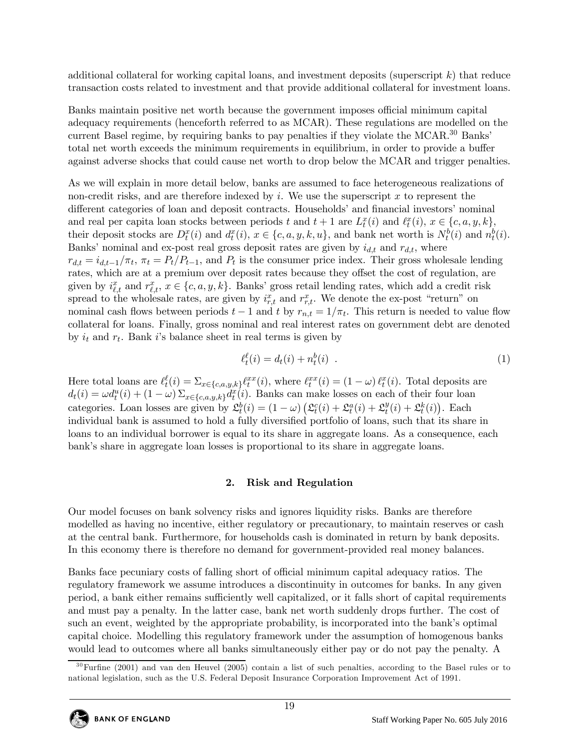additional collateral for working capital loans, and investment deposits (superscript $k$) that reduce transaction costs related to investment and that provide additional collateral for investment loans.

Banks maintain positive net worth because the government imposes official minimum capital adequacy requirements (henceforth referred to as MCAR). These regulations are modelled on the current Basel regime, by requiring banks to pay penalties if they violate the MCAR.[30] Banks' total net worth exceeds the minimum requirements in equilibrium, in order to provide a buffer against adverse shocks that could cause net worth to drop below the MCAR and trigger penalties.

As we will explain in more detail below, banks are assumed to face heterogeneous realizations of non-credit risks, and are therefore indexed by $i$. We use the superscript $x$ to represent the different categories of loan and deposit contracts. Households' and financial investors' nominal and real per capita loan stocks between periods $t$ and $t+1$ are $L_t^x(i)$ and $\ell_t^x(i)$, $x \in \{c, a, y, k\}$, their deposit stocks are $D_t^x(i)$ and $d_t^x(i)$, $x \in \{c, a, y, k, u\}$, and bank net worth is $N_t^b(i)$ and $n_t^b(i)$. Banks' nominal and ex-post real gross deposit rates are given by $i_{d,t}$ and $r_{d,t}$, where $r_{d,t} = i_{d,t-1}/\pi_t$, $\pi_t = P_t/P_{t-1}$, and $P_t$ is the consumer price index. Their gross wholesale lending rates, which are at a premium over deposit rates because they offset the cost of regulation, are given by $i_{\ell,t}^x$ and $r_{\ell,t}^x$, $x \in \{c, a, y, k\}$. Banks' gross retail lending rates, which add a credit risk spread to the wholesale rates, are given by $i_{r,t}^x$ and $r_{r,t}^x$. We denote the ex-post "return" on nominal cash flows between periods $t-1$ and $t$ by $r_{n,t} = 1/\pi_t$. This return is needed to value flow collateral for loans. Finally, gross nominal and real interest rates on government debt are denoted by $i_t$ and $r_t$. Bank $i$'s balance sheet in real terms is given by

$$\ell_t^\ell(i) = d_t(i) + n_t^b(i) \quad . \tag{1}$$

Here total loans are $\ell_t^\ell(i) = \Sigma_{x \in \{c,a,y,k\}} \ell_t^{xx}(i)$, where $\ell_t^{xx}(i) = (1-\omega)\, \ell_t^x(i)$. Total deposits are $d_t(i) = \omega d_t^u(i) + (1-\omega) \Sigma_{x \in \{c,a,y,k\}} d_t^x(i)$. Banks can make losses on each of their four loan categories. Loan losses are given by $\mathfrak{L}_t^b(i) = (1-\omega)\left(\mathfrak{L}_t^c(i) + \mathfrak{L}_t^a(i) + \mathfrak{L}_t^y(i) + \mathfrak{L}_t^k(i)\right)$. Each individual bank is assumed to hold a fully diversified portfolio of loans, such that its share in loans to an individual borrower is equal to its share in aggregate loans. As a consequence, each bank's share in aggregate loan losses is proportional to its share in aggregate loans.

## 2. Risk and Regulation

Our model focuses on bank solvency risks and ignores liquidity risks. Banks are therefore modelled as having no incentive, either regulatory or precautionary, to maintain reserves or cash at the central bank. Furthermore, for households cash is dominated in return by bank deposits. In this economy there is therefore no demand for government-provided real money balances.

Banks face pecuniary costs of falling short of official minimum capital adequacy ratios. The regulatory framework we assume introduces a discontinuity in outcomes for banks. In any given period, a bank either remains sufficiently well capitalized, or it falls short of capital requirements and must pay a penalty. In the latter case, bank net worth suddenly drops further. The cost of such an event, weighted by the appropriate probability, is incorporated into the bank's optimal capital choice. Modelling this regulatory framework under the assumption of homogenous banks would lead to outcomes where all banks simultaneously either pay or do not pay the penalty. A

[30] Furfine (2001) and van den Heuvel (2005) contain a list of such penalties, according to the Basel rules or to national legislation, such as the U.S. Federal Deposit Insurance Corporation Improvement Act of 1991.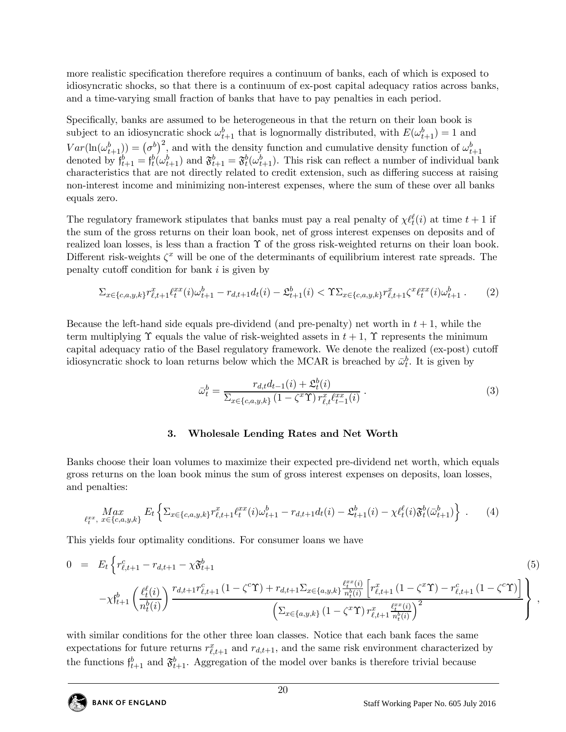more realistic specification therefore requires a continuum of banks, each of which is exposed to idiosyncratic shocks, so that there is a continuum of ex-post capital adequacy ratios across banks, and a time-varying small fraction of banks that have to pay penalties in each period.

Specifically, banks are assumed to be heterogeneous in that the return on their loan book is subject to an idiosyncratic shock $\omega_{t+1}^b$ that is lognormally distributed, with $E(\omega_{t+1}^b) = 1$ and $Var(\ln(\omega_{t+1}^b)) = (\sigma^b)^2$, and with the density function and cumulative density function of $\omega_{t+1}^b$ denoted by $\mathfrak{f}_{t+1}^b = \mathfrak{f}_t^b(\omega_{t+1}^b)$ and $\mathfrak{F}_{t+1}^b = \mathfrak{F}_t^b(\omega_{t+1}^b)$. This risk can reflect a number of individual bank characteristics that are not directly related to credit extension, such as differing success at raising non-interest income and minimizing non-interest expenses, where the sum of these over all banks equals zero.

The regulatory framework stipulates that banks must pay a real penalty of $\chi \ell_t^\ell(i)$ at time $t+1$ if the sum of the gross returns on their loan book, net of gross interest expenses on deposits and of realized loan losses, is less than a fraction $\Upsilon$ of the gross risk-weighted returns on their loan book. Different risk-weights $\zeta^x$ will be one of the determinants of equilibrium interest rate spreads. The penalty cutoff condition for bank $i$ is given by

$$\Sigma_{x \in \{c,a,y,k\}} r_{\ell,t+1}^x \ell_t^{xx}(i) \omega_{t+1}^b - r_{d,t+1} d_t(i) - \mathfrak{L}_{t+1}^b(i) < \Upsilon \Sigma_{x \in \{c,a,y,k\}} r_{\ell,t+1}^x \zeta^x \ell_t^{xx}(i) \omega_{t+1}^b \ . \tag{2}$$

Because the left-hand side equals pre-dividend (and pre-penalty) net worth in $t+1$, while the term multiplying $\Upsilon$ equals the value of risk-weighted assets in $t+1$, $\Upsilon$ represents the minimum capital adequacy ratio of the Basel regulatory framework. We denote the realized (ex-post) cutoff idiosyncratic shock to loan returns below which the MCAR is breached by $\bar{\omega}_t^b$. It is given by

$$\bar{\omega}_t^b = \frac{r_{d,t} d_{t-1}(i) + \mathfrak{L}_t^b(i)}{\Sigma_{x \in \{c,a,y,k\}} (1 - \zeta^x \Upsilon) r_{\ell,t}^x \ell_{t-1}^{xx}(i)} \ . \tag{3}$$

### 3. Wholesale Lending Rates and Net Worth

Banks choose their loan volumes to maximize their expected pre-dividend net worth, which equals gross returns on the loan book minus the sum of gross interest expenses on deposits, loan losses, and penalties:

$$\underset{\ell_t^{xx},\ x \in \{c,a,y,k\}}{Max} E_t \left\{ \Sigma_{x \in \{c,a,y,k\}} r_{\ell,t+1}^x \ell_t^{xx}(i) \omega_{t+1}^b - r_{d,t+1} d_t(i) - \mathfrak{L}_{t+1}^b(i) - \chi \ell_t^\ell(i) \mathfrak{F}_t^b(\bar{\omega}_{t+1}^b) \right\} \ . \tag{4}$$

This yields four optimality conditions. For consumer loans we have

$$\begin{aligned} 0 \ = \ & E_t \left\{ r_{\ell,t+1}^c - r_{d,t+1} - \chi \mathfrak{F}_{t+1}^b \right. \\ & \left. - \chi \mathfrak{f}_{t+1}^b \left( \frac{\ell_t^\ell(i)}{n_t^b(i)} \right) \frac{r_{d,t+1} r_{\ell,t+1}^c (1 - \zeta^c \Upsilon) + r_{d,t+1} \Sigma_{x \in \{a,y,k\}} \frac{\ell_t^{xx}(i)}{n_t^b(i)} \left[ r_{\ell,t+1}^x (1 - \zeta^x \Upsilon) - r_{\ell,t+1}^c (1 - \zeta^c \Upsilon) \right]}{\left( \Sigma_{x \in \{a,y,k\}} (1 - \zeta^x \Upsilon) r_{\ell,t+1}^x \frac{\ell_t^{xx}(i)}{n_t^b(i)} \right)^2} \right\} , \end{aligned} \tag{5}$$

with similar conditions for the other three loan classes. Notice that each bank faces the same expectations for future returns $r_{\ell,t+1}^x$ and $r_{d,t+1}$, and the same risk environment characterized by the functions $\mathfrak{f}_{t+1}^b$ and $\mathfrak{F}_{t+1}^b$. Aggregation of the model over banks is therefore trivial because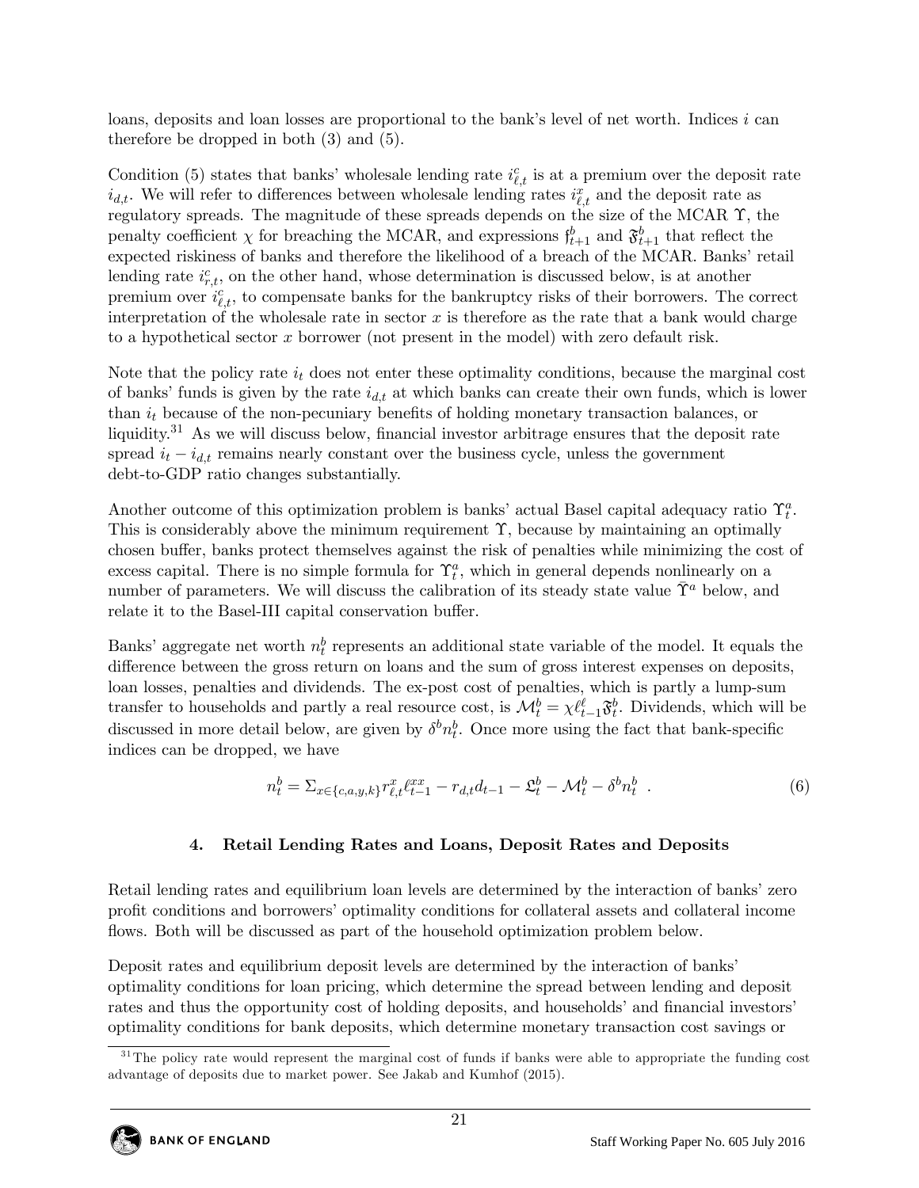loans, deposits and loan losses are proportional to the bank's level of net worth. Indices $i$ can therefore be dropped in both (3) and (5).

Condition (5) states that banks' wholesale lending rate $i^c_{\ell,t}$ is at a premium over the deposit rate $i_{d,t}$. We will refer to differences between wholesale lending rates $i^x_{\ell,t}$ and the deposit rate as regulatory spreads. The magnitude of these spreads depends on the size of the MCAR $\Upsilon$, the penalty coefficient $\chi$ for breaching the MCAR, and expressions $\mathfrak{f}^b_{t+1}$ and $\mathfrak{F}^b_{t+1}$ that reflect the expected riskiness of banks and therefore the likelihood of a breach of the MCAR. Banks' retail lending rate $i^c_{r,t}$, on the other hand, whose determination is discussed below, is at another premium over $i^c_{\ell,t}$, to compensate banks for the bankruptcy risks of their borrowers. The correct interpretation of the wholesale rate in sector $x$ is therefore as the rate that a bank would charge to a hypothetical sector $x$ borrower (not present in the model) with zero default risk.

Note that the policy rate $i_t$ does not enter these optimality conditions, because the marginal cost of banks' funds is given by the rate $i_{d,t}$ at which banks can create their own funds, which is lower than $i_t$ because of the non-pecuniary benefits of holding monetary transaction balances, or liquidity.[31] As we will discuss below, financial investor arbitrage ensures that the deposit rate spread $i_t - i_{d,t}$ remains nearly constant over the business cycle, unless the government debt-to-GDP ratio changes substantially.

Another outcome of this optimization problem is banks' actual Basel capital adequacy ratio $\Upsilon^a_t$. This is considerably above the minimum requirement $\Upsilon$, because by maintaining an optimally chosen buffer, banks protect themselves against the risk of penalties while minimizing the cost of excess capital. There is no simple formula for $\Upsilon^a_t$, which in general depends nonlinearly on a number of parameters. We will discuss the calibration of its steady state value $\bar{\Upsilon}^a$ below, and relate it to the Basel-III capital conservation buffer.

Banks' aggregate net worth $n^b_t$ represents an additional state variable of the model. It equals the difference between the gross return on loans and the sum of gross interest expenses on deposits, loan losses, penalties and dividends. The ex-post cost of penalties, which is partly a lump-sum transfer to households and partly a real resource cost, is $\mathcal{M}^b_t = \chi \ell^\ell_{t-1} \mathfrak{F}^b_t$. Dividends, which will be discussed in more detail below, are given by $\delta^b n^b_t$. Once more using the fact that bank-specific indices can be dropped, we have

$$n^b_t = \Sigma_{x \in \{c,a,y,k\}} r^x_{\ell,t} \ell^{xx}_{t-1} - r_{d,t} d_{t-1} - \mathfrak{L}^b_t - \mathcal{M}^b_t - \delta^b n^b_t \ . \tag{6}$$

## 4. Retail Lending Rates and Loans, Deposit Rates and Deposits

Retail lending rates and equilibrium loan levels are determined by the interaction of banks' zero profit conditions and borrowers' optimality conditions for collateral assets and collateral income flows. Both will be discussed as part of the household optimization problem below.

Deposit rates and equilibrium deposit levels are determined by the interaction of banks' optimality conditions for loan pricing, which determine the spread between lending and deposit rates and thus the opportunity cost of holding deposits, and households' and financial investors' optimality conditions for bank deposits, which determine monetary transaction cost savings or

[31] The policy rate would represent the marginal cost of funds if banks were able to appropriate the funding cost advantage of deposits due to market power. See Jakab and Kumhof (2015).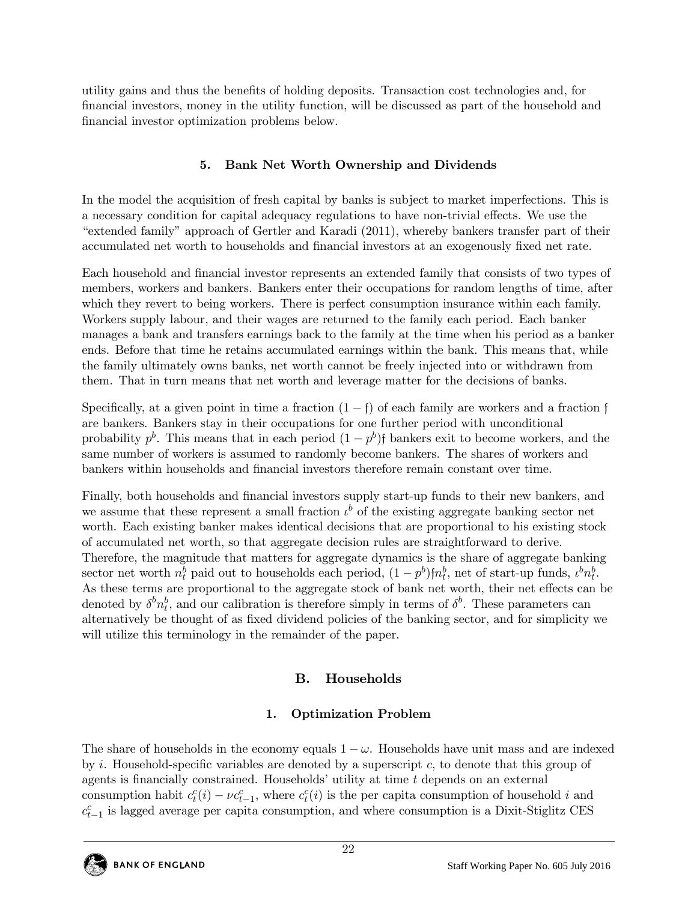utility gains and thus the benefits of holding deposits. Transaction cost technologies and, for financial investors, money in the utility function, will be discussed as part of the household and financial investor optimization problems below.

### 5. Bank Net Worth Ownership and Dividends

In the model the acquisition of fresh capital by banks is subject to market imperfections. This is a necessary condition for capital adequacy regulations to have non-trivial effects. We use the "extended family" approach of Gertler and Karadi (2011), whereby bankers transfer part of their accumulated net worth to households and financial investors at an exogenously fixed net rate.

Each household and financial investor represents an extended family that consists of two types of members, workers and bankers. Bankers enter their occupations for random lengths of time, after which they revert to being workers. There is perfect consumption insurance within each family. Workers supply labour, and their wages are returned to the family each period. Each banker manages a bank and transfers earnings back to the family at the time when his period as a banker ends. Before that time he retains accumulated earnings within the bank. This means that, while the family ultimately owns banks, net worth cannot be freely injected into or withdrawn from them. That in turn means that net worth and leverage matter for the decisions of banks.

Specifically, at a given point in time a fraction $(1 - \mathfrak{f})$ of each family are workers and a fraction $\mathfrak{f}$ are bankers. Bankers stay in their occupations for one further period with unconditional probability $p^b$. This means that in each period $(1 - p^b)\mathfrak{f}$ bankers exit to become workers, and the same number of workers is assumed to randomly become bankers. The shares of workers and bankers within households and financial investors therefore remain constant over time.

Finally, both households and financial investors supply start-up funds to their new bankers, and we assume that these represent a small fraction $\iota^b$ of the existing aggregate banking sector net worth. Each existing banker makes identical decisions that are proportional to his existing stock of accumulated net worth, so that aggregate decision rules are straightforward to derive. Therefore, the magnitude that matters for aggregate dynamics is the share of aggregate banking sector net worth $n_t^b$ paid out to households each period, $(1 - p^b)\mathfrak{f}n_t^b$, net of start-up funds, $\iota^b n_t^b$. As these terms are proportional to the aggregate stock of bank net worth, their net effects can be denoted by $\delta^b n_t^b$, and our calibration is therefore simply in terms of $\delta^b$. These parameters can alternatively be thought of as fixed dividend policies of the banking sector, and for simplicity we will utilize this terminology in the remainder of the paper.

## B. Households

### 1. Optimization Problem

The share of households in the economy equals $1 - \omega$. Households have unit mass and are indexed by $i$. Household-specific variables are denoted by a superscript $c$, to denote that this group of agents is financially constrained. Households' utility at time $t$ depends on an external consumption habit $c_t^c(i) - \nu c_{t-1}^c$, where $c_t^c(i)$ is the per capita consumption of household $i$ and $c_{t-1}^c$ is lagged average per capita consumption, and where consumption is a Dixit-Stiglitz CES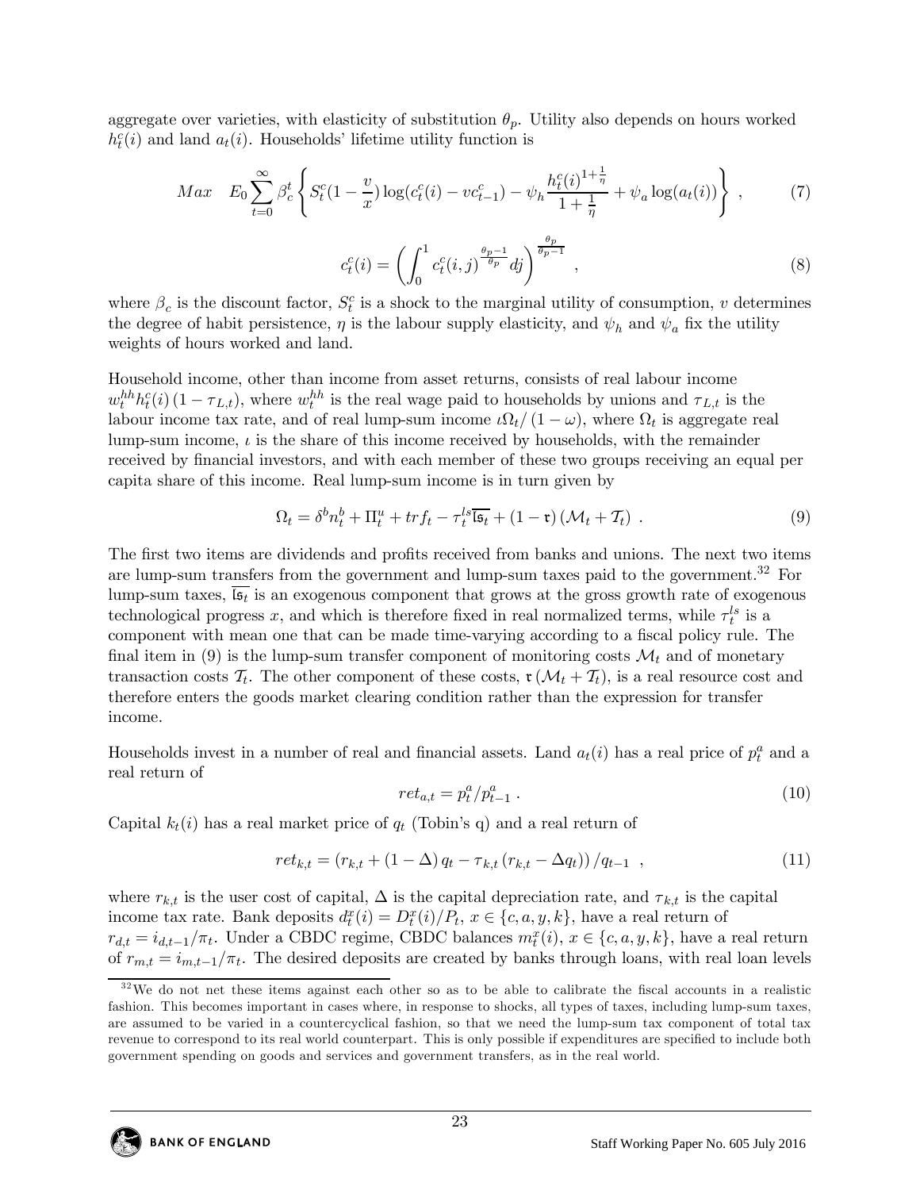aggregate over varieties, with elasticity of substitution $\theta_p$. Utility also depends on hours worked $h_t^c(i)$ and land $a_t(i)$. Households' lifetime utility function is

$$Max \quad E_0 \sum_{t=0}^{\infty} \beta_c^t \left\{ S_t^c (1 - \frac{v}{x}) \log(c_t^c(i) - v c_{t-1}^c) - \psi_h \frac{h_t^c(i)^{1+\frac{1}{\eta}}}{1+\frac{1}{\eta}} + \psi_a \log(a_t(i)) \right\} \ , \tag{7}$$

$$c_t^c(i) = \left( \int_0^1 c_t^c(i,j)^{\frac{\theta_p - 1}{\theta_p}} dj \right)^{\frac{\theta_p}{\theta_p - 1}} \ , \tag{8}$$

where $\beta_c$ is the discount factor, $S_t^c$ is a shock to the marginal utility of consumption, $v$ determines the degree of habit persistence, $\eta$ is the labour supply elasticity, and $\psi_h$ and $\psi_a$ fix the utility weights of hours worked and land.

Household income, other than income from asset returns, consists of real labour income $w_t^{hh} h_t^c(i) (1 - \tau_{L,t})$, where $w_t^{hh}$ is the real wage paid to households by unions and $\tau_{L,t}$ is the labour income tax rate, and of real lump-sum income $\iota \Omega_t / (1 - \omega)$, where $\Omega_t$ is aggregate real lump-sum income, $\iota$ is the share of this income received by households, with the remainder received by financial investors, and with each member of these two groups receiving an equal per capita share of this income. Real lump-sum income is in turn given by

$$\Omega_t = \delta^b n_t^b + \Pi_t^u + trf_t - \tau_t^{ls} \overline{\mathfrak{ls}_t} + (1 - \mathfrak{r}) (\mathcal{M}_t + \mathcal{T}_t) \ . \tag{9}$$

The first two items are dividends and profits received from banks and unions. The next two items are lump-sum transfers from the government and lump-sum taxes paid to the government.[32] For lump-sum taxes, $\overline{\mathfrak{ls}_t}$ is an exogenous component that grows at the gross growth rate of exogenous technological progress $x$, and which is therefore fixed in real normalized terms, while $\tau_t^{ls}$ is a component with mean one that can be made time-varying according to a fiscal policy rule. The final item in (9) is the lump-sum transfer component of monitoring costs $\mathcal{M}_t$ and of monetary transaction costs $\mathcal{T}_t$. The other component of these costs, $\mathfrak{r} (\mathcal{M}_t + \mathcal{T}_t)$, is a real resource cost and therefore enters the goods market clearing condition rather than the expression for transfer income.

Households invest in a number of real and financial assets. Land $a_t(i)$ has a real price of $p_t^a$ and a real return of

$$ret_{a,t} = p_t^a / p_{t-1}^a \ . \tag{10}$$

Capital $k_t(i)$ has a real market price of $q_t$ (Tobin's q) and a real return of

$$ret_{k,t} = \left( r_{k,t} + (1 - \Delta) q_t - \tau_{k,t} (r_{k,t} - \Delta q_t) \right) / q_{t-1} \ , \tag{11}$$

where $r_{k,t}$ is the user cost of capital, $\Delta$ is the capital depreciation rate, and $\tau_{k,t}$ is the capital income tax rate. Bank deposits $d_t^x(i) = D_t^x(i)/P_t$, $x \in \{c, a, y, k\}$, have a real return of $r_{d,t} = i_{d,t-1}/\pi_t$. Under a CBDC regime, CBDC balances $m_t^x(i)$, $x \in \{c, a, y, k\}$, have a real return of $r_{m,t} = i_{m,t-1}/\pi_t$. The desired deposits are created by banks through loans, with real loan levels

[32] We do not net these items against each other so as to be able to calibrate the fiscal accounts in a realistic fashion. This becomes important in cases where, in response to shocks, all types of taxes, including lump-sum taxes, are assumed to be varied in a countercyclical fashion, so that we need the lump-sum tax component of total tax revenue to correspond to its real world counterpart. This is only possible if expenditures are specified to include both government spending on goods and services and government transfers, as in the real world.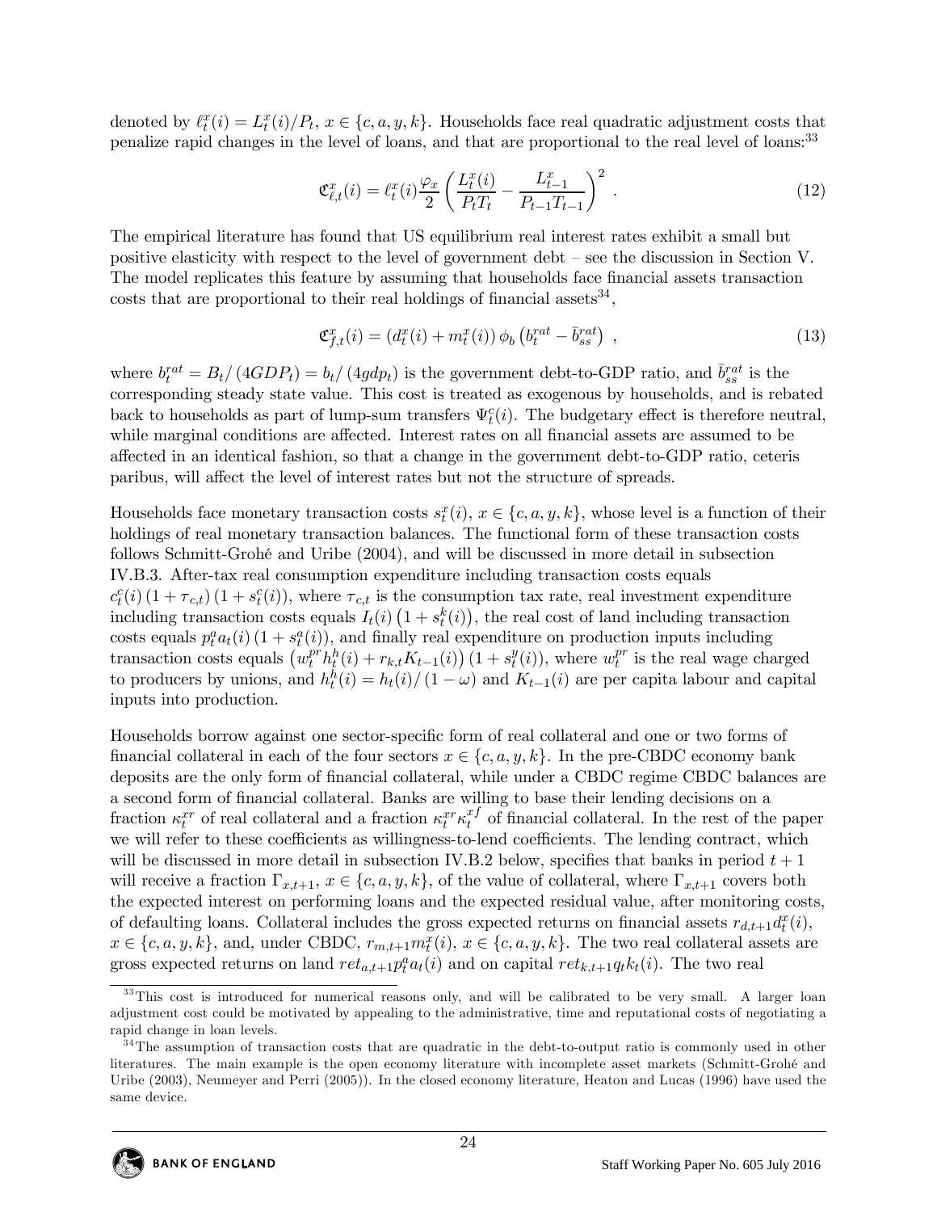denoted by $\ell_t^x(i) = L_t^x(i)/P_t$, $x \in \{c, a, y, k\}$. Households face real quadratic adjustment costs that penalize rapid changes in the level of loans, and that are proportional to the real level of loans:[33]

$$\mathfrak{C}_{\ell,t}^x(i) = \ell_t^x(i) \frac{\varphi_x}{2} \left( \frac{L_t^x(i)}{P_t T_t} - \frac{L_{t-1}^x}{P_{t-1} T_{t-1}} \right)^2 . \tag{12}$$

The empirical literature has found that US equilibrium real interest rates exhibit a small but positive elasticity with respect to the level of government debt – see the discussion in Section V. The model replicates this feature by assuming that households face financial assets transaction costs that are proportional to their real holdings of financial assets[34],

$$\mathfrak{C}_{f,t}^x(i) = \left(d_t^x(i) + m_t^x(i)\right) \phi_b \left(b_t^{rat} - \bar{b}_{ss}^{rat}\right) , \tag{13}$$

where $b_t^{rat} = B_t / (4GDP_t) = b_t / (4gdp_t)$ is the government debt-to-GDP ratio, and $\bar{b}_{ss}^{rat}$ is the corresponding steady state value. This cost is treated as exogenous by households, and is rebated back to households as part of lump-sum transfers $\Psi_t^c(i)$. The budgetary effect is therefore neutral, while marginal conditions are affected. Interest rates on all financial assets are assumed to be affected in an identical fashion, so that a change in the government debt-to-GDP ratio, ceteris paribus, will affect the level of interest rates but not the structure of spreads.

Households face monetary transaction costs $s_t^x(i)$, $x \in \{c, a, y, k\}$, whose level is a function of their holdings of real monetary transaction balances. The functional form of these transaction costs follows Schmitt-Grohé and Uribe (2004), and will be discussed in more detail in subsection IV.B.3. After-tax real consumption expenditure including transaction costs equals $c_t^c(i)\left(1 + \tau_{c,t}\right)\left(1 + s_t^c(i)\right)$, where $\tau_{c,t}$ is the consumption tax rate, real investment expenditure including transaction costs equals $I_t(i)\left(1 + s_t^k(i)\right)$, the real cost of land including transaction costs equals $p_t^a a_t(i)\left(1 + s_t^a(i)\right)$, and finally real expenditure on production inputs including transaction costs equals $\left(w_t^{pr} h_t^h(i) + r_{k,t} K_{t-1}(i)\right)\left(1 + s_t^y(i)\right)$, where $w_t^{pr}$ is the real wage charged to producers by unions, and $h_t^h(i) = h_t(i)/(1-\omega)$ and $K_{t-1}(i)$ are per capita labour and capital inputs into production.

Households borrow against one sector-specific form of real collateral and one or two forms of financial collateral in each of the four sectors $x \in \{c, a, y, k\}$. In the pre-CBDC economy bank deposits are the only form of financial collateral, while under a CBDC regime CBDC balances are a second form of financial collateral. Banks are willing to base their lending decisions on a fraction $\kappa_t^{xr}$ of real collateral and a fraction $\kappa_t^{xr}\kappa_t^{xf}$ of financial collateral. In the rest of the paper we will refer to these coefficients as willingness-to-lend coefficients. The lending contract, which will be discussed in more detail in subsection IV.B.2 below, specifies that banks in period $t+1$ will receive a fraction $\Gamma_{x,t+1}$, $x \in \{c, a, y, k\}$, of the value of collateral, where $\Gamma_{x,t+1}$ covers both the expected interest on performing loans and the expected residual value, after monitoring costs, of defaulting loans. Collateral includes the gross expected returns on financial assets $r_{d,t+1} d_t^x(i)$, $x \in \{c, a, y, k\}$, and, under CBDC, $r_{m,t+1} m_t^x(i)$, $x \in \{c, a, y, k\}$. The two real collateral assets are gross expected returns on land $ret_{a,t+1} p_t^a a_t(i)$ and on capital $ret_{k,t+1} q_t k_t(i)$. The two real

[33] This cost is introduced for numerical reasons only, and will be calibrated to be very small. A larger loan adjustment cost could be motivated by appealing to the administrative, time and reputational costs of negotiating a rapid change in loan levels.

[34] The assumption of transaction costs that are quadratic in the debt-to-output ratio is commonly used in other literatures. The main example is the open economy literature with incomplete asset markets (Schmitt-Grohé and Uribe (2003), Neumeyer and Perri (2005)). In the closed economy literature, Heaton and Lucas (1996) have used the same device.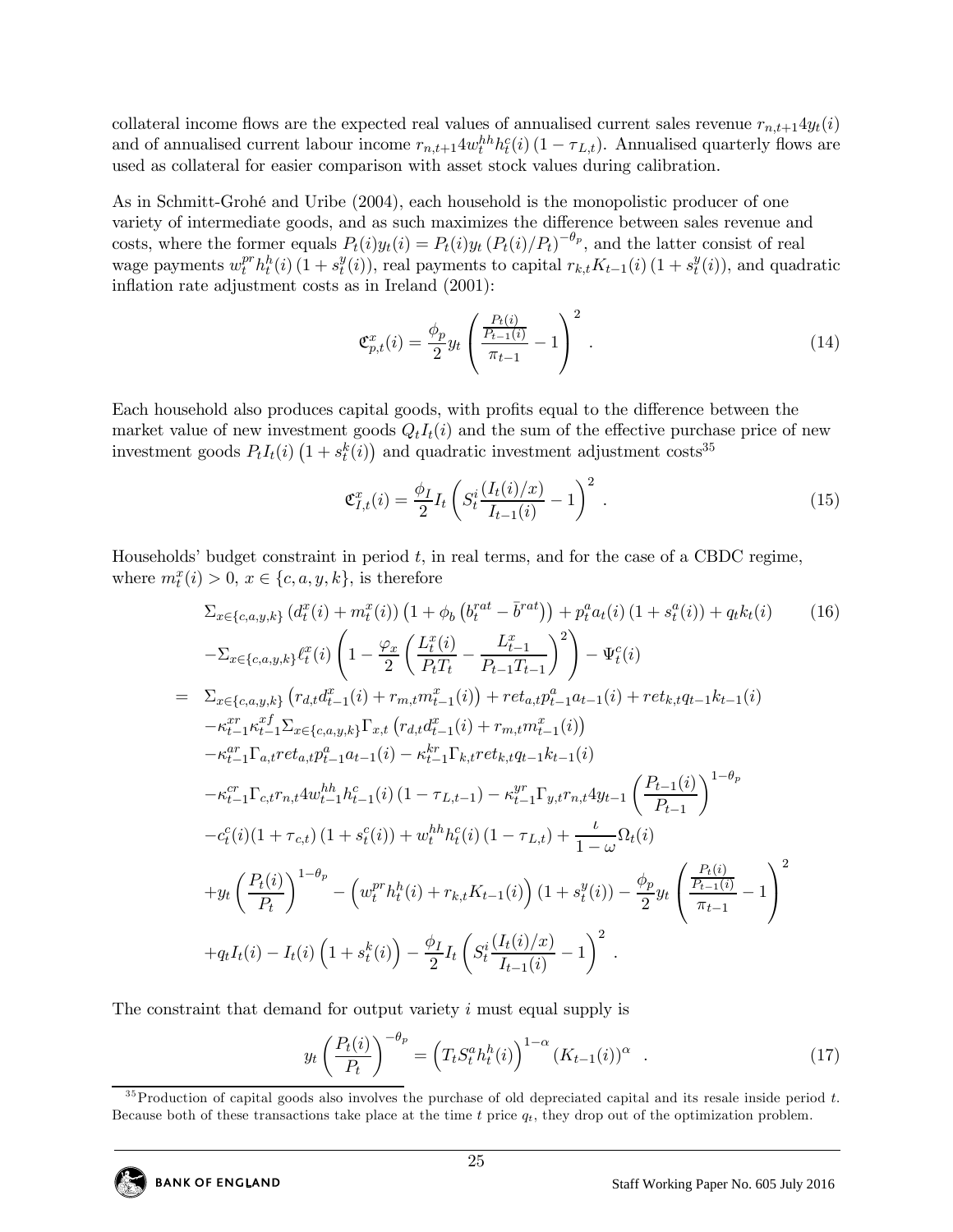collateral income flows are the expected real values of annualised current sales revenue $r_{n,t+1}4y_t(i)$ and of annualised current labour income $r_{n,t+1}4w_t^{hh}h_t^c(i)(1-\tau_{L,t})$. Annualised quarterly flows are used as collateral for easier comparison with asset stock values during calibration.

As in Schmitt-Grohé and Uribe (2004), each household is the monopolistic producer of one variety of intermediate goods, and as such maximizes the difference between sales revenue and costs, where the former equals $P_t(i)y_t(i) = P_t(i)y_t\left(P_t(i)/P_t\right)^{-\theta_p}$, and the latter consist of real wage payments $w_t^{pr}h_t^h(i)(1+s_t^y(i))$, real payments to capital $r_{k,t}K_{t-1}(i)(1+s_t^y(i))$, and quadratic inflation rate adjustment costs as in Ireland (2001):

$$\mathfrak{C}_{p,t}^x(i) = \frac{\phi_p}{2}y_t\left(\frac{\frac{P_t(i)}{P_{t-1}(i)}}{\pi_{t-1}}-1\right)^2 . \tag{14}$$

Each household also produces capital goods, with profits equal to the difference between the market value of new investment goods $Q_tI_t(i)$ and the sum of the effective purchase price of new investment goods $P_tI_t(i)\left(1+s_t^k(i)\right)$ and quadratic investment adjustment costs[35]

$$\mathfrak{C}_{I,t}^x(i) = \frac{\phi_I}{2}I_t\left(S_t^i\frac{(I_t(i)/x)}{I_{t-1}(i)}-1\right)^2 . \tag{15}$$

Households' budget constraint in period $t$, in real terms, and for the case of a CBDC regime, where $m_t^x(i) > 0$, $x \in \{c,a,y,k\}$, is therefore

$$\begin{aligned}
&\Sigma_{x\in\{c,a,y,k\}}\left(d_t^x(i)+m_t^x(i)\right)\left(1+\phi_b\left(b_t^{rat}-\bar{b}^{rat}\right)\right)+p_t^a a_t(i)\left(1+s_t^a(i)\right)+q_tk_t(i) \qquad (16)\\
&-\Sigma_{x\in\{c,a,y,k\}}\ell_t^x(i)\left(1-\frac{\varphi_x}{2}\left(\frac{L_t^x(i)}{P_tT_t}-\frac{L_{t-1}^x}{P_{t-1}T_{t-1}}\right)^2\right)-\Psi_t^c(i)\\
= \;& \Sigma_{x\in\{c,a,y,k\}}\left(r_{d,t}d_{t-1}^x(i)+r_{m,t}m_{t-1}^x(i)\right)+ret_{a,t}p_{t-1}^a a_{t-1}(i)+ret_{k,t}q_{t-1}k_{t-1}(i)\\
&-\kappa_{t-1}^{xr}\kappa_{t-1}^{xf}\Sigma_{x\in\{c,a,y,k\}}\Gamma_{x,t}\left(r_{d,t}d_{t-1}^x(i)+r_{m,t}m_{t-1}^x(i)\right)\\
&-\kappa_{t-1}^{ar}\Gamma_{a,t}ret_{a,t}p_{t-1}^a a_{t-1}(i)-\kappa_{t-1}^{kr}\Gamma_{k,t}ret_{k,t}q_{t-1}k_{t-1}(i)\\
&-\kappa_{t-1}^{cr}\Gamma_{c,t}r_{n,t}4w_{t-1}^{hh}h_{t-1}^c(i)\left(1-\tau_{L,t-1}\right)-\kappa_{t-1}^{yr}\Gamma_{y,t}r_{n,t}4y_{t-1}\left(\frac{P_{t-1}(i)}{P_{t-1}}\right)^{1-\theta_p}\\
&-c_t^c(i)(1+\tau_{c,t})\left(1+s_t^c(i)\right)+w_t^{hh}h_t^c(i)\left(1-\tau_{L,t}\right)+\frac{\iota}{1-\omega}\Omega_t(i)\\
&+y_t\left(\frac{P_t(i)}{P_t}\right)^{1-\theta_p}-\left(w_t^{pr}h_t^h(i)+r_{k,t}K_{t-1}(i)\right)\left(1+s_t^y(i)\right)-\frac{\phi_p}{2}y_t\left(\frac{\frac{P_t(i)}{P_{t-1}(i)}}{\pi_{t-1}}-1\right)^2\\
&+q_tI_t(i)-I_t(i)\left(1+s_t^k(i)\right)-\frac{\phi_I}{2}I_t\left(S_t^i\frac{(I_t(i)/x)}{I_{t-1}(i)}-1\right)^2 .
\end{aligned}$$

The constraint that demand for output variety $i$ must equal supply is

$$y_t\left(\frac{P_t(i)}{P_t}\right)^{-\theta_p} = \left(T_tS_t^a h_t^h(i)\right)^{1-\alpha}\left(K_{t-1}(i)\right)^{\alpha} . \tag{17}$$

[35] Production of capital goods also involves the purchase of old depreciated capital and its resale inside period $t$. Because both of these transactions take place at the time $t$ price $q_t$, they drop out of the optimization problem.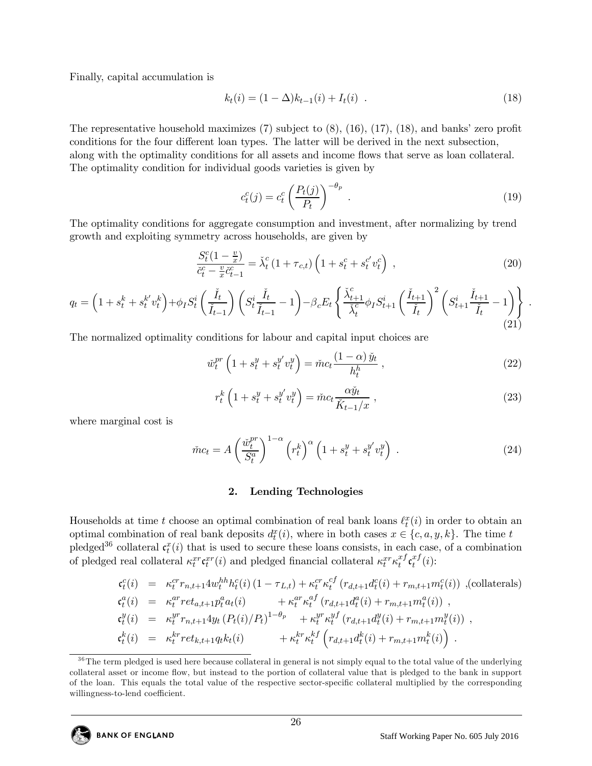Finally, capital accumulation is

$$k_t(i) = (1-\Delta)k_{t-1}(i) + I_t(i) \ . \tag{18}$$

The representative household maximizes (7) subject to (8), (16), (17), (18), and banks' zero profit conditions for the four different loan types. The latter will be derived in the next subsection, along with the optimality conditions for all assets and income flows that serve as loan collateral. The optimality condition for individual goods varieties is given by

$$c_t^c(j) = c_t^c \left(\frac{P_t(j)}{P_t}\right)^{-\theta_p} \ . \tag{19}$$

The optimality conditions for aggregate consumption and investment, after normalizing by trend growth and exploiting symmetry across households, are given by

$$\frac{S_t^c(1-\frac{v}{x})}{\check{c}_t^c - \frac{v}{x}\check{c}_{t-1}^c} = \check{\lambda}_t^c\left(1+\tau_{c,t}\right)\left(1+s_t^c + s_t^{c'}v_t^c\right) \ , \tag{20}$$

$$q_t = \left(1+s_t^k + s_t^{k'}v_t^k\right) + \phi_I S_t^i\left(\frac{\check{I}_t}{\check{I}_{t-1}}\right)\left(S_t^i\frac{\check{I}_t}{\check{I}_{t-1}} - 1\right) - \beta_c E_t\left\{\frac{\check{\lambda}_{t+1}^c}{\check{\lambda}_t^c}\phi_I S_{t+1}^i\left(\frac{\check{I}_{t+1}}{\check{I}_t}\right)^2\left(S_{t+1}^i\frac{\check{I}_{t+1}}{\check{I}_t} - 1\right)\right\} \ . \tag{21}$$

The normalized optimality conditions for labour and capital input choices are

$$\check{w}_t^{pr}\left(1+s_t^y + s_t^{y'}v_t^y\right) = \check{m}c_t\frac{(1-\alpha)\,\check{y}_t}{h_t^h} \ , \tag{22}$$

$$r_t^k\left(1+s_t^y + s_t^{y'}v_t^y\right) = \check{m}c_t\frac{\alpha\check{y}_t}{\check{K}_{t-1}/x} \ , \tag{23}$$

where marginal cost is

$$\check{m}c_t = A\left(\frac{\check{w}_t^{pr}}{S_t^a}\right)^{1-\alpha}\left(r_t^k\right)^{\alpha}\left(1+s_t^y + s_t^{y'}v_t^y\right) \ . \tag{24}$$

## 2. Lending Technologies

Households at time $t$ choose an optimal combination of real bank loans $\ell_t^x(i)$ in order to obtain an optimal combination of real bank deposits $d_t^x(i)$, where in both cases $x \in \{c, a, y, k\}$. The time $t$ pledged[36] collateral $\mathfrak{c}_t^x(i)$ that is used to secure these loans consists, in each case, of a combination of pledged real collateral $\kappa_t^{xr}\mathfrak{c}_t^{xr}(i)$ and pledged financial collateral $\kappa_t^{xr}\kappa_t^{xf}\mathfrak{c}_t^{xf}(i)$:

$$\begin{aligned}
\mathfrak{c}_t^c(i) &= \kappa_t^{cr} r_{n,t+1} 4 w_t^{hh} h_t^c(i)\left(1-\tau_{L,t}\right) + \kappa_t^{cr}\kappa_t^{cf}\left(r_{d,t+1}d_t^c(i) + r_{m,t+1}m_t^c(i)\right) \ , \text{(collaterals)} \\
\mathfrak{c}_t^a(i) &= \kappa_t^{ar} ret_{a,t+1} p_t^a a_t(i) \qquad + \kappa_t^{ar}\kappa_t^{af}\left(r_{d,t+1}d_t^a(i) + r_{m,t+1}m_t^a(i)\right) \ , \\
\mathfrak{c}_t^y(i) &= \kappa_t^{yr} r_{n,t+1} 4 y_t\left(P_t(i)/P_t\right)^{1-\theta_p} \quad + \kappa_t^{yr}\kappa_t^{yf}\left(r_{d,t+1}d_t^y(i) + r_{m,t+1}m_t^y(i)\right) \ , \\
\mathfrak{c}_t^k(i) &= \kappa_t^{kr} ret_{k,t+1} q_t k_t(i) \qquad + \kappa_t^{kr}\kappa_t^{kf}\left(r_{d,t+1}d_t^k(i) + r_{m,t+1}m_t^k(i)\right) \ .
\end{aligned}$$

[36] The term pledged is used here because collateral in general is not simply equal to the total value of the underlying collateral asset or income flow, but instead to the portion of collateral value that is pledged to the bank in support of the loan. This equals the total value of the respective sector-specific collateral multiplied by the corresponding willingness-to-lend coefficient.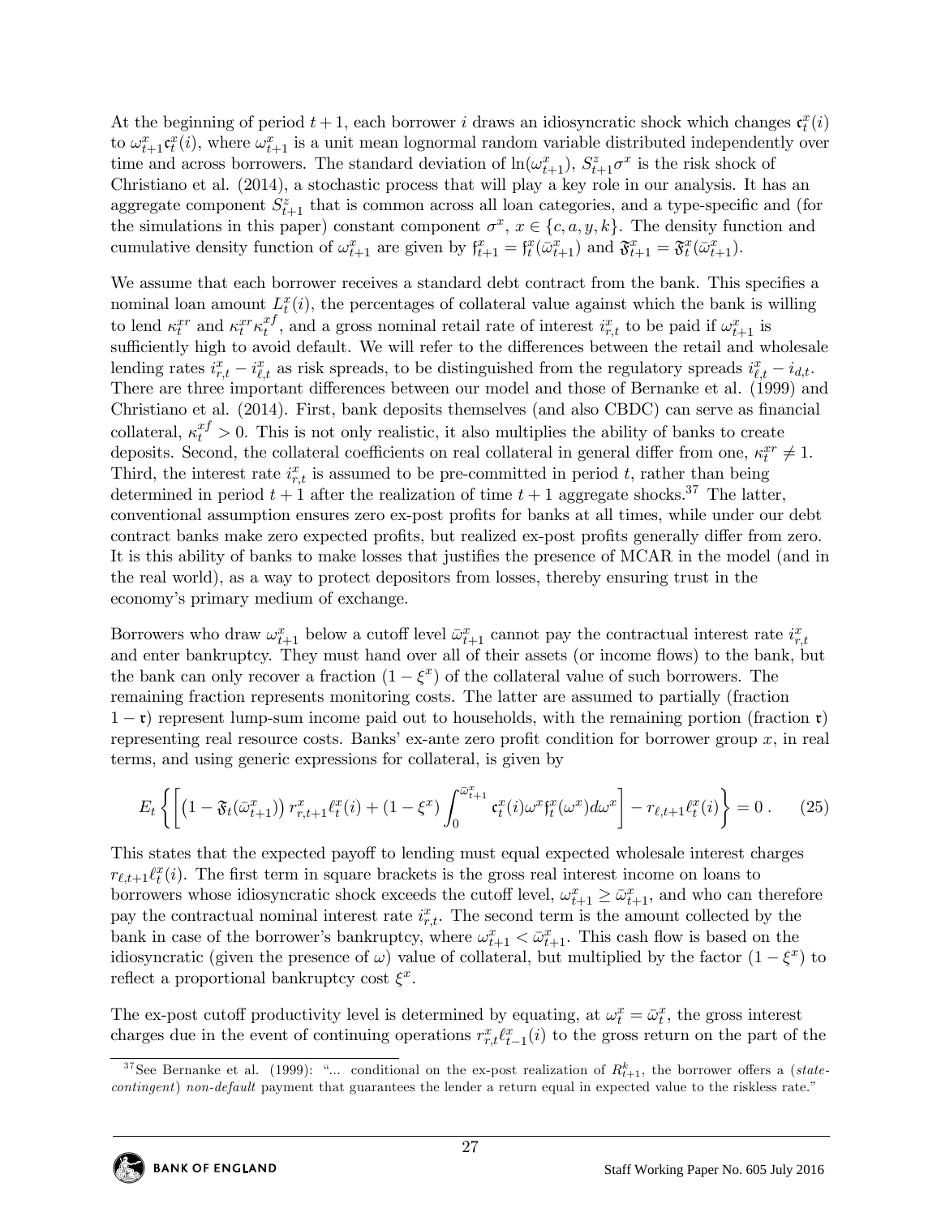At the beginning of period $t+1$, each borrower $i$ draws an idiosyncratic shock which changes $\mathfrak{c}_t^x(i)$ to $\omega_{t+1}^x \mathfrak{c}_t^x(i)$, where $\omega_{t+1}^x$ is a unit mean lognormal random variable distributed independently over time and across borrowers. The standard deviation of $\ln(\omega_{t+1}^x)$, $S_{t+1}^z \sigma^x$ is the risk shock of Christiano et al. (2014), a stochastic process that will play a key role in our analysis. It has an aggregate component $S_{t+1}^z$ that is common across all loan categories, and a type-specific and (for the simulations in this paper) constant component $\sigma^x$, $x \in \{c, a, y, k\}$. The density function and cumulative density function of $\omega_{t+1}^x$ are given by $\mathfrak{f}_{t+1}^x = \mathfrak{f}_t^x(\bar{\omega}_{t+1}^x)$ and $\mathfrak{F}_{t+1}^x = \mathfrak{F}_t^x(\bar{\omega}_{t+1}^x)$.

We assume that each borrower receives a standard debt contract from the bank. This specifies a nominal loan amount $L_t^x(i)$, the percentages of collateral value against which the bank is willing to lend $\kappa_t^{xr}$ and $\kappa_t^{xr}\kappa_t^{xf}$, and a gross nominal retail rate of interest $i_{r,t}^x$ to be paid if $\omega_{t+1}^x$ is sufficiently high to avoid default. We will refer to the differences between the retail and wholesale lending rates $i_{r,t}^x - i_{\ell,t}^x$ as risk spreads, to be distinguished from the regulatory spreads $i_{\ell,t}^x - i_{d,t}$. There are three important differences between our model and those of Bernanke et al. (1999) and Christiano et al. (2014). First, bank deposits themselves (and also CBDC) can serve as financial collateral, $\kappa_t^{xf} > 0$. This is not only realistic, it also multiplies the ability of banks to create deposits. Second, the collateral coefficients on real collateral in general differ from one, $\kappa_t^{xr} \neq 1$. Third, the interest rate $i_{r,t}^x$ is assumed to be pre-committed in period $t$, rather than being determined in period $t+1$ after the realization of time $t+1$ aggregate shocks.[37] The latter, conventional assumption ensures zero ex-post profits for banks at all times, while under our debt contract banks make zero expected profits, but realized ex-post profits generally differ from zero. It is this ability of banks to make losses that justifies the presence of MCAR in the model (and in the real world), as a way to protect depositors from losses, thereby ensuring trust in the economy's primary medium of exchange.

Borrowers who draw $\omega_{t+1}^x$ below a cutoff level $\bar{\omega}_{t+1}^x$ cannot pay the contractual interest rate $i_{r,t}^x$ and enter bankruptcy. They must hand over all of their assets (or income flows) to the bank, but the bank can only recover a fraction $(1 - \xi^x)$ of the collateral value of such borrowers. The remaining fraction represents monitoring costs. The latter are assumed to partially (fraction $1 - \mathfrak{r}$) represent lump-sum income paid out to households, with the remaining portion (fraction $\mathfrak{r}$) representing real resource costs. Banks' ex-ante zero profit condition for borrower group $x$, in real terms, and using generic expressions for collateral, is given by

$$E_t \left\{ \left[ \left(1 - \mathfrak{F}_t(\bar{\omega}_{t+1}^x)\right) r_{r,t+1}^x \ell_t^x(i) + (1 - \xi^x) \int_0^{\bar{\omega}_{t+1}^x} \mathfrak{c}_t^x(i) \omega^x \mathfrak{f}_t^x(\omega^x) d\omega^x \right] - r_{\ell,t+1} \ell_t^x(i) \right\} = 0 \,. \quad (25)$$

This states that the expected payoff to lending must equal expected wholesale interest charges $r_{\ell,t+1}\ell_t^x(i)$. The first term in square brackets is the gross real interest income on loans to borrowers whose idiosyncratic shock exceeds the cutoff level, $\omega_{t+1}^x \geq \bar{\omega}_{t+1}^x$, and who can therefore pay the contractual nominal interest rate $i_{r,t}^x$. The second term is the amount collected by the bank in case of the borrower's bankruptcy, where $\omega_{t+1}^x < \bar{\omega}_{t+1}^x$. This cash flow is based on the idiosyncratic (given the presence of $\omega$) value of collateral, but multiplied by the factor $(1 - \xi^x)$ to reflect a proportional bankruptcy cost $\xi^x$.

The ex-post cutoff productivity level is determined by equating, at $\omega_t^x = \bar{\omega}_t^x$, the gross interest charges due in the event of continuing operations $r_{r,t}^x \ell_{t-1}^x(i)$ to the gross return on the part of the

[37] See Bernanke et al. (1999): "... conditional on the ex-post realization of $R_{t+1}^k$, the borrower offers a (*state-contingent*) *non-default* payment that guarantees the lender a return equal in expected value to the riskless rate."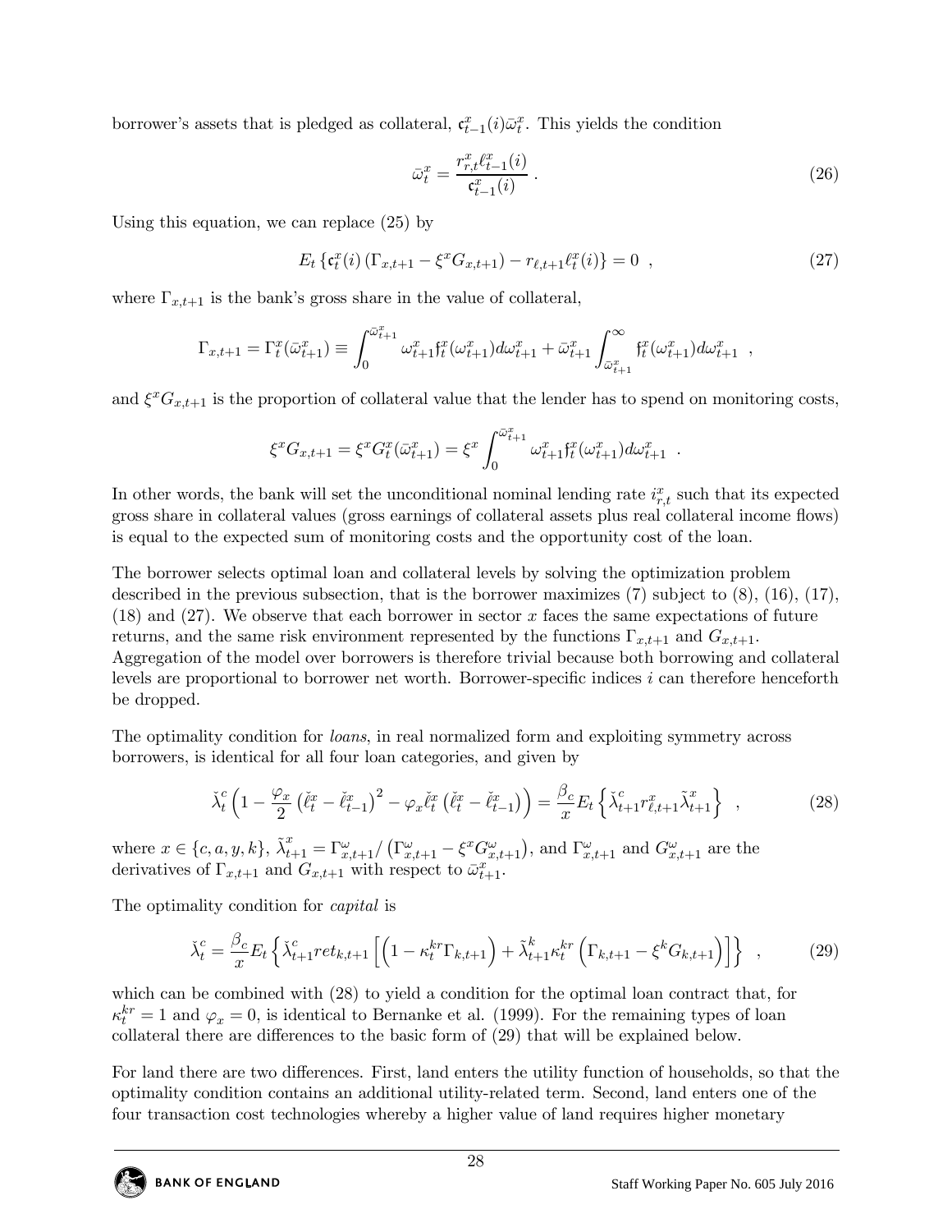borrower's assets that is pledged as collateral, $\mathfrak{c}_{t-1}^x(i)\bar{\omega}_t^x$. This yields the condition

$$\bar{\omega}_t^x = \frac{r_{r,t}^x \ell_{t-1}^x(i)}{\mathfrak{c}_{t-1}^x(i)} \ . \tag{26}$$

Using this equation, we can replace (25) by

$$E_t \left\{ \mathfrak{c}_t^x(i) \left( \Gamma_{x,t+1} - \xi^x G_{x,t+1} \right) - r_{\ell,t+1} \ell_t^x(i) \right\} = 0 \ \ , \tag{27}$$

where $\Gamma_{x,t+1}$ is the bank's gross share in the value of collateral,

$$\Gamma_{x,t+1} = \Gamma_t^x(\bar{\omega}_{t+1}^x) \equiv \int_0^{\bar{\omega}_{t+1}^x} \omega_{t+1}^x \mathfrak{f}_t^x(\omega_{t+1}^x) d\omega_{t+1}^x + \bar{\omega}_{t+1}^x \int_{\bar{\omega}_{t+1}^x}^{\infty} \mathfrak{f}_t^x(\omega_{t+1}^x) d\omega_{t+1}^x \ \ ,$$

and $\xi^x G_{x,t+1}$ is the proportion of collateral value that the lender has to spend on monitoring costs,

$$\xi^x G_{x,t+1} = \xi^x G_t^x(\bar{\omega}_{t+1}^x) = \xi^x \int_0^{\bar{\omega}_{t+1}^x} \omega_{t+1}^x \mathfrak{f}_t^x(\omega_{t+1}^x) d\omega_{t+1}^x \ \ .$$

In other words, the bank will set the unconditional nominal lending rate $i_{r,t}^x$ such that its expected gross share in collateral values (gross earnings of collateral assets plus real collateral income flows) is equal to the expected sum of monitoring costs and the opportunity cost of the loan.

The borrower selects optimal loan and collateral levels by solving the optimization problem described in the previous subsection, that is the borrower maximizes (7) subject to (8), (16), (17), (18) and (27). We observe that each borrower in sector $x$ faces the same expectations of future returns, and the same risk environment represented by the functions $\Gamma_{x,t+1}$ and $G_{x,t+1}$. Aggregation of the model over borrowers is therefore trivial because both borrowing and collateral levels are proportional to borrower net worth. Borrower-specific indices $i$ can therefore henceforth be dropped.

The optimality condition for *loans*, in real normalized form and exploiting symmetry across borrowers, is identical for all four loan categories, and given by

$$\check{\lambda}_t^c \left( 1 - \frac{\varphi_x}{2} \left( \check{\ell}_t^x - \check{\ell}_{t-1}^x \right)^2 - \varphi_x \check{\ell}_t^x \left( \check{\ell}_t^x - \check{\ell}_{t-1}^x \right) \right) = \frac{\beta_c}{x} E_t \left\{ \check{\lambda}_{t+1}^c r_{\ell,t+1}^x \tilde{\lambda}_{t+1}^x \right\} \ \ , \tag{28}$$

where $x \in \{c, a, y, k\}$, $\tilde{\lambda}_{t+1}^x = \Gamma_{x,t+1}^{\omega} / \left( \Gamma_{x,t+1}^{\omega} - \xi^x G_{x,t+1}^{\omega} \right)$, and $\Gamma_{x,t+1}^{\omega}$ and $G_{x,t+1}^{\omega}$ are the derivatives of $\Gamma_{x,t+1}$ and $G_{x,t+1}$ with respect to $\bar{\omega}_{t+1}^x$.

The optimality condition for *capital* is

$$\check{\lambda}_t^c = \frac{\beta_c}{x} E_t \left\{ \check{\lambda}_{t+1}^c ret_{k,t+1} \left[ \left( 1 - \kappa_t^{kr} \Gamma_{k,t+1} \right) + \tilde{\lambda}_{t+1}^k \kappa_t^{kr} \left( \Gamma_{k,t+1} - \xi^k G_{k,t+1} \right) \right] \right\} \ \ , \tag{29}$$

which can be combined with (28) to yield a condition for the optimal loan contract that, for $\kappa_t^{kr} = 1$ and $\varphi_x = 0$, is identical to Bernanke et al. (1999). For the remaining types of loan collateral there are differences to the basic form of (29) that will be explained below.

For land there are two differences. First, land enters the utility function of households, so that the optimality condition contains an additional utility-related term. Second, land enters one of the four transaction cost technologies whereby a higher value of land requires higher monetary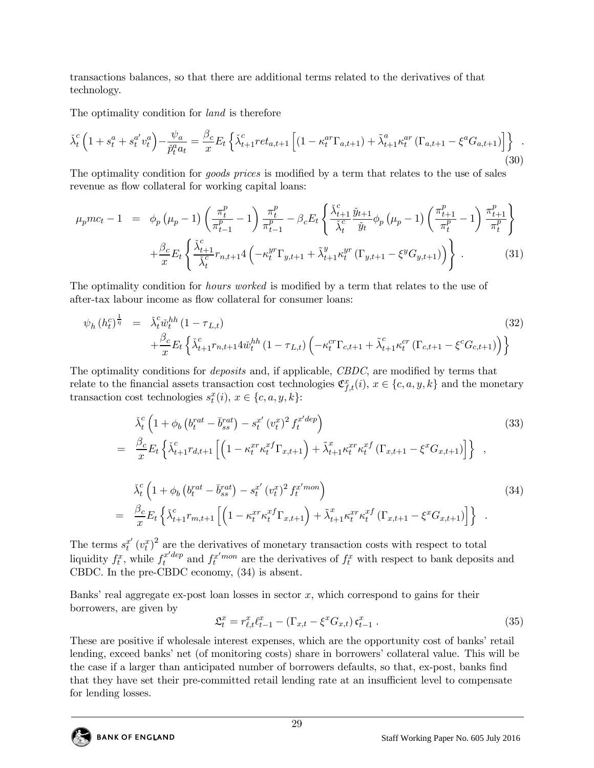transactions balances, so that there are additional terms related to the derivatives of that technology.

The optimality condition for *land* is therefore

$$\check{\lambda}_t^c \left(1 + s_t^a + s_t^{a'} v_t^a\right) - \frac{\psi_a}{\check{p}_t^a a_t} = \frac{\beta_c}{x} E_t \left\{ \check{\lambda}_{t+1}^c ret_{a,t+1} \left[ \left(1 - \kappa_t^{ar} \Gamma_{a,t+1}\right) + \tilde{\lambda}_{t+1}^a \kappa_t^{ar} \left(\Gamma_{a,t+1} - \xi^a G_{a,t+1}\right) \right] \right\} \quad . \tag{30}$$

The optimality condition for *goods prices* is modified by a term that relates to the use of sales revenue as flow collateral for working capital loans:

$$\begin{aligned} \mu_p mc_t - 1 &= \phi_p \left(\mu_p - 1\right) \left(\frac{\pi_t^p}{\pi_{t-1}^p} - 1\right) \frac{\pi_t^p}{\pi_{t-1}^p} - \beta_c E_t \left\{ \frac{\check{\lambda}_{t+1}^c}{\check{\lambda}_t^c} \frac{\check{y}_{t+1}}{\check{y}_t} \phi_p \left(\mu_p - 1\right) \left(\frac{\pi_{t+1}^p}{\pi_t^p} - 1\right) \frac{\pi_{t+1}^p}{\pi_t^p} \right\} \\ &\quad + \frac{\beta_c}{x} E_t \left\{ \frac{\check{\lambda}_{t+1}^c}{\check{\lambda}_t^c} r_{n,t+1} 4 \left( -\kappa_t^{yr} \Gamma_{y,t+1} + \tilde{\lambda}_{t+1}^y \kappa_t^{yr} \left(\Gamma_{y,t+1} - \xi^y G_{y,t+1}\right) \right) \right\} \ . \end{aligned} \tag{31}$$

The optimality condition for *hours worked* is modified by a term that relates to the use of after-tax labour income as flow collateral for consumer loans:

$$\begin{aligned} \psi_h \left(h_t^c\right)^{\frac{1}{\eta}} &= \check{\lambda}_t^c \check{w}_t^{hh} \left(1 - \tau_{L,t}\right) \\ &\quad + \frac{\beta_c}{x} E_t \left\{ \check{\lambda}_{t+1}^c r_{n,t+1} 4 \check{w}_t^{hh} \left(1 - \tau_{L,t}\right) \left( -\kappa_t^{cr} \Gamma_{c,t+1} + \tilde{\lambda}_{t+1}^c \kappa_t^{cr} \left(\Gamma_{c,t+1} - \xi^c G_{c,t+1}\right) \right) \right\} \end{aligned} \tag{32}$$

The optimality conditions for *deposits* and, if applicable, *CBDC*, are modified by terms that relate to the financial assets transaction cost technologies $\mathfrak{C}_{f,t}^x(i)$, $x \in \{c, a, y, k\}$ and the monetary transaction cost technologies $s_t^x(i)$, $x \in \{c, a, y, k\}$:

$$\begin{aligned} &\check{\lambda}_t^c \left(1 + \phi_b \left(b_t^{rat} - \bar{b}_{ss}^{rat}\right) - s_t^{x'} \left(v_t^x\right)^2 f_t^{x'dep}\right) \\ = \ &\frac{\beta_c}{x} E_t \left\{ \check{\lambda}_{t+1}^c r_{d,t+1} \left[ \left(1 - \kappa_t^{xr} \kappa_t^{xf} \Gamma_{x,t+1}\right) + \tilde{\lambda}_{t+1}^x \kappa_t^{xr} \kappa_t^{xf} \left(\Gamma_{x,t+1} - \xi^x G_{x,t+1}\right) \right] \right\} \quad , \end{aligned} \tag{33}$$

$$\begin{aligned} &\check{\lambda}_t^c \left(1 + \phi_b \left(b_t^{rat} - \bar{b}_{ss}^{rat}\right) - s_t^{x'} \left(v_t^x\right)^2 f_t^{x'mon}\right) \\ = \ &\frac{\beta_c}{x} E_t \left\{ \check{\lambda}_{t+1}^c r_{m,t+1} \left[ \left(1 - \kappa_t^{xr} \kappa_t^{xf} \Gamma_{x,t+1}\right) + \tilde{\lambda}_{t+1}^x \kappa_t^{xr} \kappa_t^{xf} \left(\Gamma_{x,t+1} - \xi^x G_{x,t+1}\right) \right] \right\} \quad . \end{aligned} \tag{34}$$

The terms $s_t^{x'} \left(v_t^x\right)^2$ are the derivatives of monetary transaction costs with respect to total liquidity $f_t^x$, while $f_t^{x'dep}$ and $f_t^{x'mon}$ are the derivatives of $f_t^x$ with respect to bank deposits and CBDC. In the pre-CBDC economy, (34) is absent.

Banks' real aggregate ex-post loan losses in sector $x$, which correspond to gains for their borrowers, are given by

$$\mathfrak{L}_t^x = r_{\ell,t}^x \ell_{t-1}^x - \left(\Gamma_{x,t} - \xi^x G_{x,t}\right) \mathfrak{c}_{t-1}^x \ . \tag{35}$$

These are positive if wholesale interest expenses, which are the opportunity cost of banks' retail lending, exceed banks' net (of monitoring costs) share in borrowers' collateral value. This will be the case if a larger than anticipated number of borrowers defaults, so that, ex-post, banks find that they have set their pre-committed retail lending rate at an insufficient level to compensate for lending losses.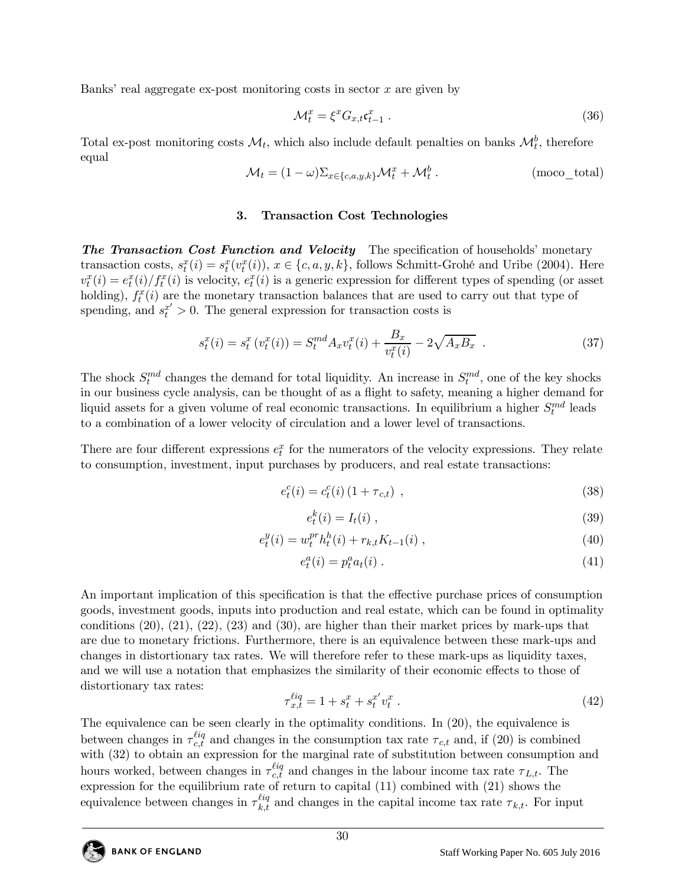Banks' real aggregate ex-post monitoring costs in sector $x$ are given by

$$\mathcal{M}_t^x = \xi^x G_{x,t} \mathfrak{c}_{t-1}^x \ . \tag{36}$$

Total ex-post monitoring costs $\mathcal{M}_t$, which also include default penalties on banks $\mathcal{M}_t^b$, therefore equal

$$\mathcal{M}_t = (1-\omega)\Sigma_{x\in\{c,a,y,k\}}\mathcal{M}_t^x + \mathcal{M}_t^b \ . \tag{moco\_total}$$

## 3. Transaction Cost Technologies

***The Transaction Cost Function and Velocity*** The specification of households' monetary transaction costs, $s_t^x(i) = s_t^x(v_t^x(i))$, $x \in \{c, a, y, k\}$, follows Schmitt-Grohé and Uribe (2004). Here $v_t^x(i) = e_t^x(i)/f_t^x(i)$ is velocity, $e_t^x(i)$ is a generic expression for different types of spending (or asset holding), $f_t^x(i)$ are the monetary transaction balances that are used to carry out that type of spending, and $s_t^{x'} > 0$. The general expression for transaction costs is

$$s_t^x(i) = s_t^x\left(v_t^x(i)\right) = S_t^{md} A_x v_t^x(i) + \frac{B_x}{v_t^x(i)} - 2\sqrt{A_x B_x} \ . \tag{37}$$

The shock $S_t^{md}$ changes the demand for total liquidity. An increase in $S_t^{md}$, one of the key shocks in our business cycle analysis, can be thought of as a flight to safety, meaning a higher demand for liquid assets for a given volume of real economic transactions. In equilibrium a higher $S_t^{md}$ leads to a combination of a lower velocity of circulation and a lower level of transactions.

There are four different expressions $e_t^x$ for the numerators of the velocity expressions. They relate to consumption, investment, input purchases by producers, and real estate transactions:

$$e_t^c(i) = c_t^c(i)\left(1+\tau_{c,t}\right) \ , \tag{38}$$

$$e_t^k(i) = I_t(i) \ , \tag{39}$$

$$e_t^y(i) = w_t^{pr} h_t^h(i) + r_{k,t} K_{t-1}(i) \ , \tag{40}$$

$$e_t^a(i) = p_t^a a_t(i) \ . \tag{41}$$

An important implication of this specification is that the effective purchase prices of consumption goods, investment goods, inputs into production and real estate, which can be found in optimality conditions (20), (21), (22), (23) and (30), are higher than their market prices by mark-ups that are due to monetary frictions. Furthermore, there is an equivalence between these mark-ups and changes in distortionary tax rates. We will therefore refer to these mark-ups as liquidity taxes, and we will use a notation that emphasizes the similarity of their economic effects to those of distortionary tax rates:

$$\tau_{x,t}^{\ell iq} = 1 + s_t^x + s_t^{x'} v_t^x \ . \tag{42}$$

The equivalence can be seen clearly in the optimality conditions. In (20), the equivalence is between changes in $\tau_{c,t}^{\ell iq}$ and changes in the consumption tax rate $\tau_{c,t}$ and, if (20) is combined with (32) to obtain an expression for the marginal rate of substitution between consumption and hours worked, between changes in $\tau_{c,t}^{\ell iq}$ and changes in the labour income tax rate $\tau_{L,t}$. The expression for the equilibrium rate of return to capital (11) combined with (21) shows the equivalence between changes in $\tau_{k,t}^{\ell iq}$ and changes in the capital income tax rate $\tau_{k,t}$. For input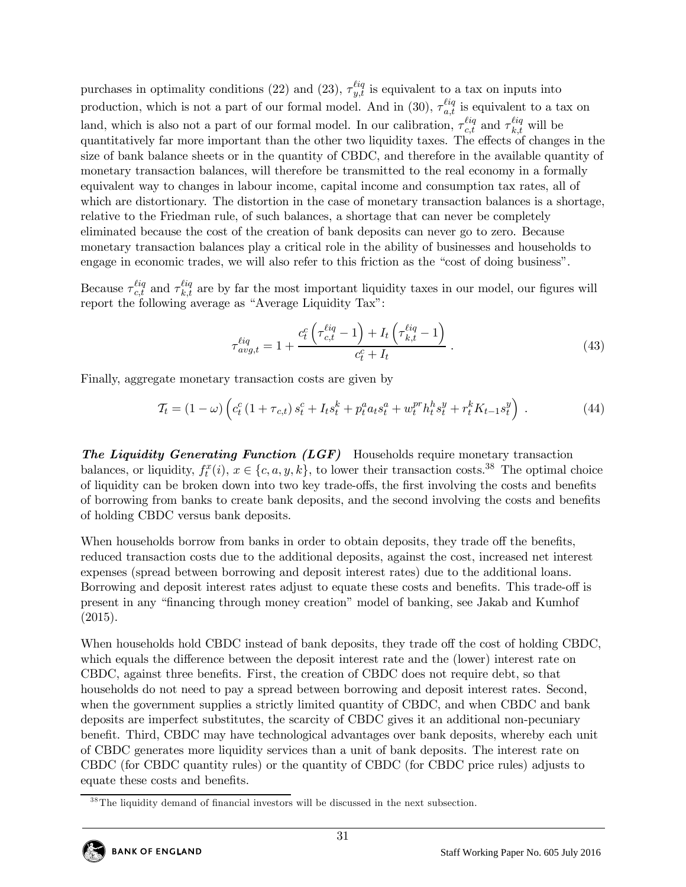purchases in optimality conditions (22) and (23), $\tau_{y,t}^{\ell iq}$ is equivalent to a tax on inputs into production, which is not a part of our formal model. And in (30), $\tau_{a,t}^{\ell iq}$ is equivalent to a tax on land, which is also not a part of our formal model. In our calibration, $\tau_{c,t}^{\ell iq}$ and $\tau_{k,t}^{\ell iq}$ will be quantitatively far more important than the other two liquidity taxes. The effects of changes in the size of bank balance sheets or in the quantity of CBDC, and therefore in the available quantity of monetary transaction balances, will therefore be transmitted to the real economy in a formally equivalent way to changes in labour income, capital income and consumption tax rates, all of which are distortionary. The distortion in the case of monetary transaction balances is a shortage, relative to the Friedman rule, of such balances, a shortage that can never be completely eliminated because the cost of the creation of bank deposits can never go to zero. Because monetary transaction balances play a critical role in the ability of businesses and households to engage in economic trades, we will also refer to this friction as the "cost of doing business".

Because $\tau_{c,t}^{\ell iq}$ and $\tau_{k,t}^{\ell iq}$ are by far the most important liquidity taxes in our model, our figures will report the following average as "Average Liquidity Tax":

$$\tau_{avg,t}^{\ell iq} = 1 + \frac{c_t^c \left(\tau_{c,t}^{\ell iq} - 1\right) + I_t \left(\tau_{k,t}^{\ell iq} - 1\right)}{c_t^c + I_t} \; . \tag{43}$$

Finally, aggregate monetary transaction costs are given by

$$\mathcal{T}_t = (1 - \omega) \left( c_t^c \left(1 + \tau_{c,t}\right) s_t^c + I_t s_t^k + p_t^a a_t s_t^a + w_t^{pr} h_t^h s_t^y + r_t^k K_{t-1} s_t^y \right) \; . \tag{44}$$

***The Liquidity Generating Function (LGF)*** Households require monetary transaction balances, or liquidity, $f_t^x(i)$, $x \in \{c, a, y, k\}$, to lower their transaction costs.[38] The optimal choice of liquidity can be broken down into two key trade-offs, the first involving the costs and benefits of borrowing from banks to create bank deposits, and the second involving the costs and benefits of holding CBDC versus bank deposits.

When households borrow from banks in order to obtain deposits, they trade off the benefits, reduced transaction costs due to the additional deposits, against the cost, increased net interest expenses (spread between borrowing and deposit interest rates) due to the additional loans. Borrowing and deposit interest rates adjust to equate these costs and benefits. This trade-off is present in any "financing through money creation" model of banking, see Jakab and Kumhof (2015).

When households hold CBDC instead of bank deposits, they trade off the cost of holding CBDC, which equals the difference between the deposit interest rate and the (lower) interest rate on CBDC, against three benefits. First, the creation of CBDC does not require debt, so that households do not need to pay a spread between borrowing and deposit interest rates. Second, when the government supplies a strictly limited quantity of CBDC, and when CBDC and bank deposits are imperfect substitutes, the scarcity of CBDC gives it an additional non-pecuniary benefit. Third, CBDC may have technological advantages over bank deposits, whereby each unit of CBDC generates more liquidity services than a unit of bank deposits. The interest rate on CBDC (for CBDC quantity rules) or the quantity of CBDC (for CBDC price rules) adjusts to equate these costs and benefits.

[38] The liquidity demand of financial investors will be discussed in the next subsection.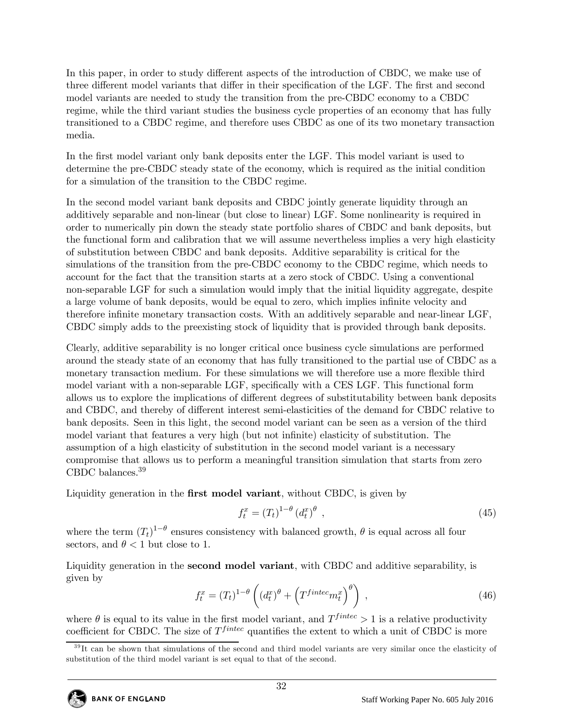In this paper, in order to study different aspects of the introduction of CBDC, we make use of three different model variants that differ in their specification of the LGF. The first and second model variants are needed to study the transition from the pre-CBDC economy to a CBDC regime, while the third variant studies the business cycle properties of an economy that has fully transitioned to a CBDC regime, and therefore uses CBDC as one of its two monetary transaction media.

In the first model variant only bank deposits enter the LGF. This model variant is used to determine the pre-CBDC steady state of the economy, which is required as the initial condition for a simulation of the transition to the CBDC regime.

In the second model variant bank deposits and CBDC jointly generate liquidity through an additively separable and non-linear (but close to linear) LGF. Some nonlinearity is required in order to numerically pin down the steady state portfolio shares of CBDC and bank deposits, but the functional form and calibration that we will assume nevertheless implies a very high elasticity of substitution between CBDC and bank deposits. Additive separability is critical for the simulations of the transition from the pre-CBDC economy to the CBDC regime, which needs to account for the fact that the transition starts at a zero stock of CBDC. Using a conventional non-separable LGF for such a simulation would imply that the initial liquidity aggregate, despite a large volume of bank deposits, would be equal to zero, which implies infinite velocity and therefore infinite monetary transaction costs. With an additively separable and near-linear LGF, CBDC simply adds to the preexisting stock of liquidity that is provided through bank deposits.

Clearly, additive separability is no longer critical once business cycle simulations are performed around the steady state of an economy that has fully transitioned to the partial use of CBDC as a monetary transaction medium. For these simulations we will therefore use a more flexible third model variant with a non-separable LGF, specifically with a CES LGF. This functional form allows us to explore the implications of different degrees of substitutability between bank deposits and CBDC, and thereby of different interest semi-elasticities of the demand for CBDC relative to bank deposits. Seen in this light, the second model variant can be seen as a version of the third model variant that features a very high (but not infinite) elasticity of substitution. The assumption of a high elasticity of substitution in the second model variant is a necessary compromise that allows us to perform a meaningful transition simulation that starts from zero CBDC balances.[39]

Liquidity generation in the **first model variant**, without CBDC, is given by

$$f_t^x = (T_t)^{1-\theta} (d_t^x)^{\theta} \ , \tag{45}$$

where the term $(T_t)^{1-\theta}$ ensures consistency with balanced growth, $\theta$ is equal across all four sectors, and $\theta < 1$ but close to 1.

Liquidity generation in the **second model variant**, with CBDC and additive separability, is given by

$$f_t^x = (T_t)^{1-\theta} \left( (d_t^x)^{\theta} + \left( T^{fintec} m_t^x \right)^{\theta} \right) \ , \tag{46}$$

where $\theta$ is equal to its value in the first model variant, and $T^{fintec} > 1$ is a relative productivity coefficient for CBDC. The size of $T^{fintec}$ quantifies the extent to which a unit of CBDC is more

[39] It can be shown that simulations of the second and third model variants are very similar once the elasticity of substitution of the third model variant is set equal to that of the second.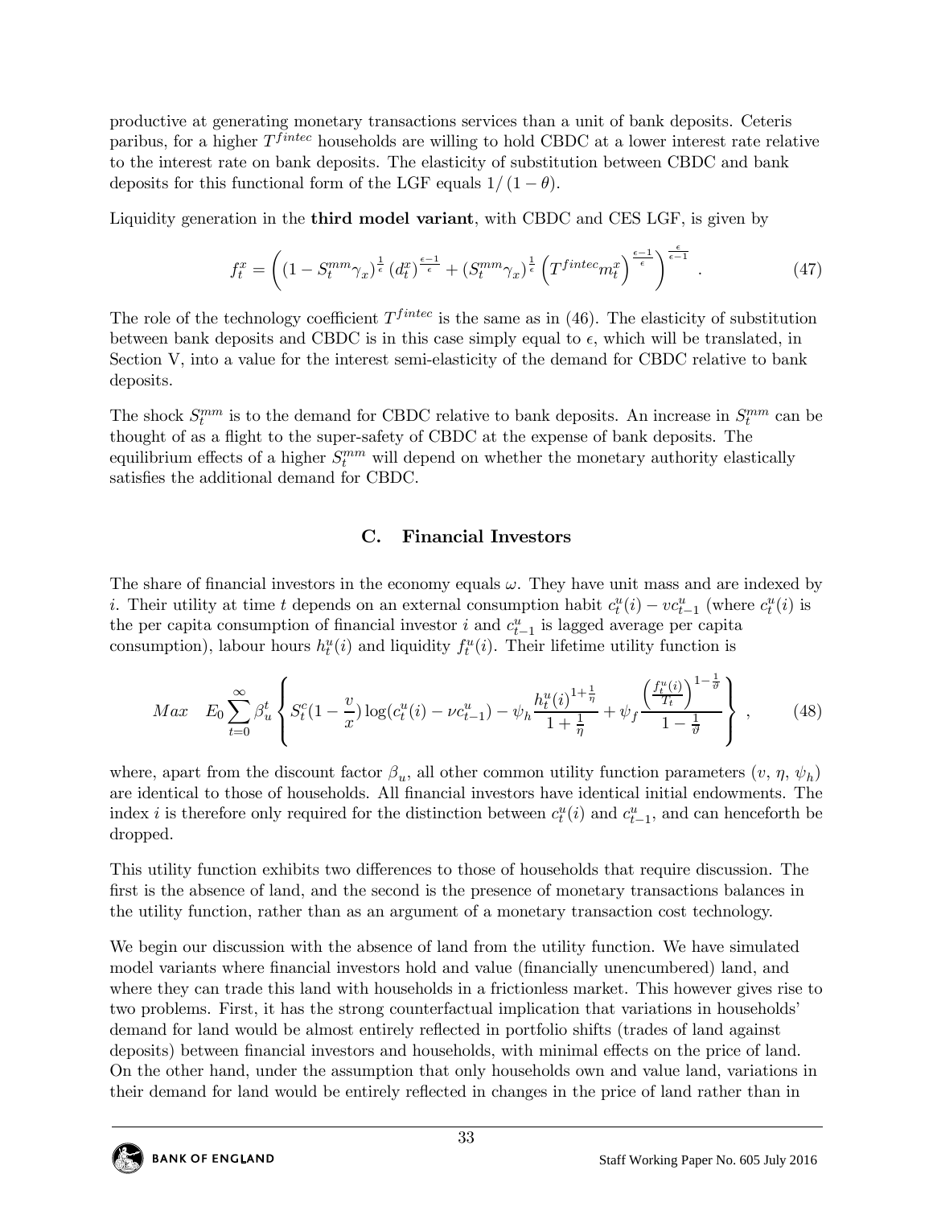productive at generating monetary transactions services than a unit of bank deposits. Ceteris paribus, for a higher $T^{fintec}$ households are willing to hold CBDC at a lower interest rate relative to the interest rate on bank deposits. The elasticity of substitution between CBDC and bank deposits for this functional form of the LGF equals $1/(1-\theta)$.

Liquidity generation in the **third model variant**, with CBDC and CES LGF, is given by

$$f_t^x = \left( \left(1 - S_t^{mm}\gamma_x\right)^{\frac{1}{\epsilon}} \left(d_t^x\right)^{\frac{\epsilon-1}{\epsilon}} + \left(S_t^{mm}\gamma_x\right)^{\frac{1}{\epsilon}} \left(T^{fintec} m_t^x\right)^{\frac{\epsilon-1}{\epsilon}} \right)^{\frac{\epsilon}{\epsilon-1}} . \tag{47}$$

The role of the technology coefficient $T^{fintec}$ is the same as in (46). The elasticity of substitution between bank deposits and CBDC is in this case simply equal to $\epsilon$, which will be translated, in Section V, into a value for the interest semi-elasticity of the demand for CBDC relative to bank deposits.

The shock $S_t^{mm}$ is to the demand for CBDC relative to bank deposits. An increase in $S_t^{mm}$ can be thought of as a flight to the super-safety of CBDC at the expense of bank deposits. The equilibrium effects of a higher $S_t^{mm}$ will depend on whether the monetary authority elastically satisfies the additional demand for CBDC.

## C. Financial Investors

The share of financial investors in the economy equals $\omega$. They have unit mass and are indexed by $i$. Their utility at time $t$ depends on an external consumption habit $c_t^u(i) - vc_{t-1}^u$ (where $c_t^u(i)$ is the per capita consumption of financial investor $i$ and $c_{t-1}^u$ is lagged average per capita consumption), labour hours $h_t^u(i)$ and liquidity $f_t^u(i)$. Their lifetime utility function is

$$Max \quad E_0 \sum_{t=0}^{\infty} \beta_u^t \left\{ S_t^c \left(1 - \frac{v}{x}\right) \log(c_t^u(i) - \nu c_{t-1}^u) - \psi_h \frac{h_t^u(i)^{1+\frac{1}{\eta}}}{1+\frac{1}{\eta}} + \psi_f \frac{\left(\frac{f_t^u(i)}{T_t}\right)^{1-\frac{1}{\vartheta}}}{1-\frac{1}{\vartheta}} \right\} , \tag{48}$$

where, apart from the discount factor $\beta_u$, all other common utility function parameters ($v$, $\eta$, $\psi_h$) are identical to those of households. All financial investors have identical initial endowments. The index $i$ is therefore only required for the distinction between $c_t^u(i)$ and $c_{t-1}^u$, and can henceforth be dropped.

This utility function exhibits two differences to those of households that require discussion. The first is the absence of land, and the second is the presence of monetary transactions balances in the utility function, rather than as an argument of a monetary transaction cost technology.

We begin our discussion with the absence of land from the utility function. We have simulated model variants where financial investors hold and value (financially unencumbered) land, and where they can trade this land with households in a frictionless market. This however gives rise to two problems. First, it has the strong counterfactual implication that variations in households' demand for land would be almost entirely reflected in portfolio shifts (trades of land against deposits) between financial investors and households, with minimal effects on the price of land. On the other hand, under the assumption that only households own and value land, variations in their demand for land would be entirely reflected in changes in the price of land rather than in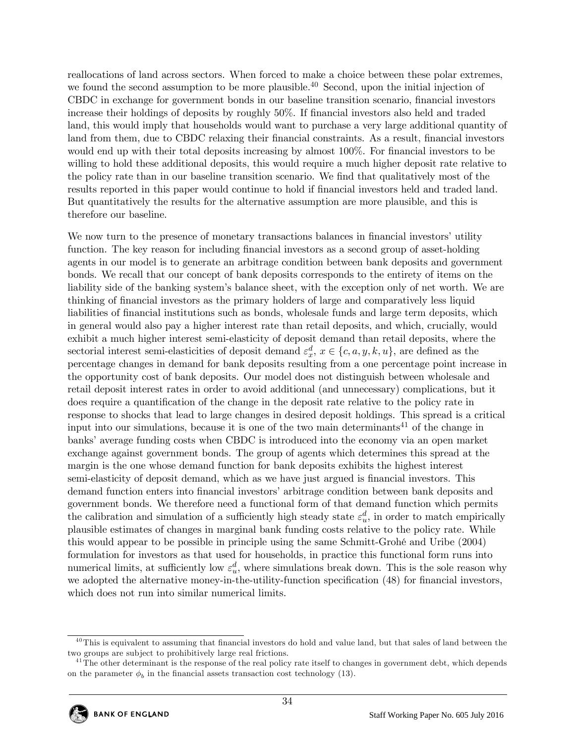reallocations of land across sectors. When forced to make a choice between these polar extremes, we found the second assumption to be more plausible.[40] Second, upon the initial injection of CBDC in exchange for government bonds in our baseline transition scenario, financial investors increase their holdings of deposits by roughly 50%. If financial investors also held and traded land, this would imply that households would want to purchase a very large additional quantity of land from them, due to CBDC relaxing their financial constraints. As a result, financial investors would end up with their total deposits increasing by almost 100%. For financial investors to be willing to hold these additional deposits, this would require a much higher deposit rate relative to the policy rate than in our baseline transition scenario. We find that qualitatively most of the results reported in this paper would continue to hold if financial investors held and traded land. But quantitatively the results for the alternative assumption are more plausible, and this is therefore our baseline.

We now turn to the presence of monetary transactions balances in financial investors' utility function. The key reason for including financial investors as a second group of asset-holding agents in our model is to generate an arbitrage condition between bank deposits and government bonds. We recall that our concept of bank deposits corresponds to the entirety of items on the liability side of the banking system's balance sheet, with the exception only of net worth. We are thinking of financial investors as the primary holders of large and comparatively less liquid liabilities of financial institutions such as bonds, wholesale funds and large term deposits, which in general would also pay a higher interest rate than retail deposits, and which, crucially, would exhibit a much higher interest semi-elasticity of deposit demand than retail deposits, where the sectorial interest semi-elasticities of deposit demand $\varepsilon_x^d$, $x \in \{c, a, y, k, u\}$, are defined as the percentage changes in demand for bank deposits resulting from a one percentage point increase in the opportunity cost of bank deposits. Our model does not distinguish between wholesale and retail deposit interest rates in order to avoid additional (and unnecessary) complications, but it does require a quantification of the change in the deposit rate relative to the policy rate in response to shocks that lead to large changes in desired deposit holdings. This spread is a critical input into our simulations, because it is one of the two main determinants[41] of the change in banks' average funding costs when CBDC is introduced into the economy via an open market exchange against government bonds. The group of agents which determines this spread at the margin is the one whose demand function for bank deposits exhibits the highest interest semi-elasticity of deposit demand, which as we have just argued is financial investors. This demand function enters into financial investors' arbitrage condition between bank deposits and government bonds. We therefore need a functional form of that demand function which permits the calibration and simulation of a sufficiently high steady state $\varepsilon_u^d$, in order to match empirically plausible estimates of changes in marginal bank funding costs relative to the policy rate. While this would appear to be possible in principle using the same Schmitt-Grohé and Uribe (2004) formulation for investors as that used for households, in practice this functional form runs into numerical limits, at sufficiently low $\varepsilon_u^d$, where simulations break down. This is the sole reason why we adopted the alternative money-in-the-utility-function specification (48) for financial investors, which does not run into similar numerical limits.

[40] This is equivalent to assuming that financial investors do hold and value land, but that sales of land between the two groups are subject to prohibitively large real frictions.

[41] The other determinant is the response of the real policy rate itself to changes in government debt, which depends on the parameter $\phi_b$ in the financial assets transaction cost technology (13).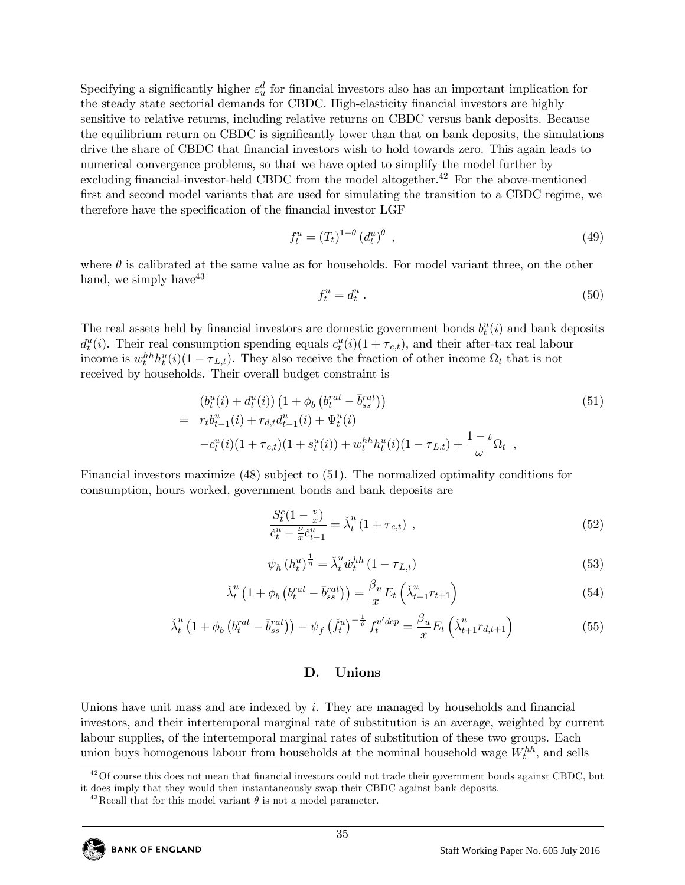Specifying a significantly higher $\varepsilon_u^d$ for financial investors also has an important implication for the steady state sectorial demands for CBDC. High-elasticity financial investors are highly sensitive to relative returns, including relative returns on CBDC versus bank deposits. Because the equilibrium return on CBDC is significantly lower than that on bank deposits, the simulations drive the share of CBDC that financial investors wish to hold towards zero. This again leads to numerical convergence problems, so that we have opted to simplify the model further by excluding financial-investor-held CBDC from the model altogether.[42] For the above-mentioned first and second model variants that are used for simulating the transition to a CBDC regime, we therefore have the specification of the financial investor LGF

$$f_t^u = (T_t)^{1-\theta} (d_t^u)^{\theta} \ , \tag{49}$$

where $\theta$ is calibrated at the same value as for households. For model variant three, on the other hand, we simply have[43]

$$f_t^u = d_t^u \ . \tag{50}$$

The real assets held by financial investors are domestic government bonds $b_t^u(i)$ and bank deposits $d_t^u(i)$. Their real consumption spending equals $c_t^u(i)(1+\tau_{c,t})$, and their after-tax real labour income is $w_t^{hh} h_t^u(i)(1-\tau_{L,t})$. They also receive the fraction of other income $\Omega_t$ that is not received by households. Their overall budget constraint is

$$\begin{aligned}
& \left(b_t^u(i) + d_t^u(i)\right)\left(1 + \phi_b\left(b_t^{rat} - \bar{b}_{ss}^{rat}\right)\right) \\
= \ & r_t b_{t-1}^u(i) + r_{d,t} d_{t-1}^u(i) + \Psi_t^u(i) \\
& - c_t^u(i)(1+\tau_{c,t})(1+s_t^u(i)) + w_t^{hh} h_t^u(i)(1-\tau_{L,t}) + \frac{1-\iota}{\omega}\Omega_t \ ,
\end{aligned} \tag{51}$$

Financial investors maximize (48) subject to (51). The normalized optimality conditions for consumption, hours worked, government bonds and bank deposits are

$$\frac{S_t^c(1-\frac{v}{x})}{\check{c}_t^u - \frac{\nu}{x}\check{c}_{t-1}^u} = \check{\lambda}_t^u (1+\tau_{c,t}) \ , \tag{52}$$

$$\psi_h (h_t^u)^{\frac{1}{\eta}} = \check{\lambda}_t^u \check{w}_t^{hh} (1-\tau_{L,t}) \tag{53}$$

$$\check{\lambda}_t^u \left(1 + \phi_b\left(b_t^{rat} - \bar{b}_{ss}^{rat}\right)\right) = \frac{\beta_u}{x} E_t\left(\check{\lambda}_{t+1}^u r_{t+1}\right) \tag{54}$$

$$\check{\lambda}_t^u \left(1 + \phi_b\left(b_t^{rat} - \bar{b}_{ss}^{rat}\right)\right) - \psi_f \left(\check{f}_t^u\right)^{-\frac{1}{\vartheta}} f_t^{u'dep} = \frac{\beta_u}{x} E_t\left(\check{\lambda}_{t+1}^u r_{d,t+1}\right) \tag{55}$$

## D. Unions

Unions have unit mass and are indexed by $i$. They are managed by households and financial investors, and their intertemporal marginal rate of substitution is an average, weighted by current labour supplies, of the intertemporal marginal rates of substitution of these two groups. Each union buys homogenous labour from households at the nominal household wage $W_t^{hh}$, and sells

[42] Of course this does not mean that financial investors could not trade their government bonds against CBDC, but it does imply that they would then instantaneously swap their CBDC against bank deposits.

[43] Recall that for this model variant $\theta$ is not a model parameter.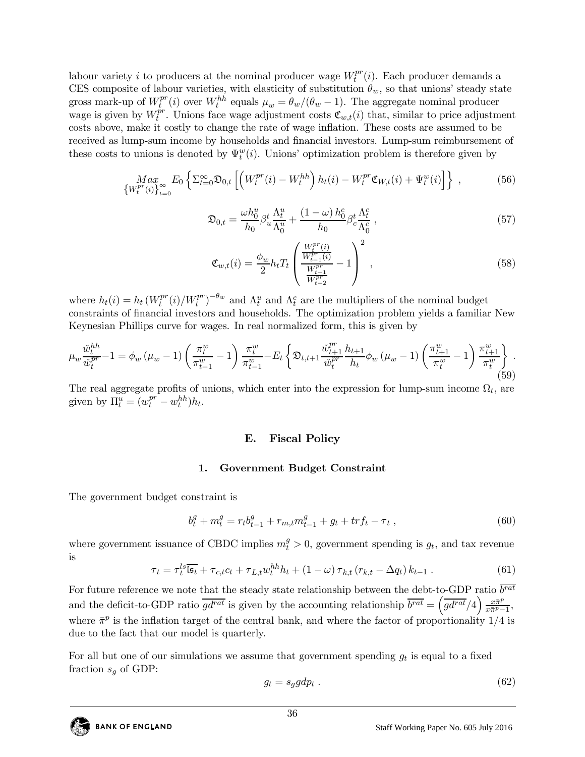labour variety $i$ to producers at the nominal producer wage $W_t^{pr}(i)$. Each producer demands a CES composite of labour varieties, with elasticity of substitution $\theta_w$, so that unions' steady state gross mark-up of $W_t^{pr}(i)$ over $W_t^{hh}$ equals $\mu_w = \theta_w/(\theta_w - 1)$. The aggregate nominal producer wage is given by $W_t^{pr}$. Unions face wage adjustment costs $\mathfrak{C}_{w,t}(i)$ that, similar to price adjustment costs above, make it costly to change the rate of wage inflation. These costs are assumed to be received as lump-sum income by households and financial investors. Lump-sum reimbursement of these costs to unions is denoted by $\Psi_t^w(i)$. Unions' optimization problem is therefore given by

$$\underset{\left\{W_t^{pr}(i)\right\}_{t=0}^{\infty}}{Max} E_0 \left\{ \Sigma_{t=0}^{\infty} \mathfrak{D}_{0,t} \left[ \left( W_t^{pr}(i) - W_t^{hh} \right) h_t(i) - W_t^{pr} \mathfrak{C}_{W,t}(i) + \Psi_t^w(i) \right] \right\} , \tag{56}$$

$$\mathfrak{D}_{0,t} = \frac{\omega h_0^u}{h_0} \beta_u^t \frac{\Lambda_t^u}{\Lambda_0^u} + \frac{(1-\omega) h_0^c}{h_0} \beta_c^t \frac{\Lambda_t^c}{\Lambda_0^c} , \tag{57}$$

$$\mathfrak{C}_{w,t}(i) = \frac{\phi_w}{2} h_t T_t \left( \frac{\frac{W_t^{pr}(i)}{W_{t-1}^{pr}(i)}}{\frac{W_{t-1}^{pr}}{W_{t-2}^{pr}}} - 1 \right)^2 , \tag{58}$$

where $h_t(i) = h_t \left(W_t^{pr}(i)/W_t^{pr}\right)^{-\theta_w}$ and $\Lambda_t^u$ and $\Lambda_t^c$ are the multipliers of the nominal budget constraints of financial investors and households. The optimization problem yields a familiar New Keynesian Phillips curve for wages. In real normalized form, this is given by

$$\mu_w \frac{\check{w}_t^{hh}}{\check{w}_t^{pr}} - 1 = \phi_w (\mu_w - 1) \left( \frac{\pi_t^w}{\pi_{t-1}^w} - 1 \right) \frac{\pi_t^w}{\pi_{t-1}^w} - E_t \left\{ \mathfrak{D}_{t,t+1} \frac{\check{w}_{t+1}^{pr}}{\check{w}_t^{pr}} \frac{h_{t+1}}{h_t} \phi_w (\mu_w - 1) \left( \frac{\pi_{t+1}^w}{\pi_t^w} - 1 \right) \frac{\pi_{t+1}^w}{\pi_t^w} \right\} . \tag{59}$$

The real aggregate profits of unions, which enter into the expression for lump-sum income $\Omega_t$, are given by $\Pi_t^u = (w_t^{pr} - w_t^{hh}) h_t$.

## E. Fiscal Policy

### 1. Government Budget Constraint

The government budget constraint is

$$b_t^g + m_t^g = r_t b_{t-1}^g + r_{m,t} m_{t-1}^g + g_t + trf_t - \tau_t , \tag{60}$$

where government issuance of CBDC implies $m_t^g > 0$, government spending is $g_t$, and tax revenue is

$$\tau_t = \tau_t^{ls} \overline{\mathfrak{s}}_t + \tau_{c,t} c_t + \tau_{L,t} w_t^{hh} h_t + (1-\omega) \tau_{k,t} (r_{k,t} - \Delta q_t) k_{t-1} . \tag{61}$$

For future reference we note that the steady state relationship between the debt-to-GDP ratio $\overline{b^{rat}}$ and the deficit-to-GDP ratio $\overline{gd^{rat}}$ is given by the accounting relationship $\overline{b^{rat}} = \left(\overline{gd^{rat}}/4\right) \frac{x\bar{\pi}^p}{x\bar{\pi}^p - 1}$, where $\bar{\pi}^p$ is the inflation target of the central bank, and where the factor of proportionality $1/4$ is due to the fact that our model is quarterly.

For all but one of our simulations we assume that government spending $g_t$ is equal to a fixed fraction $s_g$ of GDP:

$$g_t = s_g gdp_t . \tag{62}$$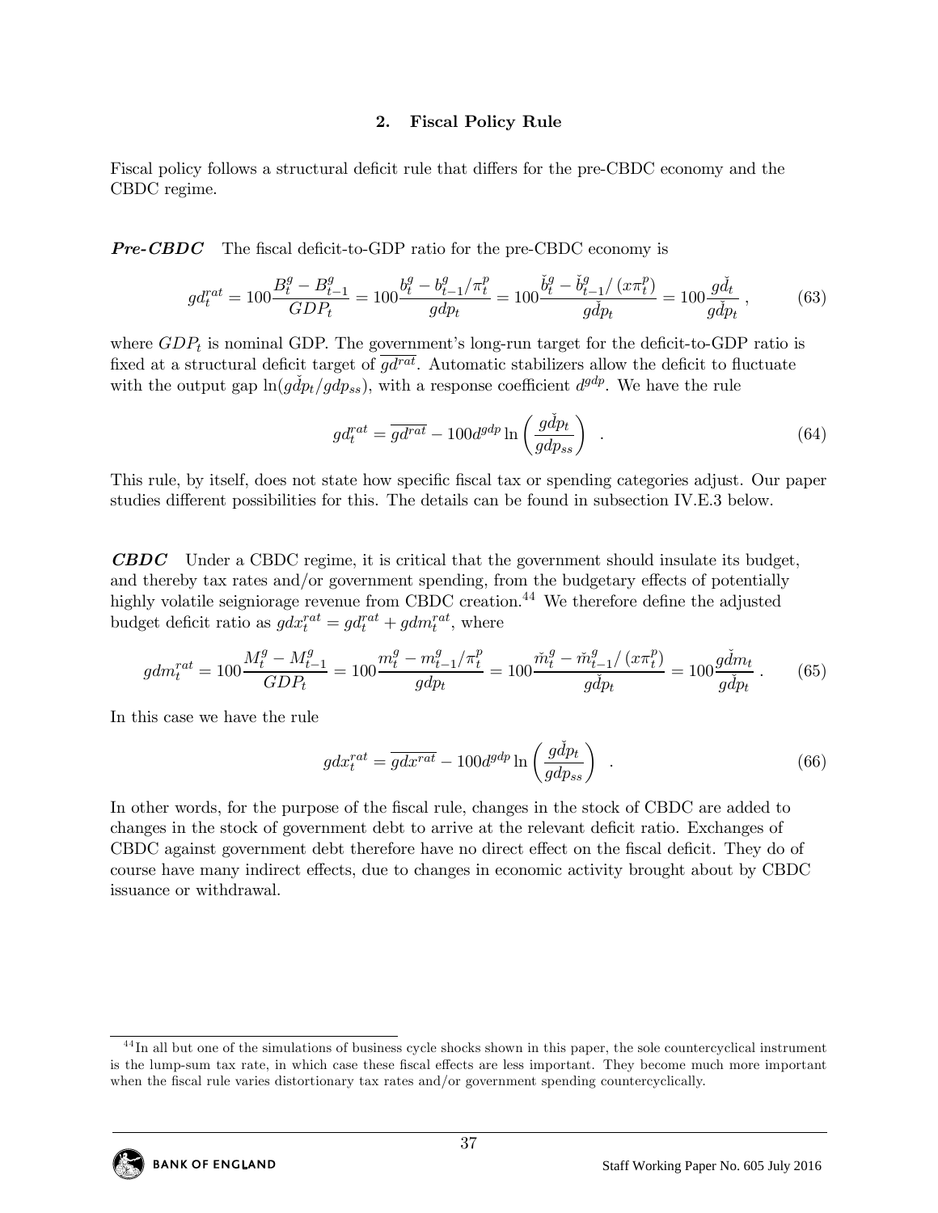## 2. Fiscal Policy Rule

Fiscal policy follows a structural deficit rule that differs for the pre-CBDC economy and the CBDC regime.

***Pre-CBDC*** The fiscal deficit-to-GDP ratio for the pre-CBDC economy is

$$gd_t^{rat} = 100\frac{B_t^g - B_{t-1}^g}{GDP_t} = 100\frac{b_t^g - b_{t-1}^g/\pi_t^p}{gdp_t} = 100\frac{\check{b}_t^g - \check{b}_{t-1}^g/\left(x\pi_t^p\right)}{g\check{d}p_t} = 100\frac{g\check{d}_t}{g\check{d}p_t}\ , \tag{63}$$

where $GDP_t$ is nominal GDP. The government's long-run target for the deficit-to-GDP ratio is fixed at a structural deficit target of $\overline{gd^{rat}}$. Automatic stabilizers allow the deficit to fluctuate with the output gap $\ln(g\check{d}p_t/gdp_{ss})$, with a response coefficient $d^{gdp}$. We have the rule

$$gd_t^{rat} = \overline{gd^{rat}} - 100d^{gdp}\ln\left(\frac{g\check{d}p_t}{gdp_{ss}}\right) \quad . \tag{64}$$

This rule, by itself, does not state how specific fiscal tax or spending categories adjust. Our paper studies different possibilities for this. The details can be found in subsection IV.E.3 below.

***CBDC*** Under a CBDC regime, it is critical that the government should insulate its budget, and thereby tax rates and/or government spending, from the budgetary effects of potentially highly volatile seigniorage revenue from CBDC creation.[44] We therefore define the adjusted budget deficit ratio as $gdx_t^{rat} = gd_t^{rat} + gdm_t^{rat}$, where

$$gdm_t^{rat} = 100\frac{M_t^g - M_{t-1}^g}{GDP_t} = 100\frac{m_t^g - m_{t-1}^g/\pi_t^p}{gdp_t} = 100\frac{\check{m}_t^g - \check{m}_{t-1}^g/\left(x\pi_t^p\right)}{g\check{d}p_t} = 100\frac{g\check{d}m_t}{g\check{d}p_t}\ . \tag{65}$$

In this case we have the rule

$$gdx_t^{rat} = \overline{gdx^{rat}} - 100d^{gdp}\ln\left(\frac{g\check{d}p_t}{gdp_{ss}}\right) \quad . \tag{66}$$

In other words, for the purpose of the fiscal rule, changes in the stock of CBDC are added to changes in the stock of government debt to arrive at the relevant deficit ratio. Exchanges of CBDC against government debt therefore have no direct effect on the fiscal deficit. They do of course have many indirect effects, due to changes in economic activity brought about by CBDC issuance or withdrawal.

[44] In all but one of the simulations of business cycle shocks shown in this paper, the sole countercyclical instrument is the lump-sum tax rate, in which case these fiscal effects are less important. They become much more important when the fiscal rule varies distortionary tax rates and/or government spending countercyclically.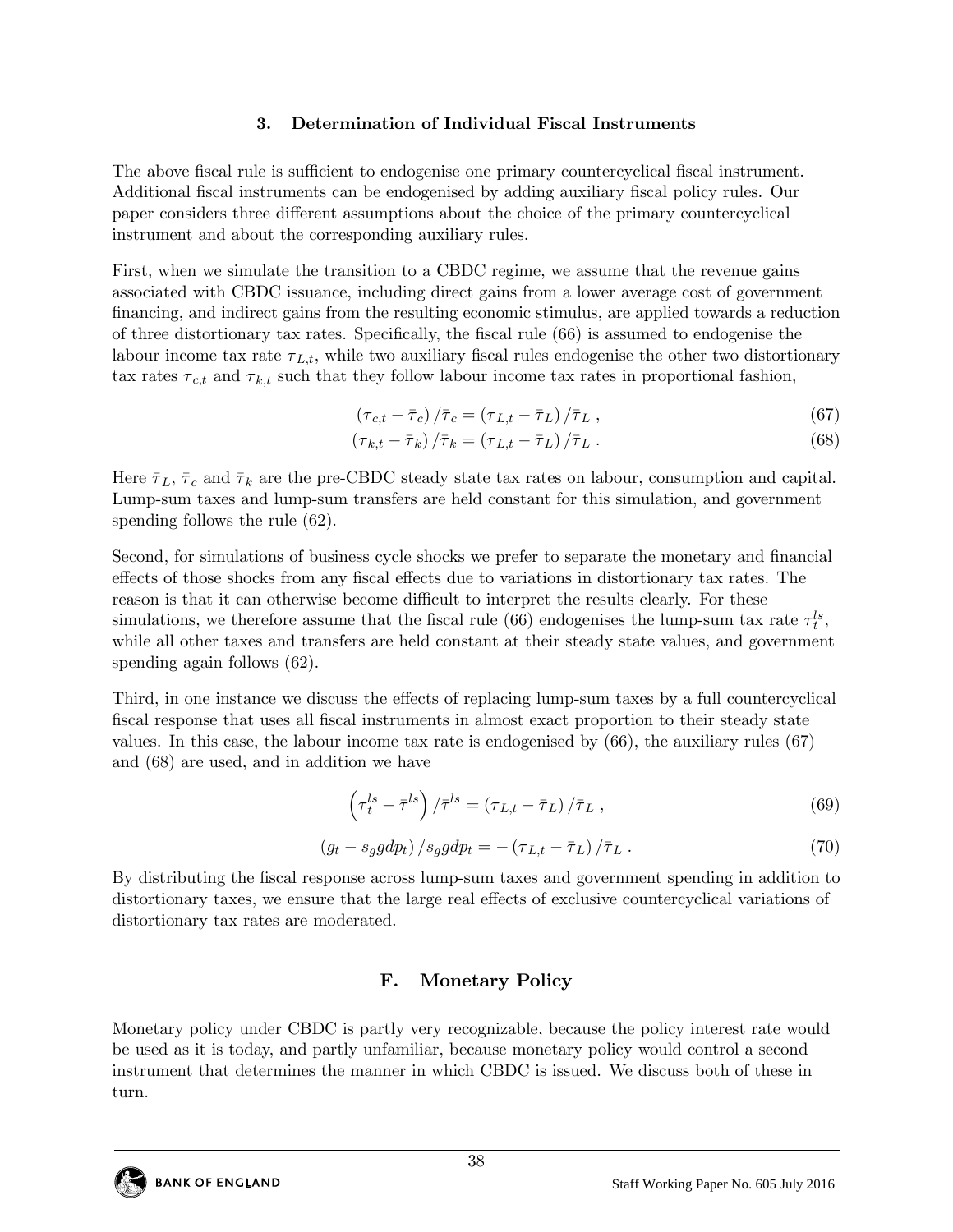### 3. Determination of Individual Fiscal Instruments

The above fiscal rule is sufficient to endogenise one primary countercyclical fiscal instrument. Additional fiscal instruments can be endogenised by adding auxiliary fiscal policy rules. Our paper considers three different assumptions about the choice of the primary countercyclical instrument and about the corresponding auxiliary rules.

First, when we simulate the transition to a CBDC regime, we assume that the revenue gains associated with CBDC issuance, including direct gains from a lower average cost of government financing, and indirect gains from the resulting economic stimulus, are applied towards a reduction of three distortionary tax rates. Specifically, the fiscal rule (66) is assumed to endogenise the labour income tax rate $\tau_{L,t}$, while two auxiliary fiscal rules endogenise the other two distortionary tax rates $\tau_{c,t}$ and $\tau_{k,t}$ such that they follow labour income tax rates in proportional fashion,

$$\left(\tau_{c,t} - \bar{\tau}_c\right)/\bar{\tau}_c = \left(\tau_{L,t} - \bar{\tau}_L\right)/\bar{\tau}_L \ , \tag{67}$$

$$\left(\tau_{k,t} - \bar{\tau}_k\right)/\bar{\tau}_k = \left(\tau_{L,t} - \bar{\tau}_L\right)/\bar{\tau}_L \ . \tag{68}$$

Here $\bar{\tau}_L$, $\bar{\tau}_c$ and $\bar{\tau}_k$ are the pre-CBDC steady state tax rates on labour, consumption and capital. Lump-sum taxes and lump-sum transfers are held constant for this simulation, and government spending follows the rule (62).

Second, for simulations of business cycle shocks we prefer to separate the monetary and financial effects of those shocks from any fiscal effects due to variations in distortionary tax rates. The reason is that it can otherwise become difficult to interpret the results clearly. For these simulations, we therefore assume that the fiscal rule (66) endogenises the lump-sum tax rate $\tau_t^{ls}$, while all other taxes and transfers are held constant at their steady state values, and government spending again follows (62).

Third, in one instance we discuss the effects of replacing lump-sum taxes by a full countercyclical fiscal response that uses all fiscal instruments in almost exact proportion to their steady state values. In this case, the labour income tax rate is endogenised by (66), the auxiliary rules (67) and (68) are used, and in addition we have

$$\left(\tau_t^{ls} - \bar{\tau}^{ls}\right)/\bar{\tau}^{ls} = \left(\tau_{L,t} - \bar{\tau}_L\right)/\bar{\tau}_L \ , \tag{69}$$

$$\left(g_t - s_g gdp_t\right)/s_g gdp_t = -\left(\tau_{L,t} - \bar{\tau}_L\right)/\bar{\tau}_L \ . \tag{70}$$

By distributing the fiscal response across lump-sum taxes and government spending in addition to distortionary taxes, we ensure that the large real effects of exclusive countercyclical variations of distortionary tax rates are moderated.

## F. Monetary Policy

Monetary policy under CBDC is partly very recognizable, because the policy interest rate would be used as it is today, and partly unfamiliar, because monetary policy would control a second instrument that determines the manner in which CBDC is issued. We discuss both of these in turn.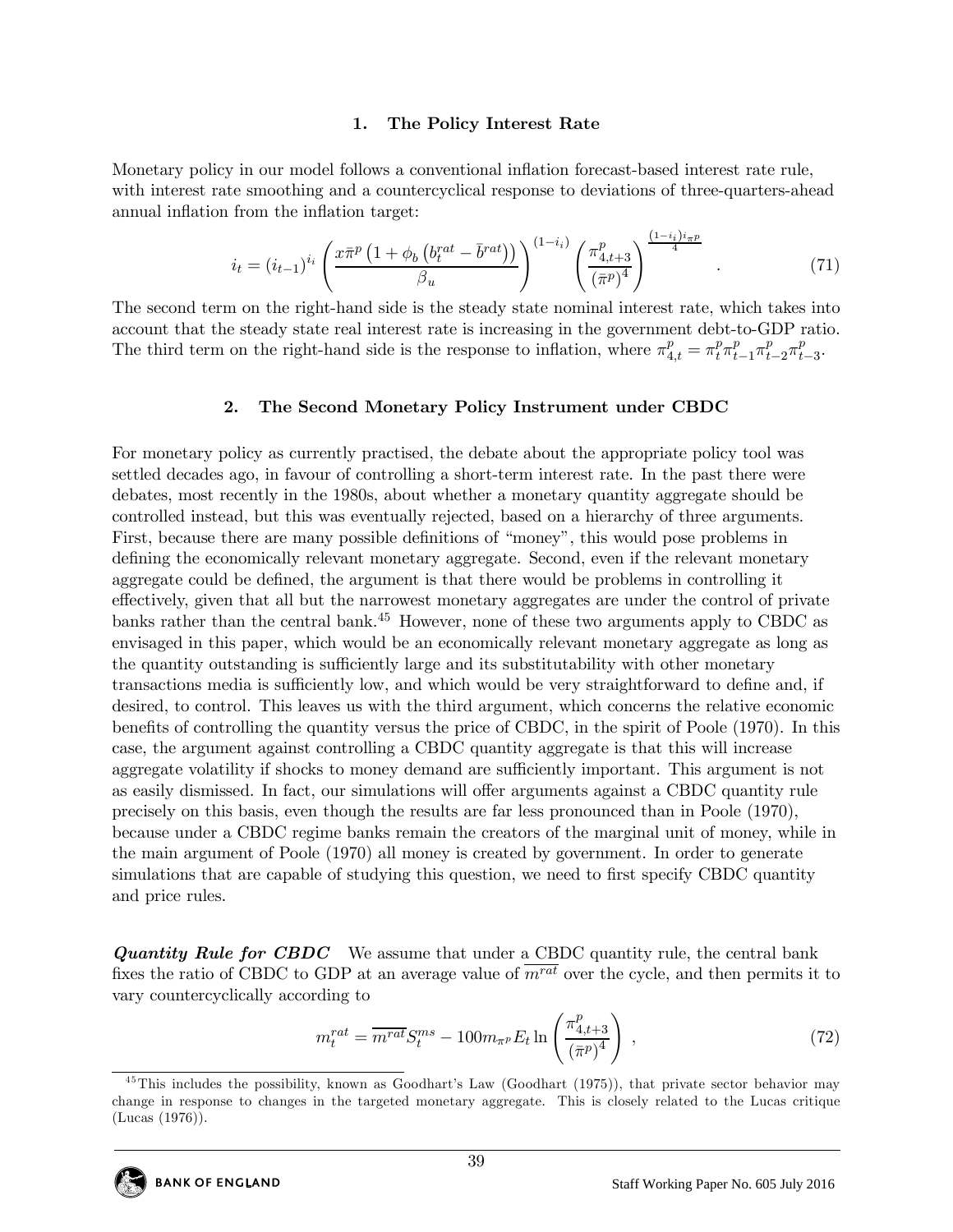### 1. The Policy Interest Rate

Monetary policy in our model follows a conventional inflation forecast-based interest rate rule, with interest rate smoothing and a countercyclical response to deviations of three-quarters-ahead annual inflation from the inflation target:

$$i_t = (i_{t-1})^{i_i} \left( \frac{x\bar{\pi}^p \left(1 + \phi_b \left(b_t^{rat} - \bar{b}^{rat}\right)\right)}{\beta_u} \right)^{(1-i_i)} \left( \frac{\pi_{4,t+3}^p}{(\bar{\pi}^p)^4} \right)^{\frac{(1-i_i)i_{\pi^p}}{4}} . \tag{71}$$

The second term on the right-hand side is the steady state nominal interest rate, which takes into account that the steady state real interest rate is increasing in the government debt-to-GDP ratio. The third term on the right-hand side is the response to inflation, where $\pi_{4,t}^p = \pi_t^p \pi_{t-1}^p \pi_{t-2}^p \pi_{t-3}^p$.

### 2. The Second Monetary Policy Instrument under CBDC

For monetary policy as currently practised, the debate about the appropriate policy tool was settled decades ago, in favour of controlling a short-term interest rate. In the past there were debates, most recently in the 1980s, about whether a monetary quantity aggregate should be controlled instead, but this was eventually rejected, based on a hierarchy of three arguments. First, because there are many possible definitions of "money", this would pose problems in defining the economically relevant monetary aggregate. Second, even if the relevant monetary aggregate could be defined, the argument is that there would be problems in controlling it effectively, given that all but the narrowest monetary aggregates are under the control of private banks rather than the central bank.[45] However, none of these two arguments apply to CBDC as envisaged in this paper, which would be an economically relevant monetary aggregate as long as the quantity outstanding is sufficiently large and its substitutability with other monetary transactions media is sufficiently low, and which would be very straightforward to define and, if desired, to control. This leaves us with the third argument, which concerns the relative economic benefits of controlling the quantity versus the price of CBDC, in the spirit of Poole (1970). In this case, the argument against controlling a CBDC quantity aggregate is that this will increase aggregate volatility if shocks to money demand are sufficiently important. This argument is not as easily dismissed. In fact, our simulations will offer arguments against a CBDC quantity rule precisely on this basis, even though the results are far less pronounced than in Poole (1970), because under a CBDC regime banks remain the creators of the marginal unit of money, while in the main argument of Poole (1970) all money is created by government. In order to generate simulations that are capable of studying this question, we need to first specify CBDC quantity and price rules.

***Quantity Rule for CBDC*** We assume that under a CBDC quantity rule, the central bank fixes the ratio of CBDC to GDP at an average value of $\overline{m^{rat}}$ over the cycle, and then permits it to vary countercyclically according to

$$m_t^{rat} = \overline{m^{rat}} S_t^{ms} - 100 m_{\pi^p} E_t \ln \left( \frac{\pi_{4,t+3}^p}{(\bar{\pi}^p)^4} \right) , \tag{72}$$

[45] This includes the possibility, known as Goodhart's Law (Goodhart (1975)), that private sector behavior may change in response to changes in the targeted monetary aggregate. This is closely related to the Lucas critique (Lucas (1976)).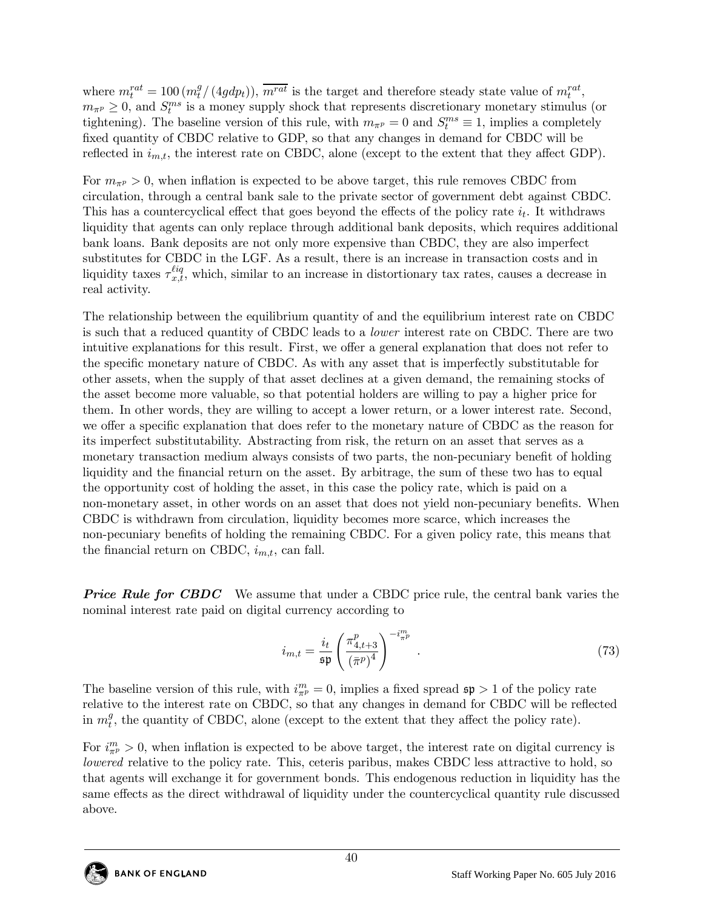where $m_t^{rat} = 100\left(m_t^g / (4gdp_t)\right)$, $\overline{m^{rat}}$ is the target and therefore steady state value of $m_t^{rat}$, $m_{\pi^p} \geq 0$, and $S_t^{ms}$ is a money supply shock that represents discretionary monetary stimulus (or tightening). The baseline version of this rule, with $m_{\pi^p} = 0$ and $S_t^{ms} \equiv 1$, implies a completely fixed quantity of CBDC relative to GDP, so that any changes in demand for CBDC will be reflected in $i_{m,t}$, the interest rate on CBDC, alone (except to the extent that they affect GDP).

For $m_{\pi^p} > 0$, when inflation is expected to be above target, this rule removes CBDC from circulation, through a central bank sale to the private sector of government debt against CBDC. This has a countercyclical effect that goes beyond the effects of the policy rate $i_t$. It withdraws liquidity that agents can only replace through additional bank deposits, which requires additional bank loans. Bank deposits are not only more expensive than CBDC, they are also imperfect substitutes for CBDC in the LGF. As a result, there is an increase in transaction costs and in liquidity taxes $\tau_{x,t}^{\ell iq}$, which, similar to an increase in distortionary tax rates, causes a decrease in real activity.

The relationship between the equilibrium quantity of and the equilibrium interest rate on CBDC is such that a reduced quantity of CBDC leads to a *lower* interest rate on CBDC. There are two intuitive explanations for this result. First, we offer a general explanation that does not refer to the specific monetary nature of CBDC. As with any asset that is imperfectly substitutable for other assets, when the supply of that asset declines at a given demand, the remaining stocks of the asset become more valuable, so that potential holders are willing to pay a higher price for them. In other words, they are willing to accept a lower return, or a lower interest rate. Second, we offer a specific explanation that does refer to the monetary nature of CBDC as the reason for its imperfect substitutability. Abstracting from risk, the return on an asset that serves as a monetary transaction medium always consists of two parts, the non-pecuniary benefit of holding liquidity and the financial return on the asset. By arbitrage, the sum of these two has to equal the opportunity cost of holding the asset, in this case the policy rate, which is paid on a non-monetary asset, in other words on an asset that does not yield non-pecuniary benefits. When CBDC is withdrawn from circulation, liquidity becomes more scarce, which increases the non-pecuniary benefits of holding the remaining CBDC. For a given policy rate, this means that the financial return on CBDC, $i_{m,t}$, can fall.

***Price Rule for CBDC*** We assume that under a CBDC price rule, the central bank varies the nominal interest rate paid on digital currency according to

$$i_{m,t} = \frac{i_t}{\mathfrak{sp}} \left( \frac{\pi_{4,t+3}^p}{(\bar{\pi}^p)^4} \right)^{-i_{\pi^p}^m} . \tag{73}$$

The baseline version of this rule, with $i_{\pi^p}^m = 0$, implies a fixed spread $\mathfrak{sp} > 1$ of the policy rate relative to the interest rate on CBDC, so that any changes in demand for CBDC will be reflected in $m_t^g$, the quantity of CBDC, alone (except to the extent that they affect the policy rate).

For $i_{\pi^p}^m > 0$, when inflation is expected to be above target, the interest rate on digital currency is *lowered* relative to the policy rate. This, ceteris paribus, makes CBDC less attractive to hold, so that agents will exchange it for government bonds. This endogenous reduction in liquidity has the same effects as the direct withdrawal of liquidity under the countercyclical quantity rule discussed above.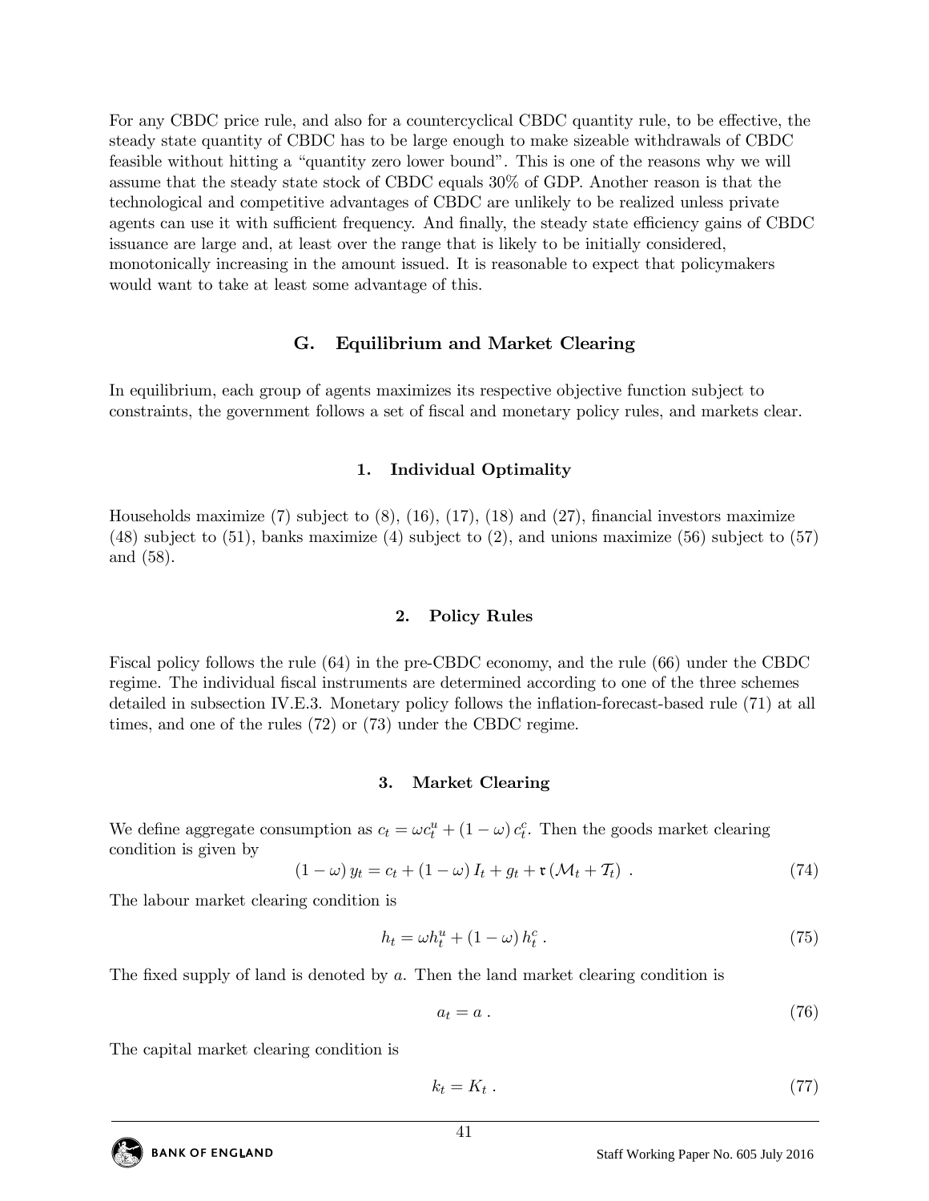For any CBDC price rule, and also for a countercyclical CBDC quantity rule, to be effective, the steady state quantity of CBDC has to be large enough to make sizeable withdrawals of CBDC feasible without hitting a "quantity zero lower bound". This is one of the reasons why we will assume that the steady state stock of CBDC equals 30% of GDP. Another reason is that the technological and competitive advantages of CBDC are unlikely to be realized unless private agents can use it with sufficient frequency. And finally, the steady state efficiency gains of CBDC issuance are large and, at least over the range that is likely to be initially considered, monotonically increasing in the amount issued. It is reasonable to expect that policymakers would want to take at least some advantage of this.

## G. Equilibrium and Market Clearing

In equilibrium, each group of agents maximizes its respective objective function subject to constraints, the government follows a set of fiscal and monetary policy rules, and markets clear.

### 1. Individual Optimality

Households maximize (7) subject to (8), (16), (17), (18) and (27), financial investors maximize (48) subject to (51), banks maximize (4) subject to (2), and unions maximize (56) subject to (57) and (58).

### 2. Policy Rules

Fiscal policy follows the rule (64) in the pre-CBDC economy, and the rule (66) under the CBDC regime. The individual fiscal instruments are determined according to one of the three schemes detailed in subsection IV.E.3. Monetary policy follows the inflation-forecast-based rule (71) at all times, and one of the rules (72) or (73) under the CBDC regime.

### 3. Market Clearing

We define aggregate consumption as $c_t = \omega c_t^u + (1-\omega)\, c_t^c$. Then the goods market clearing condition is given by

$$(1-\omega)\, y_t = c_t + (1-\omega)\, I_t + g_t + \mathfrak{r}\left(\mathcal{M}_t + \mathcal{T}_t\right) \ . \tag{74}$$

The labour market clearing condition is

$$h_t = \omega h_t^u + (1-\omega)\, h_t^c \ . \tag{75}$$

The fixed supply of land is denoted by $a$. Then the land market clearing condition is

$$a_t = a \ . \tag{76}$$

The capital market clearing condition is

$$k_t = K_t \ . \tag{77}$$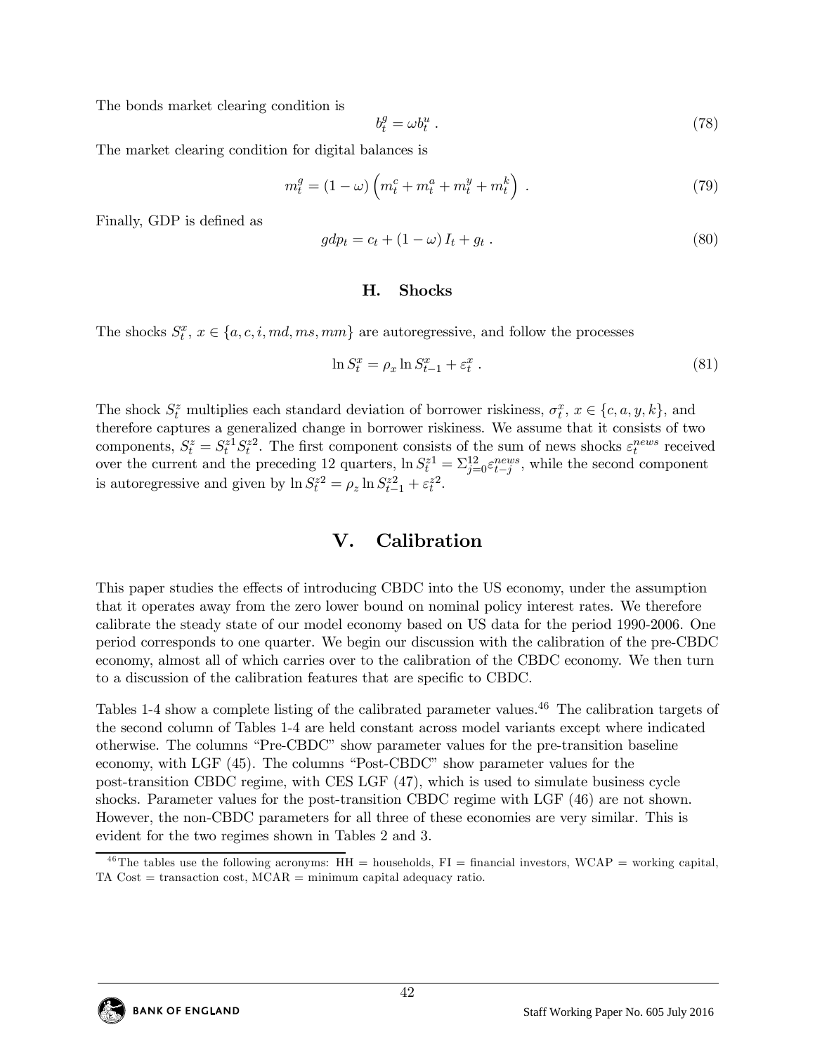The bonds market clearing condition is

$$b_t^g = \omega b_t^u \ . \tag{78}$$

The market clearing condition for digital balances is

$$m_t^g = (1-\omega)\left(m_t^c + m_t^a + m_t^y + m_t^k\right) \ . \tag{79}$$

Finally, GDP is defined as

$$gdp_t = c_t + (1-\omega) I_t + g_t \ . \tag{80}$$

### H. Shocks

The shocks $S_t^x$, $x \in \{a, c, i, md, ms, mm\}$ are autoregressive, and follow the processes

$$\ln S_t^x = \rho_x \ln S_{t-1}^x + \varepsilon_t^x \ . \tag{81}$$

The shock $S_t^z$ multiplies each standard deviation of borrower riskiness, $\sigma_t^x$, $x \in \{c, a, y, k\}$, and therefore captures a generalized change in borrower riskiness. We assume that it consists of two components, $S_t^z = S_t^{z1} S_t^{z2}$. The first component consists of the sum of news shocks $\varepsilon_t^{news}$ received over the current and the preceding 12 quarters, $\ln S_t^{z1} = \Sigma_{j=0}^{12} \varepsilon_{t-j}^{news}$, while the second component is autoregressive and given by $\ln S_t^{z2} = \rho_z \ln S_{t-1}^{z2} + \varepsilon_t^{z2}$.

## V. Calibration

This paper studies the effects of introducing CBDC into the US economy, under the assumption that it operates away from the zero lower bound on nominal policy interest rates. We therefore calibrate the steady state of our model economy based on US data for the period 1990-2006. One period corresponds to one quarter. We begin our discussion with the calibration of the pre-CBDC economy, almost all of which carries over to the calibration of the CBDC economy. We then turn to a discussion of the calibration features that are specific to CBDC.

Tables 1-4 show a complete listing of the calibrated parameter values.[46] The calibration targets of the second column of Tables 1-4 are held constant across model variants except where indicated otherwise. The columns "Pre-CBDC" show parameter values for the pre-transition baseline economy, with LGF (45). The columns "Post-CBDC" show parameter values for the post-transition CBDC regime, with CES LGF (47), which is used to simulate business cycle shocks. Parameter values for the post-transition CBDC regime with LGF (46) are not shown. However, the non-CBDC parameters for all three of these economies are very similar. This is evident for the two regimes shown in Tables 2 and 3.

[46] The tables use the following acronyms: HH = households, FI = financial investors, WCAP = working capital, TA Cost = transaction cost, MCAR = minimum capital adequacy ratio.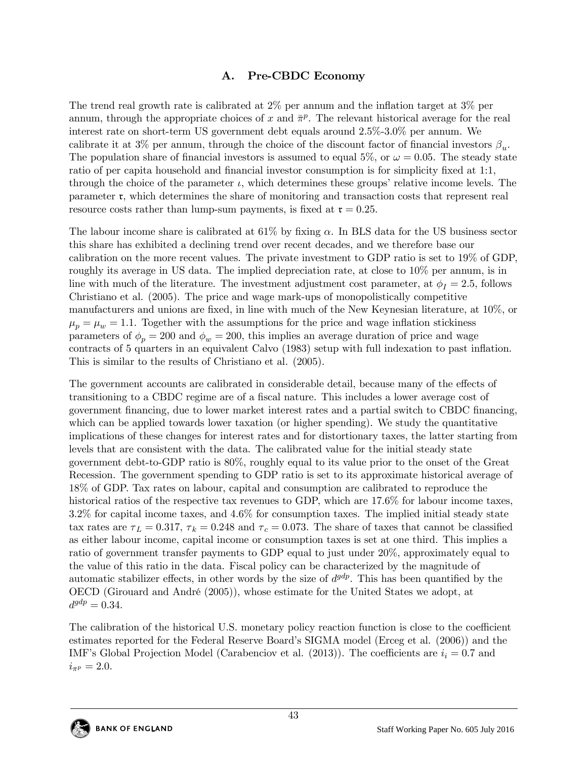## A. Pre-CBDC Economy

The trend real growth rate is calibrated at 2% per annum and the inflation target at 3% per annum, through the appropriate choices of $x$ and $\bar{\pi}^p$. The relevant historical average for the real interest rate on short-term US government debt equals around 2.5%-3.0% per annum. We calibrate it at 3% per annum, through the choice of the discount factor of financial investors $\beta_u$. The population share of financial investors is assumed to equal 5%, or $\omega = 0.05$. The steady state ratio of per capita household and financial investor consumption is for simplicity fixed at 1:1, through the choice of the parameter $\iota$, which determines these groups' relative income levels. The parameter $\mathfrak{r}$, which determines the share of monitoring and transaction costs that represent real resource costs rather than lump-sum payments, is fixed at $\mathfrak{r} = 0.25$.

The labour income share is calibrated at 61% by fixing $\alpha$. In BLS data for the US business sector this share has exhibited a declining trend over recent decades, and we therefore base our calibration on the more recent values. The private investment to GDP ratio is set to 19% of GDP, roughly its average in US data. The implied depreciation rate, at close to 10% per annum, is in line with much of the literature. The investment adjustment cost parameter, at $\phi_I = 2.5$, follows Christiano et al. (2005). The price and wage mark-ups of monopolistically competitive manufacturers and unions are fixed, in line with much of the New Keynesian literature, at 10%, or $\mu_p = \mu_w = 1.1$. Together with the assumptions for the price and wage inflation stickiness parameters of $\phi_p = 200$ and $\phi_w = 200$, this implies an average duration of price and wage contracts of 5 quarters in an equivalent Calvo (1983) setup with full indexation to past inflation. This is similar to the results of Christiano et al. (2005).

The government accounts are calibrated in considerable detail, because many of the effects of transitioning to a CBDC regime are of a fiscal nature. This includes a lower average cost of government financing, due to lower market interest rates and a partial switch to CBDC financing, which can be applied towards lower taxation (or higher spending). We study the quantitative implications of these changes for interest rates and for distortionary taxes, the latter starting from levels that are consistent with the data. The calibrated value for the initial steady state government debt-to-GDP ratio is 80%, roughly equal to its value prior to the onset of the Great Recession. The government spending to GDP ratio is set to its approximate historical average of 18% of GDP. Tax rates on labour, capital and consumption are calibrated to reproduce the historical ratios of the respective tax revenues to GDP, which are 17.6% for labour income taxes, 3.2% for capital income taxes, and 4.6% for consumption taxes. The implied initial steady state tax rates are $\tau_L = 0.317$, $\tau_k = 0.248$ and $\tau_c = 0.073$. The share of taxes that cannot be classified as either labour income, capital income or consumption taxes is set at one third. This implies a ratio of government transfer payments to GDP equal to just under 20%, approximately equal to the value of this ratio in the data. Fiscal policy can be characterized by the magnitude of automatic stabilizer effects, in other words by the size of $d^{gdp}$. This has been quantified by the OECD (Girouard and André (2005)), whose estimate for the United States we adopt, at $d^{gdp} = 0.34$.

The calibration of the historical U.S. monetary policy reaction function is close to the coefficient estimates reported for the Federal Reserve Board's SIGMA model (Erceg et al. (2006)) and the IMF's Global Projection Model (Carabenciov et al. (2013)). The coefficients are $i_i = 0.7$ and $i_{\pi^p} = 2.0$.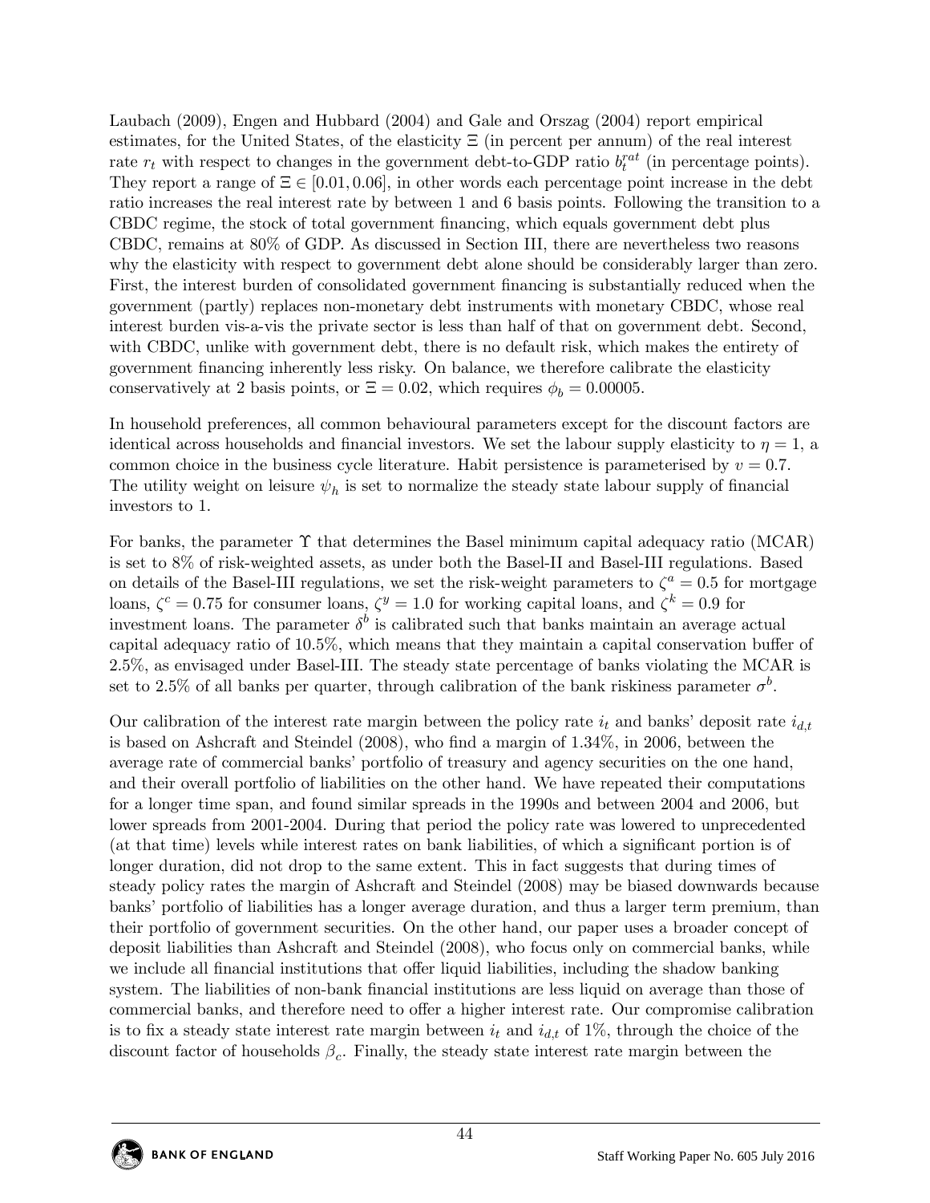Laubach (2009), Engen and Hubbard (2004) and Gale and Orszag (2004) report empirical estimates, for the United States, of the elasticity $\Xi$ (in percent per annum) of the real interest rate $r_t$ with respect to changes in the government debt-to-GDP ratio $b_t^{rat}$ (in percentage points). They report a range of $\Xi \in [0.01, 0.06]$, in other words each percentage point increase in the debt ratio increases the real interest rate by between 1 and 6 basis points. Following the transition to a CBDC regime, the stock of total government financing, which equals government debt plus CBDC, remains at 80% of GDP. As discussed in Section III, there are nevertheless two reasons why the elasticity with respect to government debt alone should be considerably larger than zero. First, the interest burden of consolidated government financing is substantially reduced when the government (partly) replaces non-monetary debt instruments with monetary CBDC, whose real interest burden vis-a-vis the private sector is less than half of that on government debt. Second, with CBDC, unlike with government debt, there is no default risk, which makes the entirety of government financing inherently less risky. On balance, we therefore calibrate the elasticity conservatively at 2 basis points, or $\Xi = 0.02$, which requires $\phi_b = 0.00005$.

In household preferences, all common behavioural parameters except for the discount factors are identical across households and financial investors. We set the labour supply elasticity to $\eta = 1$, a common choice in the business cycle literature. Habit persistence is parameterised by $v = 0.7$. The utility weight on leisure $\psi_h$ is set to normalize the steady state labour supply of financial investors to 1.

For banks, the parameter $\Upsilon$ that determines the Basel minimum capital adequacy ratio (MCAR) is set to 8% of risk-weighted assets, as under both the Basel-II and Basel-III regulations. Based on details of the Basel-III regulations, we set the risk-weight parameters to $\zeta^a = 0.5$ for mortgage loans, $\zeta^c = 0.75$ for consumer loans, $\zeta^y = 1.0$ for working capital loans, and $\zeta^k = 0.9$ for investment loans. The parameter $\delta^b$ is calibrated such that banks maintain an average actual capital adequacy ratio of 10.5%, which means that they maintain a capital conservation buffer of 2.5%, as envisaged under Basel-III. The steady state percentage of banks violating the MCAR is set to 2.5% of all banks per quarter, through calibration of the bank riskiness parameter $\sigma^b$.

Our calibration of the interest rate margin between the policy rate $i_t$ and banks' deposit rate $i_{d,t}$ is based on Ashcraft and Steindel (2008), who find a margin of 1.34%, in 2006, between the average rate of commercial banks' portfolio of treasury and agency securities on the one hand, and their overall portfolio of liabilities on the other hand. We have repeated their computations for a longer time span, and found similar spreads in the 1990s and between 2004 and 2006, but lower spreads from 2001-2004. During that period the policy rate was lowered to unprecedented (at that time) levels while interest rates on bank liabilities, of which a significant portion is of longer duration, did not drop to the same extent. This in fact suggests that during times of steady policy rates the margin of Ashcraft and Steindel (2008) may be biased downwards because banks' portfolio of liabilities has a longer average duration, and thus a larger term premium, than their portfolio of government securities. On the other hand, our paper uses a broader concept of deposit liabilities than Ashcraft and Steindel (2008), who focus only on commercial banks, while we include all financial institutions that offer liquid liabilities, including the shadow banking system. The liabilities of non-bank financial institutions are less liquid on average than those of commercial banks, and therefore need to offer a higher interest rate. Our compromise calibration is to fix a steady state interest rate margin between $i_t$ and $i_{d,t}$ of 1%, through the choice of the discount factor of households $\beta_c$. Finally, the steady state interest rate margin between the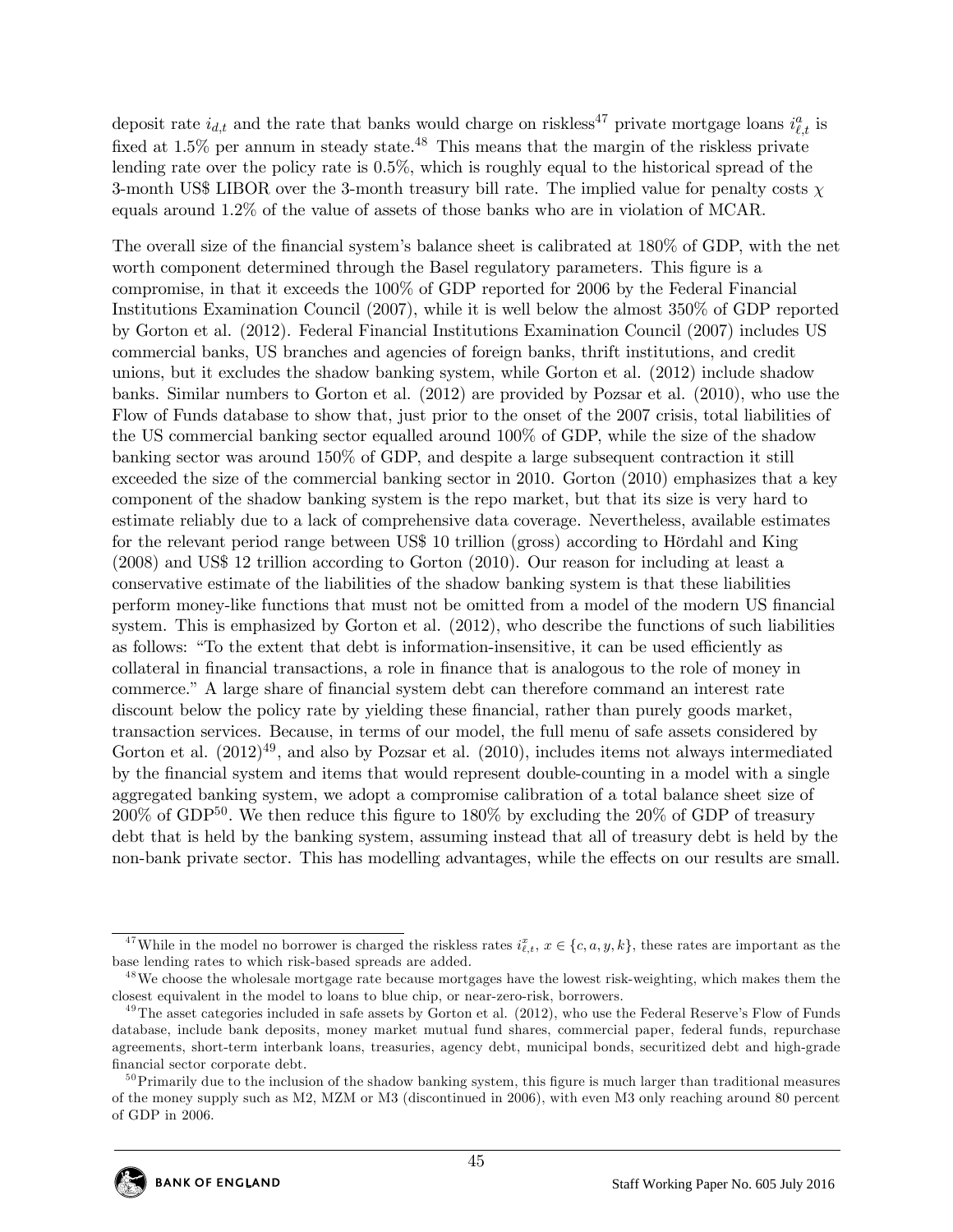deposit rate $i_{d,t}$ and the rate that banks would charge on riskless[47] private mortgage loans $i^a_{\ell,t}$ is fixed at 1.5% per annum in steady state.[48] This means that the margin of the riskless private lending rate over the policy rate is 0.5%, which is roughly equal to the historical spread of the 3-month US$ LIBOR over the 3-month treasury bill rate. The implied value for penalty costs $\chi$ equals around 1.2% of the value of assets of those banks who are in violation of MCAR.

The overall size of the financial system's balance sheet is calibrated at 180% of GDP, with the net worth component determined through the Basel regulatory parameters. This figure is a compromise, in that it exceeds the 100% of GDP reported for 2006 by the Federal Financial Institutions Examination Council (2007), while it is well below the almost 350% of GDP reported by Gorton et al. (2012). Federal Financial Institutions Examination Council (2007) includes US commercial banks, US branches and agencies of foreign banks, thrift institutions, and credit unions, but it excludes the shadow banking system, while Gorton et al. (2012) include shadow banks. Similar numbers to Gorton et al. (2012) are provided by Pozsar et al. (2010), who use the Flow of Funds database to show that, just prior to the onset of the 2007 crisis, total liabilities of the US commercial banking sector equalled around 100% of GDP, while the size of the shadow banking sector was around 150% of GDP, and despite a large subsequent contraction it still exceeded the size of the commercial banking sector in 2010. Gorton (2010) emphasizes that a key component of the shadow banking system is the repo market, but that its size is very hard to estimate reliably due to a lack of comprehensive data coverage. Nevertheless, available estimates for the relevant period range between US$ 10 trillion (gross) according to Hördahl and King (2008) and US$ 12 trillion according to Gorton (2010). Our reason for including at least a conservative estimate of the liabilities of the shadow banking system is that these liabilities perform money-like functions that must not be omitted from a model of the modern US financial system. This is emphasized by Gorton et al. (2012), who describe the functions of such liabilities as follows: "To the extent that debt is information-insensitive, it can be used efficiently as collateral in financial transactions, a role in finance that is analogous to the role of money in commerce." A large share of financial system debt can therefore command an interest rate discount below the policy rate by yielding these financial, rather than purely goods market, transaction services. Because, in terms of our model, the full menu of safe assets considered by Gorton et al. (2012)[49], and also by Pozsar et al. (2010), includes items not always intermediated by the financial system and items that would represent double-counting in a model with a single aggregated banking system, we adopt a compromise calibration of a total balance sheet size of 200% of GDP[50]. We then reduce this figure to 180% by excluding the 20% of GDP of treasury debt that is held by the banking system, assuming instead that all of treasury debt is held by the non-bank private sector. This has modelling advantages, while the effects on our results are small.

---

[47] While in the model no borrower is charged the riskless rates $i^x_{\ell,t}$, $x \in \{c, a, y, k\}$, these rates are important as the base lending rates to which risk-based spreads are added.

[48] We choose the wholesale mortgage rate because mortgages have the lowest risk-weighting, which makes them the closest equivalent in the model to loans to blue chip, or near-zero-risk, borrowers.

[49] The asset categories included in safe assets by Gorton et al. (2012), who use the Federal Reserve's Flow of Funds database, include bank deposits, money market mutual fund shares, commercial paper, federal funds, repurchase agreements, short-term interbank loans, treasuries, agency debt, municipal bonds, securitized debt and high-grade financial sector corporate debt.

[50] Primarily due to the inclusion of the shadow banking system, this figure is much larger than traditional measures of the money supply such as M2, MZM or M3 (discontinued in 2006), with even M3 only reaching around 80 percent of GDP in 2006.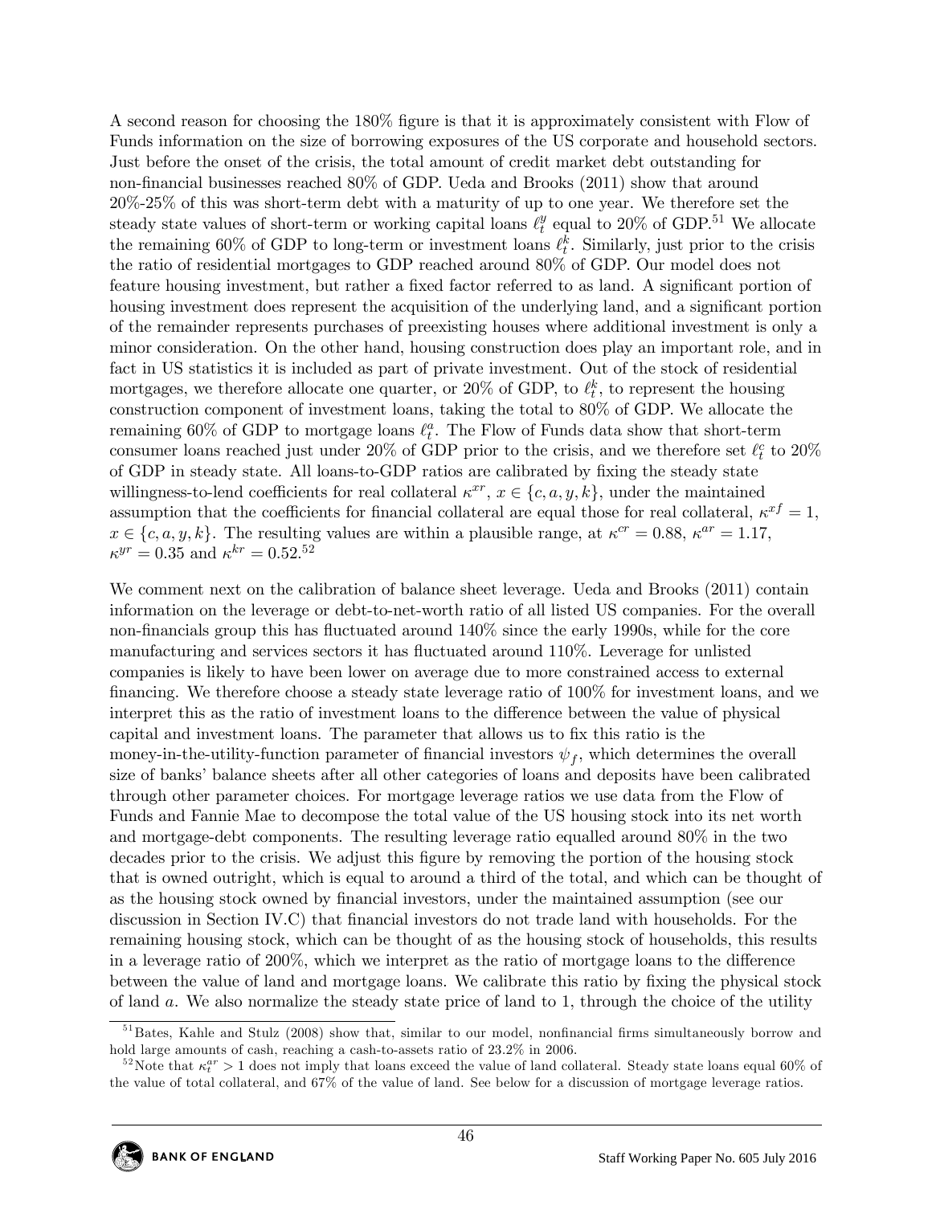A second reason for choosing the 180% figure is that it is approximately consistent with Flow of Funds information on the size of borrowing exposures of the US corporate and household sectors. Just before the onset of the crisis, the total amount of credit market debt outstanding for non-financial businesses reached 80% of GDP. Ueda and Brooks (2011) show that around 20%-25% of this was short-term debt with a maturity of up to one year. We therefore set the steady state values of short-term or working capital loans $\ell_t^y$ equal to 20% of GDP.[51] We allocate the remaining 60% of GDP to long-term or investment loans $\ell_t^k$. Similarly, just prior to the crisis the ratio of residential mortgages to GDP reached around 80% of GDP. Our model does not feature housing investment, but rather a fixed factor referred to as land. A significant portion of housing investment does represent the acquisition of the underlying land, and a significant portion of the remainder represents purchases of preexisting houses where additional investment is only a minor consideration. On the other hand, housing construction does play an important role, and in fact in US statistics it is included as part of private investment. Out of the stock of residential mortgages, we therefore allocate one quarter, or 20% of GDP, to $\ell_t^k$, to represent the housing construction component of investment loans, taking the total to 80% of GDP. We allocate the remaining 60% of GDP to mortgage loans $\ell_t^a$. The Flow of Funds data show that short-term consumer loans reached just under 20% of GDP prior to the crisis, and we therefore set $\ell_t^c$ to 20% of GDP in steady state. All loans-to-GDP ratios are calibrated by fixing the steady state willingness-to-lend coefficients for real collateral $\kappa^{xr}$, $x \in \{c, a, y, k\}$, under the maintained assumption that the coefficients for financial collateral are equal those for real collateral, $\kappa^{xf} = 1$, $x \in \{c, a, y, k\}$. The resulting values are within a plausible range, at $\kappa^{cr} = 0.88$, $\kappa^{ar} = 1.17$, $\kappa^{yr} = 0.35$ and $\kappa^{kr} = 0.52$.[52]

We comment next on the calibration of balance sheet leverage. Ueda and Brooks (2011) contain information on the leverage or debt-to-net-worth ratio of all listed US companies. For the overall non-financials group this has fluctuated around 140% since the early 1990s, while for the core manufacturing and services sectors it has fluctuated around 110%. Leverage for unlisted companies is likely to have been lower on average due to more constrained access to external financing. We therefore choose a steady state leverage ratio of 100% for investment loans, and we interpret this as the ratio of investment loans to the difference between the value of physical capital and investment loans. The parameter that allows us to fix this ratio is the money-in-the-utility-function parameter of financial investors $\psi_f$, which determines the overall size of banks' balance sheets after all other categories of loans and deposits have been calibrated through other parameter choices. For mortgage leverage ratios we use data from the Flow of Funds and Fannie Mae to decompose the total value of the US housing stock into its net worth and mortgage-debt components. The resulting leverage ratio equalled around 80% in the two decades prior to the crisis. We adjust this figure by removing the portion of the housing stock that is owned outright, which is equal to around a third of the total, and which can be thought of as the housing stock owned by financial investors, under the maintained assumption (see our discussion in Section IV.C) that financial investors do not trade land with households. For the remaining housing stock, which can be thought of as the housing stock of households, this results in a leverage ratio of 200%, which we interpret as the ratio of mortgage loans to the difference between the value of land and mortgage loans. We calibrate this ratio by fixing the physical stock of land $a$. We also normalize the steady state price of land to 1, through the choice of the utility

[51] Bates, Kahle and Stulz (2008) show that, similar to our model, nonfinancial firms simultaneously borrow and hold large amounts of cash, reaching a cash-to-assets ratio of 23.2% in 2006.

[52] Note that $\kappa_t^{ar} > 1$ does not imply that loans exceed the value of land collateral. Steady state loans equal 60% of the value of total collateral, and 67% of the value of land. See below for a discussion of mortgage leverage ratios.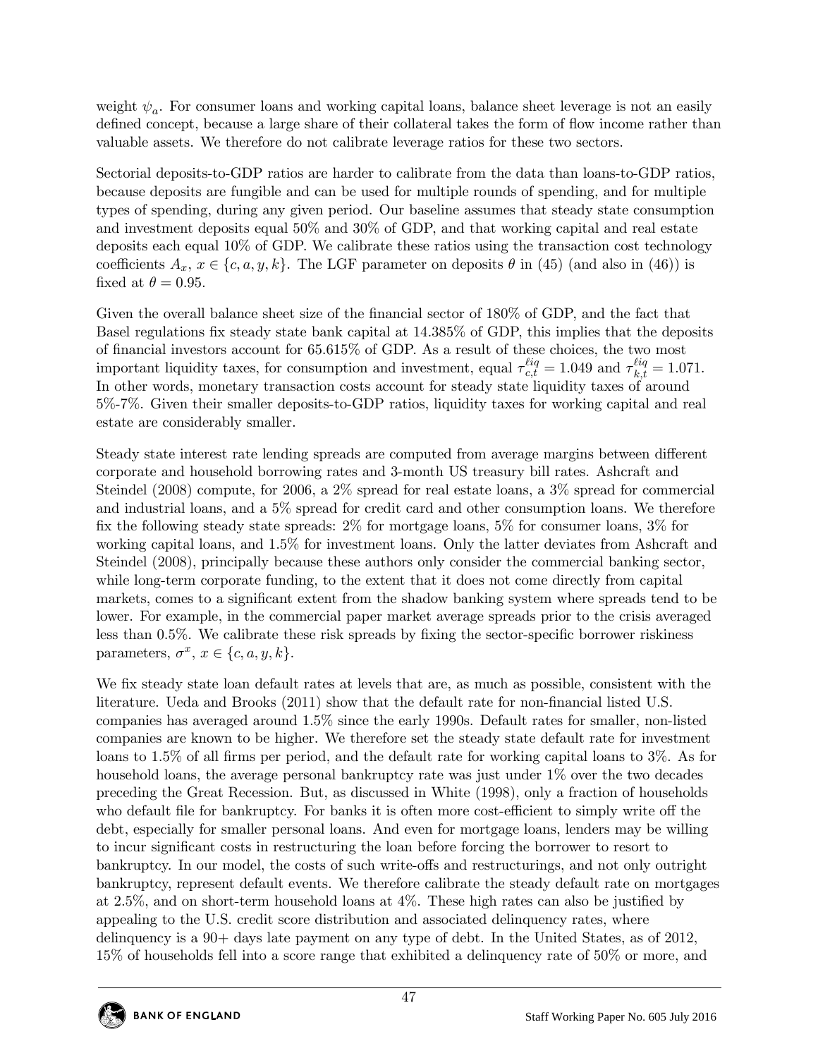weight $\psi_a$. For consumer loans and working capital loans, balance sheet leverage is not an easily defined concept, because a large share of their collateral takes the form of flow income rather than valuable assets. We therefore do not calibrate leverage ratios for these two sectors.

Sectorial deposits-to-GDP ratios are harder to calibrate from the data than loans-to-GDP ratios, because deposits are fungible and can be used for multiple rounds of spending, and for multiple types of spending, during any given period. Our baseline assumes that steady state consumption and investment deposits equal 50% and 30% of GDP, and that working capital and real estate deposits each equal 10% of GDP. We calibrate these ratios using the transaction cost technology coefficients $A_x$, $x \in \{c, a, y, k\}$. The LGF parameter on deposits $\theta$ in (45) (and also in (46)) is fixed at $\theta = 0.95$.

Given the overall balance sheet size of the financial sector of 180% of GDP, and the fact that Basel regulations fix steady state bank capital at 14.385% of GDP, this implies that the deposits of financial investors account for 65.615% of GDP. As a result of these choices, the two most important liquidity taxes, for consumption and investment, equal $\tau^{\ell iq}_{c,t} = 1.049$ and $\tau^{\ell iq}_{k,t} = 1.071$. In other words, monetary transaction costs account for steady state liquidity taxes of around 5%-7%. Given their smaller deposits-to-GDP ratios, liquidity taxes for working capital and real estate are considerably smaller.

Steady state interest rate lending spreads are computed from average margins between different corporate and household borrowing rates and 3-month US treasury bill rates. Ashcraft and Steindel (2008) compute, for 2006, a 2% spread for real estate loans, a 3% spread for commercial and industrial loans, and a 5% spread for credit card and other consumption loans. We therefore fix the following steady state spreads: 2% for mortgage loans, 5% for consumer loans, 3% for working capital loans, and 1.5% for investment loans. Only the latter deviates from Ashcraft and Steindel (2008), principally because these authors only consider the commercial banking sector, while long-term corporate funding, to the extent that it does not come directly from capital markets, comes to a significant extent from the shadow banking system where spreads tend to be lower. For example, in the commercial paper market average spreads prior to the crisis averaged less than 0.5%. We calibrate these risk spreads by fixing the sector-specific borrower riskiness parameters, $\sigma^x$, $x \in \{c, a, y, k\}$.

We fix steady state loan default rates at levels that are, as much as possible, consistent with the literature. Ueda and Brooks (2011) show that the default rate for non-financial listed U.S. companies has averaged around 1.5% since the early 1990s. Default rates for smaller, non-listed companies are known to be higher. We therefore set the steady state default rate for investment loans to 1.5% of all firms per period, and the default rate for working capital loans to 3%. As for household loans, the average personal bankruptcy rate was just under 1% over the two decades preceding the Great Recession. But, as discussed in White (1998), only a fraction of households who default file for bankruptcy. For banks it is often more cost-efficient to simply write off the debt, especially for smaller personal loans. And even for mortgage loans, lenders may be willing to incur significant costs in restructuring the loan before forcing the borrower to resort to bankruptcy. In our model, the costs of such write-offs and restructurings, and not only outright bankruptcy, represent default events. We therefore calibrate the steady default rate on mortgages at 2.5%, and on short-term household loans at 4%. These high rates can also be justified by appealing to the U.S. credit score distribution and associated delinquency rates, where delinquency is a 90+ days late payment on any type of debt. In the United States, as of 2012, 15% of households fell into a score range that exhibited a delinquency rate of 50% or more, and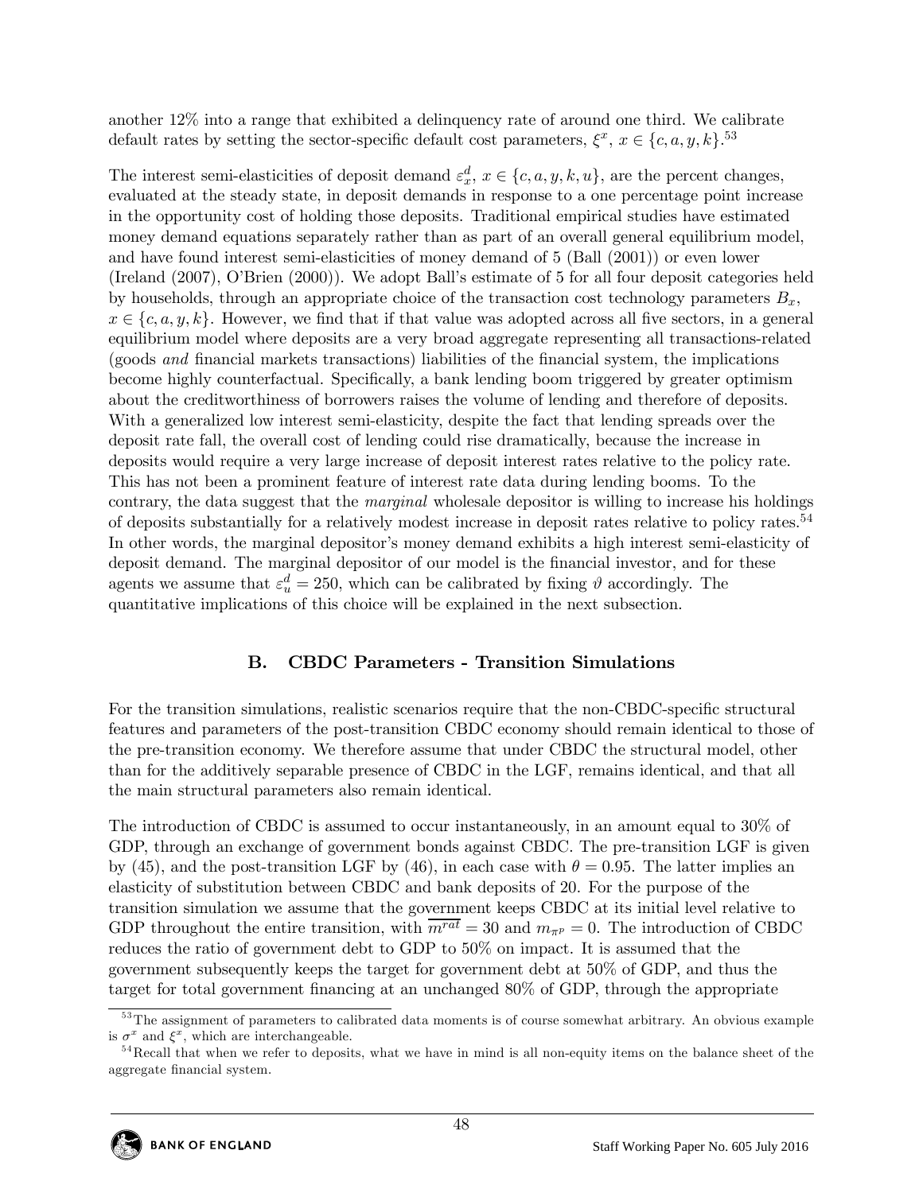another 12% into a range that exhibited a delinquency rate of around one third. We calibrate default rates by setting the sector-specific default cost parameters, $\xi^x$, $x \in \{c, a, y, k\}$.[53]

The interest semi-elasticities of deposit demand $\varepsilon^d_x$, $x \in \{c, a, y, k, u\}$, are the percent changes, evaluated at the steady state, in deposit demands in response to a one percentage point increase in the opportunity cost of holding those deposits. Traditional empirical studies have estimated money demand equations separately rather than as part of an overall general equilibrium model, and have found interest semi-elasticities of money demand of 5 (Ball (2001)) or even lower (Ireland (2007), O'Brien (2000)). We adopt Ball's estimate of 5 for all four deposit categories held by households, through an appropriate choice of the transaction cost technology parameters $B_x$, $x \in \{c, a, y, k\}$. However, we find that if that value was adopted across all five sectors, in a general equilibrium model where deposits are a very broad aggregate representing all transactions-related (goods *and* financial markets transactions) liabilities of the financial system, the implications become highly counterfactual. Specifically, a bank lending boom triggered by greater optimism about the creditworthiness of borrowers raises the volume of lending and therefore of deposits. With a generalized low interest semi-elasticity, despite the fact that lending spreads over the deposit rate fall, the overall cost of lending could rise dramatically, because the increase in deposits would require a very large increase of deposit interest rates relative to the policy rate. This has not been a prominent feature of interest rate data during lending booms. To the contrary, the data suggest that the *marginal* wholesale depositor is willing to increase his holdings of deposits substantially for a relatively modest increase in deposit rates relative to policy rates.[54] In other words, the marginal depositor's money demand exhibits a high interest semi-elasticity of deposit demand. The marginal depositor of our model is the financial investor, and for these agents we assume that $\varepsilon^d_u = 250$, which can be calibrated by fixing $\vartheta$ accordingly. The quantitative implications of this choice will be explained in the next subsection.

## B. CBDC Parameters - Transition Simulations

For the transition simulations, realistic scenarios require that the non-CBDC-specific structural features and parameters of the post-transition CBDC economy should remain identical to those of the pre-transition economy. We therefore assume that under CBDC the structural model, other than for the additively separable presence of CBDC in the LGF, remains identical, and that all the main structural parameters also remain identical.

The introduction of CBDC is assumed to occur instantaneously, in an amount equal to 30% of GDP, through an exchange of government bonds against CBDC. The pre-transition LGF is given by (45), and the post-transition LGF by (46), in each case with $\theta = 0.95$. The latter implies an elasticity of substitution between CBDC and bank deposits of 20. For the purpose of the transition simulation we assume that the government keeps CBDC at its initial level relative to GDP throughout the entire transition, with $\overline{m^{rat}} = 30$ and $m_{\pi^p} = 0$. The introduction of CBDC reduces the ratio of government debt to GDP to 50% on impact. It is assumed that the government subsequently keeps the target for government debt at 50% of GDP, and thus the target for total government financing at an unchanged 80% of GDP, through the appropriate

[53] The assignment of parameters to calibrated data moments is of course somewhat arbitrary. An obvious example is $\sigma^x$ and $\xi^x$, which are interchangeable.

[54] Recall that when we refer to deposits, what we have in mind is all non-equity items on the balance sheet of the aggregate financial system.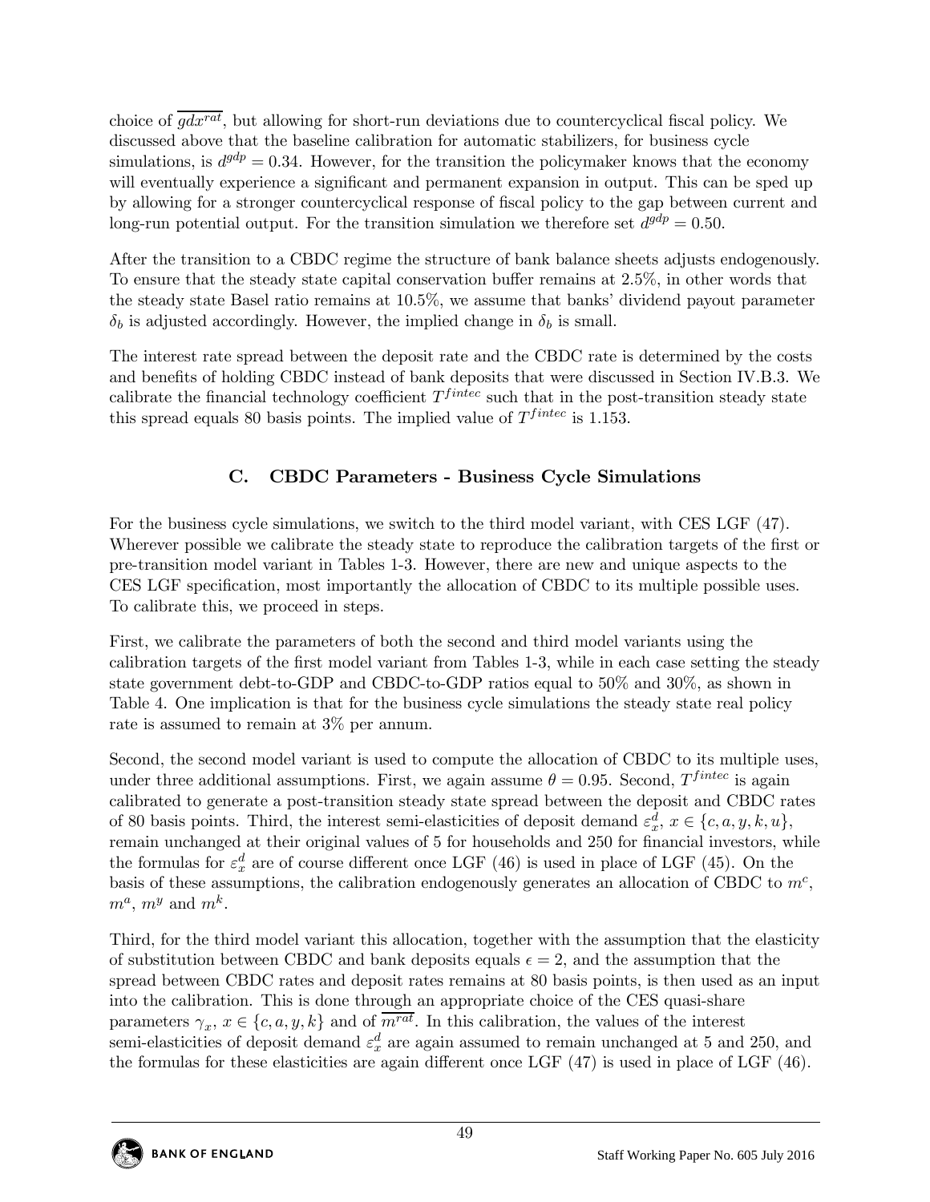choice of $\overline{gdx^{rat}}$, but allowing for short-run deviations due to countercyclical fiscal policy. We discussed above that the baseline calibration for automatic stabilizers, for business cycle simulations, is $d^{gdp} = 0.34$. However, for the transition the policymaker knows that the economy will eventually experience a significant and permanent expansion in output. This can be sped up by allowing for a stronger countercyclical response of fiscal policy to the gap between current and long-run potential output. For the transition simulation we therefore set $d^{gdp} = 0.50$.

After the transition to a CBDC regime the structure of bank balance sheets adjusts endogenously. To ensure that the steady state capital conservation buffer remains at 2.5%, in other words that the steady state Basel ratio remains at 10.5%, we assume that banks' dividend payout parameter $\delta_b$ is adjusted accordingly. However, the implied change in $\delta_b$ is small.

The interest rate spread between the deposit rate and the CBDC rate is determined by the costs and benefits of holding CBDC instead of bank deposits that were discussed in Section IV.B.3. We calibrate the financial technology coefficient $T^{fintec}$ such that in the post-transition steady state this spread equals 80 basis points. The implied value of $T^{fintec}$ is 1.153.

## C. CBDC Parameters - Business Cycle Simulations

For the business cycle simulations, we switch to the third model variant, with CES LGF (47). Wherever possible we calibrate the steady state to reproduce the calibration targets of the first or pre-transition model variant in Tables 1-3. However, there are new and unique aspects to the CES LGF specification, most importantly the allocation of CBDC to its multiple possible uses. To calibrate this, we proceed in steps.

First, we calibrate the parameters of both the second and third model variants using the calibration targets of the first model variant from Tables 1-3, while in each case setting the steady state government debt-to-GDP and CBDC-to-GDP ratios equal to 50% and 30%, as shown in Table 4. One implication is that for the business cycle simulations the steady state real policy rate is assumed to remain at 3% per annum.

Second, the second model variant is used to compute the allocation of CBDC to its multiple uses, under three additional assumptions. First, we again assume $\theta = 0.95$. Second, $T^{fintec}$ is again calibrated to generate a post-transition steady state spread between the deposit and CBDC rates of 80 basis points. Third, the interest semi-elasticities of deposit demand $\varepsilon_x^d$, $x \in \{c, a, y, k, u\}$, remain unchanged at their original values of 5 for households and 250 for financial investors, while the formulas for $\varepsilon_x^d$ are of course different once LGF (46) is used in place of LGF (45). On the basis of these assumptions, the calibration endogenously generates an allocation of CBDC to $m^c$, $m^a$, $m^y$ and $m^k$.

Third, for the third model variant this allocation, together with the assumption that the elasticity of substitution between CBDC and bank deposits equals $\epsilon = 2$, and the assumption that the spread between CBDC rates and deposit rates remains at 80 basis points, is then used as an input into the calibration. This is done through an appropriate choice of the CES quasi-share parameters $\gamma_x$, $x \in \{c, a, y, k\}$ and of $\overline{m^{rat}}$. In this calibration, the values of the interest semi-elasticities of deposit demand $\varepsilon_x^d$ are again assumed to remain unchanged at 5 and 250, and the formulas for these elasticities are again different once LGF (47) is used in place of LGF (46).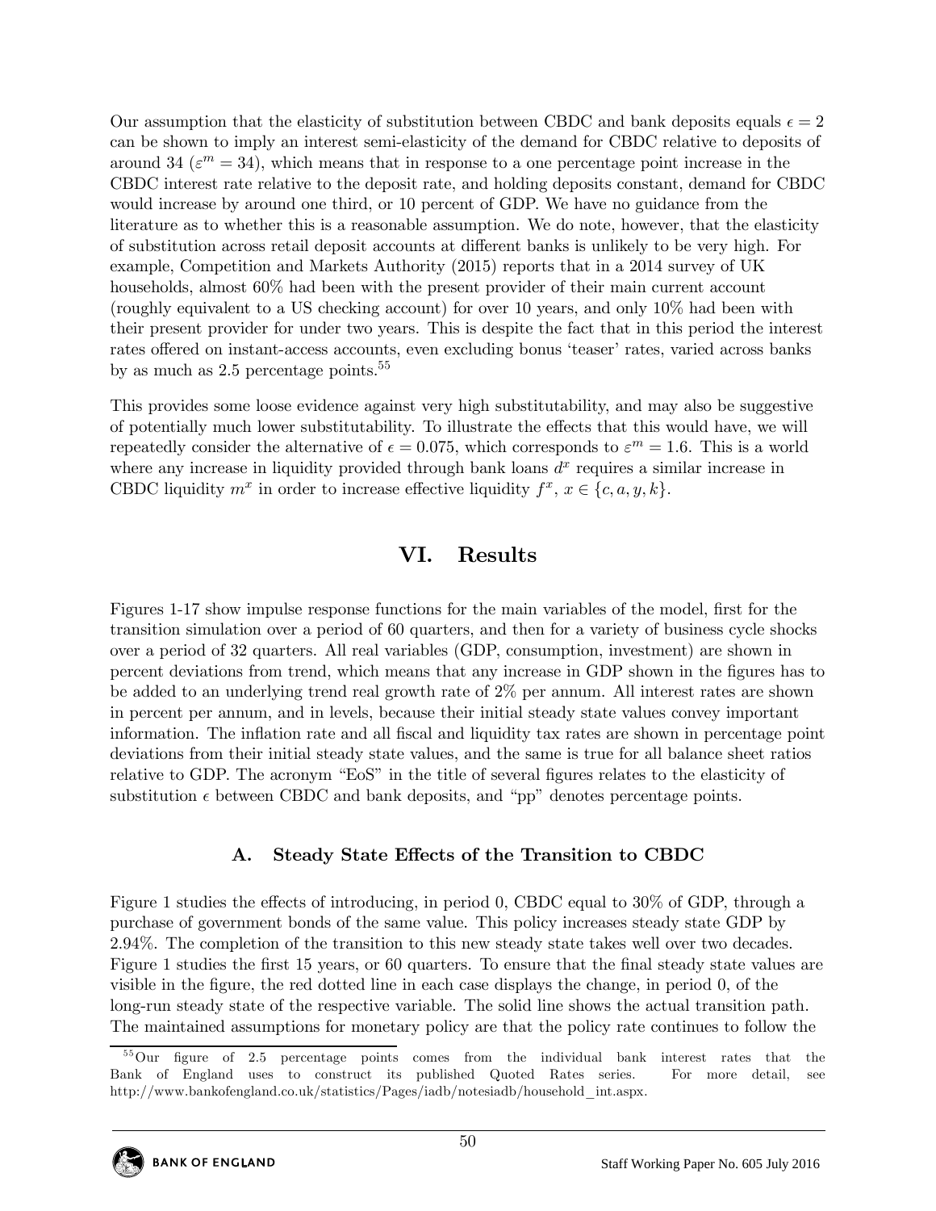Our assumption that the elasticity of substitution between CBDC and bank deposits equals $\epsilon = 2$ can be shown to imply an interest semi-elasticity of the demand for CBDC relative to deposits of around 34 ($\varepsilon^m = 34$), which means that in response to a one percentage point increase in the CBDC interest rate relative to the deposit rate, and holding deposits constant, demand for CBDC would increase by around one third, or 10 percent of GDP. We have no guidance from the literature as to whether this is a reasonable assumption. We do note, however, that the elasticity of substitution across retail deposit accounts at different banks is unlikely to be very high. For example, Competition and Markets Authority (2015) reports that in a 2014 survey of UK households, almost 60% had been with the present provider of their main current account (roughly equivalent to a US checking account) for over 10 years, and only 10% had been with their present provider for under two years. This is despite the fact that in this period the interest rates offered on instant-access accounts, even excluding bonus 'teaser' rates, varied across banks by as much as 2.5 percentage points.[55]

This provides some loose evidence against very high substitutability, and may also be suggestive of potentially much lower substitutability. To illustrate the effects that this would have, we will repeatedly consider the alternative of $\epsilon = 0.075$, which corresponds to $\varepsilon^m = 1.6$. This is a world where any increase in liquidity provided through bank loans $d^x$ requires a similar increase in CBDC liquidity $m^x$ in order to increase effective liquidity $f^x$, $x \in \{c, a, y, k\}$.

# VI. Results

Figures 1-17 show impulse response functions for the main variables of the model, first for the transition simulation over a period of 60 quarters, and then for a variety of business cycle shocks over a period of 32 quarters. All real variables (GDP, consumption, investment) are shown in percent deviations from trend, which means that any increase in GDP shown in the figures has to be added to an underlying trend real growth rate of 2% per annum. All interest rates are shown in percent per annum, and in levels, because their initial steady state values convey important information. The inflation rate and all fiscal and liquidity tax rates are shown in percentage point deviations from their initial steady state values, and the same is true for all balance sheet ratios relative to GDP. The acronym "EoS" in the title of several figures relates to the elasticity of substitution $\epsilon$ between CBDC and bank deposits, and "pp" denotes percentage points.

## A. Steady State Effects of the Transition to CBDC

Figure 1 studies the effects of introducing, in period 0, CBDC equal to 30% of GDP, through a purchase of government bonds of the same value. This policy increases steady state GDP by 2.94%. The completion of the transition to this new steady state takes well over two decades. Figure 1 studies the first 15 years, or 60 quarters. To ensure that the final steady state values are visible in the figure, the red dotted line in each case displays the change, in period 0, of the long-run steady state of the respective variable. The solid line shows the actual transition path. The maintained assumptions for monetary policy are that the policy rate continues to follow the

[55] Our figure of 2.5 percentage points comes from the individual bank interest rates that the Bank of England uses to construct its published Quoted Rates series. For more detail, see http://www.bankofengland.co.uk/statistics/Pages/iadb/notesiadb/household_int.aspx.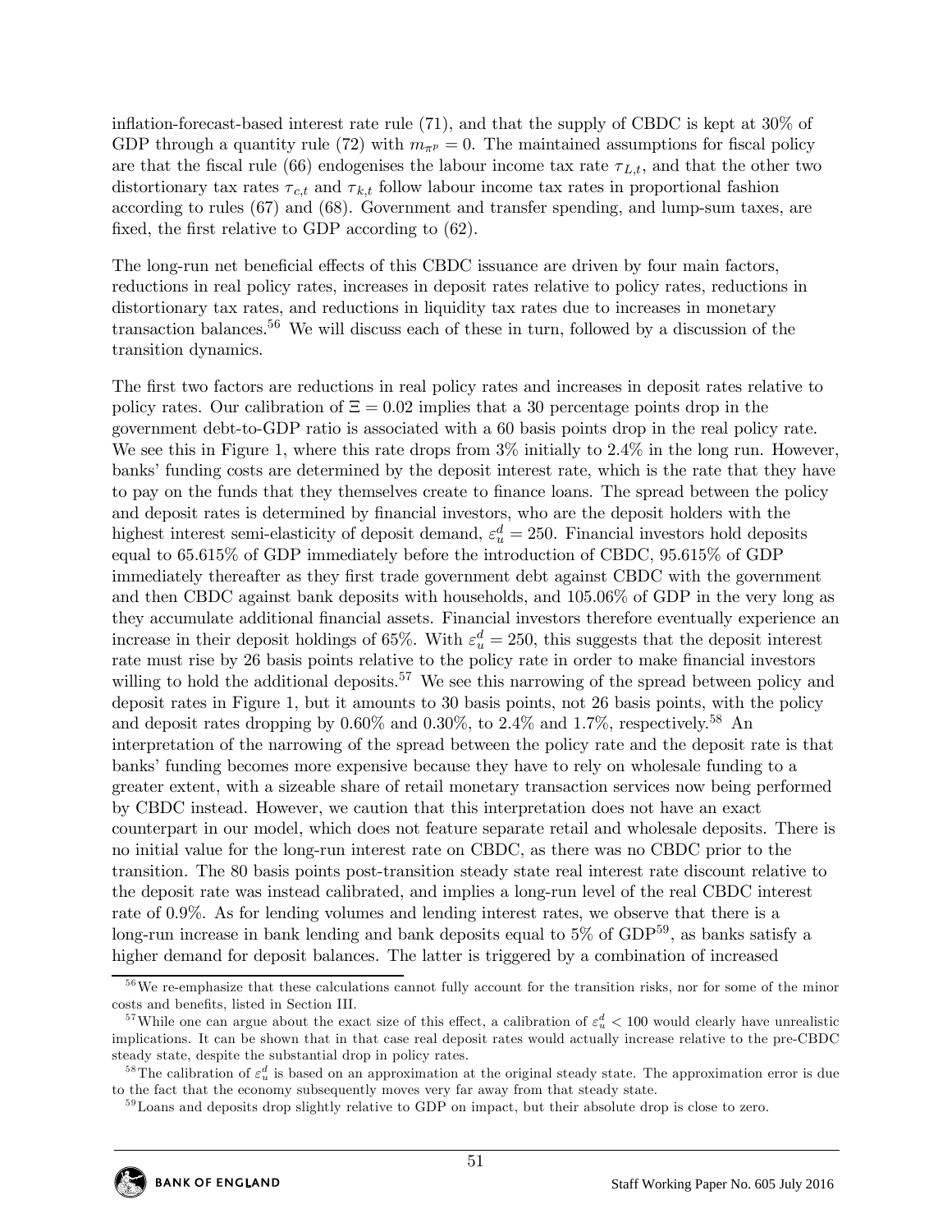inflation-forecast-based interest rate rule (71), and that the supply of CBDC is kept at 30% of GDP through a quantity rule (72) with $m_{\pi^p} = 0$. The maintained assumptions for fiscal policy are that the fiscal rule (66) endogenises the labour income tax rate $\tau_{L,t}$, and that the other two distortionary tax rates $\tau_{c,t}$ and $\tau_{k,t}$ follow labour income tax rates in proportional fashion according to rules (67) and (68). Government and transfer spending, and lump-sum taxes, are fixed, the first relative to GDP according to (62).

The long-run net beneficial effects of this CBDC issuance are driven by four main factors, reductions in real policy rates, increases in deposit rates relative to policy rates, reductions in distortionary tax rates, and reductions in liquidity tax rates due to increases in monetary transaction balances.[56] We will discuss each of these in turn, followed by a discussion of the transition dynamics.

The first two factors are reductions in real policy rates and increases in deposit rates relative to policy rates. Our calibration of $\Xi = 0.02$ implies that a 30 percentage points drop in the government debt-to-GDP ratio is associated with a 60 basis points drop in the real policy rate. We see this in Figure 1, where this rate drops from 3% initially to 2.4% in the long run. However, banks' funding costs are determined by the deposit interest rate, which is the rate that they have to pay on the funds that they themselves create to finance loans. The spread between the policy and deposit rates is determined by financial investors, who are the deposit holders with the highest interest semi-elasticity of deposit demand, $\varepsilon_u^d = 250$. Financial investors hold deposits equal to 65.615% of GDP immediately before the introduction of CBDC, 95.615% of GDP immediately thereafter as they first trade government debt against CBDC with the government and then CBDC against bank deposits with households, and 105.06% of GDP in the very long as they accumulate additional financial assets. Financial investors therefore eventually experience an increase in their deposit holdings of 65%. With $\varepsilon_u^d = 250$, this suggests that the deposit interest rate must rise by 26 basis points relative to the policy rate in order to make financial investors willing to hold the additional deposits.[57] We see this narrowing of the spread between policy and deposit rates in Figure 1, but it amounts to 30 basis points, not 26 basis points, with the policy and deposit rates dropping by 0.60% and 0.30%, to 2.4% and 1.7%, respectively.[58] An interpretation of the narrowing of the spread between the policy rate and the deposit rate is that banks' funding becomes more expensive because they have to rely on wholesale funding to a greater extent, with a sizeable share of retail monetary transaction services now being performed by CBDC instead. However, we caution that this interpretation does not have an exact counterpart in our model, which does not feature separate retail and wholesale deposits. There is no initial value for the long-run interest rate on CBDC, as there was no CBDC prior to the transition. The 80 basis points post-transition steady state real interest rate discount relative to the deposit rate was instead calibrated, and implies a long-run level of the real CBDC interest rate of 0.9%. As for lending volumes and lending interest rates, we observe that there is a long-run increase in bank lending and bank deposits equal to 5% of GDP[59], as banks satisfy a higher demand for deposit balances. The latter is triggered by a combination of increased

[56] We re-emphasize that these calculations cannot fully account for the transition risks, nor for some of the minor costs and benefits, listed in Section III.

[57] While one can argue about the exact size of this effect, a calibration of $\varepsilon_u^d < 100$ would clearly have unrealistic implications. It can be shown that in that case real deposit rates would actually increase relative to the pre-CBDC steady state, despite the substantial drop in policy rates.

[58] The calibration of $\varepsilon_u^d$ is based on an approximation at the original steady state. The approximation error is due to the fact that the economy subsequently moves very far away from that steady state.

[59] Loans and deposits drop slightly relative to GDP on impact, but their absolute drop is close to zero.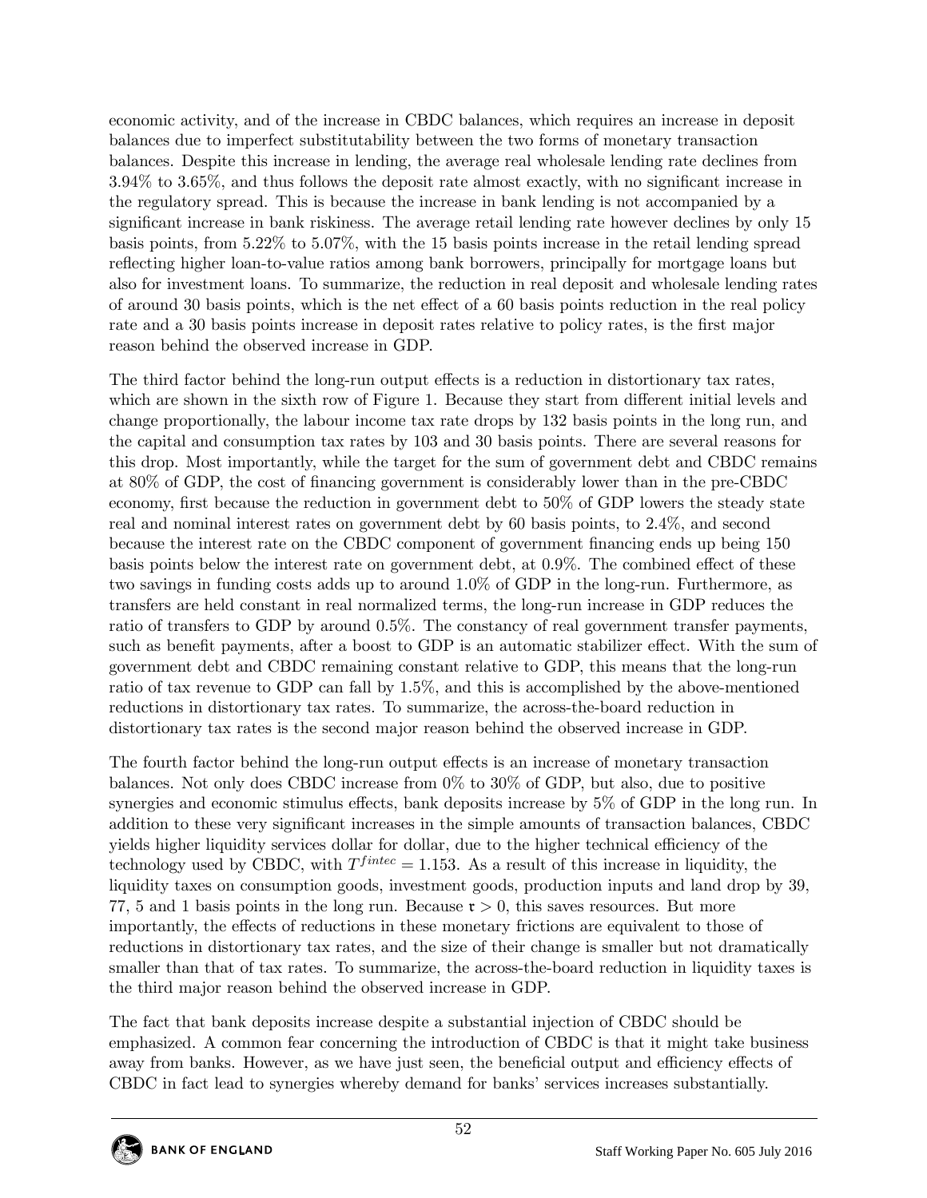economic activity, and of the increase in CBDC balances, which requires an increase in deposit balances due to imperfect substitutability between the two forms of monetary transaction balances. Despite this increase in lending, the average real wholesale lending rate declines from 3.94% to 3.65%, and thus follows the deposit rate almost exactly, with no significant increase in the regulatory spread. This is because the increase in bank lending is not accompanied by a significant increase in bank riskiness. The average retail lending rate however declines by only 15 basis points, from 5.22% to 5.07%, with the 15 basis points increase in the retail lending spread reflecting higher loan-to-value ratios among bank borrowers, principally for mortgage loans but also for investment loans. To summarize, the reduction in real deposit and wholesale lending rates of around 30 basis points, which is the net effect of a 60 basis points reduction in the real policy rate and a 30 basis points increase in deposit rates relative to policy rates, is the first major reason behind the observed increase in GDP.

The third factor behind the long-run output effects is a reduction in distortionary tax rates, which are shown in the sixth row of Figure 1. Because they start from different initial levels and change proportionally, the labour income tax rate drops by 132 basis points in the long run, and the capital and consumption tax rates by 103 and 30 basis points. There are several reasons for this drop. Most importantly, while the target for the sum of government debt and CBDC remains at 80% of GDP, the cost of financing government is considerably lower than in the pre-CBDC economy, first because the reduction in government debt to 50% of GDP lowers the steady state real and nominal interest rates on government debt by 60 basis points, to 2.4%, and second because the interest rate on the CBDC component of government financing ends up being 150 basis points below the interest rate on government debt, at 0.9%. The combined effect of these two savings in funding costs adds up to around 1.0% of GDP in the long-run. Furthermore, as transfers are held constant in real normalized terms, the long-run increase in GDP reduces the ratio of transfers to GDP by around 0.5%. The constancy of real government transfer payments, such as benefit payments, after a boost to GDP is an automatic stabilizer effect. With the sum of government debt and CBDC remaining constant relative to GDP, this means that the long-run ratio of tax revenue to GDP can fall by 1.5%, and this is accomplished by the above-mentioned reductions in distortionary tax rates. To summarize, the across-the-board reduction in distortionary tax rates is the second major reason behind the observed increase in GDP.

The fourth factor behind the long-run output effects is an increase of monetary transaction balances. Not only does CBDC increase from 0% to 30% of GDP, but also, due to positive synergies and economic stimulus effects, bank deposits increase by 5% of GDP in the long run. In addition to these very significant increases in the simple amounts of transaction balances, CBDC yields higher liquidity services dollar for dollar, due to the higher technical efficiency of the technology used by CBDC, with $T^{fintec} = 1.153$. As a result of this increase in liquidity, the liquidity taxes on consumption goods, investment goods, production inputs and land drop by 39, 77, 5 and 1 basis points in the long run. Because $\mathfrak{r} > 0$, this saves resources. But more importantly, the effects of reductions in these monetary frictions are equivalent to those of reductions in distortionary tax rates, and the size of their change is smaller but not dramatically smaller than that of tax rates. To summarize, the across-the-board reduction in liquidity taxes is the third major reason behind the observed increase in GDP.

The fact that bank deposits increase despite a substantial injection of CBDC should be emphasized. A common fear concerning the introduction of CBDC is that it might take business away from banks. However, as we have just seen, the beneficial output and efficiency effects of CBDC in fact lead to synergies whereby demand for banks' services increases substantially.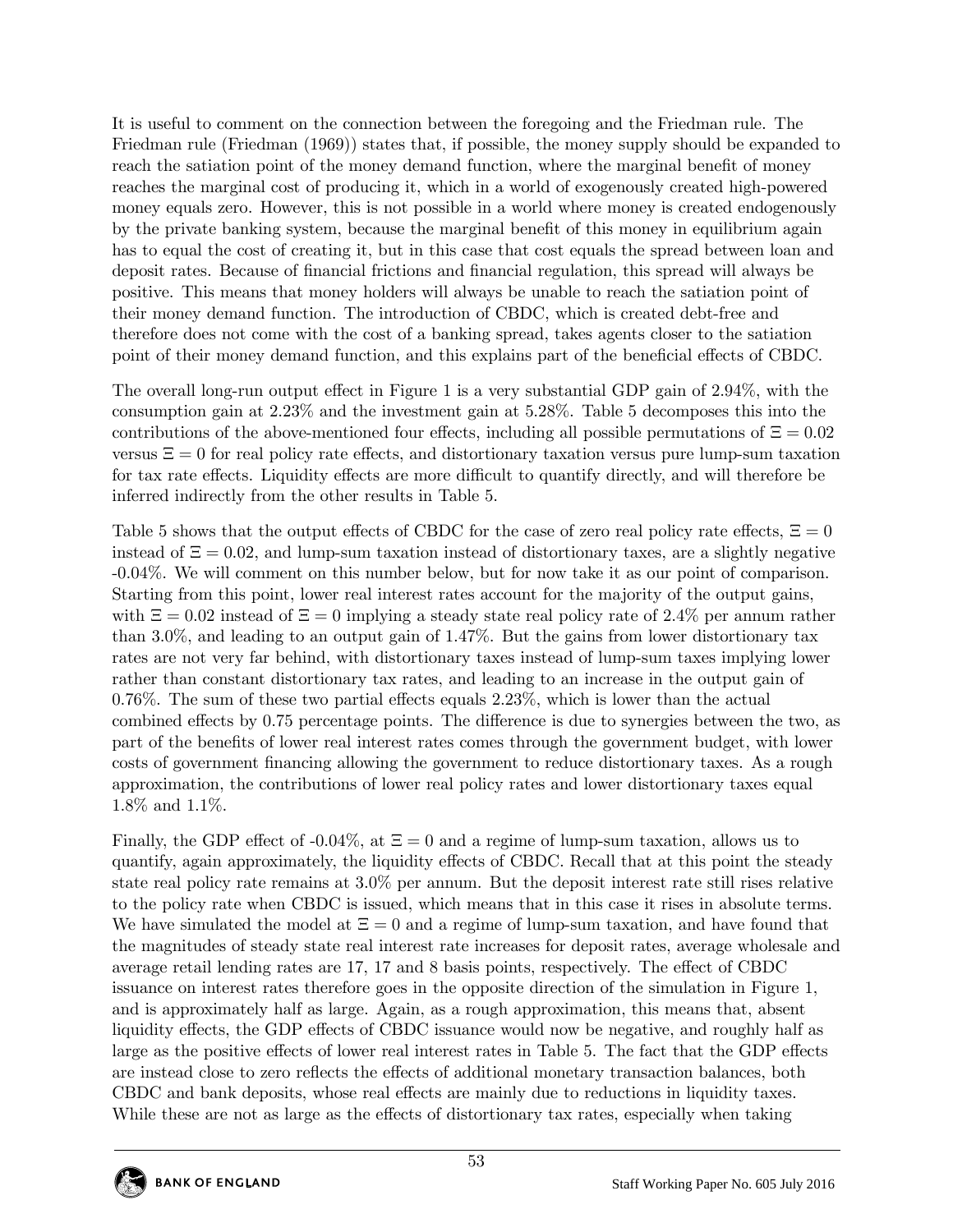It is useful to comment on the connection between the foregoing and the Friedman rule. The Friedman rule (Friedman (1969)) states that, if possible, the money supply should be expanded to reach the satiation point of the money demand function, where the marginal benefit of money reaches the marginal cost of producing it, which in a world of exogenously created high-powered money equals zero. However, this is not possible in a world where money is created endogenously by the private banking system, because the marginal benefit of this money in equilibrium again has to equal the cost of creating it, but in this case that cost equals the spread between loan and deposit rates. Because of financial frictions and financial regulation, this spread will always be positive. This means that money holders will always be unable to reach the satiation point of their money demand function. The introduction of CBDC, which is created debt-free and therefore does not come with the cost of a banking spread, takes agents closer to the satiation point of their money demand function, and this explains part of the beneficial effects of CBDC.

The overall long-run output effect in Figure 1 is a very substantial GDP gain of 2.94%, with the consumption gain at 2.23% and the investment gain at 5.28%. Table 5 decomposes this into the contributions of the above-mentioned four effects, including all possible permutations of $\Xi = 0.02$ versus $\Xi = 0$ for real policy rate effects, and distortionary taxation versus pure lump-sum taxation for tax rate effects. Liquidity effects are more difficult to quantify directly, and will therefore be inferred indirectly from the other results in Table 5.

Table 5 shows that the output effects of CBDC for the case of zero real policy rate effects, $\Xi = 0$ instead of $\Xi = 0.02$, and lump-sum taxation instead of distortionary taxes, are a slightly negative -0.04%. We will comment on this number below, but for now take it as our point of comparison. Starting from this point, lower real interest rates account for the majority of the output gains, with $\Xi = 0.02$ instead of $\Xi = 0$ implying a steady state real policy rate of 2.4% per annum rather than 3.0%, and leading to an output gain of 1.47%. But the gains from lower distortionary tax rates are not very far behind, with distortionary taxes instead of lump-sum taxes implying lower rather than constant distortionary tax rates, and leading to an increase in the output gain of 0.76%. The sum of these two partial effects equals 2.23%, which is lower than the actual combined effects by 0.75 percentage points. The difference is due to synergies between the two, as part of the benefits of lower real interest rates comes through the government budget, with lower costs of government financing allowing the government to reduce distortionary taxes. As a rough approximation, the contributions of lower real policy rates and lower distortionary taxes equal 1.8% and 1.1%.

Finally, the GDP effect of -0.04%, at $\Xi = 0$ and a regime of lump-sum taxation, allows us to quantify, again approximately, the liquidity effects of CBDC. Recall that at this point the steady state real policy rate remains at 3.0% per annum. But the deposit interest rate still rises relative to the policy rate when CBDC is issued, which means that in this case it rises in absolute terms. We have simulated the model at $\Xi = 0$ and a regime of lump-sum taxation, and have found that the magnitudes of steady state real interest rate increases for deposit rates, average wholesale and average retail lending rates are 17, 17 and 8 basis points, respectively. The effect of CBDC issuance on interest rates therefore goes in the opposite direction of the simulation in Figure 1, and is approximately half as large. Again, as a rough approximation, this means that, absent liquidity effects, the GDP effects of CBDC issuance would now be negative, and roughly half as large as the positive effects of lower real interest rates in Table 5. The fact that the GDP effects are instead close to zero reflects the effects of additional monetary transaction balances, both CBDC and bank deposits, whose real effects are mainly due to reductions in liquidity taxes. While these are not as large as the effects of distortionary tax rates, especially when taking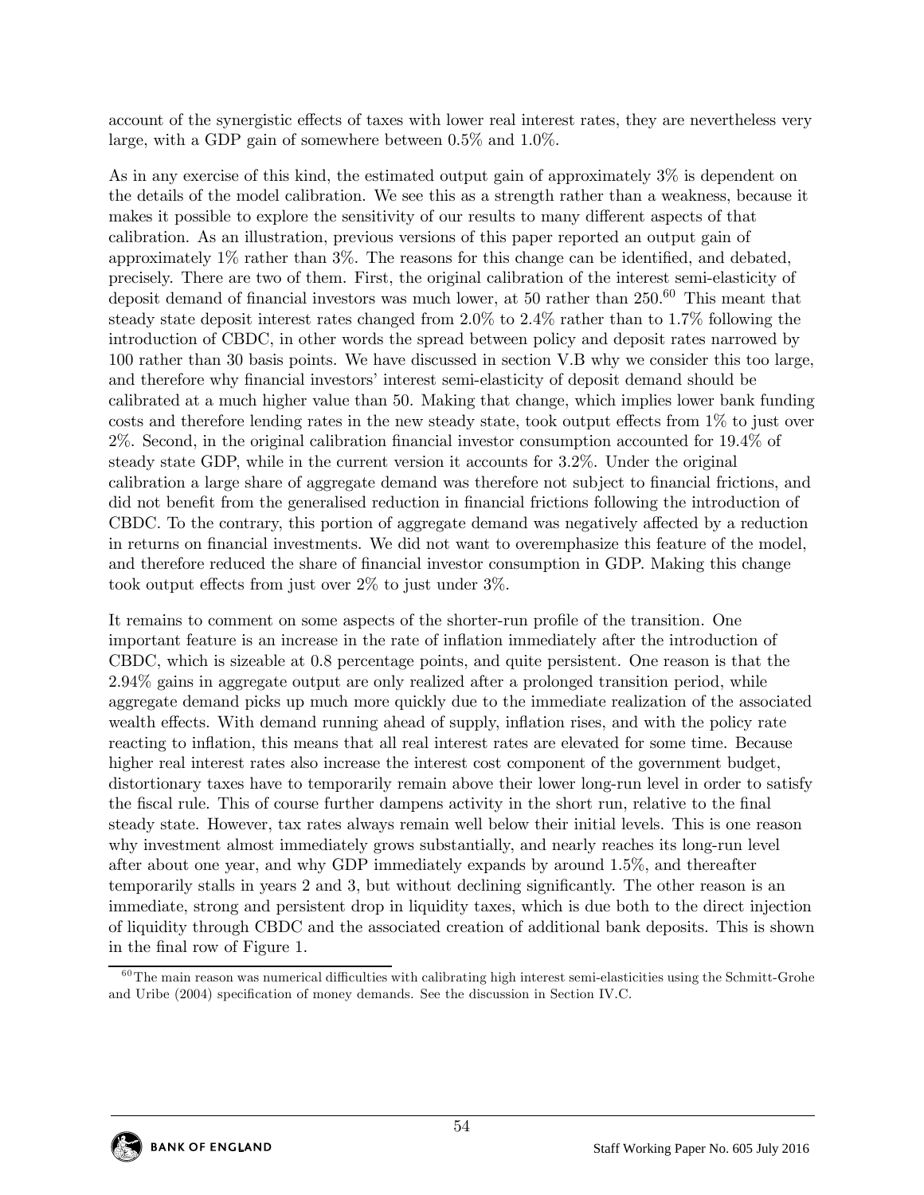account of the synergistic effects of taxes with lower real interest rates, they are nevertheless very large, with a GDP gain of somewhere between 0.5% and 1.0%.

As in any exercise of this kind, the estimated output gain of approximately 3% is dependent on the details of the model calibration. We see this as a strength rather than a weakness, because it makes it possible to explore the sensitivity of our results to many different aspects of that calibration. As an illustration, previous versions of this paper reported an output gain of approximately 1% rather than 3%. The reasons for this change can be identified, and debated, precisely. There are two of them. First, the original calibration of the interest semi-elasticity of deposit demand of financial investors was much lower, at 50 rather than 250.[60] This meant that steady state deposit interest rates changed from 2.0% to 2.4% rather than to 1.7% following the introduction of CBDC, in other words the spread between policy and deposit rates narrowed by 100 rather than 30 basis points. We have discussed in section V.B why we consider this too large, and therefore why financial investors' interest semi-elasticity of deposit demand should be calibrated at a much higher value than 50. Making that change, which implies lower bank funding costs and therefore lending rates in the new steady state, took output effects from 1% to just over 2%. Second, in the original calibration financial investor consumption accounted for 19.4% of steady state GDP, while in the current version it accounts for 3.2%. Under the original calibration a large share of aggregate demand was therefore not subject to financial frictions, and did not benefit from the generalised reduction in financial frictions following the introduction of CBDC. To the contrary, this portion of aggregate demand was negatively affected by a reduction in returns on financial investments. We did not want to overemphasize this feature of the model, and therefore reduced the share of financial investor consumption in GDP. Making this change took output effects from just over 2% to just under 3%.

It remains to comment on some aspects of the shorter-run profile of the transition. One important feature is an increase in the rate of inflation immediately after the introduction of CBDC, which is sizeable at 0.8 percentage points, and quite persistent. One reason is that the 2.94% gains in aggregate output are only realized after a prolonged transition period, while aggregate demand picks up much more quickly due to the immediate realization of the associated wealth effects. With demand running ahead of supply, inflation rises, and with the policy rate reacting to inflation, this means that all real interest rates are elevated for some time. Because higher real interest rates also increase the interest cost component of the government budget, distortionary taxes have to temporarily remain above their lower long-run level in order to satisfy the fiscal rule. This of course further dampens activity in the short run, relative to the final steady state. However, tax rates always remain well below their initial levels. This is one reason why investment almost immediately grows substantially, and nearly reaches its long-run level after about one year, and why GDP immediately expands by around 1.5%, and thereafter temporarily stalls in years 2 and 3, but without declining significantly. The other reason is an immediate, strong and persistent drop in liquidity taxes, which is due both to the direct injection of liquidity through CBDC and the associated creation of additional bank deposits. This is shown in the final row of Figure 1.

[60] The main reason was numerical difficulties with calibrating high interest semi-elasticities using the Schmitt-Grohe and Uribe (2004) specification of money demands. See the discussion in Section IV.C.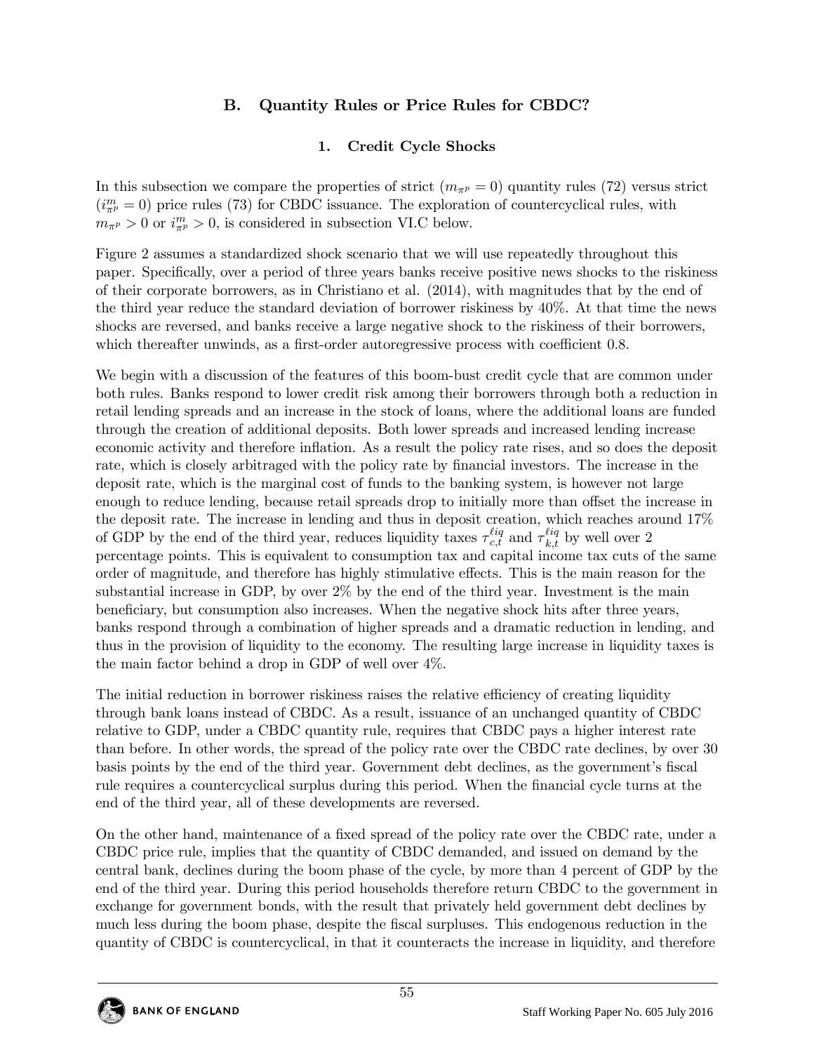### B. Quantity Rules or Price Rules for CBDC?

#### 1. Credit Cycle Shocks

In this subsection we compare the properties of strict ($m_{\pi^p} = 0$) quantity rules (72) versus strict ($i^m_{\pi^p} = 0$) price rules (73) for CBDC issuance. The exploration of countercyclical rules, with $m_{\pi^p} > 0$ or $i^m_{\pi^p} > 0$, is considered in subsection VI.C below.

Figure 2 assumes a standardized shock scenario that we will use repeatedly throughout this paper. Specifically, over a period of three years banks receive positive news shocks to the riskiness of their corporate borrowers, as in Christiano et al. (2014), with magnitudes that by the end of the third year reduce the standard deviation of borrower riskiness by 40%. At that time the news shocks are reversed, and banks receive a large negative shock to the riskiness of their borrowers, which thereafter unwinds, as a first-order autoregressive process with coefficient 0.8.

We begin with a discussion of the features of this boom-bust credit cycle that are common under both rules. Banks respond to lower credit risk among their borrowers through both a reduction in retail lending spreads and an increase in the stock of loans, where the additional loans are funded through the creation of additional deposits. Both lower spreads and increased lending increase economic activity and therefore inflation. As a result the policy rate rises, and so does the deposit rate, which is closely arbitraged with the policy rate by financial investors. The increase in the deposit rate, which is the marginal cost of funds to the banking system, is however not large enough to reduce lending, because retail spreads drop to initially more than offset the increase in the deposit rate. The increase in lending and thus in deposit creation, which reaches around 17% of GDP by the end of the third year, reduces liquidity taxes $\tau^{\ell iq}_{c,t}$ and $\tau^{\ell iq}_{k,t}$ by well over 2 percentage points. This is equivalent to consumption tax and capital income tax cuts of the same order of magnitude, and therefore has highly stimulative effects. This is the main reason for the substantial increase in GDP, by over 2% by the end of the third year. Investment is the main beneficiary, but consumption also increases. When the negative shock hits after three years, banks respond through a combination of higher spreads and a dramatic reduction in lending, and thus in the provision of liquidity to the economy. The resulting large increase in liquidity taxes is the main factor behind a drop in GDP of well over 4%.

The initial reduction in borrower riskiness raises the relative efficiency of creating liquidity through bank loans instead of CBDC. As a result, issuance of an unchanged quantity of CBDC relative to GDP, under a CBDC quantity rule, requires that CBDC pays a higher interest rate than before. In other words, the spread of the policy rate over the CBDC rate declines, by over 30 basis points by the end of the third year. Government debt declines, as the government's fiscal rule requires a countercyclical surplus during this period. When the financial cycle turns at the end of the third year, all of these developments are reversed.

On the other hand, maintenance of a fixed spread of the policy rate over the CBDC rate, under a CBDC price rule, implies that the quantity of CBDC demanded, and issued on demand by the central bank, declines during the boom phase of the cycle, by more than 4 percent of GDP by the end of the third year. During this period households therefore return CBDC to the government in exchange for government bonds, with the result that privately held government debt declines by much less during the boom phase, despite the fiscal surpluses. This endogenous reduction in the quantity of CBDC is countercyclical, in that it counteracts the increase in liquidity, and therefore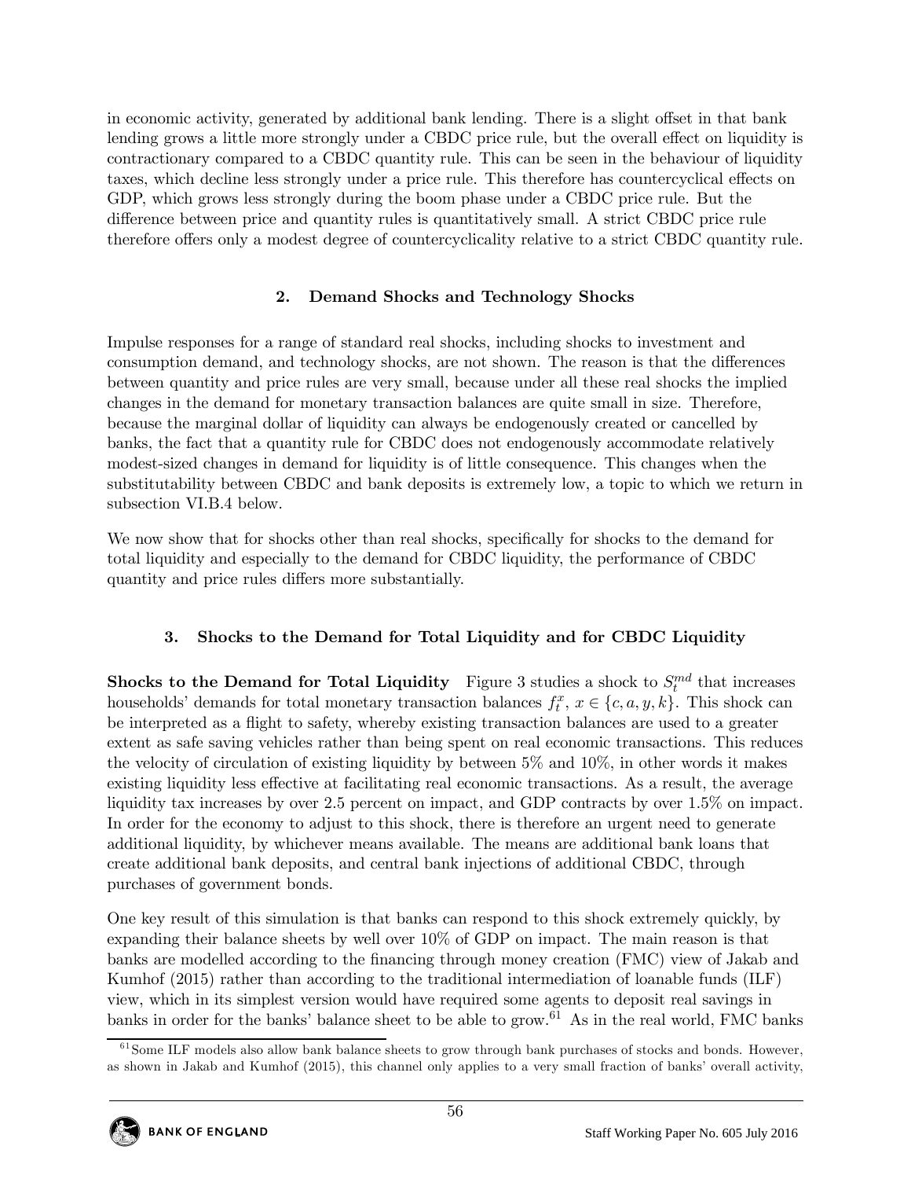in economic activity, generated by additional bank lending. There is a slight offset in that bank lending grows a little more strongly under a CBDC price rule, but the overall effect on liquidity is contractionary compared to a CBDC quantity rule. This can be seen in the behaviour of liquidity taxes, which decline less strongly under a price rule. This therefore has countercyclical effects on GDP, which grows less strongly during the boom phase under a CBDC price rule. But the difference between price and quantity rules is quantitatively small. A strict CBDC price rule therefore offers only a modest degree of countercyclicality relative to a strict CBDC quantity rule.

### 2. Demand Shocks and Technology Shocks

Impulse responses for a range of standard real shocks, including shocks to investment and consumption demand, and technology shocks, are not shown. The reason is that the differences between quantity and price rules are very small, because under all these real shocks the implied changes in the demand for monetary transaction balances are quite small in size. Therefore, because the marginal dollar of liquidity can always be endogenously created or cancelled by banks, the fact that a quantity rule for CBDC does not endogenously accommodate relatively modest-sized changes in demand for liquidity is of little consequence. This changes when the substitutability between CBDC and bank deposits is extremely low, a topic to which we return in subsection VI.B.4 below.

We now show that for shocks other than real shocks, specifically for shocks to the demand for total liquidity and especially to the demand for CBDC liquidity, the performance of CBDC quantity and price rules differs more substantially.

### 3. Shocks to the Demand for Total Liquidity and for CBDC Liquidity

**Shocks to the Demand for Total Liquidity** Figure 3 studies a shock to $S_t^{md}$ that increases households' demands for total monetary transaction balances $f_t^x$, $x \in \{c, a, y, k\}$. This shock can be interpreted as a flight to safety, whereby existing transaction balances are used to a greater extent as safe saving vehicles rather than being spent on real economic transactions. This reduces the velocity of circulation of existing liquidity by between 5% and 10%, in other words it makes existing liquidity less effective at facilitating real economic transactions. As a result, the average liquidity tax increases by over 2.5 percent on impact, and GDP contracts by over 1.5% on impact. In order for the economy to adjust to this shock, there is therefore an urgent need to generate additional liquidity, by whichever means available. The means are additional bank loans that create additional bank deposits, and central bank injections of additional CBDC, through purchases of government bonds.

One key result of this simulation is that banks can respond to this shock extremely quickly, by expanding their balance sheets by well over 10% of GDP on impact. The main reason is that banks are modelled according to the financing through money creation (FMC) view of Jakab and Kumhof (2015) rather than according to the traditional intermediation of loanable funds (ILF) view, which in its simplest version would have required some agents to deposit real savings in banks in order for the banks' balance sheet to be able to grow.[61] As in the real world, FMC banks

[61] Some ILF models also allow bank balance sheets to grow through bank purchases of stocks and bonds. However, as shown in Jakab and Kumhof (2015), this channel only applies to a very small fraction of banks' overall activity,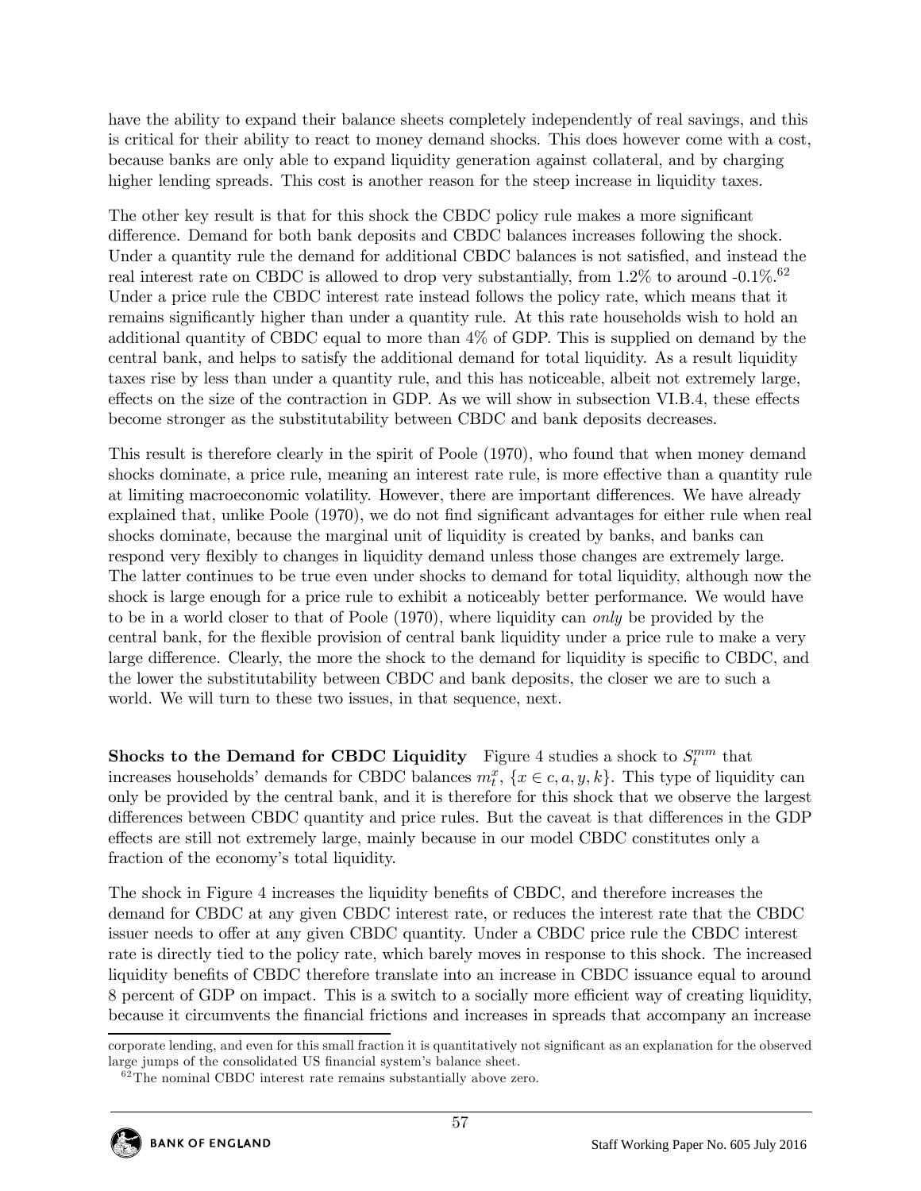have the ability to expand their balance sheets completely independently of real savings, and this is critical for their ability to react to money demand shocks. This does however come with a cost, because banks are only able to expand liquidity generation against collateral, and by charging higher lending spreads. This cost is another reason for the steep increase in liquidity taxes.

The other key result is that for this shock the CBDC policy rule makes a more significant difference. Demand for both bank deposits and CBDC balances increases following the shock. Under a quantity rule the demand for additional CBDC balances is not satisfied, and instead the real interest rate on CBDC is allowed to drop very substantially, from 1.2% to around -0.1%.[62] Under a price rule the CBDC interest rate instead follows the policy rate, which means that it remains significantly higher than under a quantity rule. At this rate households wish to hold an additional quantity of CBDC equal to more than 4% of GDP. This is supplied on demand by the central bank, and helps to satisfy the additional demand for total liquidity. As a result liquidity taxes rise by less than under a quantity rule, and this has noticeable, albeit not extremely large, effects on the size of the contraction in GDP. As we will show in subsection VI.B.4, these effects become stronger as the substitutability between CBDC and bank deposits decreases.

This result is therefore clearly in the spirit of Poole (1970), who found that when money demand shocks dominate, a price rule, meaning an interest rate rule, is more effective than a quantity rule at limiting macroeconomic volatility. However, there are important differences. We have already explained that, unlike Poole (1970), we do not find significant advantages for either rule when real shocks dominate, because the marginal unit of liquidity is created by banks, and banks can respond very flexibly to changes in liquidity demand unless those changes are extremely large. The latter continues to be true even under shocks to demand for total liquidity, although now the shock is large enough for a price rule to exhibit a noticeably better performance. We would have to be in a world closer to that of Poole (1970), where liquidity can *only* be provided by the central bank, for the flexible provision of central bank liquidity under a price rule to make a very large difference. Clearly, the more the shock to the demand for liquidity is specific to CBDC, and the lower the substitutability between CBDC and bank deposits, the closer we are to such a world. We will turn to these two issues, in that sequence, next.

**Shocks to the Demand for CBDC Liquidity** Figure 4 studies a shock to $S_t^{mm}$ that increases households' demands for CBDC balances $m_t^x$, $\{x \in c, a, y, k\}$. This type of liquidity can only be provided by the central bank, and it is therefore for this shock that we observe the largest differences between CBDC quantity and price rules. But the caveat is that differences in the GDP effects are still not extremely large, mainly because in our model CBDC constitutes only a fraction of the economy's total liquidity.

The shock in Figure 4 increases the liquidity benefits of CBDC, and therefore increases the demand for CBDC at any given CBDC interest rate, or reduces the interest rate that the CBDC issuer needs to offer at any given CBDC quantity. Under a CBDC price rule the CBDC interest rate is directly tied to the policy rate, which barely moves in response to this shock. The increased liquidity benefits of CBDC therefore translate into an increase in CBDC issuance equal to around 8 percent of GDP on impact. This is a switch to a socially more efficient way of creating liquidity, because it circumvents the financial frictions and increases in spreads that accompany an increase

corporate lending, and even for this small fraction it is quantitatively not significant as an explanation for the observed large jumps of the consolidated US financial system's balance sheet.

[62] The nominal CBDC interest rate remains substantially above zero.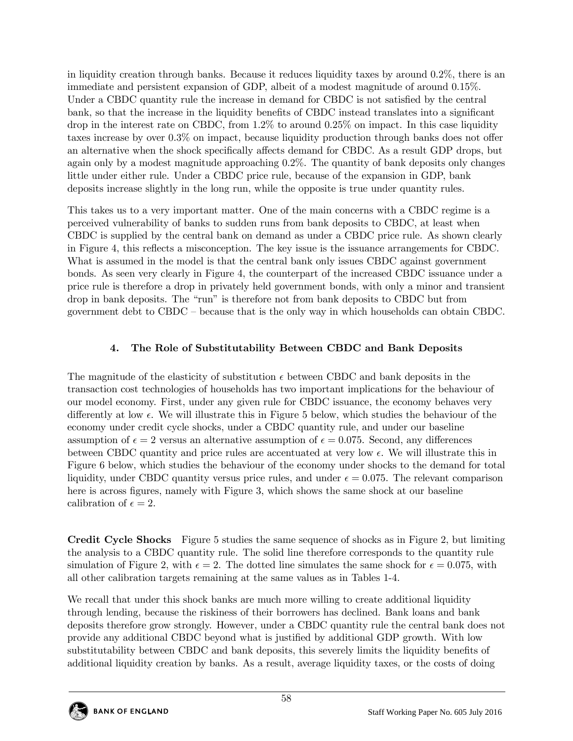in liquidity creation through banks. Because it reduces liquidity taxes by around 0.2%, there is an immediate and persistent expansion of GDP, albeit of a modest magnitude of around 0.15%. Under a CBDC quantity rule the increase in demand for CBDC is not satisfied by the central bank, so that the increase in the liquidity benefits of CBDC instead translates into a significant drop in the interest rate on CBDC, from 1.2% to around 0.25% on impact. In this case liquidity taxes increase by over 0.3% on impact, because liquidity production through banks does not offer an alternative when the shock specifically affects demand for CBDC. As a result GDP drops, but again only by a modest magnitude approaching 0.2%. The quantity of bank deposits only changes little under either rule. Under a CBDC price rule, because of the expansion in GDP, bank deposits increase slightly in the long run, while the opposite is true under quantity rules.

This takes us to a very important matter. One of the main concerns with a CBDC regime is a perceived vulnerability of banks to sudden runs from bank deposits to CBDC, at least when CBDC is supplied by the central bank on demand as under a CBDC price rule. As shown clearly in Figure 4, this reflects a misconception. The key issue is the issuance arrangements for CBDC. What is assumed in the model is that the central bank only issues CBDC against government bonds. As seen very clearly in Figure 4, the counterpart of the increased CBDC issuance under a price rule is therefore a drop in privately held government bonds, with only a minor and transient drop in bank deposits. The "run" is therefore not from bank deposits to CBDC but from government debt to CBDC – because that is the only way in which households can obtain CBDC.

## 4. The Role of Substitutability Between CBDC and Bank Deposits

The magnitude of the elasticity of substitution $\epsilon$ between CBDC and bank deposits in the transaction cost technologies of households has two important implications for the behaviour of our model economy. First, under any given rule for CBDC issuance, the economy behaves very differently at low $\epsilon$. We will illustrate this in Figure 5 below, which studies the behaviour of the economy under credit cycle shocks, under a CBDC quantity rule, and under our baseline assumption of $\epsilon = 2$ versus an alternative assumption of $\epsilon = 0.075$. Second, any differences between CBDC quantity and price rules are accentuated at very low $\epsilon$. We will illustrate this in Figure 6 below, which studies the behaviour of the economy under shocks to the demand for total liquidity, under CBDC quantity versus price rules, and under $\epsilon = 0.075$. The relevant comparison here is across figures, namely with Figure 3, which shows the same shock at our baseline calibration of $\epsilon = 2$.

**Credit Cycle Shocks** Figure 5 studies the same sequence of shocks as in Figure 2, but limiting the analysis to a CBDC quantity rule. The solid line therefore corresponds to the quantity rule simulation of Figure 2, with $\epsilon = 2$. The dotted line simulates the same shock for $\epsilon = 0.075$, with all other calibration targets remaining at the same values as in Tables 1-4.

We recall that under this shock banks are much more willing to create additional liquidity through lending, because the riskiness of their borrowers has declined. Bank loans and bank deposits therefore grow strongly. However, under a CBDC quantity rule the central bank does not provide any additional CBDC beyond what is justified by additional GDP growth. With low substitutability between CBDC and bank deposits, this severely limits the liquidity benefits of additional liquidity creation by banks. As a result, average liquidity taxes, or the costs of doing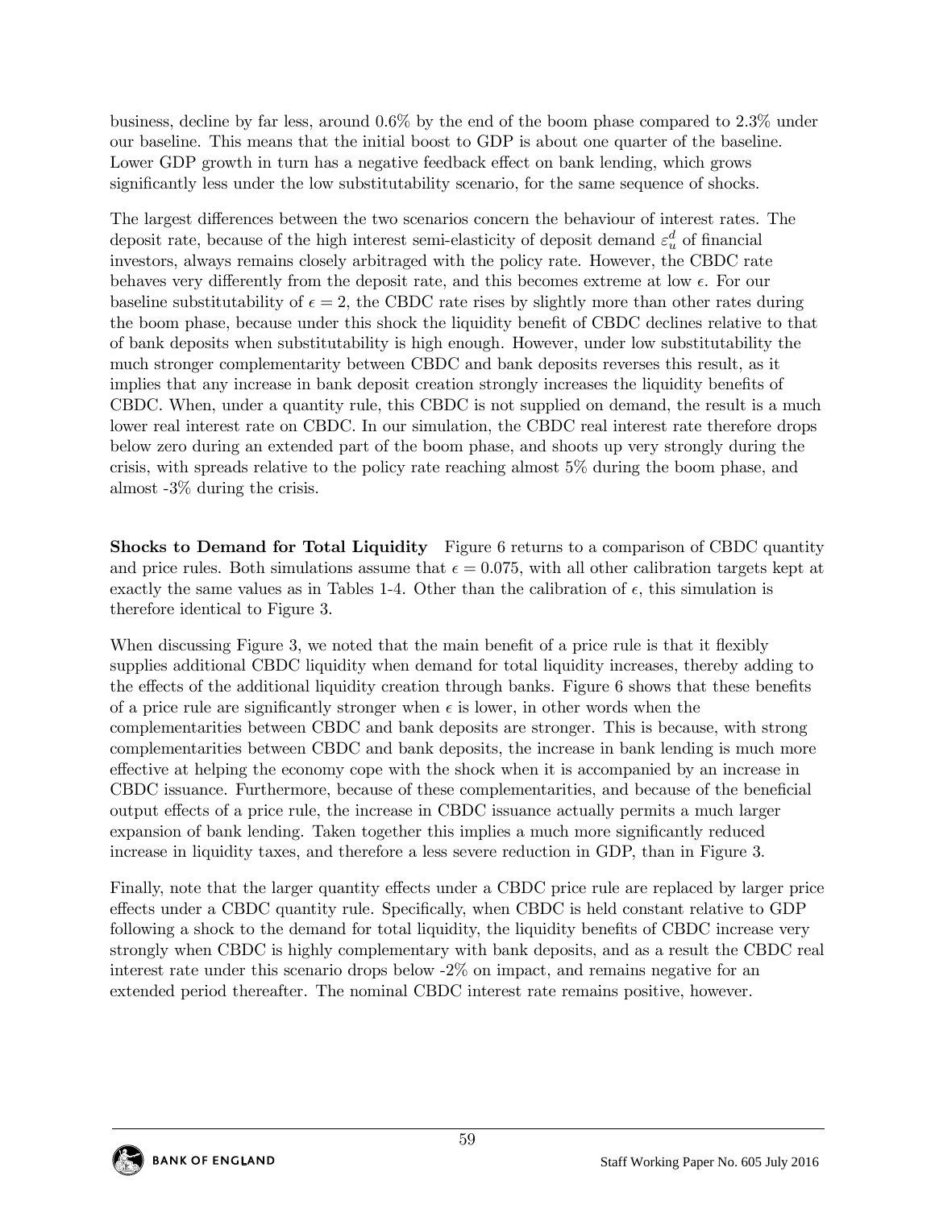business, decline by far less, around 0.6% by the end of the boom phase compared to 2.3% under our baseline. This means that the initial boost to GDP is about one quarter of the baseline. Lower GDP growth in turn has a negative feedback effect on bank lending, which grows significantly less under the low substitutability scenario, for the same sequence of shocks.

The largest differences between the two scenarios concern the behaviour of interest rates. The deposit rate, because of the high interest semi-elasticity of deposit demand $\varepsilon_u^d$ of financial investors, always remains closely arbitraged with the policy rate. However, the CBDC rate behaves very differently from the deposit rate, and this becomes extreme at low $\epsilon$. For our baseline substitutability of $\epsilon = 2$, the CBDC rate rises by slightly more than other rates during the boom phase, because under this shock the liquidity benefit of CBDC declines relative to that of bank deposits when substitutability is high enough. However, under low substitutability the much stronger complementarity between CBDC and bank deposits reverses this result, as it implies that any increase in bank deposit creation strongly increases the liquidity benefits of CBDC. When, under a quantity rule, this CBDC is not supplied on demand, the result is a much lower real interest rate on CBDC. In our simulation, the CBDC real interest rate therefore drops below zero during an extended part of the boom phase, and shoots up very strongly during the crisis, with spreads relative to the policy rate reaching almost 5% during the boom phase, and almost -3% during the crisis.

**Shocks to Demand for Total Liquidity** Figure 6 returns to a comparison of CBDC quantity and price rules. Both simulations assume that $\epsilon = 0.075$, with all other calibration targets kept at exactly the same values as in Tables 1-4. Other than the calibration of $\epsilon$, this simulation is therefore identical to Figure 3.

When discussing Figure 3, we noted that the main benefit of a price rule is that it flexibly supplies additional CBDC liquidity when demand for total liquidity increases, thereby adding to the effects of the additional liquidity creation through banks. Figure 6 shows that these benefits of a price rule are significantly stronger when $\epsilon$ is lower, in other words when the complementarities between CBDC and bank deposits are stronger. This is because, with strong complementarities between CBDC and bank deposits, the increase in bank lending is much more effective at helping the economy cope with the shock when it is accompanied by an increase in CBDC issuance. Furthermore, because of these complementarities, and because of the beneficial output effects of a price rule, the increase in CBDC issuance actually permits a much larger expansion of bank lending. Taken together this implies a much more significantly reduced increase in liquidity taxes, and therefore a less severe reduction in GDP, than in Figure 3.

Finally, note that the larger quantity effects under a CBDC price rule are replaced by larger price effects under a CBDC quantity rule. Specifically, when CBDC is held constant relative to GDP following a shock to the demand for total liquidity, the liquidity benefits of CBDC increase very strongly when CBDC is highly complementary with bank deposits, and as a result the CBDC real interest rate under this scenario drops below -2% on impact, and remains negative for an extended period thereafter. The nominal CBDC interest rate remains positive, however.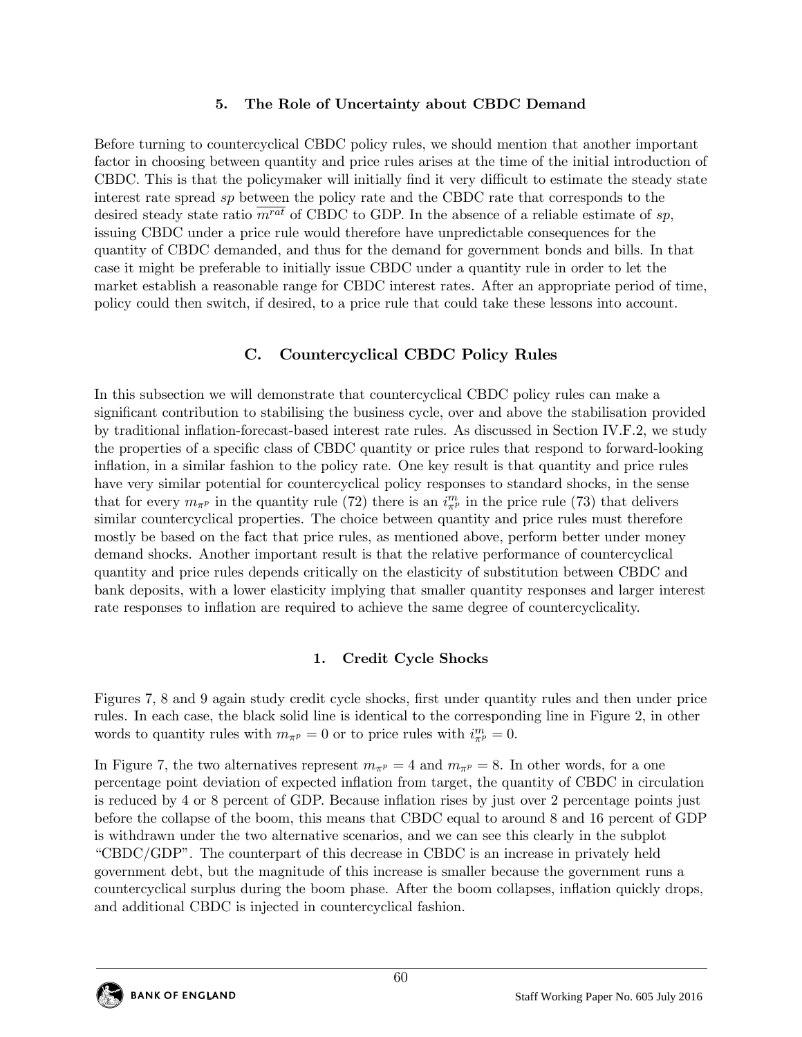### 5. The Role of Uncertainty about CBDC Demand

Before turning to countercyclical CBDC policy rules, we should mention that another important factor in choosing between quantity and price rules arises at the time of the initial introduction of CBDC. This is that the policymaker will initially find it very difficult to estimate the steady state interest rate spread $sp$ between the policy rate and the CBDC rate that corresponds to the desired steady state ratio $\overline{m^{rat}}$ of CBDC to GDP. In the absence of a reliable estimate of $sp$, issuing CBDC under a price rule would therefore have unpredictable consequences for the quantity of CBDC demanded, and thus for the demand for government bonds and bills. In that case it might be preferable to initially issue CBDC under a quantity rule in order to let the market establish a reasonable range for CBDC interest rates. After an appropriate period of time, policy could then switch, if desired, to a price rule that could take these lessons into account.

## C. Countercyclical CBDC Policy Rules

In this subsection we will demonstrate that countercyclical CBDC policy rules can make a significant contribution to stabilising the business cycle, over and above the stabilisation provided by traditional inflation-forecast-based interest rate rules. As discussed in Section IV.F.2, we study the properties of a specific class of CBDC quantity or price rules that respond to forward-looking inflation, in a similar fashion to the policy rate. One key result is that quantity and price rules have very similar potential for countercyclical policy responses to standard shocks, in the sense that for every $m_{\pi^p}$ in the quantity rule (72) there is an $i^m_{\pi^p}$ in the price rule (73) that delivers similar countercyclical properties. The choice between quantity and price rules must therefore mostly be based on the fact that price rules, as mentioned above, perform better under money demand shocks. Another important result is that the relative performance of countercyclical quantity and price rules depends critically on the elasticity of substitution between CBDC and bank deposits, with a lower elasticity implying that smaller quantity responses and larger interest rate responses to inflation are required to achieve the same degree of countercyclicality.

### 1. Credit Cycle Shocks

Figures 7, 8 and 9 again study credit cycle shocks, first under quantity rules and then under price rules. In each case, the black solid line is identical to the corresponding line in Figure 2, in other words to quantity rules with $m_{\pi^p} = 0$ or to price rules with $i^m_{\pi^p} = 0$.

In Figure 7, the two alternatives represent $m_{\pi^p} = 4$ and $m_{\pi^p} = 8$. In other words, for a one percentage point deviation of expected inflation from target, the quantity of CBDC in circulation is reduced by 4 or 8 percent of GDP. Because inflation rises by just over 2 percentage points just before the collapse of the boom, this means that CBDC equal to around 8 and 16 percent of GDP is withdrawn under the two alternative scenarios, and we can see this clearly in the subplot "CBDC/GDP". The counterpart of this decrease in CBDC is an increase in privately held government debt, but the magnitude of this increase is smaller because the government runs a countercyclical surplus during the boom phase. After the boom collapses, inflation quickly drops, and additional CBDC is injected in countercyclical fashion.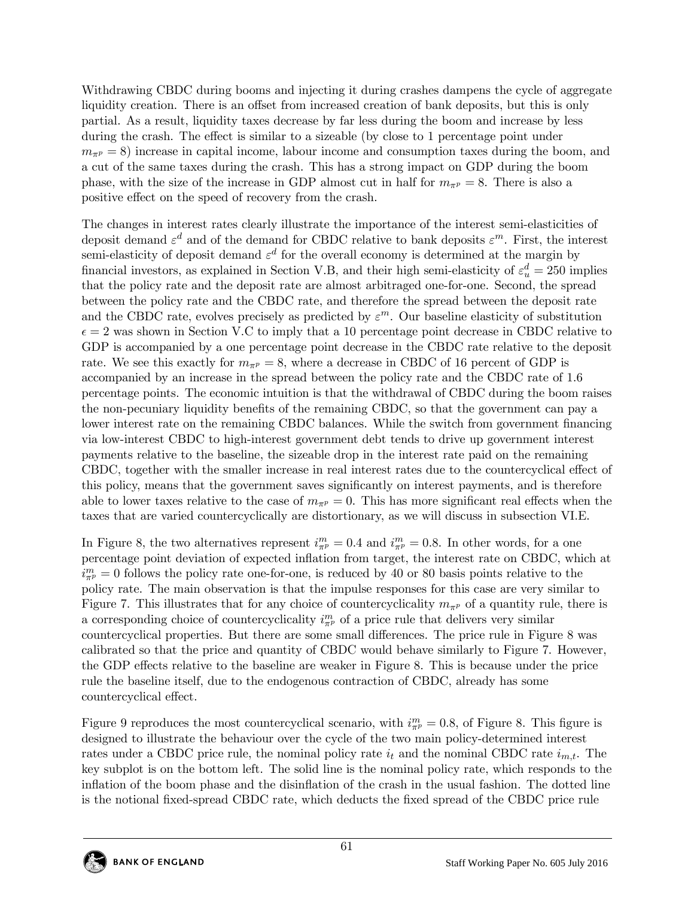Withdrawing CBDC during booms and injecting it during crashes dampens the cycle of aggregate liquidity creation. There is an offset from increased creation of bank deposits, but this is only partial. As a result, liquidity taxes decrease by far less during the boom and increase by less during the crash. The effect is similar to a sizeable (by close to 1 percentage point under $m_{\pi^p} = 8$) increase in capital income, labour income and consumption taxes during the boom, and a cut of the same taxes during the crash. This has a strong impact on GDP during the boom phase, with the size of the increase in GDP almost cut in half for $m_{\pi^p} = 8$. There is also a positive effect on the speed of recovery from the crash.

The changes in interest rates clearly illustrate the importance of the interest semi-elasticities of deposit demand $\varepsilon^d$ and of the demand for CBDC relative to bank deposits $\varepsilon^m$. First, the interest semi-elasticity of deposit demand $\varepsilon^d$ for the overall economy is determined at the margin by financial investors, as explained in Section V.B, and their high semi-elasticity of $\varepsilon^d_u = 250$ implies that the policy rate and the deposit rate are almost arbitraged one-for-one. Second, the spread between the policy rate and the CBDC rate, and therefore the spread between the deposit rate and the CBDC rate, evolves precisely as predicted by $\varepsilon^m$. Our baseline elasticity of substitution $\epsilon = 2$ was shown in Section V.C to imply that a 10 percentage point decrease in CBDC relative to GDP is accompanied by a one percentage point decrease in the CBDC rate relative to the deposit rate. We see this exactly for $m_{\pi^p} = 8$, where a decrease in CBDC of 16 percent of GDP is accompanied by an increase in the spread between the policy rate and the CBDC rate of 1.6 percentage points. The economic intuition is that the withdrawal of CBDC during the boom raises the non-pecuniary liquidity benefits of the remaining CBDC, so that the government can pay a lower interest rate on the remaining CBDC balances. While the switch from government financing via low-interest CBDC to high-interest government debt tends to drive up government interest payments relative to the baseline, the sizeable drop in the interest rate paid on the remaining CBDC, together with the smaller increase in real interest rates due to the countercyclical effect of this policy, means that the government saves significantly on interest payments, and is therefore able to lower taxes relative to the case of $m_{\pi^p} = 0$. This has more significant real effects when the taxes that are varied countercyclically are distortionary, as we will discuss in subsection VI.E.

In Figure 8, the two alternatives represent $i^m_{\pi^p} = 0.4$ and $i^m_{\pi^p} = 0.8$. In other words, for a one percentage point deviation of expected inflation from target, the interest rate on CBDC, which at $i^m_{\pi^p} = 0$ follows the policy rate one-for-one, is reduced by 40 or 80 basis points relative to the policy rate. The main observation is that the impulse responses for this case are very similar to Figure 7. This illustrates that for any choice of countercyclicality $m_{\pi^p}$ of a quantity rule, there is a corresponding choice of countercyclicality $i^m_{\pi^p}$ of a price rule that delivers very similar countercyclical properties. But there are some small differences. The price rule in Figure 8 was calibrated so that the price and quantity of CBDC would behave similarly to Figure 7. However, the GDP effects relative to the baseline are weaker in Figure 8. This is because under the price rule the baseline itself, due to the endogenous contraction of CBDC, already has some countercyclical effect.

Figure 9 reproduces the most countercyclical scenario, with $i^m_{\pi^p} = 0.8$, of Figure 8. This figure is designed to illustrate the behaviour over the cycle of the two main policy-determined interest rates under a CBDC price rule, the nominal policy rate $i_t$ and the nominal CBDC rate $i_{m,t}$. The key subplot is on the bottom left. The solid line is the nominal policy rate, which responds to the inflation of the boom phase and the disinflation of the crash in the usual fashion. The dotted line is the notional fixed-spread CBDC rate, which deducts the fixed spread of the CBDC price rule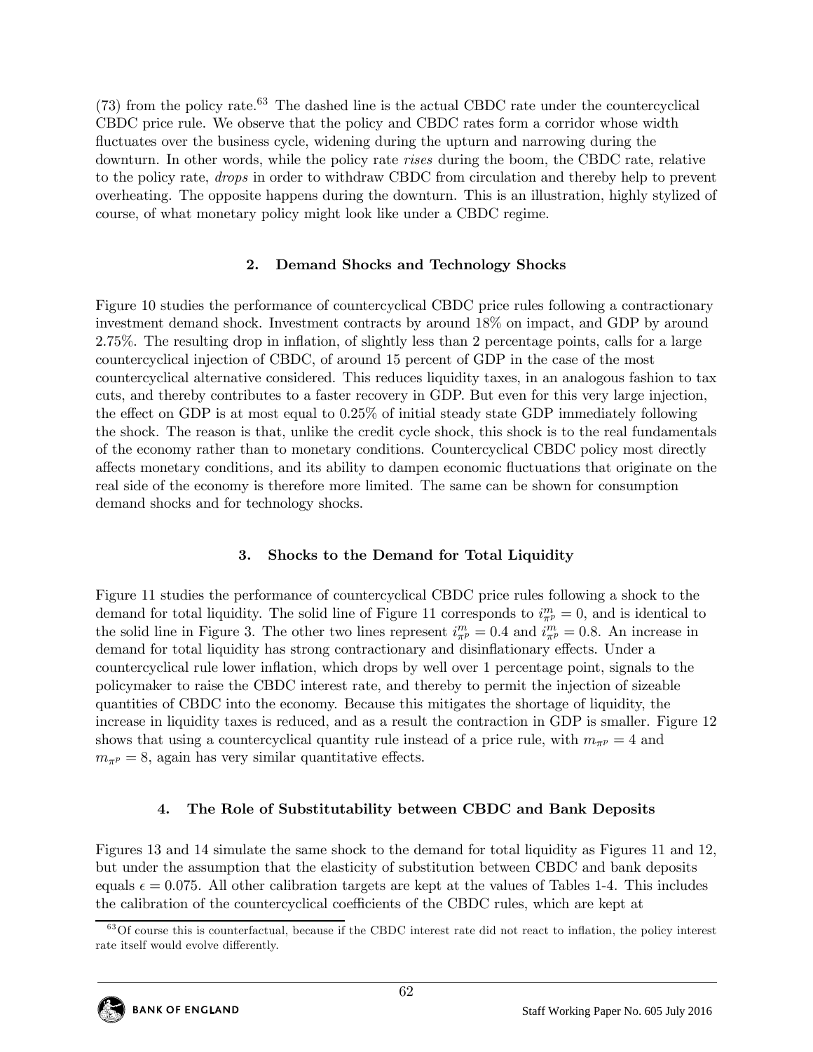(73) from the policy rate.[63] The dashed line is the actual CBDC rate under the countercyclical CBDC price rule. We observe that the policy and CBDC rates form a corridor whose width fluctuates over the business cycle, widening during the upturn and narrowing during the downturn. In other words, while the policy rate *rises* during the boom, the CBDC rate, relative to the policy rate, *drops* in order to withdraw CBDC from circulation and thereby help to prevent overheating. The opposite happens during the downturn. This is an illustration, highly stylized of course, of what monetary policy might look like under a CBDC regime.

### 2. Demand Shocks and Technology Shocks

Figure 10 studies the performance of countercyclical CBDC price rules following a contractionary investment demand shock. Investment contracts by around 18% on impact, and GDP by around 2.75%. The resulting drop in inflation, of slightly less than 2 percentage points, calls for a large countercyclical injection of CBDC, of around 15 percent of GDP in the case of the most countercyclical alternative considered. This reduces liquidity taxes, in an analogous fashion to tax cuts, and thereby contributes to a faster recovery in GDP. But even for this very large injection, the effect on GDP is at most equal to 0.25% of initial steady state GDP immediately following the shock. The reason is that, unlike the credit cycle shock, this shock is to the real fundamentals of the economy rather than to monetary conditions. Countercyclical CBDC policy most directly affects monetary conditions, and its ability to dampen economic fluctuations that originate on the real side of the economy is therefore more limited. The same can be shown for consumption demand shocks and for technology shocks.

### 3. Shocks to the Demand for Total Liquidity

Figure 11 studies the performance of countercyclical CBDC price rules following a shock to the demand for total liquidity. The solid line of Figure 11 corresponds to $i^m_{\pi^p} = 0$, and is identical to the solid line in Figure 3. The other two lines represent $i^m_{\pi^p} = 0.4$ and $i^m_{\pi^p} = 0.8$. An increase in demand for total liquidity has strong contractionary and disinflationary effects. Under a countercyclical rule lower inflation, which drops by well over 1 percentage point, signals to the policymaker to raise the CBDC interest rate, and thereby to permit the injection of sizeable quantities of CBDC into the economy. Because this mitigates the shortage of liquidity, the increase in liquidity taxes is reduced, and as a result the contraction in GDP is smaller. Figure 12 shows that using a countercyclical quantity rule instead of a price rule, with $m_{\pi^p} = 4$ and $m_{\pi^p} = 8$, again has very similar quantitative effects.

### 4. The Role of Substitutability between CBDC and Bank Deposits

Figures 13 and 14 simulate the same shock to the demand for total liquidity as Figures 11 and 12, but under the assumption that the elasticity of substitution between CBDC and bank deposits equals $\epsilon = 0.075$. All other calibration targets are kept at the values of Tables 1-4. This includes the calibration of the countercyclical coefficients of the CBDC rules, which are kept at

[63] Of course this is counterfactual, because if the CBDC interest rate did not react to inflation, the policy interest rate itself would evolve differently.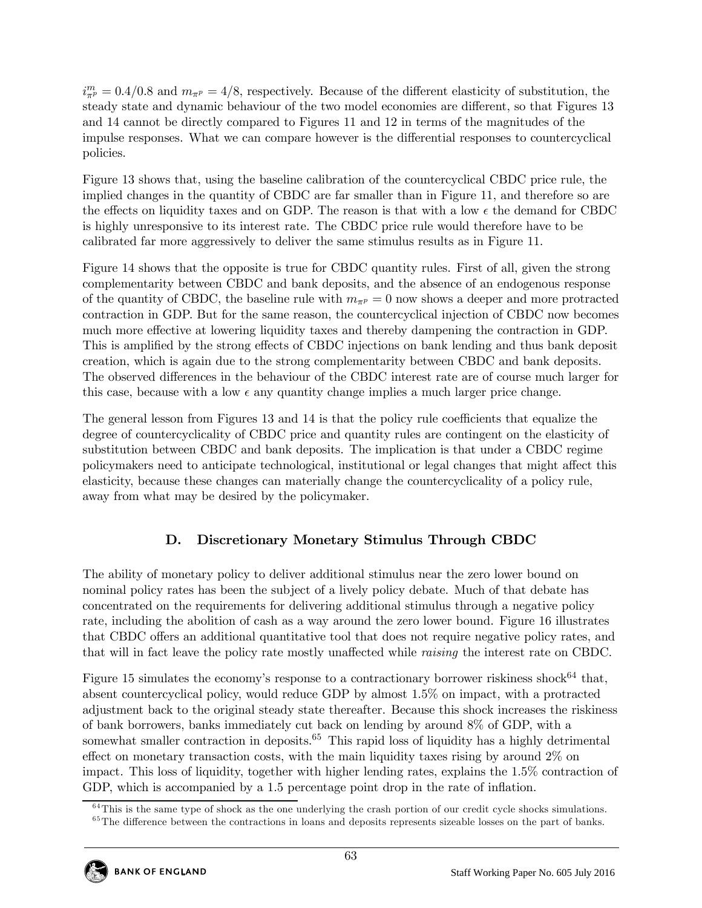$i^m_{\pi^p} = 0.4/0.8$ and $m_{\pi^p} = 4/8$, respectively. Because of the different elasticity of substitution, the steady state and dynamic behaviour of the two model economies are different, so that Figures 13 and 14 cannot be directly compared to Figures 11 and 12 in terms of the magnitudes of the impulse responses. What we can compare however is the differential responses to countercyclical policies.

Figure 13 shows that, using the baseline calibration of the countercyclical CBDC price rule, the implied changes in the quantity of CBDC are far smaller than in Figure 11, and therefore so are the effects on liquidity taxes and on GDP. The reason is that with a low $\epsilon$ the demand for CBDC is highly unresponsive to its interest rate. The CBDC price rule would therefore have to be calibrated far more aggressively to deliver the same stimulus results as in Figure 11.

Figure 14 shows that the opposite is true for CBDC quantity rules. First of all, given the strong complementarity between CBDC and bank deposits, and the absence of an endogenous response of the quantity of CBDC, the baseline rule with $m_{\pi^p} = 0$ now shows a deeper and more protracted contraction in GDP. But for the same reason, the countercyclical injection of CBDC now becomes much more effective at lowering liquidity taxes and thereby dampening the contraction in GDP. This is amplified by the strong effects of CBDC injections on bank lending and thus bank deposit creation, which is again due to the strong complementarity between CBDC and bank deposits. The observed differences in the behaviour of the CBDC interest rate are of course much larger for this case, because with a low $\epsilon$ any quantity change implies a much larger price change.

The general lesson from Figures 13 and 14 is that the policy rule coefficients that equalize the degree of countercyclicality of CBDC price and quantity rules are contingent on the elasticity of substitution between CBDC and bank deposits. The implication is that under a CBDC regime policymakers need to anticipate technological, institutional or legal changes that might affect this elasticity, because these changes can materially change the countercyclicality of a policy rule, away from what may be desired by the policymaker.

## D. Discretionary Monetary Stimulus Through CBDC

The ability of monetary policy to deliver additional stimulus near the zero lower bound on nominal policy rates has been the subject of a lively policy debate. Much of that debate has concentrated on the requirements for delivering additional stimulus through a negative policy rate, including the abolition of cash as a way around the zero lower bound. Figure 16 illustrates that CBDC offers an additional quantitative tool that does not require negative policy rates, and that will in fact leave the policy rate mostly unaffected while *raising* the interest rate on CBDC.

Figure 15 simulates the economy's response to a contractionary borrower riskiness shock[64] that, absent countercyclical policy, would reduce GDP by almost 1.5% on impact, with a protracted adjustment back to the original steady state thereafter. Because this shock increases the riskiness of bank borrowers, banks immediately cut back on lending by around 8% of GDP, with a somewhat smaller contraction in deposits.[65] This rapid loss of liquidity has a highly detrimental effect on monetary transaction costs, with the main liquidity taxes rising by around 2% on impact. This loss of liquidity, together with higher lending rates, explains the 1.5% contraction of GDP, which is accompanied by a 1.5 percentage point drop in the rate of inflation.

[64] This is the same type of shock as the one underlying the crash portion of our credit cycle shocks simulations.

[65] The difference between the contractions in loans and deposits represents sizeable losses on the part of banks.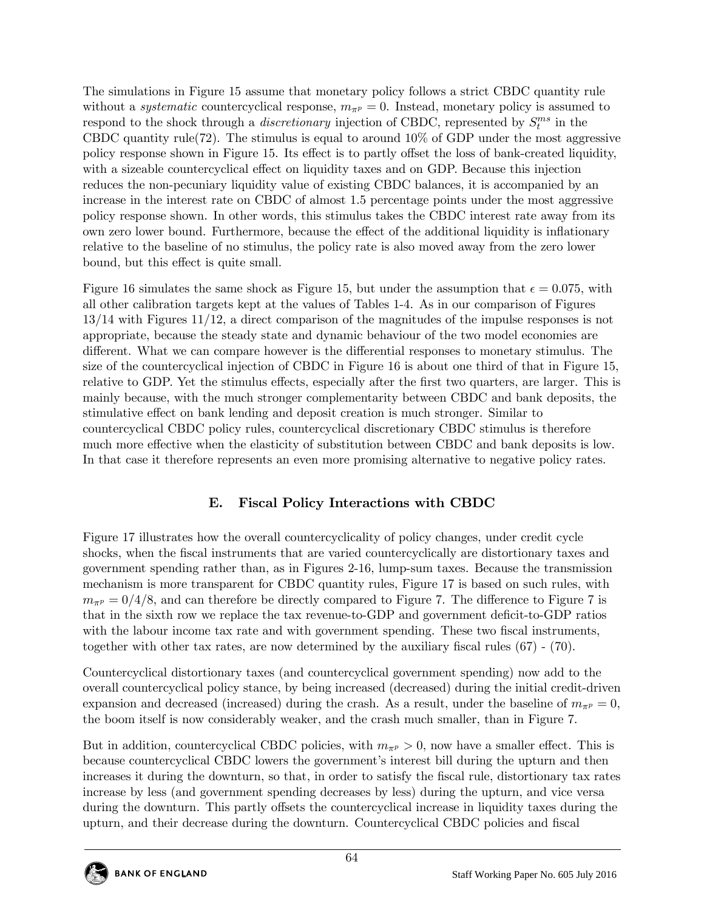The simulations in Figure 15 assume that monetary policy follows a strict CBDC quantity rule without a *systematic* countercyclical response, $m_{\pi^p} = 0$. Instead, monetary policy is assumed to respond to the shock through a *discretionary* injection of CBDC, represented by $S_t^{ms}$ in the CBDC quantity rule(72). The stimulus is equal to around 10% of GDP under the most aggressive policy response shown in Figure 15. Its effect is to partly offset the loss of bank-created liquidity, with a sizeable countercyclical effect on liquidity taxes and on GDP. Because this injection reduces the non-pecuniary liquidity value of existing CBDC balances, it is accompanied by an increase in the interest rate on CBDC of almost 1.5 percentage points under the most aggressive policy response shown. In other words, this stimulus takes the CBDC interest rate away from its own zero lower bound. Furthermore, because the effect of the additional liquidity is inflationary relative to the baseline of no stimulus, the policy rate is also moved away from the zero lower bound, but this effect is quite small.

Figure 16 simulates the same shock as Figure 15, but under the assumption that $\epsilon = 0.075$, with all other calibration targets kept at the values of Tables 1-4. As in our comparison of Figures 13/14 with Figures 11/12, a direct comparison of the magnitudes of the impulse responses is not appropriate, because the steady state and dynamic behaviour of the two model economies are different. What we can compare however is the differential responses to monetary stimulus. The size of the countercyclical injection of CBDC in Figure 16 is about one third of that in Figure 15, relative to GDP. Yet the stimulus effects, especially after the first two quarters, are larger. This is mainly because, with the much stronger complementarity between CBDC and bank deposits, the stimulative effect on bank lending and deposit creation is much stronger. Similar to countercyclical CBDC policy rules, countercyclical discretionary CBDC stimulus is therefore much more effective when the elasticity of substitution between CBDC and bank deposits is low. In that case it therefore represents an even more promising alternative to negative policy rates.

## E. Fiscal Policy Interactions with CBDC

Figure 17 illustrates how the overall countercyclicality of policy changes, under credit cycle shocks, when the fiscal instruments that are varied countercyclically are distortionary taxes and government spending rather than, as in Figures 2-16, lump-sum taxes. Because the transmission mechanism is more transparent for CBDC quantity rules, Figure 17 is based on such rules, with $m_{\pi^p} = 0/4/8$, and can therefore be directly compared to Figure 7. The difference to Figure 7 is that in the sixth row we replace the tax revenue-to-GDP and government deficit-to-GDP ratios with the labour income tax rate and with government spending. These two fiscal instruments, together with other tax rates, are now determined by the auxiliary fiscal rules (67) - (70).

Countercyclical distortionary taxes (and countercyclical government spending) now add to the overall countercyclical policy stance, by being increased (decreased) during the initial credit-driven expansion and decreased (increased) during the crash. As a result, under the baseline of $m_{\pi^p} = 0$, the boom itself is now considerably weaker, and the crash much smaller, than in Figure 7.

But in addition, countercyclical CBDC policies, with $m_{\pi^p} > 0$, now have a smaller effect. This is because countercyclical CBDC lowers the government's interest bill during the upturn and then increases it during the downturn, so that, in order to satisfy the fiscal rule, distortionary tax rates increase by less (and government spending decreases by less) during the upturn, and vice versa during the downturn. This partly offsets the countercyclical increase in liquidity taxes during the upturn, and their decrease during the downturn. Countercyclical CBDC policies and fiscal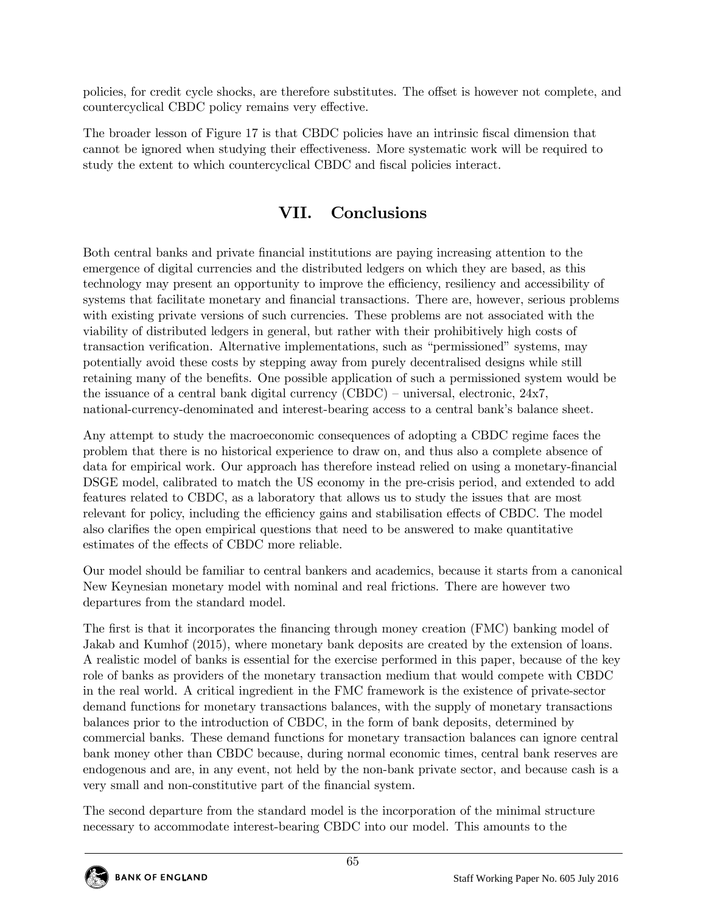policies, for credit cycle shocks, are therefore substitutes. The offset is however not complete, and countercyclical CBDC policy remains very effective.

The broader lesson of Figure 17 is that CBDC policies have an intrinsic fiscal dimension that cannot be ignored when studying their effectiveness. More systematic work will be required to study the extent to which countercyclical CBDC and fiscal policies interact.

## VII. Conclusions

Both central banks and private financial institutions are paying increasing attention to the emergence of digital currencies and the distributed ledgers on which they are based, as this technology may present an opportunity to improve the efficiency, resiliency and accessibility of systems that facilitate monetary and financial transactions. There are, however, serious problems with existing private versions of such currencies. These problems are not associated with the viability of distributed ledgers in general, but rather with their prohibitively high costs of transaction verification. Alternative implementations, such as "permissioned" systems, may potentially avoid these costs by stepping away from purely decentralised designs while still retaining many of the benefits. One possible application of such a permissioned system would be the issuance of a central bank digital currency (CBDC) – universal, electronic, 24x7, national-currency-denominated and interest-bearing access to a central bank's balance sheet.

Any attempt to study the macroeconomic consequences of adopting a CBDC regime faces the problem that there is no historical experience to draw on, and thus also a complete absence of data for empirical work. Our approach has therefore instead relied on using a monetary-financial DSGE model, calibrated to match the US economy in the pre-crisis period, and extended to add features related to CBDC, as a laboratory that allows us to study the issues that are most relevant for policy, including the efficiency gains and stabilisation effects of CBDC. The model also clarifies the open empirical questions that need to be answered to make quantitative estimates of the effects of CBDC more reliable.

Our model should be familiar to central bankers and academics, because it starts from a canonical New Keynesian monetary model with nominal and real frictions. There are however two departures from the standard model.

The first is that it incorporates the financing through money creation (FMC) banking model of Jakab and Kumhof (2015), where monetary bank deposits are created by the extension of loans. A realistic model of banks is essential for the exercise performed in this paper, because of the key role of banks as providers of the monetary transaction medium that would compete with CBDC in the real world. A critical ingredient in the FMC framework is the existence of private-sector demand functions for monetary transactions balances, with the supply of monetary transactions balances prior to the introduction of CBDC, in the form of bank deposits, determined by commercial banks. These demand functions for monetary transaction balances can ignore central bank money other than CBDC because, during normal economic times, central bank reserves are endogenous and are, in any event, not held by the non-bank private sector, and because cash is a very small and non-constitutive part of the financial system.

The second departure from the standard model is the incorporation of the minimal structure necessary to accommodate interest-bearing CBDC into our model. This amounts to the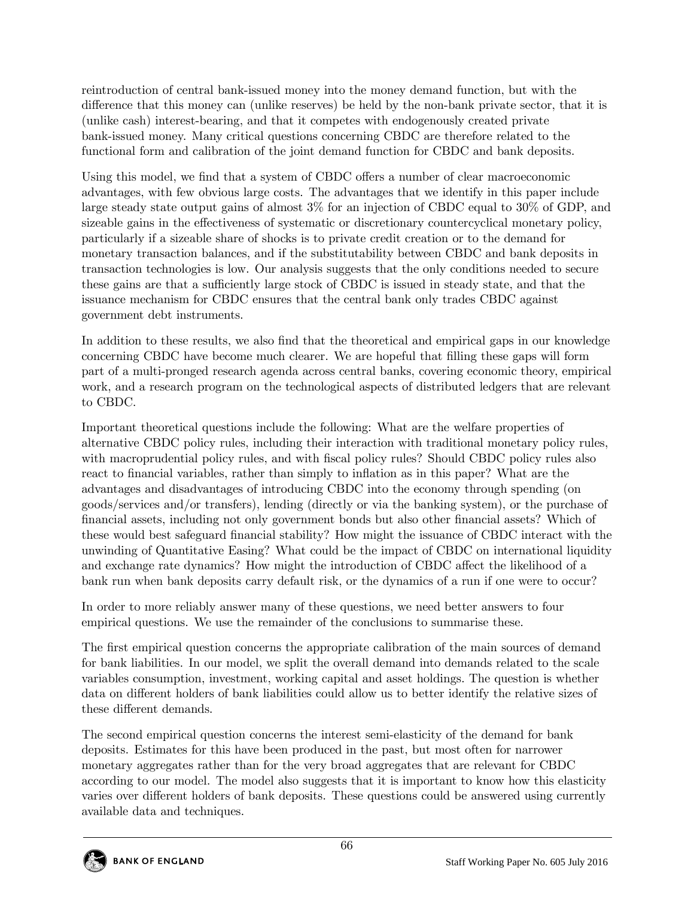reintroduction of central bank-issued money into the money demand function, but with the difference that this money can (unlike reserves) be held by the non-bank private sector, that it is (unlike cash) interest-bearing, and that it competes with endogenously created private bank-issued money. Many critical questions concerning CBDC are therefore related to the functional form and calibration of the joint demand function for CBDC and bank deposits.

Using this model, we find that a system of CBDC offers a number of clear macroeconomic advantages, with few obvious large costs. The advantages that we identify in this paper include large steady state output gains of almost 3% for an injection of CBDC equal to 30% of GDP, and sizeable gains in the effectiveness of systematic or discretionary countercyclical monetary policy, particularly if a sizeable share of shocks is to private credit creation or to the demand for monetary transaction balances, and if the substitutability between CBDC and bank deposits in transaction technologies is low. Our analysis suggests that the only conditions needed to secure these gains are that a sufficiently large stock of CBDC is issued in steady state, and that the issuance mechanism for CBDC ensures that the central bank only trades CBDC against government debt instruments.

In addition to these results, we also find that the theoretical and empirical gaps in our knowledge concerning CBDC have become much clearer. We are hopeful that filling these gaps will form part of a multi-pronged research agenda across central banks, covering economic theory, empirical work, and a research program on the technological aspects of distributed ledgers that are relevant to CBDC.

Important theoretical questions include the following: What are the welfare properties of alternative CBDC policy rules, including their interaction with traditional monetary policy rules, with macroprudential policy rules, and with fiscal policy rules? Should CBDC policy rules also react to financial variables, rather than simply to inflation as in this paper? What are the advantages and disadvantages of introducing CBDC into the economy through spending (on goods/services and/or transfers), lending (directly or via the banking system), or the purchase of financial assets, including not only government bonds but also other financial assets? Which of these would best safeguard financial stability? How might the issuance of CBDC interact with the unwinding of Quantitative Easing? What could be the impact of CBDC on international liquidity and exchange rate dynamics? How might the introduction of CBDC affect the likelihood of a bank run when bank deposits carry default risk, or the dynamics of a run if one were to occur?

In order to more reliably answer many of these questions, we need better answers to four empirical questions. We use the remainder of the conclusions to summarise these.

The first empirical question concerns the appropriate calibration of the main sources of demand for bank liabilities. In our model, we split the overall demand into demands related to the scale variables consumption, investment, working capital and asset holdings. The question is whether data on different holders of bank liabilities could allow us to better identify the relative sizes of these different demands.

The second empirical question concerns the interest semi-elasticity of the demand for bank deposits. Estimates for this have been produced in the past, but most often for narrower monetary aggregates rather than for the very broad aggregates that are relevant for CBDC according to our model. The model also suggests that it is important to know how this elasticity varies over different holders of bank deposits. These questions could be answered using currently available data and techniques.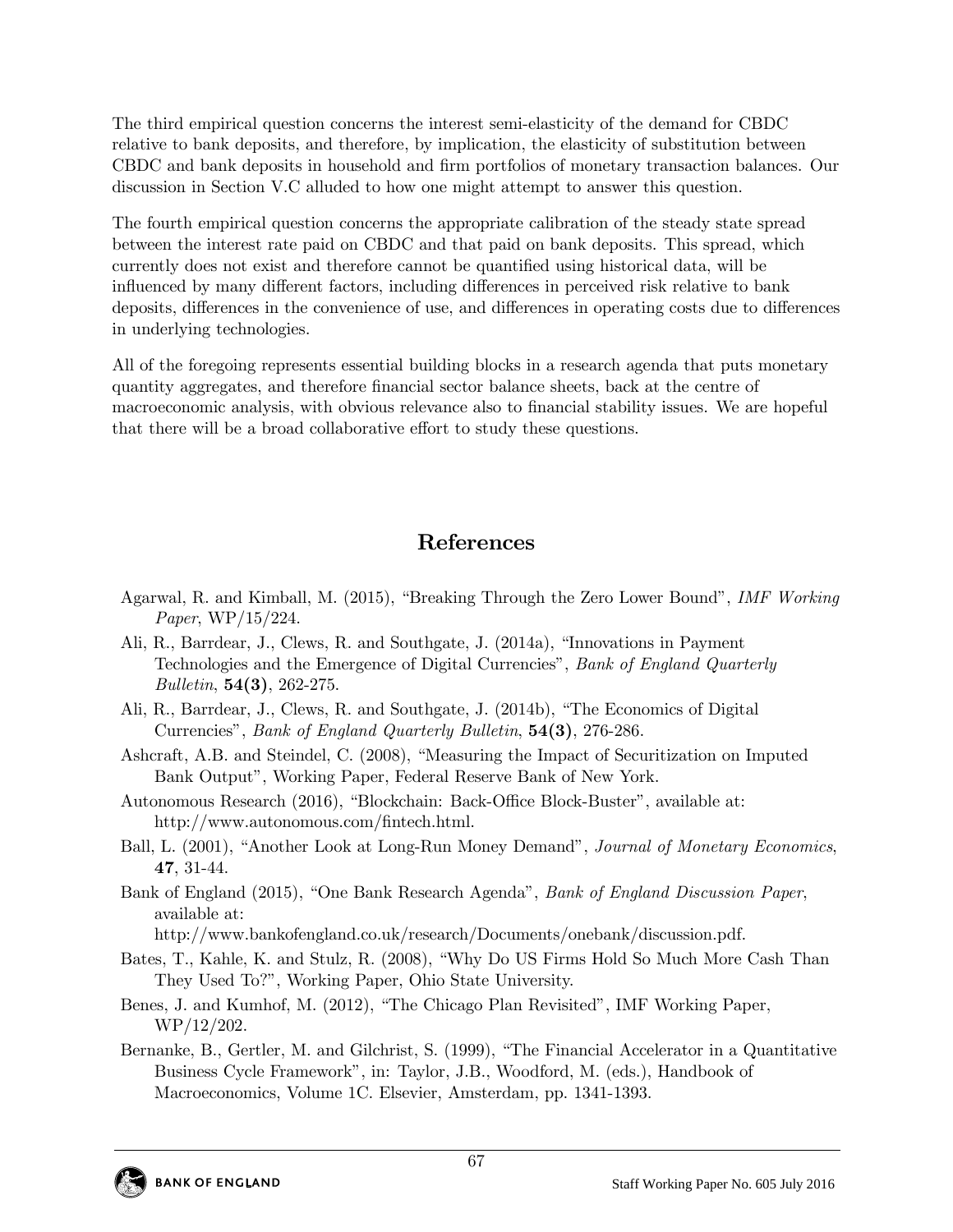The third empirical question concerns the interest semi-elasticity of the demand for CBDC relative to bank deposits, and therefore, by implication, the elasticity of substitution between CBDC and bank deposits in household and firm portfolios of monetary transaction balances. Our discussion in Section V.C alluded to how one might attempt to answer this question.

The fourth empirical question concerns the appropriate calibration of the steady state spread between the interest rate paid on CBDC and that paid on bank deposits. This spread, which currently does not exist and therefore cannot be quantified using historical data, will be influenced by many different factors, including differences in perceived risk relative to bank deposits, differences in the convenience of use, and differences in operating costs due to differences in underlying technologies.

All of the foregoing represents essential building blocks in a research agenda that puts monetary quantity aggregates, and therefore financial sector balance sheets, back at the centre of macroeconomic analysis, with obvious relevance also to financial stability issues. We are hopeful that there will be a broad collaborative effort to study these questions.

## References

Agarwal, R. and Kimball, M. (2015), "Breaking Through the Zero Lower Bound", *IMF Working Paper*, WP/15/224.

Ali, R., Barrdear, J., Clews, R. and Southgate, J. (2014a), "Innovations in Payment Technologies and the Emergence of Digital Currencies", *Bank of England Quarterly Bulletin*, **54(3)**, 262-275.

Ali, R., Barrdear, J., Clews, R. and Southgate, J. (2014b), "The Economics of Digital Currencies", *Bank of England Quarterly Bulletin*, **54(3)**, 276-286.

Ashcraft, A.B. and Steindel, C. (2008), "Measuring the Impact of Securitization on Imputed Bank Output", Working Paper, Federal Reserve Bank of New York.

Autonomous Research (2016), "Blockchain: Back-Office Block-Buster", available at: http://www.autonomous.com/fintech.html.

Ball, L. (2001), "Another Look at Long-Run Money Demand", *Journal of Monetary Economics*, **47**, 31-44.

Bank of England (2015), "One Bank Research Agenda", *Bank of England Discussion Paper*, available at: http://www.bankofengland.co.uk/research/Documents/onebank/discussion.pdf.

Bates, T., Kahle, K. and Stulz, R. (2008), "Why Do US Firms Hold So Much More Cash Than They Used To?", Working Paper, Ohio State University.

Benes, J. and Kumhof, M. (2012), "The Chicago Plan Revisited", IMF Working Paper, WP/12/202.

Bernanke, B., Gertler, M. and Gilchrist, S. (1999), "The Financial Accelerator in a Quantitative Business Cycle Framework", in: Taylor, J.B., Woodford, M. (eds.), Handbook of Macroeconomics, Volume 1C. Elsevier, Amsterdam, pp. 1341-1393.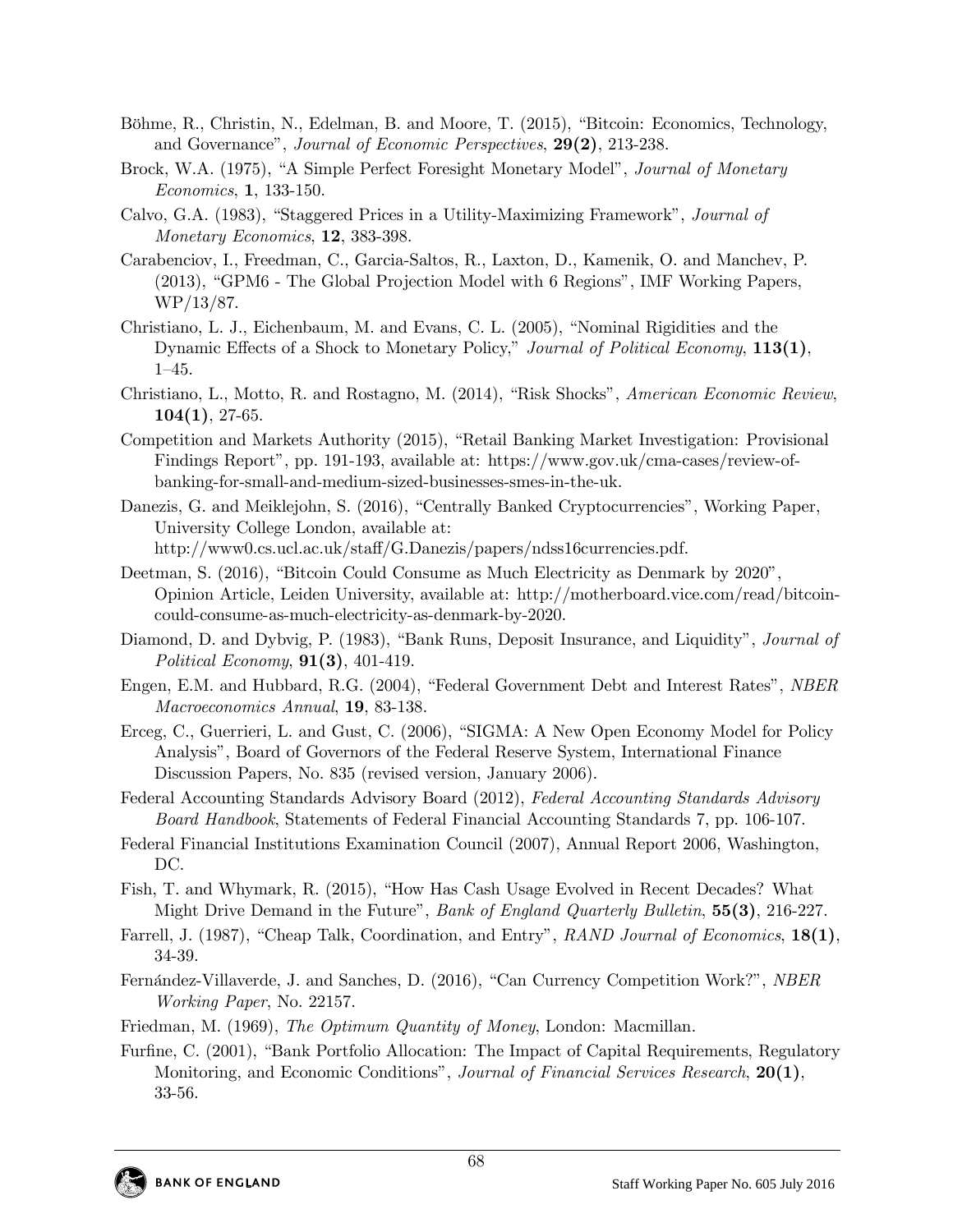Böhme, R., Christin, N., Edelman, B. and Moore, T. (2015), "Bitcoin: Economics, Technology, and Governance", *Journal of Economic Perspectives*, **29(2)**, 213-238.

Brock, W.A. (1975), "A Simple Perfect Foresight Monetary Model", *Journal of Monetary Economics*, **1**, 133-150.

Calvo, G.A. (1983), "Staggered Prices in a Utility-Maximizing Framework", *Journal of Monetary Economics*, **12**, 383-398.

Carabenciov, I., Freedman, C., Garcia-Saltos, R., Laxton, D., Kamenik, O. and Manchev, P. (2013), "GPM6 - The Global Projection Model with 6 Regions", IMF Working Papers, WP/13/87.

Christiano, L. J., Eichenbaum, M. and Evans, C. L. (2005), "Nominal Rigidities and the Dynamic Effects of a Shock to Monetary Policy," *Journal of Political Economy*, **113(1)**, 1–45.

Christiano, L., Motto, R. and Rostagno, M. (2014), "Risk Shocks", *American Economic Review*, **104(1)**, 27-65.

Competition and Markets Authority (2015), "Retail Banking Market Investigation: Provisional Findings Report", pp. 191-193, available at: https://www.gov.uk/cma-cases/review-of-banking-for-small-and-medium-sized-businesses-smes-in-the-uk.

Danezis, G. and Meiklejohn, S. (2016), "Centrally Banked Cryptocurrencies", Working Paper, University College London, available at: http://www0.cs.ucl.ac.uk/staff/G.Danezis/papers/ndss16currencies.pdf.

Deetman, S. (2016), "Bitcoin Could Consume as Much Electricity as Denmark by 2020", Opinion Article, Leiden University, available at: http://motherboard.vice.com/read/bitcoin-could-consume-as-much-electricity-as-denmark-by-2020.

Diamond, D. and Dybvig, P. (1983), "Bank Runs, Deposit Insurance, and Liquidity", *Journal of Political Economy*, **91(3)**, 401-419.

Engen, E.M. and Hubbard, R.G. (2004), "Federal Government Debt and Interest Rates", *NBER Macroeconomics Annual*, **19**, 83-138.

Erceg, C., Guerrieri, L. and Gust, C. (2006), "SIGMA: A New Open Economy Model for Policy Analysis", Board of Governors of the Federal Reserve System, International Finance Discussion Papers, No. 835 (revised version, January 2006).

Federal Accounting Standards Advisory Board (2012), *Federal Accounting Standards Advisory Board Handbook*, Statements of Federal Financial Accounting Standards 7, pp. 106-107.

Federal Financial Institutions Examination Council (2007), Annual Report 2006, Washington, DC.

Fish, T. and Whymark, R. (2015), "How Has Cash Usage Evolved in Recent Decades? What Might Drive Demand in the Future", *Bank of England Quarterly Bulletin*, **55(3)**, 216-227.

Farrell, J. (1987), "Cheap Talk, Coordination, and Entry", *RAND Journal of Economics*, **18(1)**, 34-39.

Fernández-Villaverde, J. and Sanches, D. (2016), "Can Currency Competition Work?", *NBER Working Paper*, No. 22157.

Friedman, M. (1969), *The Optimum Quantity of Money*, London: Macmillan.

Furfine, C. (2001), "Bank Portfolio Allocation: The Impact of Capital Requirements, Regulatory Monitoring, and Economic Conditions", *Journal of Financial Services Research*, **20(1)**, 33-56.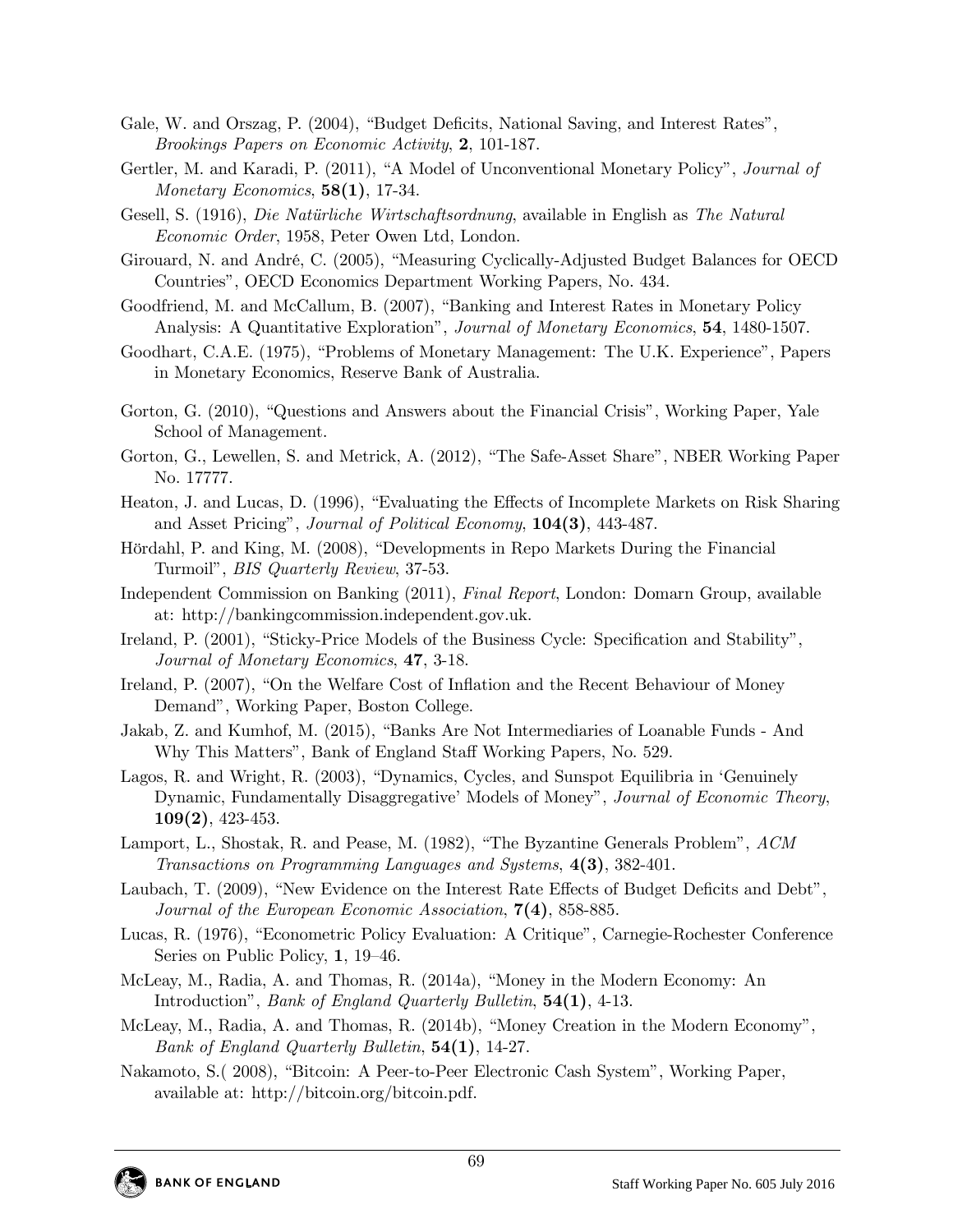Gale, W. and Orszag, P. (2004), "Budget Deficits, National Saving, and Interest Rates", *Brookings Papers on Economic Activity*, **2**, 101-187.

Gertler, M. and Karadi, P. (2011), "A Model of Unconventional Monetary Policy", *Journal of Monetary Economics*, **58(1)**, 17-34.

Gesell, S. (1916), *Die Natürliche Wirtschaftsordnung*, available in English as *The Natural Economic Order*, 1958, Peter Owen Ltd, London.

Girouard, N. and André, C. (2005), "Measuring Cyclically-Adjusted Budget Balances for OECD Countries", OECD Economics Department Working Papers, No. 434.

Goodfriend, M. and McCallum, B. (2007), "Banking and Interest Rates in Monetary Policy Analysis: A Quantitative Exploration", *Journal of Monetary Economics*, **54**, 1480-1507.

Goodhart, C.A.E. (1975), "Problems of Monetary Management: The U.K. Experience", Papers in Monetary Economics, Reserve Bank of Australia.

Gorton, G. (2010), "Questions and Answers about the Financial Crisis", Working Paper, Yale School of Management.

Gorton, G., Lewellen, S. and Metrick, A. (2012), "The Safe-Asset Share", NBER Working Paper No. 17777.

Heaton, J. and Lucas, D. (1996), "Evaluating the Effects of Incomplete Markets on Risk Sharing and Asset Pricing", *Journal of Political Economy*, **104(3)**, 443-487.

Hördahl, P. and King, M. (2008), "Developments in Repo Markets During the Financial Turmoil", *BIS Quarterly Review*, 37-53.

Independent Commission on Banking (2011), *Final Report*, London: Domarn Group, available at: http://bankingcommission.independent.gov.uk.

Ireland, P. (2001), "Sticky-Price Models of the Business Cycle: Specification and Stability", *Journal of Monetary Economics*, **47**, 3-18.

Ireland, P. (2007), "On the Welfare Cost of Inflation and the Recent Behaviour of Money Demand", Working Paper, Boston College.

Jakab, Z. and Kumhof, M. (2015), "Banks Are Not Intermediaries of Loanable Funds - And Why This Matters", Bank of England Staff Working Papers, No. 529.

Lagos, R. and Wright, R. (2003), "Dynamics, Cycles, and Sunspot Equilibria in 'Genuinely Dynamic, Fundamentally Disaggregative' Models of Money", *Journal of Economic Theory*, **109(2)**, 423-453.

Lamport, L., Shostak, R. and Pease, M. (1982), "The Byzantine Generals Problem", *ACM Transactions on Programming Languages and Systems*, **4(3)**, 382-401.

Laubach, T. (2009), "New Evidence on the Interest Rate Effects of Budget Deficits and Debt", *Journal of the European Economic Association*, **7(4)**, 858-885.

Lucas, R. (1976), "Econometric Policy Evaluation: A Critique", Carnegie-Rochester Conference Series on Public Policy, **1**, 19–46.

McLeay, M., Radia, A. and Thomas, R. (2014a), "Money in the Modern Economy: An Introduction", *Bank of England Quarterly Bulletin*, **54(1)**, 4-13.

McLeay, M., Radia, A. and Thomas, R. (2014b), "Money Creation in the Modern Economy", *Bank of England Quarterly Bulletin*, **54(1)**, 14-27.

Nakamoto, S.( 2008), "Bitcoin: A Peer-to-Peer Electronic Cash System", Working Paper, available at: http://bitcoin.org/bitcoin.pdf.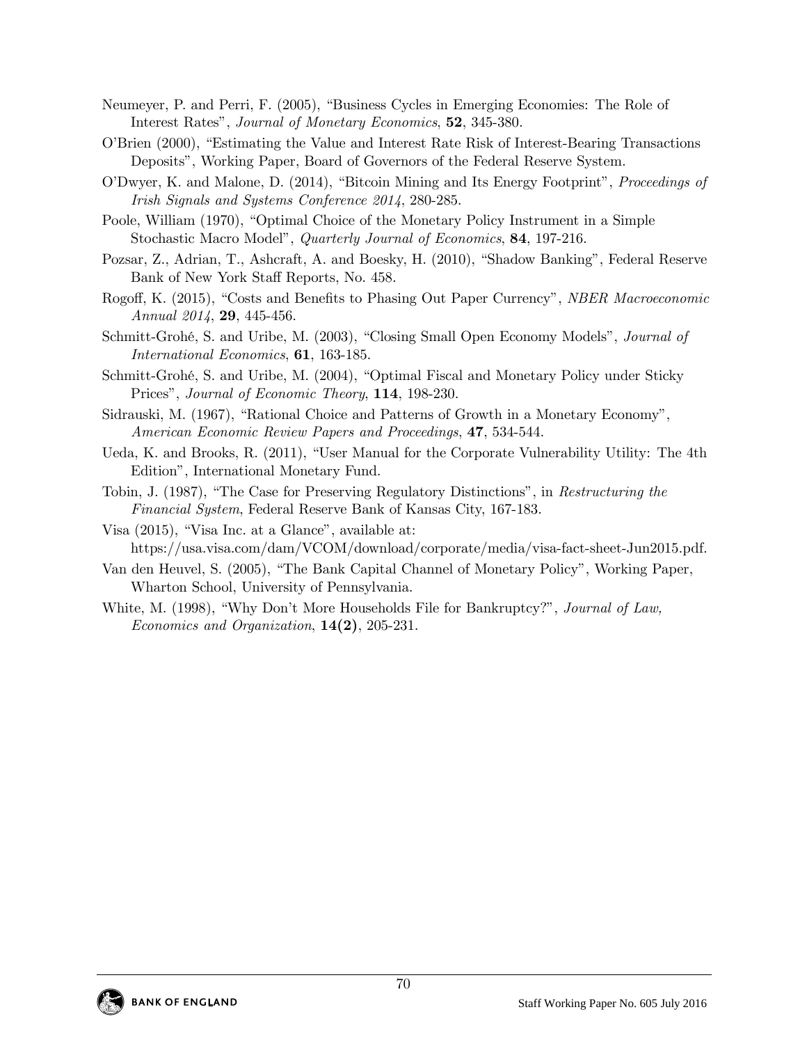Neumeyer, P. and Perri, F. (2005), "Business Cycles in Emerging Economies: The Role of Interest Rates", *Journal of Monetary Economics*, **52**, 345-380.

O'Brien (2000), "Estimating the Value and Interest Rate Risk of Interest-Bearing Transactions Deposits", Working Paper, Board of Governors of the Federal Reserve System.

O'Dwyer, K. and Malone, D. (2014), "Bitcoin Mining and Its Energy Footprint", *Proceedings of Irish Signals and Systems Conference 2014*, 280-285.

Poole, William (1970), "Optimal Choice of the Monetary Policy Instrument in a Simple Stochastic Macro Model", *Quarterly Journal of Economics*, **84**, 197-216.

Pozsar, Z., Adrian, T., Ashcraft, A. and Boesky, H. (2010), "Shadow Banking", Federal Reserve Bank of New York Staff Reports, No. 458.

Rogoff, K. (2015), "Costs and Benefits to Phasing Out Paper Currency", *NBER Macroeconomic Annual 2014*, **29**, 445-456.

Schmitt-Grohé, S. and Uribe, M. (2003), "Closing Small Open Economy Models", *Journal of International Economics*, **61**, 163-185.

Schmitt-Grohé, S. and Uribe, M. (2004), "Optimal Fiscal and Monetary Policy under Sticky Prices", *Journal of Economic Theory*, **114**, 198-230.

Sidrauski, M. (1967), "Rational Choice and Patterns of Growth in a Monetary Economy", *American Economic Review Papers and Proceedings*, **47**, 534-544.

Ueda, K. and Brooks, R. (2011), "User Manual for the Corporate Vulnerability Utility: The 4th Edition", International Monetary Fund.

Tobin, J. (1987), "The Case for Preserving Regulatory Distinctions", in *Restructuring the Financial System*, Federal Reserve Bank of Kansas City, 167-183.

Visa (2015), "Visa Inc. at a Glance", available at: https://usa.visa.com/dam/VCOM/download/corporate/media/visa-fact-sheet-Jun2015.pdf.

Van den Heuvel, S. (2005), "The Bank Capital Channel of Monetary Policy", Working Paper, Wharton School, University of Pennsylvania.

White, M. (1998), "Why Don't More Households File for Bankruptcy?", *Journal of Law, Economics and Organization*, **14(2)**, 205-231.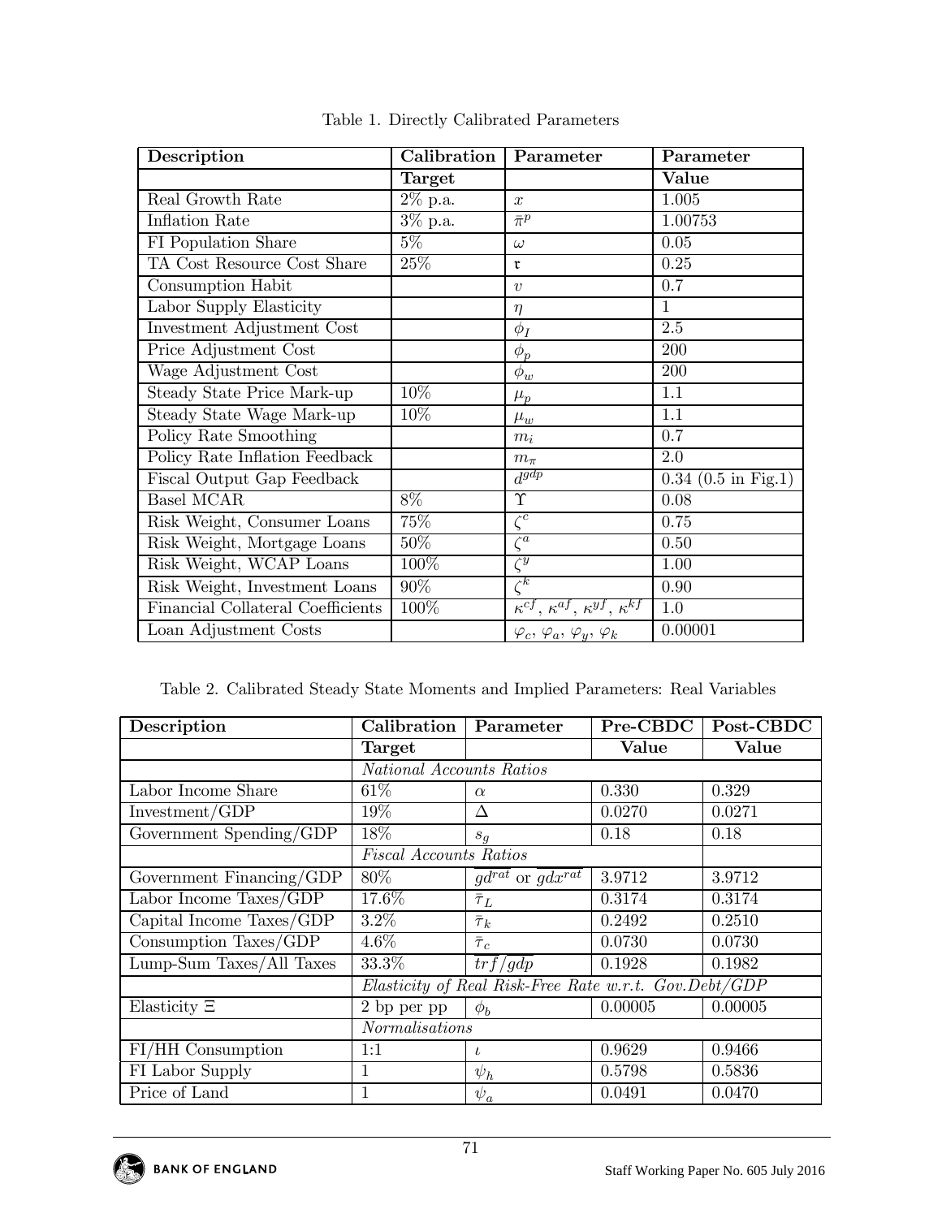Table 1. Directly Calibrated Parameters

| Description | Calibration | Parameter | Parameter |
|---|---|---|---|
| | **Target** | | **Value** |
| Real Growth Rate | 2% p.a. | $x$ | 1.005 |
| Inflation Rate | 3% p.a. | $\bar{\pi}^p$ | 1.00753 |
| FI Population Share | 5% | $\omega$ | 0.05 |
| TA Cost Resource Cost Share | 25% | $\mathfrak{r}$ | 0.25 |
| Consumption Habit | | $v$ | 0.7 |
| Labor Supply Elasticity | | $\eta$ | 1 |
| Investment Adjustment Cost | | $\phi_I$ | 2.5 |
| Price Adjustment Cost | | $\phi_p$ | 200 |
| Wage Adjustment Cost | | $\phi_w$ | 200 |
| Steady State Price Mark-up | 10% | $\mu_p$ | 1.1 |
| Steady State Wage Mark-up | 10% | $\mu_w$ | 1.1 |
| Policy Rate Smoothing | | $m_i$ | 0.7 |
| Policy Rate Inflation Feedback | | $m_\pi$ | 2.0 |
| Fiscal Output Gap Feedback | | $d^{gdp}$ | 0.34 (0.5 in Fig.1) |
| Basel MCAR | 8% | $\Upsilon$ | 0.08 |
| Risk Weight, Consumer Loans | 75% | $\zeta^c$ | 0.75 |
| Risk Weight, Mortgage Loans | 50% | $\zeta^a$ | 0.50 |
| Risk Weight, WCAP Loans | 100% | $\zeta^y$ | 1.00 |
| Risk Weight, Investment Loans | 90% | $\zeta^k$ | 0.90 |
| Financial Collateral Coefficients | 100% | $\kappa^{cf}$, $\kappa^{af}$, $\kappa^{yf}$, $\kappa^{kf}$ | 1.0 |
| Loan Adjustment Costs | | $\varphi_c$, $\varphi_a$, $\varphi_y$, $\varphi_k$ | 0.00001 |

Table 2. Calibrated Steady State Moments and Implied Parameters: Real Variables

| Description | Calibration | Parameter | Pre-CBDC | Post-CBDC |
|---|---|---|---|---|
| | **Target** | | **Value** | **Value** |
| | *National Accounts Ratios* | | | |
| Labor Income Share | 61% | $\alpha$ | 0.330 | 0.329 |
| Investment/GDP | 19% | $\Delta$ | 0.0270 | 0.0271 |
| Government Spending/GDP | 18% | $s_g$ | 0.18 | 0.18 |
| | *Fiscal Accounts Ratios* | | | |
| Government Financing/GDP | 80% | $\overline{gd^{rat}}$ or $\overline{gdx^{rat}}$ | 3.9712 | 3.9712 |
| Labor Income Taxes/GDP | 17.6% | $\bar{\tau}_L$ | 0.3174 | 0.3174 |
| Capital Income Taxes/GDP | 3.2% | $\bar{\tau}_k$ | 0.2492 | 0.2510 |
| Consumption Taxes/GDP | 4.6% | $\bar{\tau}_c$ | 0.0730 | 0.0730 |
| Lump-Sum Taxes/All Taxes | 33.3% | $\overline{trf/gdp}$ | 0.1928 | 0.1982 |
| | *Elasticity of Real Risk-Free Rate w.r.t. Gov.Debt/GDP* | | | |
| Elasticity $\Xi$ | 2 bp per pp | $\phi_b$ | 0.00005 | 0.00005 |
| | *Normalisations* | | | |
| FI/HH Consumption | 1:1 | $\iota$ | 0.9629 | 0.9466 |
| FI Labor Supply | 1 | $\psi_h$ | 0.5798 | 0.5836 |
| Price of Land | 1 | $\psi_a$ | 0.0491 | 0.0470 |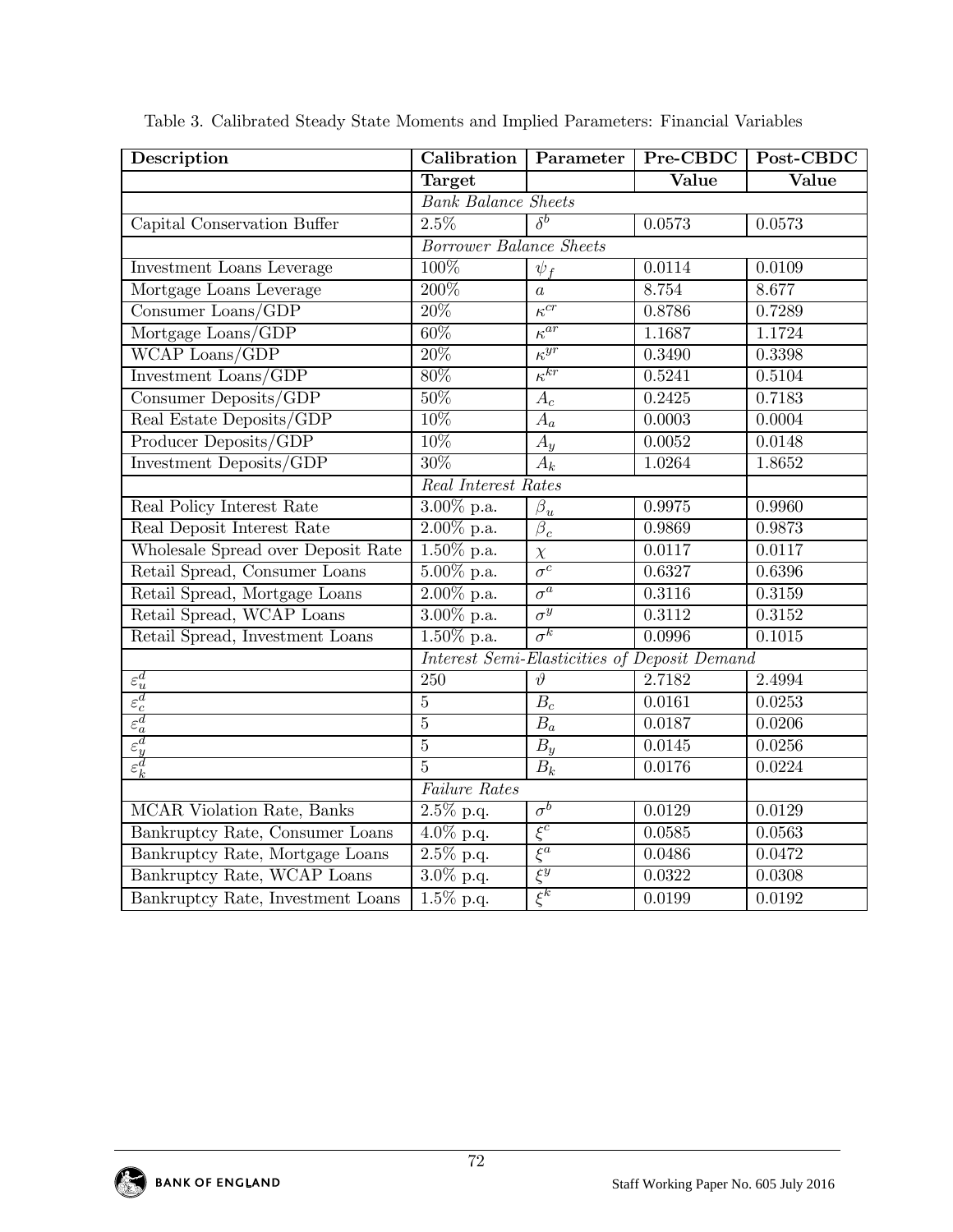Table 3. Calibrated Steady State Moments and Implied Parameters: Financial Variables

| Description | Calibration | Parameter | Pre-CBDC | Post-CBDC |
|---|---|---|---|---|
| | **Target** | | **Value** | **Value** |
| | *Bank Balance Sheets* | | | |
| Capital Conservation Buffer | 2.5% | $\delta^b$ | 0.0573 | 0.0573 |
| | *Borrower Balance Sheets* | | | |
| Investment Loans Leverage | 100% | $\psi_f$ | 0.0114 | 0.0109 |
| Mortgage Loans Leverage | 200% | $a$ | 8.754 | 8.677 |
| Consumer Loans/GDP | 20% | $\kappa^{cr}$ | 0.8786 | 0.7289 |
| Mortgage Loans/GDP | 60% | $\kappa^{ar}$ | 1.1687 | 1.1724 |
| WCAP Loans/GDP | 20% | $\kappa^{yr}$ | 0.3490 | 0.3398 |
| Investment Loans/GDP | 80% | $\kappa^{kr}$ | 0.5241 | 0.5104 |
| Consumer Deposits/GDP | 50% | $A_c$ | 0.2425 | 0.7183 |
| Real Estate Deposits/GDP | 10% | $A_a$ | 0.0003 | 0.0004 |
| Producer Deposits/GDP | 10% | $A_y$ | 0.0052 | 0.0148 |
| Investment Deposits/GDP | 30% | $A_k$ | 1.0264 | 1.8652 |
| | *Real Interest Rates* | | | |
| Real Policy Interest Rate | 3.00% p.a. | $\beta_u$ | 0.9975 | 0.9960 |
| Real Deposit Interest Rate | 2.00% p.a. | $\beta_c$ | 0.9869 | 0.9873 |
| Wholesale Spread over Deposit Rate | 1.50% p.a. | $\chi$ | 0.0117 | 0.0117 |
| Retail Spread, Consumer Loans | 5.00% p.a. | $\sigma^c$ | 0.6327 | 0.6396 |
| Retail Spread, Mortgage Loans | 2.00% p.a. | $\sigma^a$ | 0.3116 | 0.3159 |
| Retail Spread, WCAP Loans | 3.00% p.a. | $\sigma^y$ | 0.3112 | 0.3152 |
| Retail Spread, Investment Loans | 1.50% p.a. | $\sigma^k$ | 0.0996 | 0.1015 |
| | *Interest Semi-Elasticities of Deposit Demand* | | | |
| $\varepsilon_u^d$ | 250 | $\vartheta$ | 2.7182 | 2.4994 |
| $\varepsilon_c^d$ | 5 | $B_c$ | 0.0161 | 0.0253 |
| $\varepsilon_a^d$ | 5 | $B_a$ | 0.0187 | 0.0206 |
| $\varepsilon_y^d$ | 5 | $B_y$ | 0.0145 | 0.0256 |
| $\varepsilon_k^d$ | 5 | $B_k$ | 0.0176 | 0.0224 |
| | *Failure Rates* | | | |
| MCAR Violation Rate, Banks | 2.5% p.q. | $\sigma^b$ | 0.0129 | 0.0129 |
| Bankruptcy Rate, Consumer Loans | 4.0% p.q. | $\xi^c$ | 0.0585 | 0.0563 |
| Bankruptcy Rate, Mortgage Loans | 2.5% p.q. | $\xi^a$ | 0.0486 | 0.0472 |
| Bankruptcy Rate, WCAP Loans | 3.0% p.q. | $\xi^y$ | 0.0322 | 0.0308 |
| Bankruptcy Rate, Investment Loans | 1.5% p.q. | $\xi^k$ | 0.0199 | 0.0192 |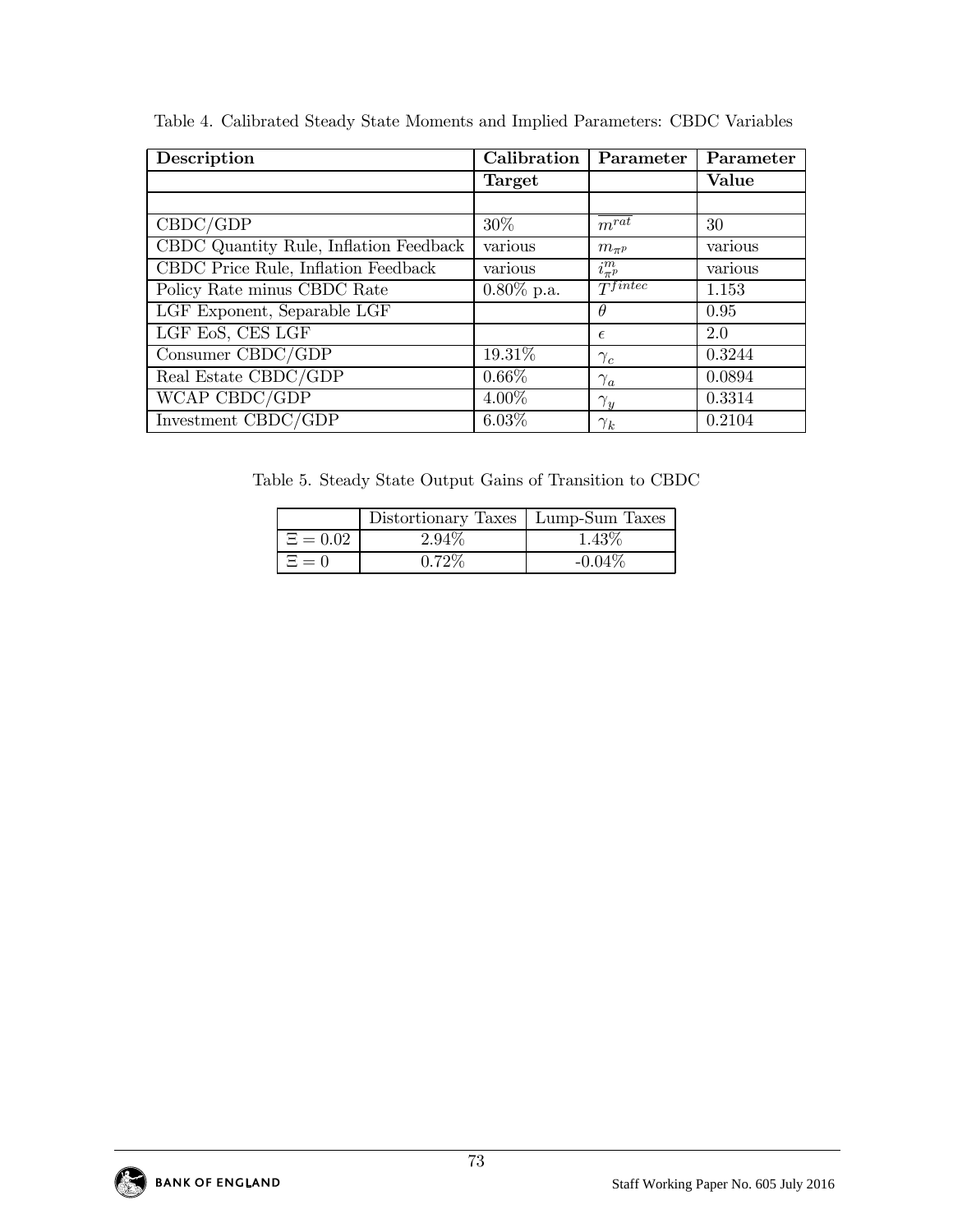Table 4. Calibrated Steady State Moments and Implied Parameters: CBDC Variables

| **Description** | **Calibration Target** | **Parameter** | **Parameter Value** |
|---|---|---|---|
| | | | |
| CBDC/GDP | 30% | $\overline{m^{rat}}$ | 30 |
| CBDC Quantity Rule, Inflation Feedback | various | $m_{\pi^p}$ | various |
| CBDC Price Rule, Inflation Feedback | various | $i^m_{\pi^p}$ | various |
| Policy Rate minus CBDC Rate | 0.80% p.a. | $T^{fintec}$ | 1.153 |
| LGF Exponent, Separable LGF | | $\theta$ | 0.95 |
| LGF EoS, CES LGF | | $\epsilon$ | 2.0 |
| Consumer CBDC/GDP | 19.31% | $\gamma_c$ | 0.3244 |
| Real Estate CBDC/GDP | 0.66% | $\gamma_a$ | 0.0894 |
| WCAP CBDC/GDP | 4.00% | $\gamma_y$ | 0.3314 |
| Investment CBDC/GDP | 6.03% | $\gamma_k$ | 0.2104 |

Table 5. Steady State Output Gains of Transition to CBDC

| | Distortionary Taxes | Lump-Sum Taxes |
|---|---|---|
| $\Xi = 0.02$ | 2.94% | 1.43% |
| $\Xi = 0$ | 0.72% | -0.04% |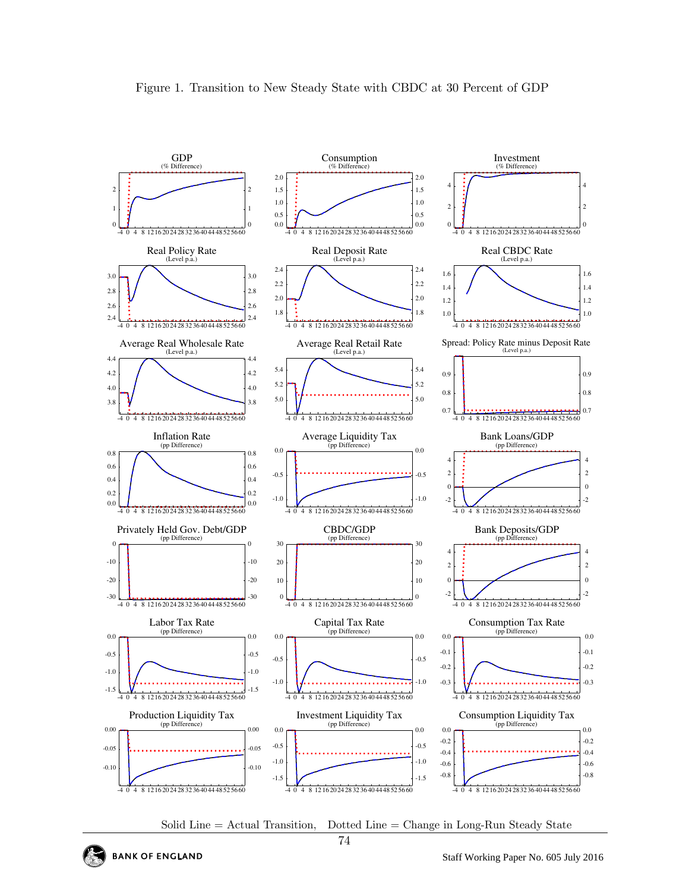Figure 1. Transition to New Steady State with CBDC at 30 Percent of GDP

Solid Line = Actual Transition, Dotted Line = Change in Long-Run Steady State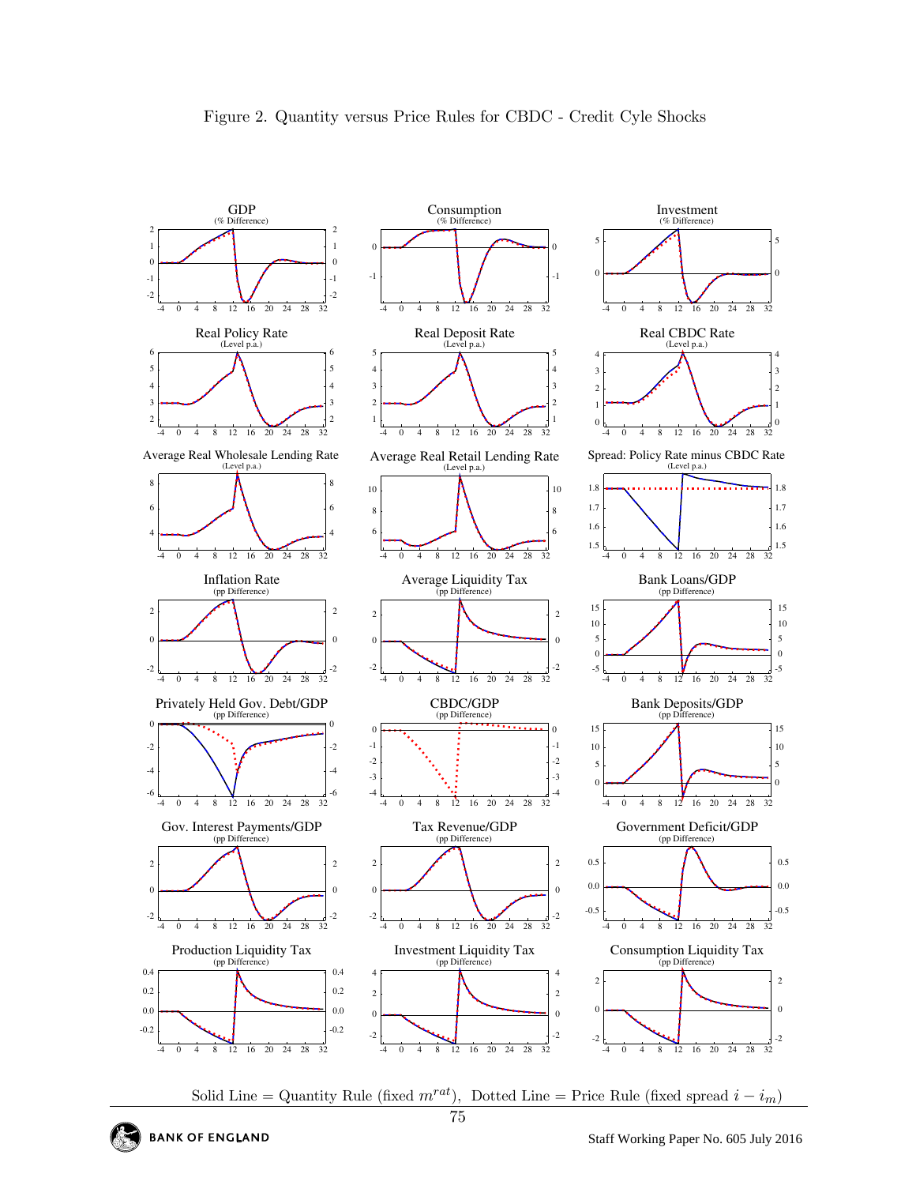Figure 2. Quantity versus Price Rules for CBDC - Credit Cyle Shocks

Solid Line = Quantity Rule (fixed $m^{rat}$), Dotted Line = Price Rule (fixed spread $i - i_m$)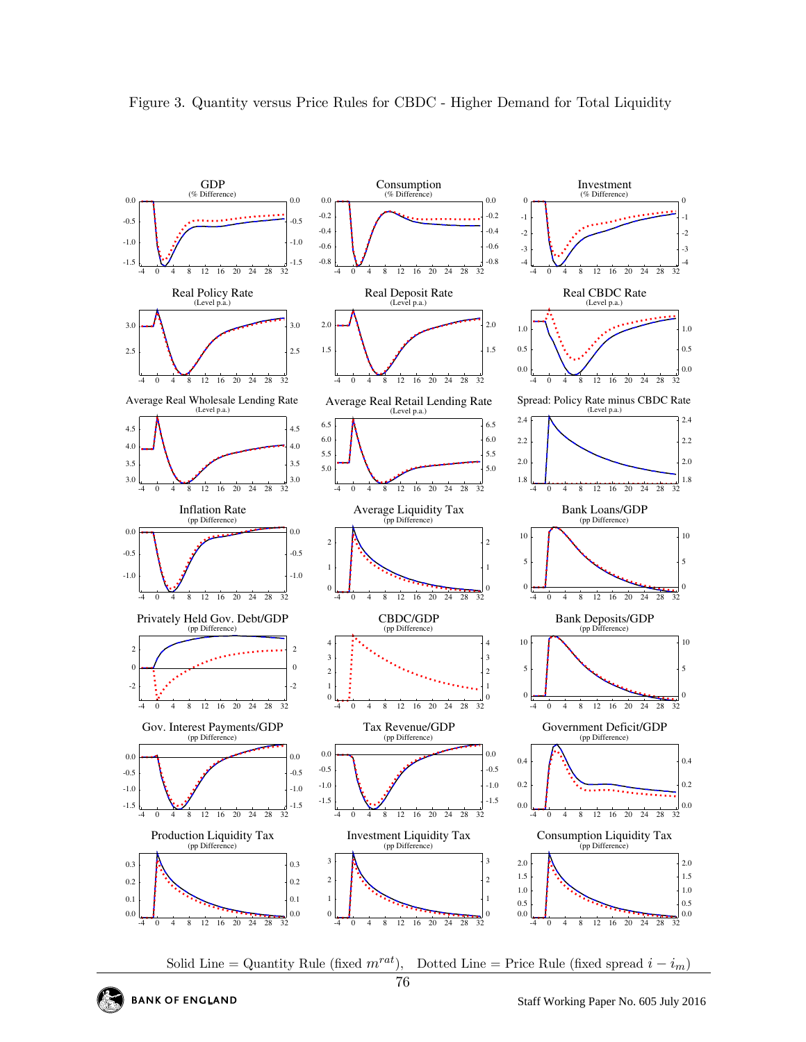Figure 3. Quantity versus Price Rules for CBDC - Higher Demand for Total Liquidity

Solid Line = Quantity Rule (fixed $m^{rat}$), Dotted Line = Price Rule (fixed spread $i - i_m$)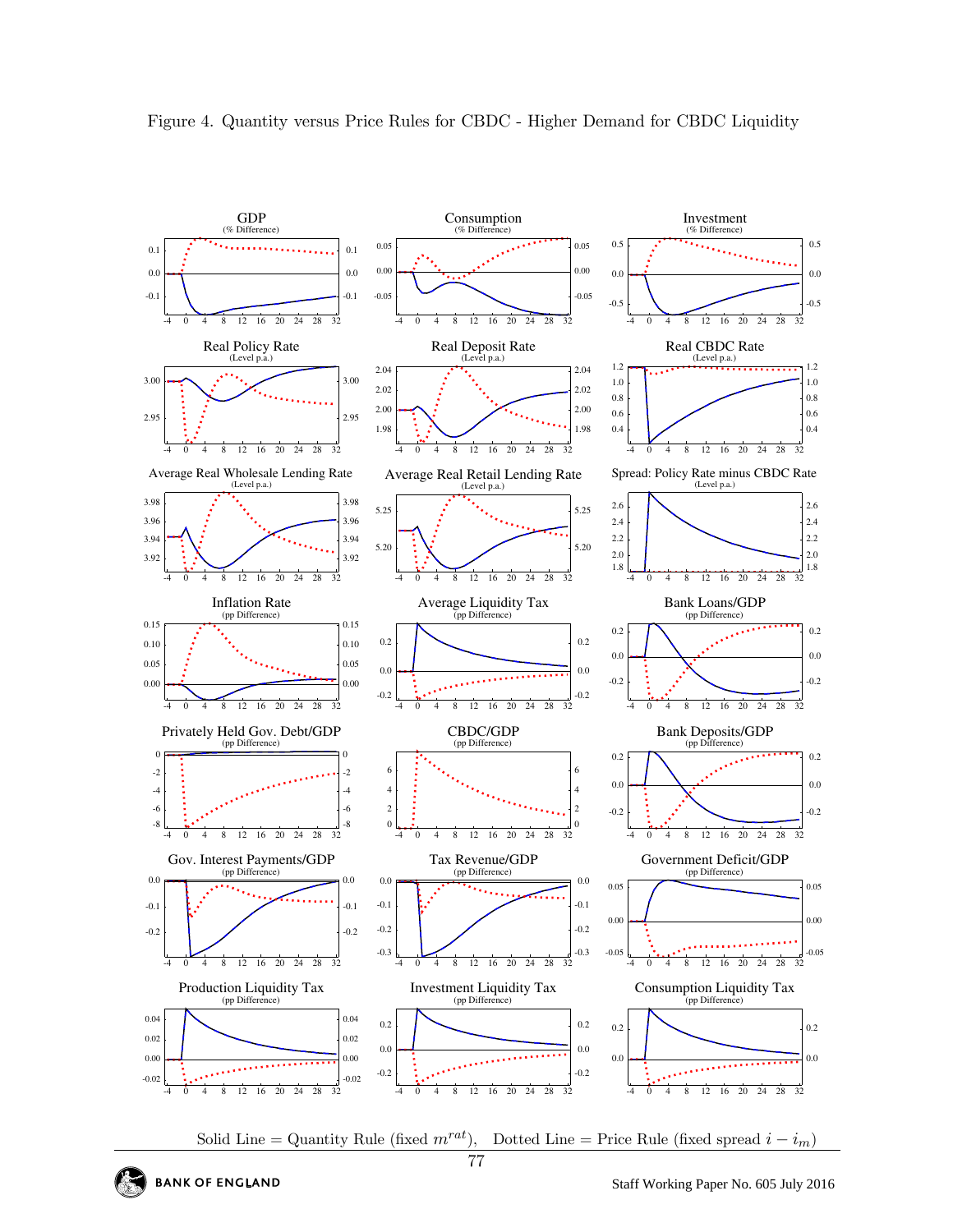Figure 4. Quantity versus Price Rules for CBDC - Higher Demand for CBDC Liquidity

Solid Line = Quantity Rule (fixed $m^{rat}$), Dotted Line = Price Rule (fixed spread $i - i_m$)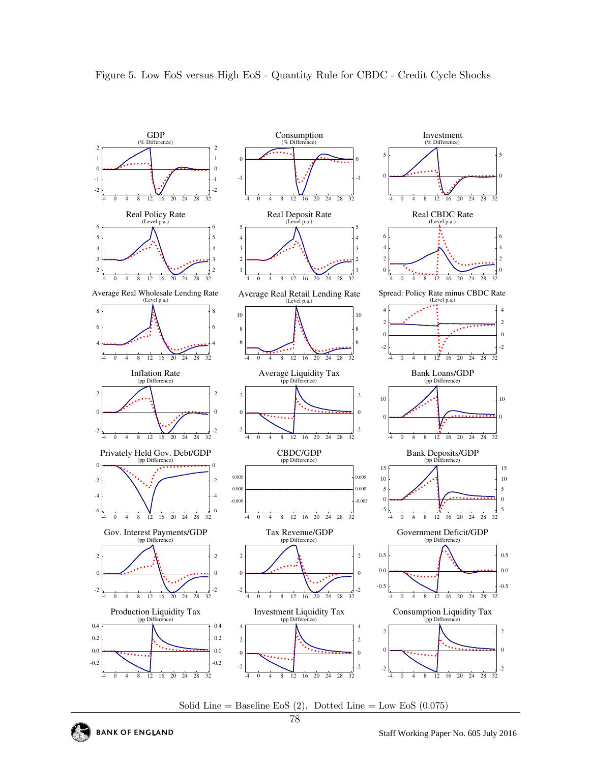Figure 5. Low EoS versus High EoS - Quantity Rule for CBDC - Credit Cycle Shocks

Solid Line = Baseline EoS (2), Dotted Line = Low EoS (0.075)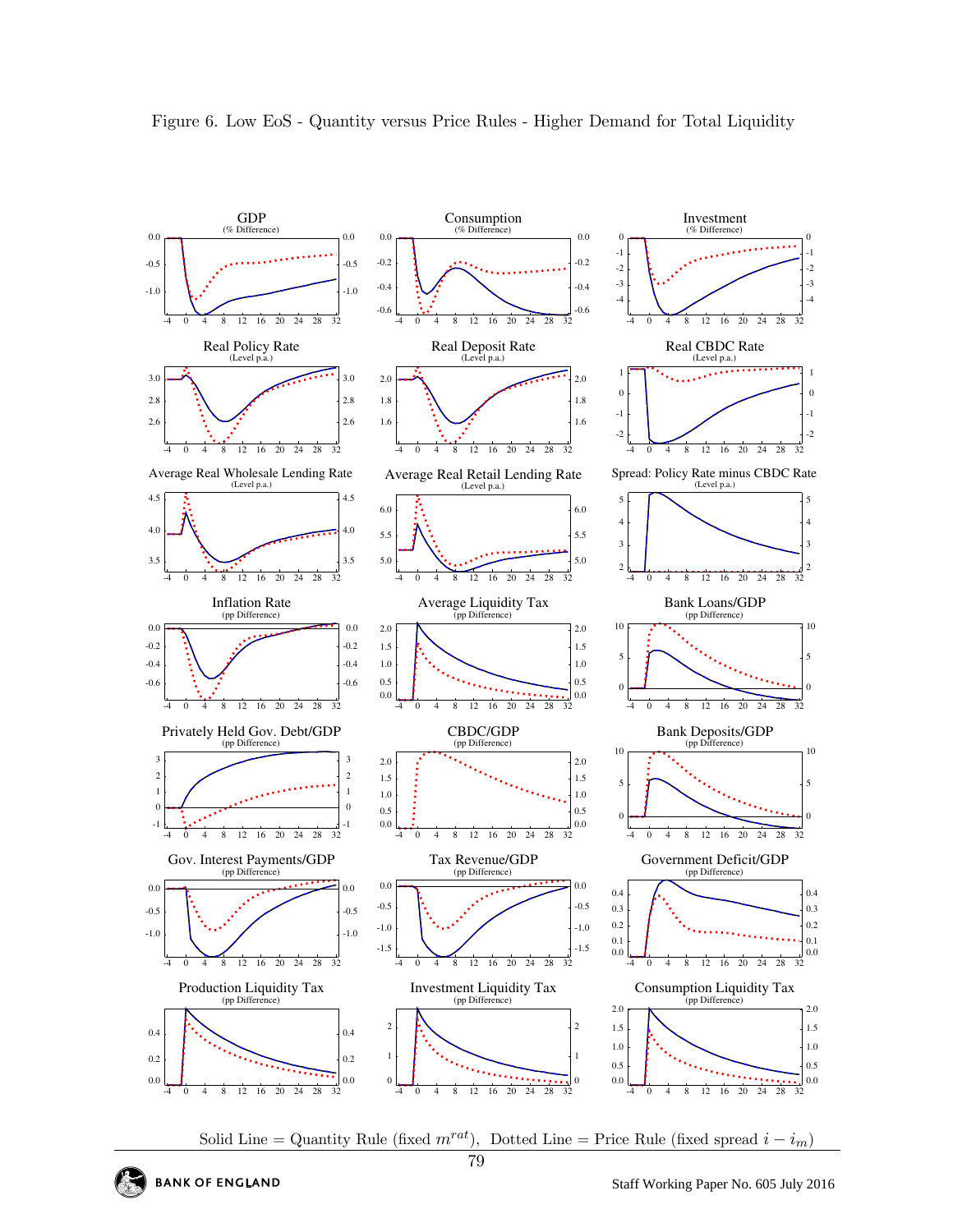Figure 6. Low EoS - Quantity versus Price Rules - Higher Demand for Total Liquidity

GDP (% Difference)

Consumption (% Difference)

Investment (% Difference)

Real Policy Rate (Level p.a.)

Real Deposit Rate (Level p.a.)

Real CBDC Rate (Level p.a.)

Average Real Wholesale Lending Rate (Level p.a.)

Average Real Retail Lending Rate (Level p.a.)

Spread: Policy Rate minus CBDC Rate (Level p.a.)

Inflation Rate (pp Difference)

Average Liquidity Tax (pp Difference)

Bank Loans/GDP (pp Difference)

Privately Held Gov. Debt/GDP (pp Difference)

CBDC/GDP (pp Difference)

Bank Deposits/GDP (pp Difference)

Gov. Interest Payments/GDP (pp Difference)

Tax Revenue/GDP (pp Difference)

Government Deficit/GDP (pp Difference)

Production Liquidity Tax (pp Difference)

Investment Liquidity Tax (pp Difference)

Consumption Liquidity Tax (pp Difference)

Solid Line = Quantity Rule (fixed $m^{rat}$), Dotted Line = Price Rule (fixed spread $i - i_m$)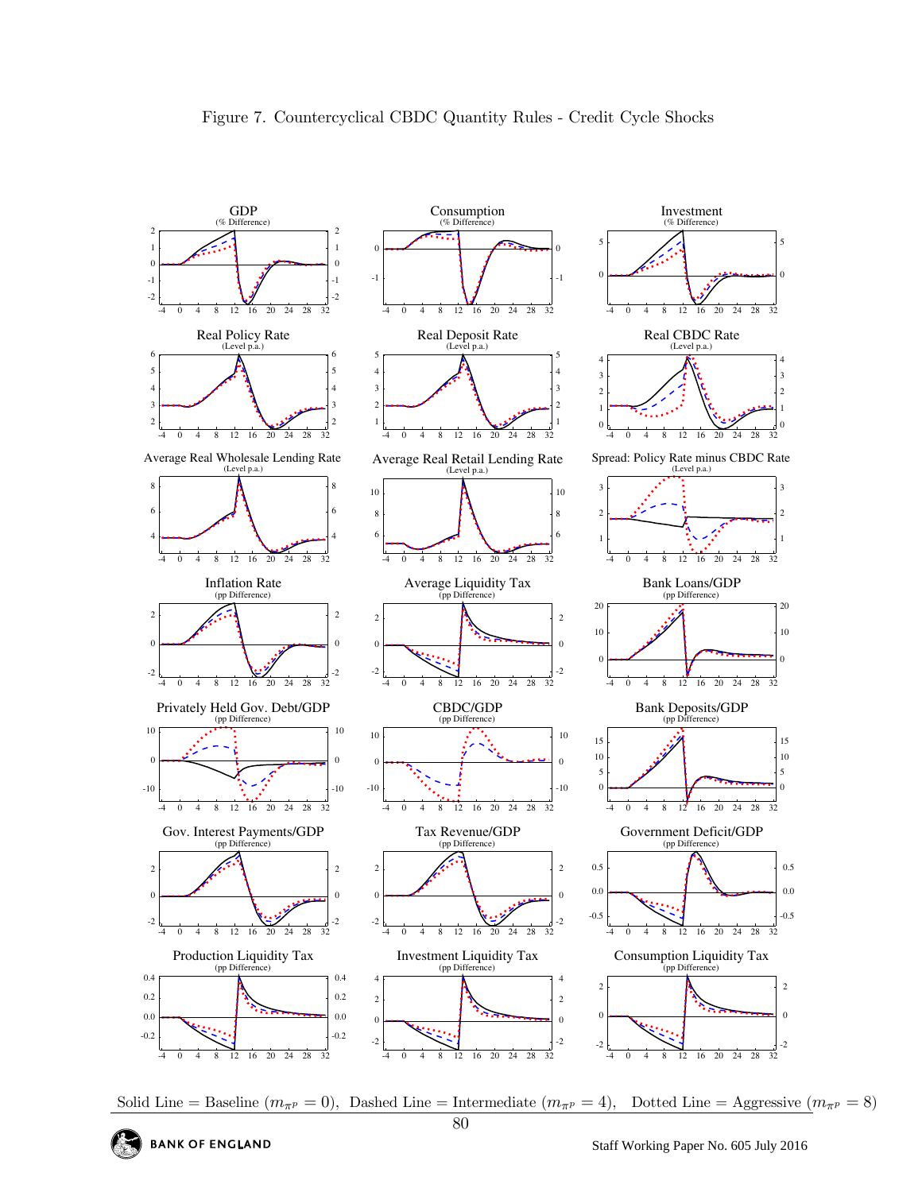# Figure 7. Countercyclical CBDC Quantity Rules - Credit Cycle Shocks

GDP (% Difference)

Consumption (% Difference)

Investment (% Difference)

Real Policy Rate (Level p.a.)

Real Deposit Rate (Level p.a.)

Real CBDC Rate (Level p.a.)

Average Real Wholesale Lending Rate (Level p.a.)

Average Real Retail Lending Rate (Level p.a.)

Spread: Policy Rate minus CBDC Rate (Level p.a.)

Inflation Rate (pp Difference)

Average Liquidity Tax (pp Difference)

Bank Loans/GDP (pp Difference)

Privately Held Gov. Debt/GDP (pp Difference)

CBDC/GDP (pp Difference)

Bank Deposits/GDP (pp Difference)

Gov. Interest Payments/GDP (pp Difference)

Tax Revenue/GDP (pp Difference)

Government Deficit/GDP (pp Difference)

Production Liquidity Tax (pp Difference)

Investment Liquidity Tax (pp Difference)

Consumption Liquidity Tax (pp Difference)

Solid Line = Baseline ($m_{\pi^p} = 0$), Dashed Line = Intermediate ($m_{\pi^p} = 4$), Dotted Line = Aggressive ($m_{\pi^p} = 8$)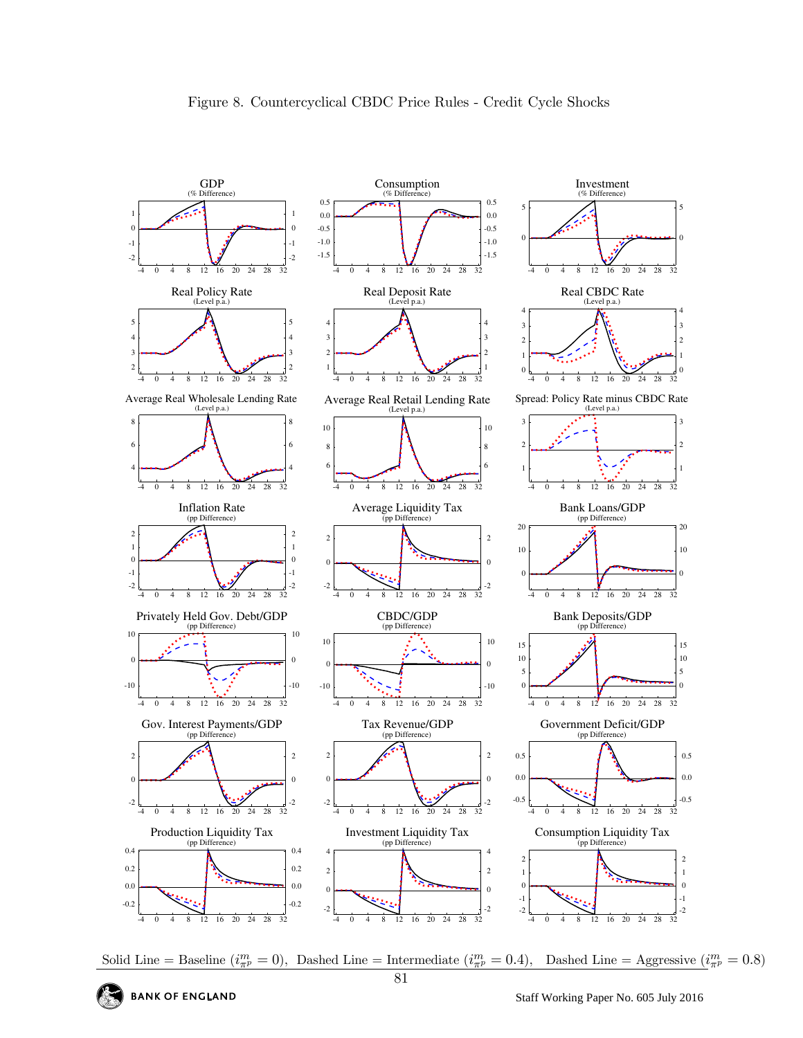Figure 8. Countercyclical CBDC Price Rules - Credit Cycle Shocks

GDP (% Difference)

Consumption (% Difference)

Investment (% Difference)

Real Policy Rate (Level p.a.)

Real Deposit Rate (Level p.a.)

Real CBDC Rate (Level p.a.)

Average Real Wholesale Lending Rate (Level p.a.)

Average Real Retail Lending Rate (Level p.a.)

Spread: Policy Rate minus CBDC Rate (Level p.a.)

Inflation Rate (pp Difference)

Average Liquidity Tax (pp Difference)

Bank Loans/GDP (pp Difference)

Privately Held Gov. Debt/GDP (pp Difference)

CBDC/GDP (pp Difference)

Bank Deposits/GDP (pp Difference)

Gov. Interest Payments/GDP (pp Difference)

Tax Revenue/GDP (pp Difference)

Government Deficit/GDP (pp Difference)

Production Liquidity Tax (pp Difference)

Investment Liquidity Tax (pp Difference)

Consumption Liquidity Tax (pp Difference)

Solid Line = Baseline ($i^m_{\pi^p} = 0$), Dashed Line = Intermediate ($i^m_{\pi^p} = 0.4$), Dashed Line = Aggressive ($i^m_{\pi^p} = 0.8$)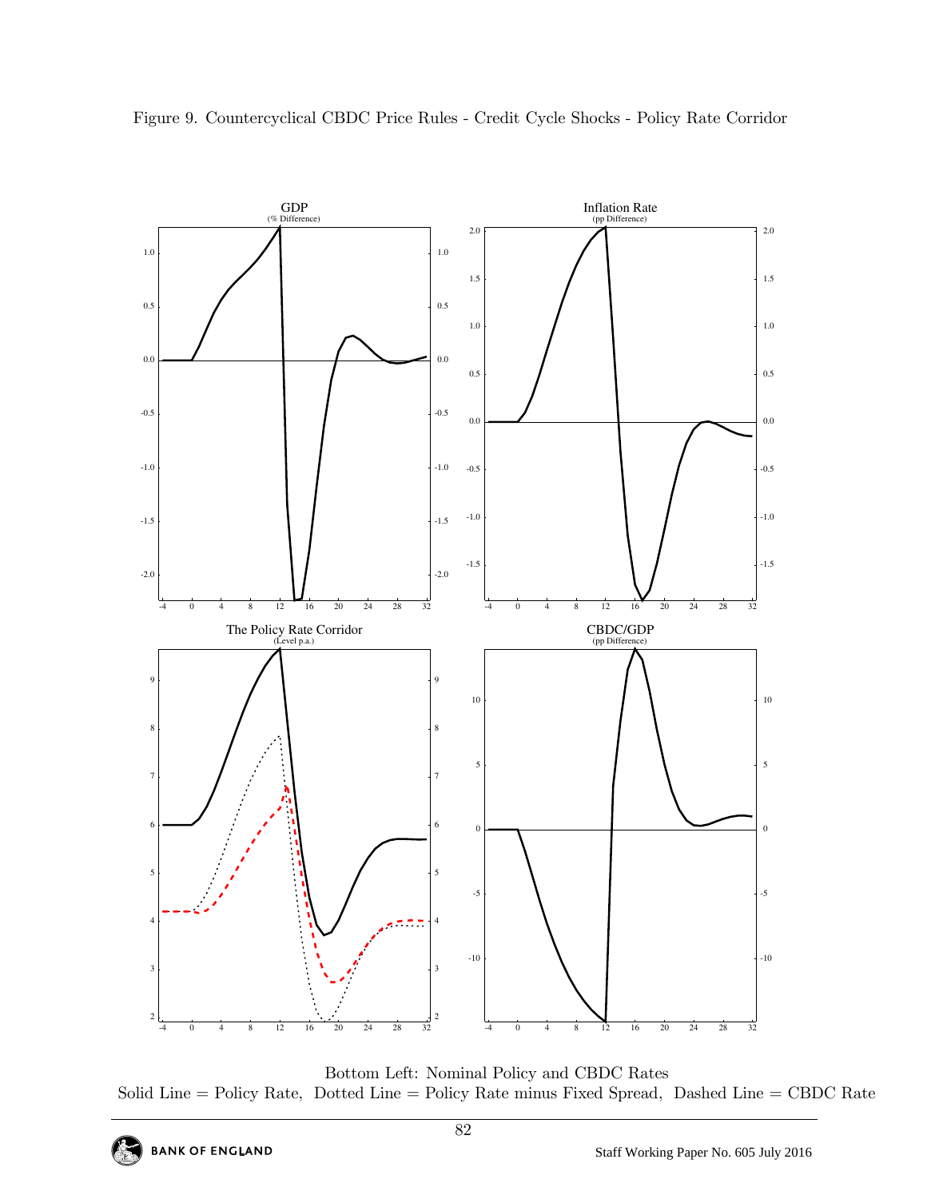Figure 9. Countercyclical CBDC Price Rules - Credit Cycle Shocks - Policy Rate Corridor

Bottom Left: Nominal Policy and CBDC Rates

Solid Line = Policy Rate, Dotted Line = Policy Rate minus Fixed Spread, Dashed Line = CBDC Rate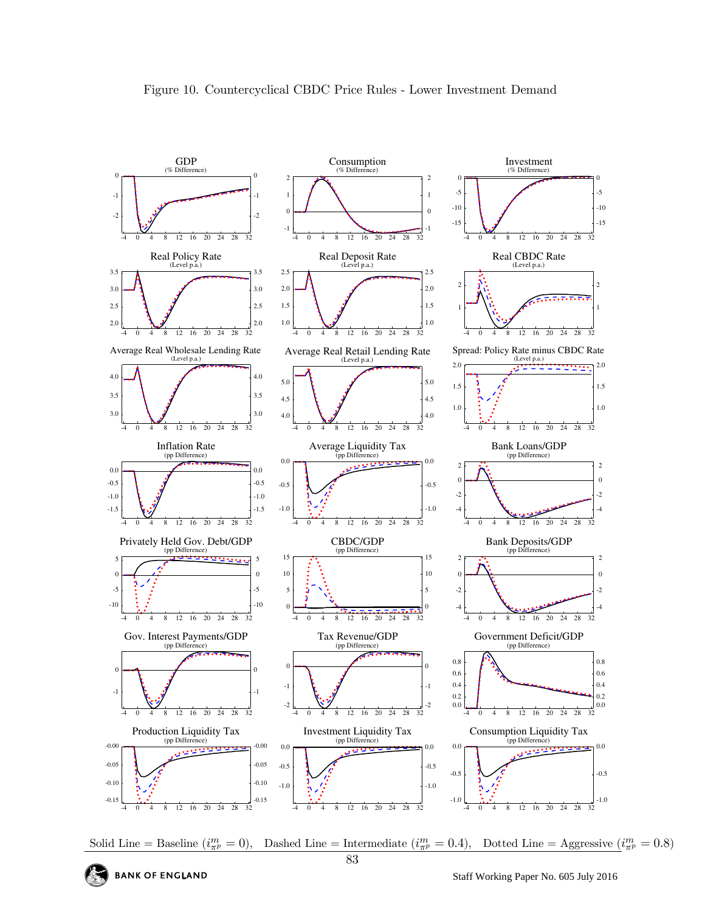Figure 10. Countercyclical CBDC Price Rules - Lower Investment Demand

Solid Line = Baseline ($i^m_{\pi^p} = 0$), Dashed Line = Intermediate ($i^m_{\pi^p} = 0.4$), Dotted Line = Aggressive ($i^m_{\pi^p} = 0.8$)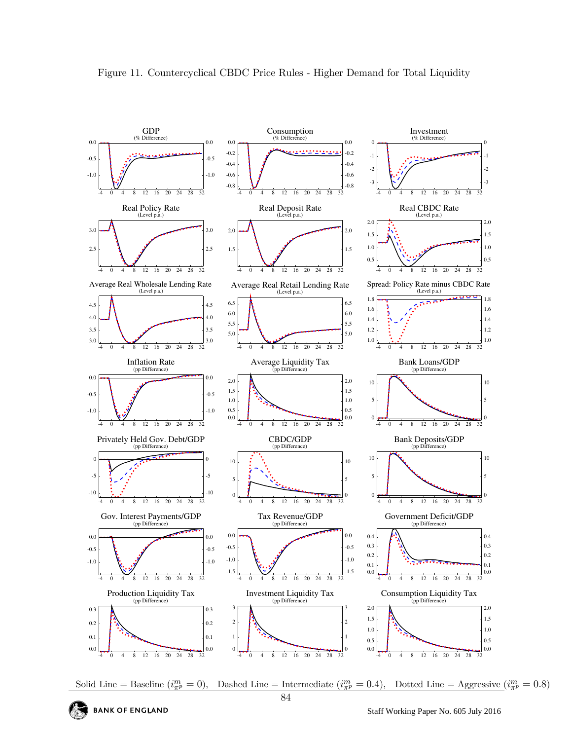Figure 11. Countercyclical CBDC Price Rules - Higher Demand for Total Liquidity

GDP (% Difference)

Consumption (% Difference)

Investment (% Difference)

Real Policy Rate (Level p.a.)

Real Deposit Rate (Level p.a.)

Real CBDC Rate (Level p.a.)

Average Real Wholesale Lending Rate (Level p.a.)

Average Real Retail Lending Rate (Level p.a.)

Spread: Policy Rate minus CBDC Rate (Level p.a.)

Inflation Rate (pp Difference)

Average Liquidity Tax (pp Difference)

Bank Loans/GDP (pp Difference)

Privately Held Gov. Debt/GDP (pp Difference)

CBDC/GDP (pp Difference)

Bank Deposits/GDP (pp Difference)

Gov. Interest Payments/GDP (pp Difference)

Tax Revenue/GDP (pp Difference)

Government Deficit/GDP (pp Difference)

Production Liquidity Tax (pp Difference)

Investment Liquidity Tax (pp Difference)

Consumption Liquidity Tax (pp Difference)

Solid Line = Baseline ($i^m_{\pi^p} = 0$), Dashed Line = Intermediate ($i^m_{\pi^p} = 0.4$), Dotted Line = Aggressive ($i^m_{\pi^p} = 0.8$)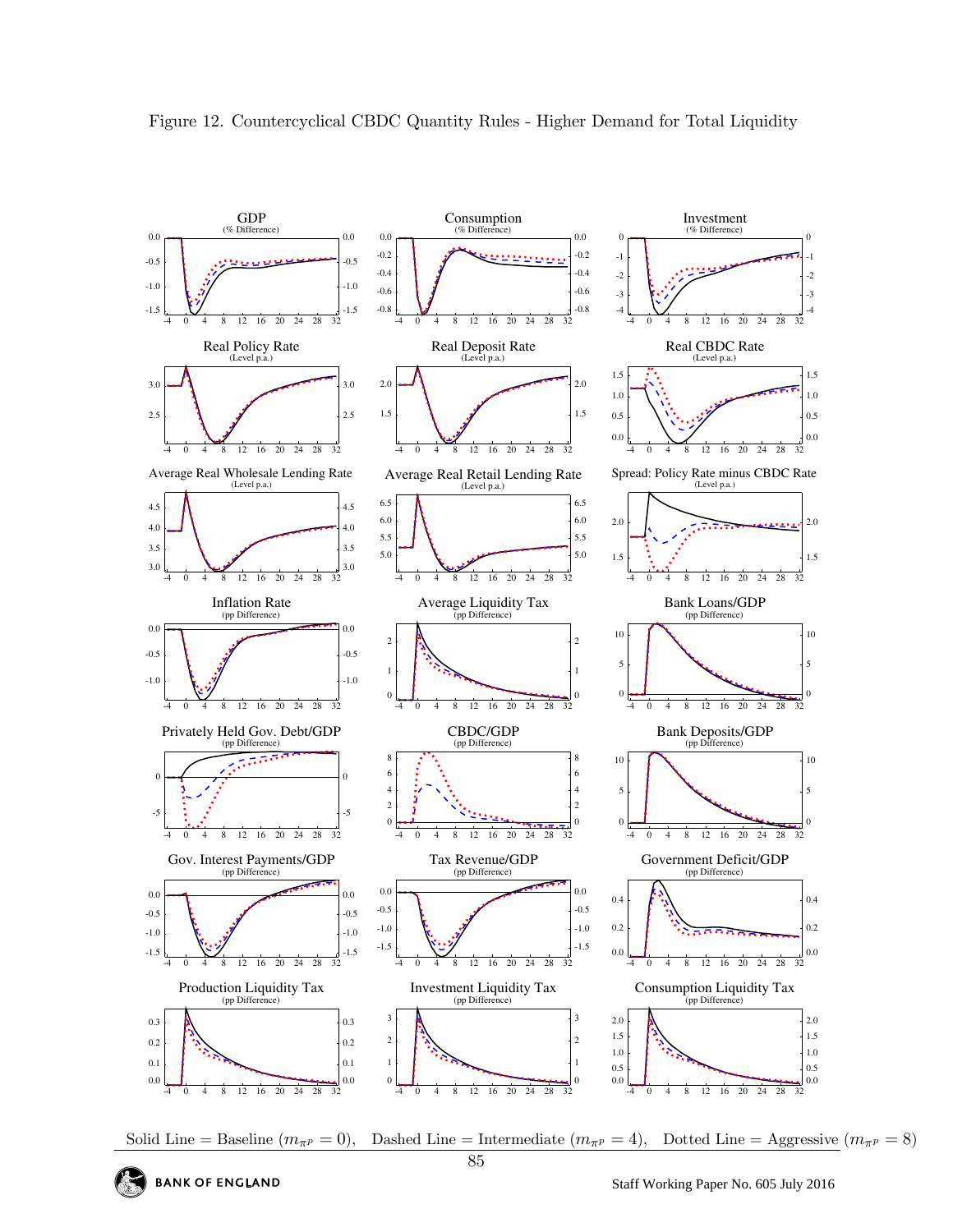Figure 12. Countercyclical CBDC Quantity Rules - Higher Demand for Total Liquidity

GDP (% Difference)

Consumption (% Difference)

Investment (% Difference)

Real Policy Rate (Level p.a.)

Real Deposit Rate (Level p.a.)

Real CBDC Rate (Level p.a.)

Average Real Wholesale Lending Rate (Level p.a.)

Average Real Retail Lending Rate (Level p.a.)

Spread: Policy Rate minus CBDC Rate (Level p.a.)

Inflation Rate (pp Difference)

Average Liquidity Tax (pp Difference)

Bank Loans/GDP (pp Difference)

Privately Held Gov. Debt/GDP (pp Difference)

CBDC/GDP (pp Difference)

Bank Deposits/GDP (pp Difference)

Gov. Interest Payments/GDP (pp Difference)

Tax Revenue/GDP (pp Difference)

Government Deficit/GDP (pp Difference)

Production Liquidity Tax (pp Difference)

Investment Liquidity Tax (pp Difference)

Consumption Liquidity Tax (pp Difference)

Solid Line = Baseline ($m_{\pi^p} = 0$), Dashed Line = Intermediate ($m_{\pi^p} = 4$), Dotted Line = Aggressive ($m_{\pi^p} = 8$)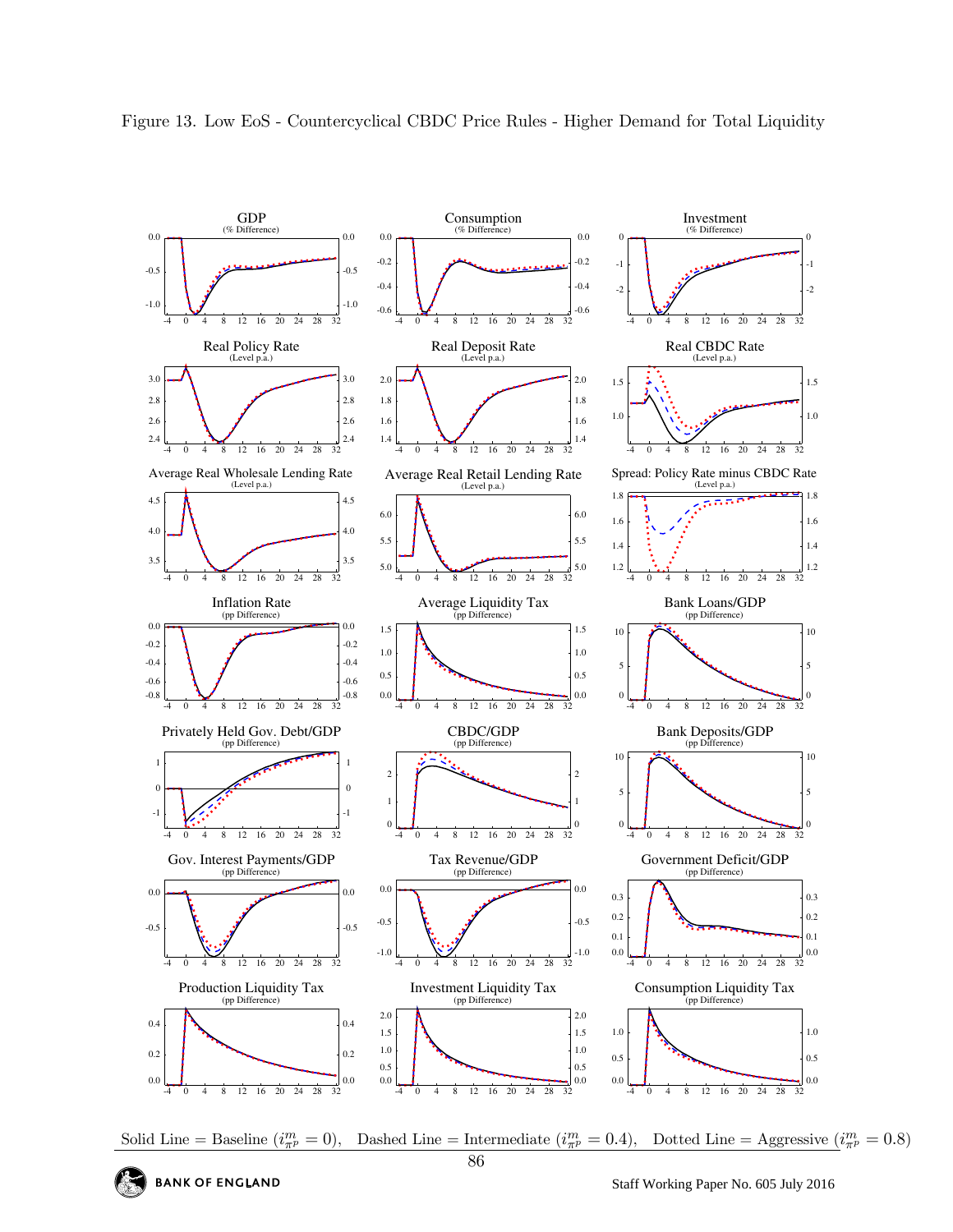Figure 13. Low EoS - Countercyclical CBDC Price Rules - Higher Demand for Total Liquidity

Solid Line = Baseline ($i^m_{\pi^p} = 0$), Dashed Line = Intermediate ($i^m_{\pi^p} = 0.4$), Dotted Line = Aggressive ($i^m_{\pi^p} = 0.8$)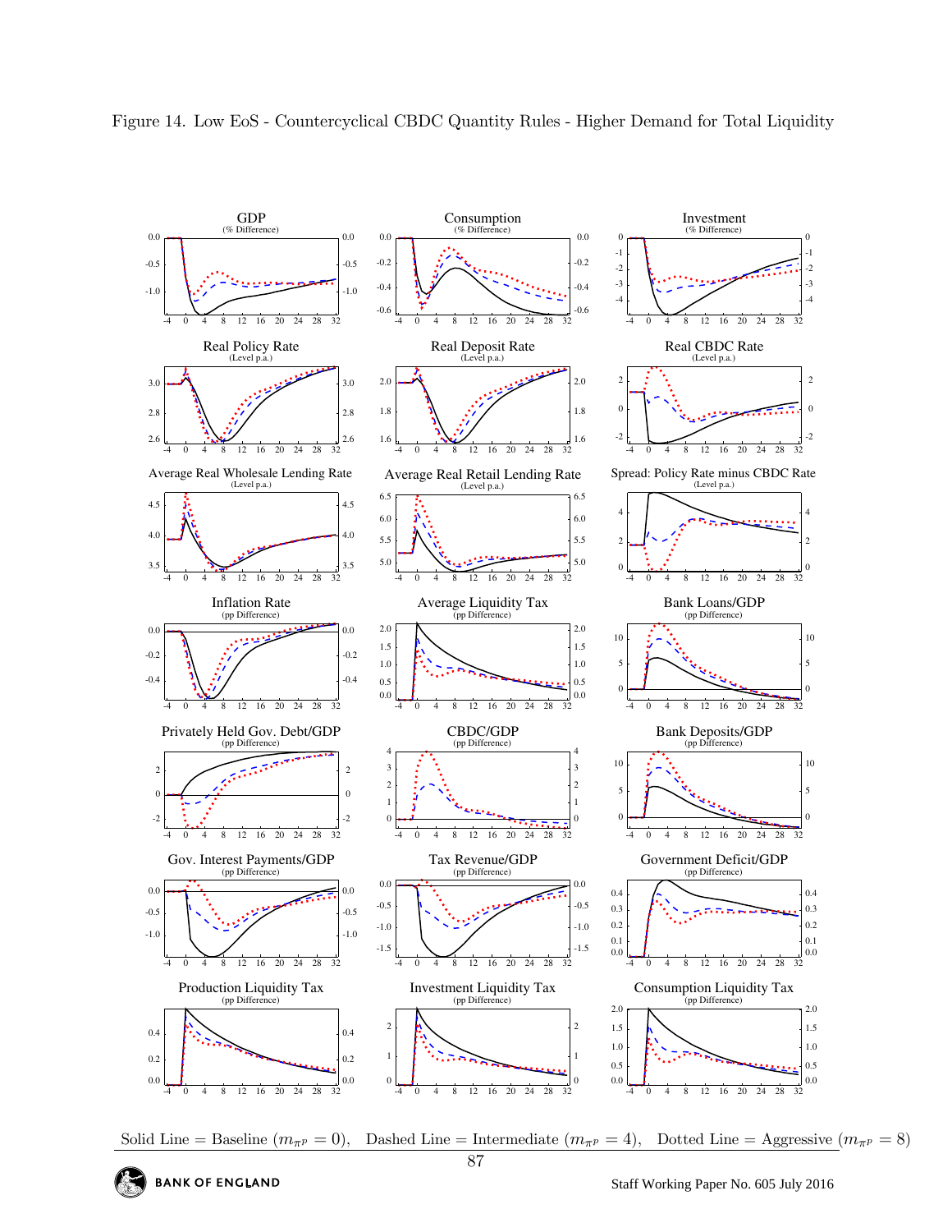Figure 14. Low EoS - Countercyclical CBDC Quantity Rules - Higher Demand for Total Liquidity

GDP (% Difference)

Consumption (% Difference)

Investment (% Difference)

Real Policy Rate (Level p.a.)

Real Deposit Rate (Level p.a.)

Real CBDC Rate (Level p.a.)

Average Real Wholesale Lending Rate (Level p.a.)

Average Real Retail Lending Rate (Level p.a.)

Spread: Policy Rate minus CBDC Rate (Level p.a.)

Inflation Rate (pp Difference)

Average Liquidity Tax (pp Difference)

Bank Loans/GDP (pp Difference)

Privately Held Gov. Debt/GDP (pp Difference)

CBDC/GDP (pp Difference)

Bank Deposits/GDP (pp Difference)

Gov. Interest Payments/GDP (pp Difference)

Tax Revenue/GDP (pp Difference)

Government Deficit/GDP (pp Difference)

Production Liquidity Tax (pp Difference)

Investment Liquidity Tax (pp Difference)

Consumption Liquidity Tax (pp Difference)

Solid Line = Baseline ($m_{\pi^p} = 0$), Dashed Line = Intermediate ($m_{\pi^p} = 4$), Dotted Line = Aggressive ($m_{\pi^p} = 8$)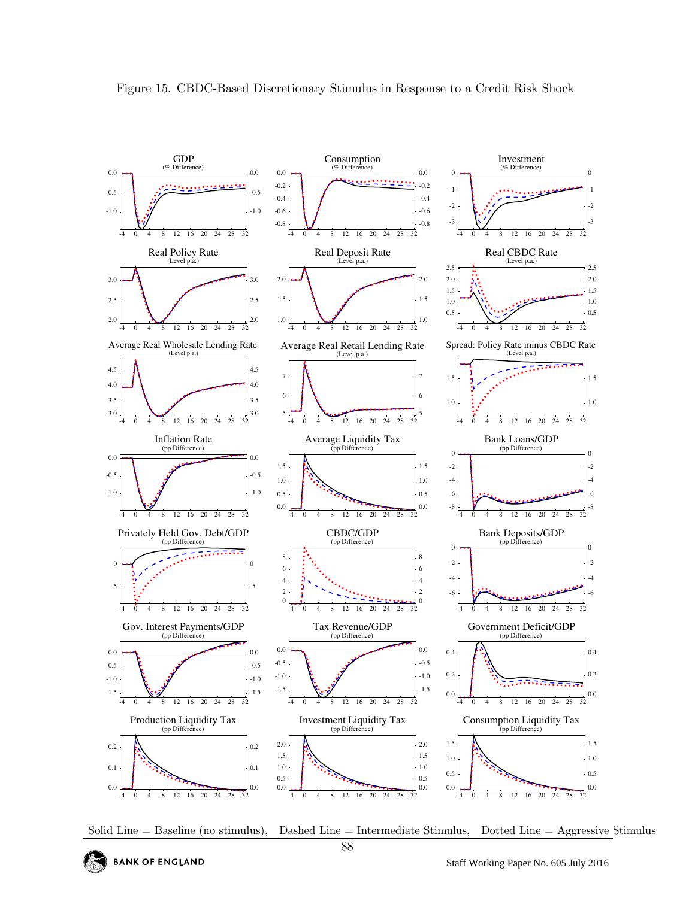Figure 15. CBDC-Based Discretionary Stimulus in Response to a Credit Risk Shock

Solid Line = Baseline (no stimulus), Dashed Line = Intermediate Stimulus, Dotted Line = Aggressive Stimulus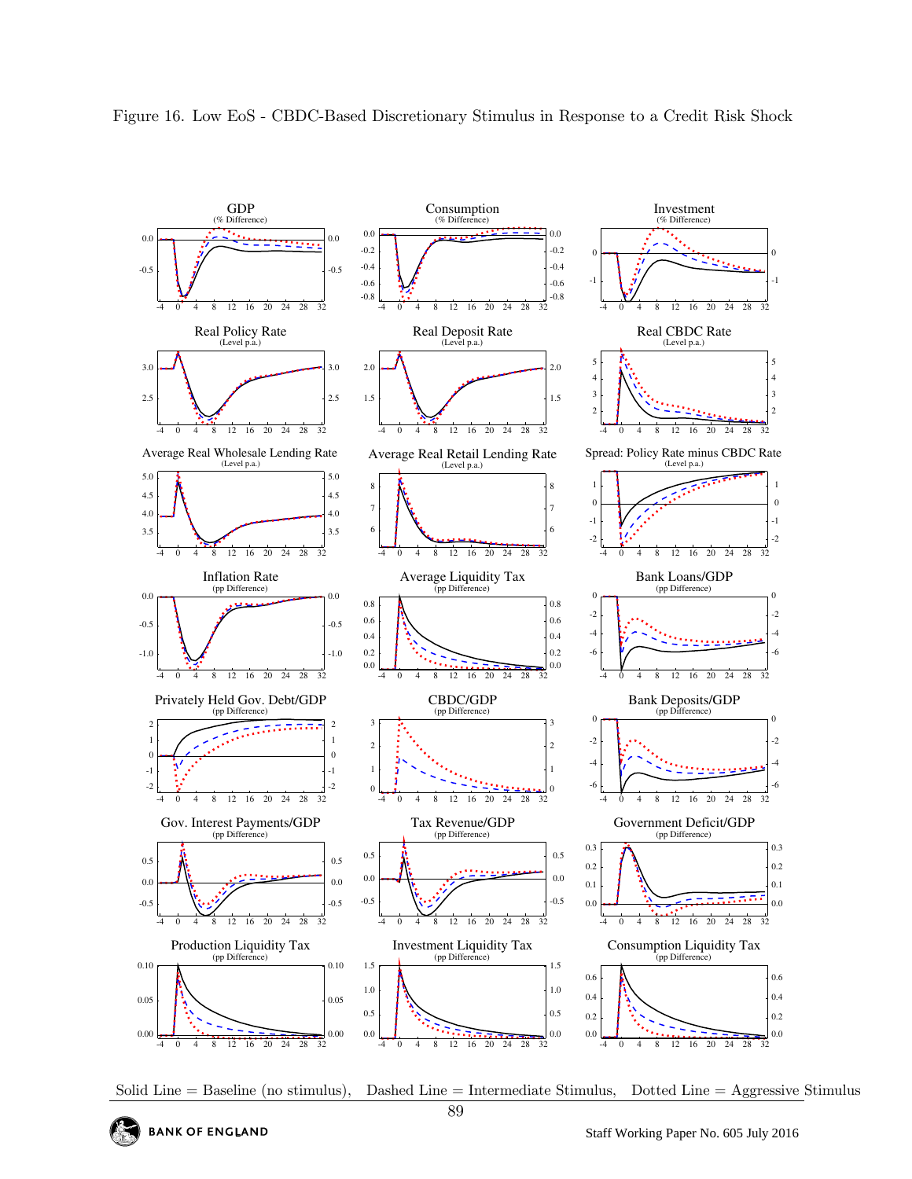Figure 16. Low EoS - CBDC-Based Discretionary Stimulus in Response to a Credit Risk Shock

Solid Line = Baseline (no stimulus), Dashed Line = Intermediate Stimulus, Dotted Line = Aggressive Stimulus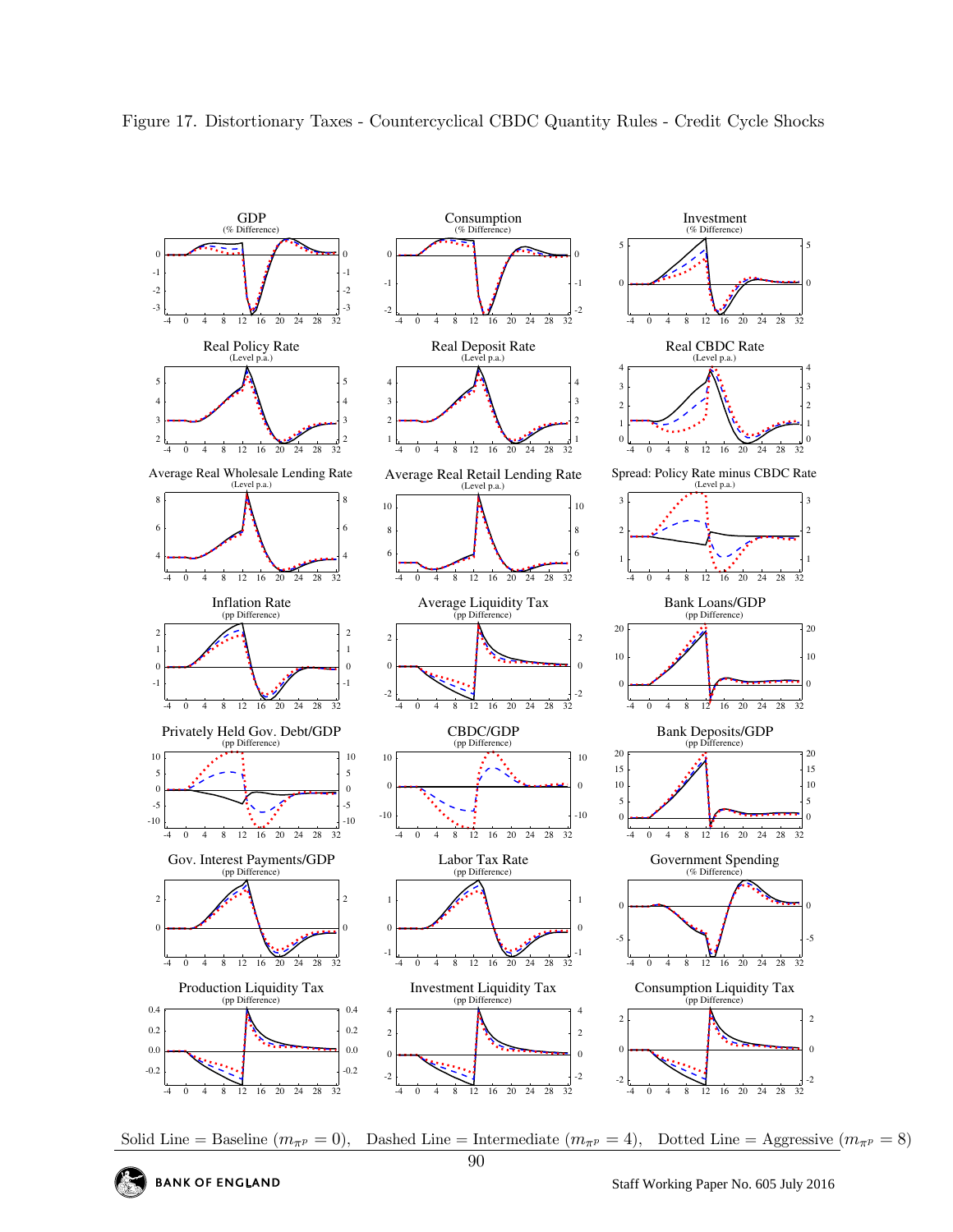Figure 17. Distortionary Taxes - Countercyclical CBDC Quantity Rules - Credit Cycle Shocks

GDP
(% Difference)

Consumption
(% Difference)

Investment
(% Difference)

Real Policy Rate
(Level p.a.)

Real Deposit Rate
(Level p.a.)

Real CBDC Rate
(Level p.a.)

Average Real Wholesale Lending Rate
(Level p.a.)

Average Real Retail Lending Rate
(Level p.a.)

Spread: Policy Rate minus CBDC Rate
(Level p.a.)

Inflation Rate
(pp Difference)

Average Liquidity Tax
(pp Difference)

Bank Loans/GDP
(pp Difference)

Privately Held Gov. Debt/GDP
(pp Difference)

CBDC/GDP
(pp Difference)

Bank Deposits/GDP
(pp Difference)

Gov. Interest Payments/GDP
(pp Difference)

Labor Tax Rate
(pp Difference)

Government Spending
(% Difference)

Production Liquidity Tax
(pp Difference)

Investment Liquidity Tax
(pp Difference)

Consumption Liquidity Tax
(pp Difference)

Solid Line = Baseline ($m_{\pi^p} = 0$), Dashed Line = Intermediate ($m_{\pi^p} = 4$), Dotted Line = Aggressive ($m_{\pi^p} = 8$)